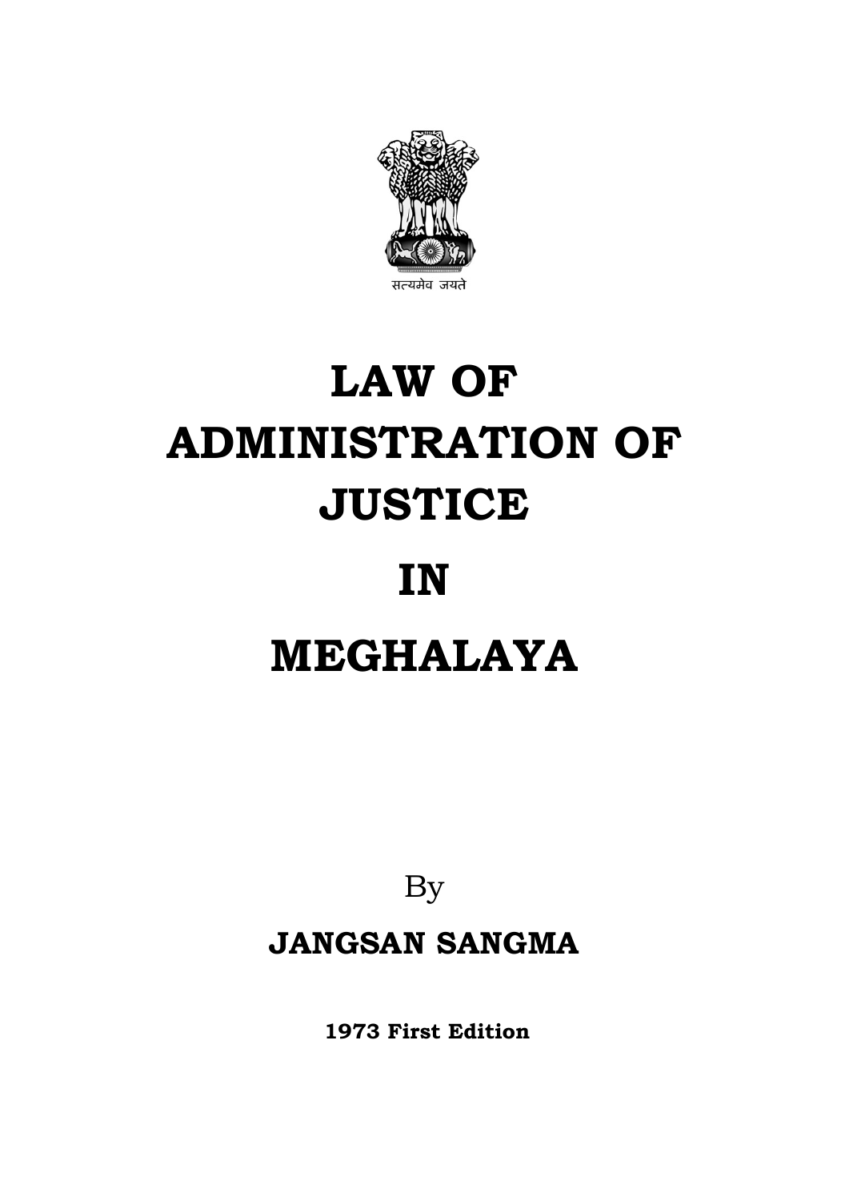सत्यमेव जयते

# LAW OF ADMINISTRATION OF JUSTICE IN MEGHALAYA

By

**JANGSAN SANGMA**

**1973 First Edition**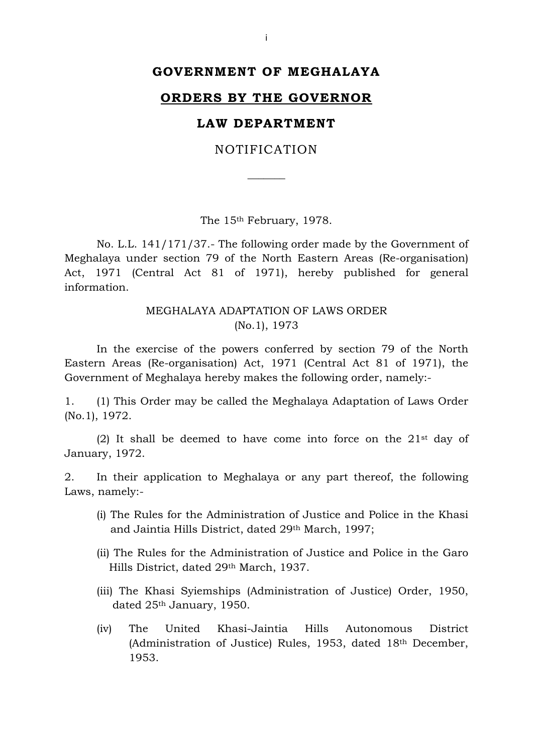**GOVERNMENT OF MEGHALAYA**

**ORDERS BY THE GOVERNOR**

**LAW DEPARTMENT**

NOTIFICATION

———

The 15th February, 1978.

No. L.L. 141/171/37.- The following order made by the Government of Meghalaya under section 79 of the North Eastern Areas (Re-organisation) Act, 1971 (Central Act 81 of 1971), hereby published for general information.

MEGHALAYA ADAPTATION OF LAWS ORDER (No.1), 1973

In the exercise of the powers conferred by section 79 of the North Eastern Areas (Re-organisation) Act, 1971 (Central Act 81 of 1971), the Government of Meghalaya hereby makes the following order, namely:-

1. (1) This Order may be called the Meghalaya Adaptation of Laws Order (No.1), 1972.

   (2) It shall be deemed to have come into force on the 21st day of January, 1972.

2. In their application to Meghalaya or any part thereof, the following Laws, namely:-

   (i) The Rules for the Administration of Justice and Police in the Khasi and Jaintia Hills District, dated 29th March, 1997;

   (ii) The Rules for the Administration of Justice and Police in the Garo Hills District, dated 29th March, 1937.

   (iii) The Khasi Syiemships (Administration of Justice) Order, 1950, dated 25th January, 1950.

   (iv) The United Khasi-Jaintia Hills Autonomous District (Administration of Justice) Rules, 1953, dated 18th December, 1953.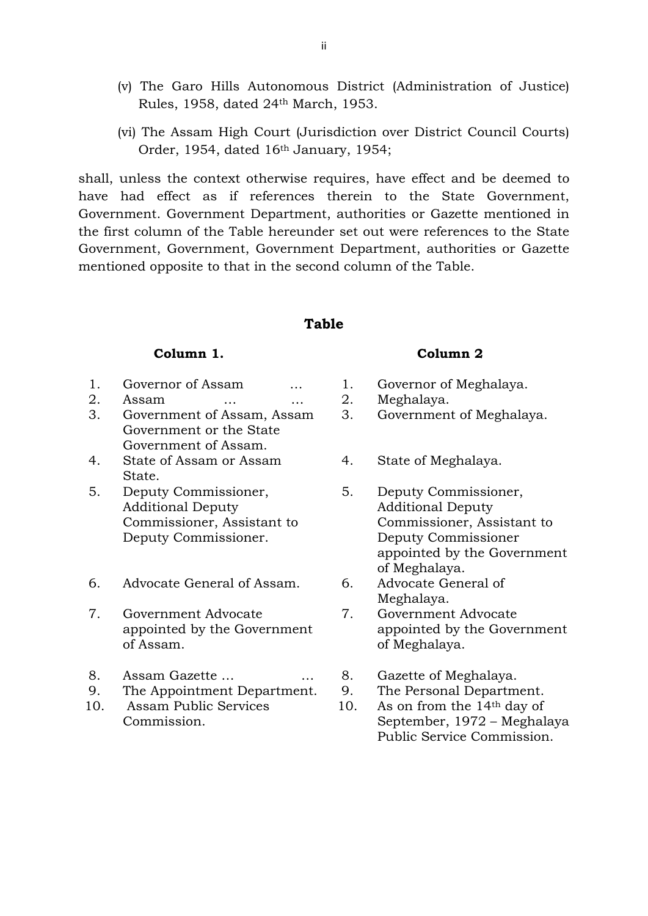(v) The Garo Hills Autonomous District (Administration of Justice) Rules, 1958, dated 24th March, 1953.

(vi) The Assam High Court (Jurisdiction over District Council Courts) Order, 1954, dated 16th January, 1954;

shall, unless the context otherwise requires, have effect and be deemed to have had effect as if references therein to the State Government, Government. Government Department, authorities or Gazette mentioned in the first column of the Table hereunder set out were references to the State Government, Government, Government Department, authorities or Gazette mentioned opposite to that in the second column of the Table.

**Table**

| | **Column 1.** | | **Column 2** |
|---|---|---|---|
| 1. | Governor of Assam … | 1. | Governor of Meghalaya. |
| 2. | Assam … … | 2. | Meghalaya. |
| 3. | Government of Assam, Assam Government or the State Government of Assam. | 3. | Government of Meghalaya. |
| 4. | State of Assam or Assam State. | 4. | State of Meghalaya. |
| 5. | Deputy Commissioner, Additional Deputy Commissioner, Assistant to Deputy Commissioner. | 5. | Deputy Commissioner, Additional Deputy Commissioner, Assistant to Deputy Commissioner appointed by the Government of Meghalaya. |
| 6. | Advocate General of Assam. | 6. | Advocate General of Meghalaya. |
| 7. | Government Advocate appointed by the Government of Assam. | 7. | Government Advocate appointed by the Government of Meghalaya. |
| 8. | Assam Gazette … … | 8. | Gazette of Meghalaya. |
| 9. | The Appointment Department. | 9. | The Personal Department. |
| 10. | Assam Public Services Commission. | 10. | As on from the 14th day of September, 1972 – Meghalaya Public Service Commission. |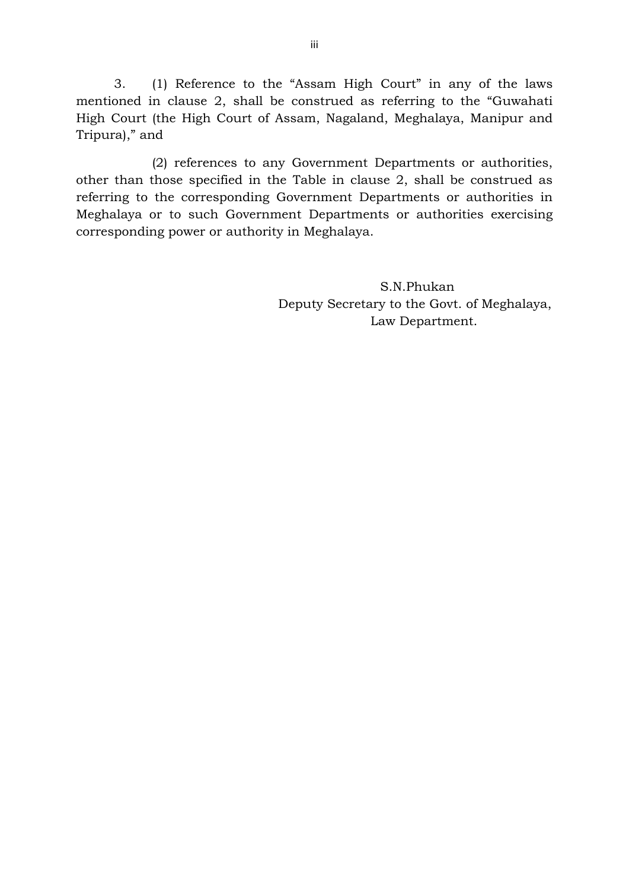3. (1) Reference to the "Assam High Court" in any of the laws mentioned in clause 2, shall be construed as referring to the "Guwahati High Court (the High Court of Assam, Nagaland, Meghalaya, Manipur and Tripura)," and

(2) references to any Government Departments or authorities, other than those specified in the Table in clause 2, shall be construed as referring to the corresponding Government Departments or authorities in Meghalaya or to such Government Departments or authorities exercising corresponding power or authority in Meghalaya.

S.N.Phukan
Deputy Secretary to the Govt. of Meghalaya,
Law Department.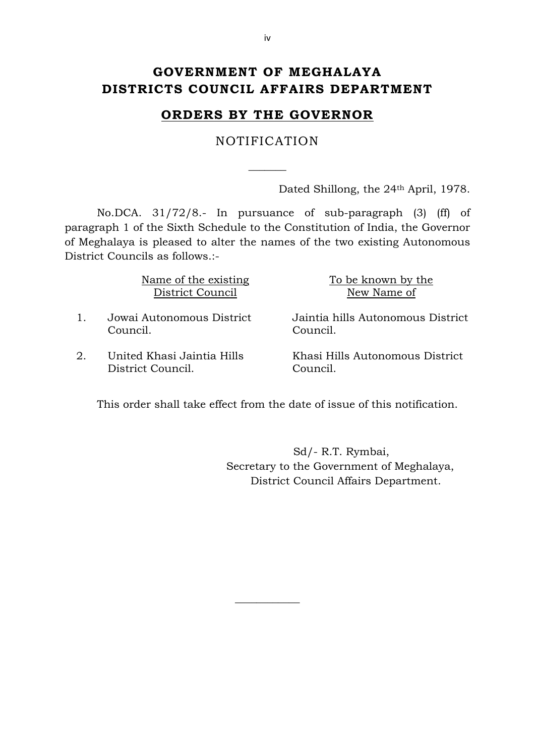# GOVERNMENT OF MEGHALAYA
# DISTRICTS COUNCIL AFFAIRS DEPARTMENT

## **ORDERS BY THE GOVERNOR**

NOTIFICATION

Dated Shillong, the 24th April, 1978.

No.DCA. 31/72/8.- In pursuance of sub-paragraph (3) (ff) of paragraph 1 of the Sixth Schedule to the Constitution of India, the Governor of Meghalaya is pleased to alter the names of the two existing Autonomous District Councils as follows.:-

| | Name of the existing District Council | To be known by the New Name of |
|---|---|---|
| 1. | Jowai Autonomous District Council. | Jaintia hills Autonomous District Council. |
| 2. | United Khasi Jaintia Hills District Council. | Khasi Hills Autonomous District Council. |

This order shall take effect from the date of issue of this notification.

Sd/- R.T. Rymbai,
Secretary to the Government of Meghalaya,
District Council Affairs Department.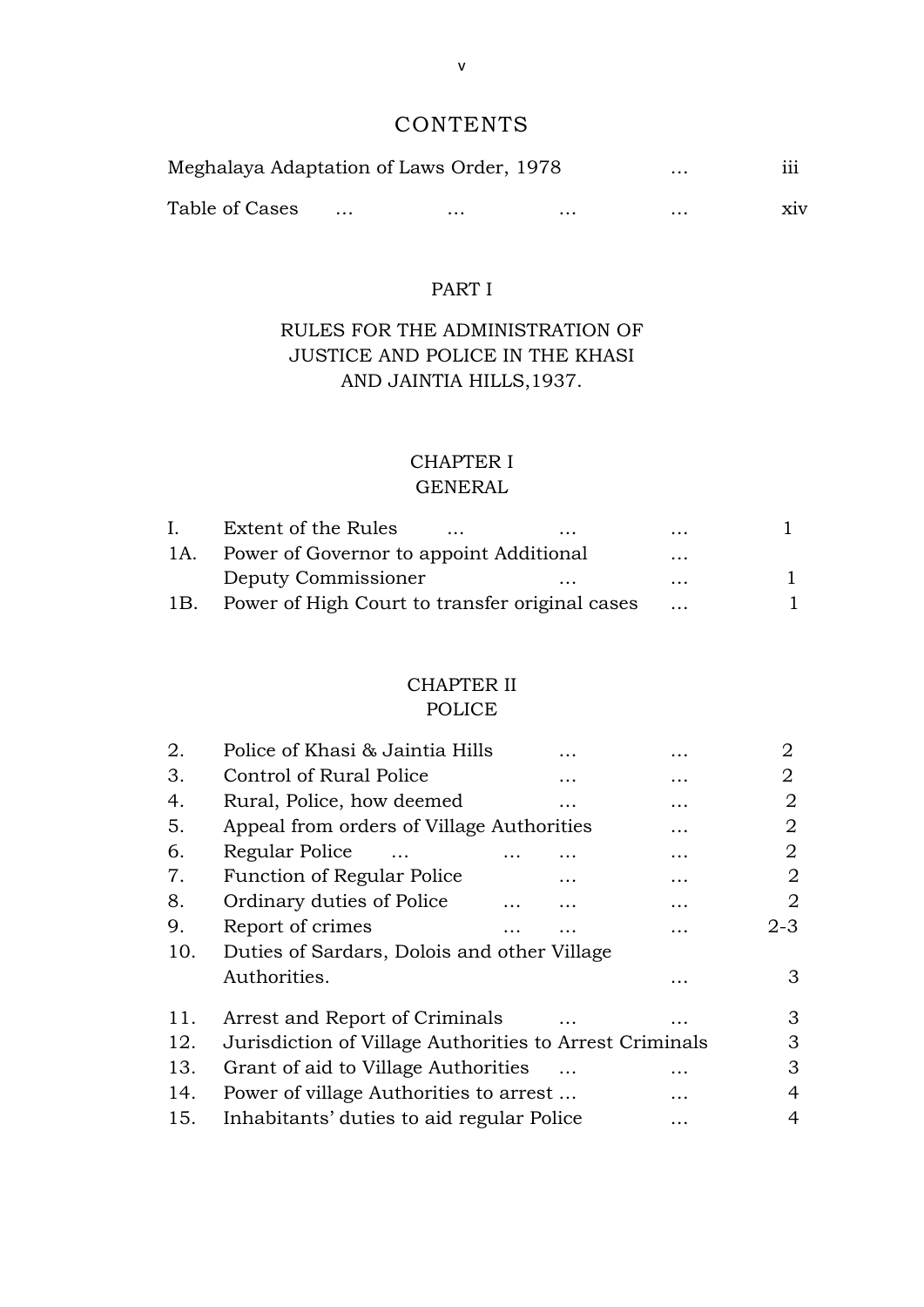# CONTENTS

| | | |
|---|---|---|
| Meghalaya Adaptation of Laws Order, 1978 | … | iii |
| Table of Cases … … … | … | xiv |

## PART I

## RULES FOR THE ADMINISTRATION OF JUSTICE AND POLICE IN THE KHASI AND JAINTIA HILLS,1937.

### CHAPTER I
### GENERAL

| | | |
|---|---|---|
| I. | Extent of the Rules … … … | 1 |
| 1A. | Power of Governor to appoint Additional Deputy Commissioner … … … | 1 |
| 1B. | Power of High Court to transfer original cases … | 1 |

### CHAPTER II
### POLICE

| | | |
|---|---|---|
| 2. | Police of Khasi & Jaintia Hills … … | 2 |
| 3. | Control of Rural Police … … | 2 |
| 4. | Rural, Police, how deemed … … | 2 |
| 5. | Appeal from orders of Village Authorities … | 2 |
| 6. | Regular Police … … … … | 2 |
| 7. | Function of Regular Police … … | 2 |
| 8. | Ordinary duties of Police … … … | 2 |
| 9. | Report of crimes … … … | 2-3 |
| 10. | Duties of Sardars, Dolois and other Village Authorities. … | 3 |
| 11. | Arrest and Report of Criminals … … | 3 |
| 12. | Jurisdiction of Village Authorities to Arrest Criminals | 3 |
| 13. | Grant of aid to Village Authorities … … | 3 |
| 14. | Power of village Authorities to arrest … … | 4 |
| 15. | Inhabitants' duties to aid regular Police … | 4 |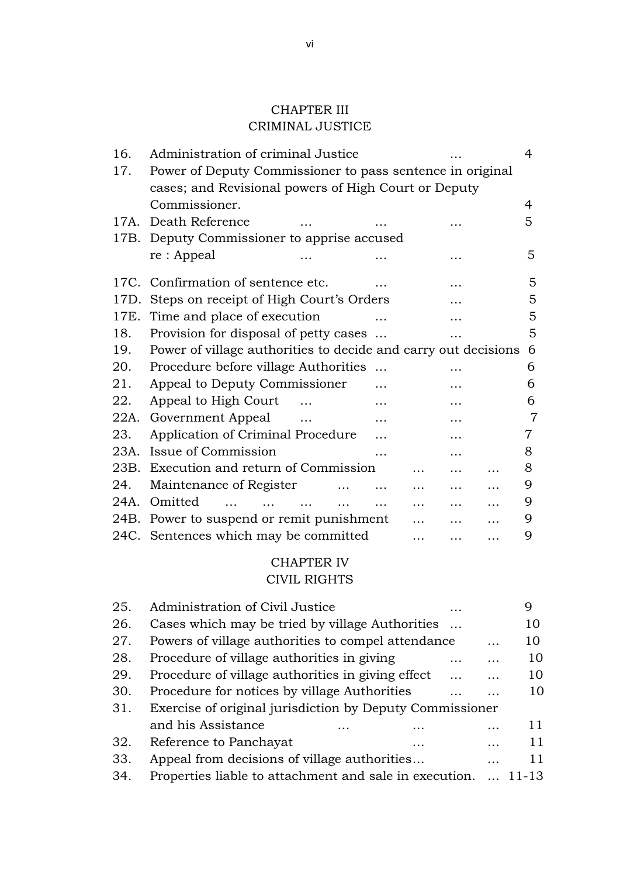## CHAPTER III
## CRIMINAL JUSTICE

| | | |
|---|---|---|
| 16. | Administration of criminal Justice … | 4 |
| 17. | Power of Deputy Commissioner to pass sentence in original cases; and Revisional powers of High Court or Deputy Commissioner. | 4 |
| 17A. | Death Reference … … … | 5 |
| 17B. | Deputy Commissioner to apprise accused re : Appeal … … … | 5 |
| 17C. | Confirmation of sentence etc. … … | 5 |
| 17D. | Steps on receipt of High Court's Orders … | 5 |
| 17E. | Time and place of execution … … | 5 |
| 18. | Provision for disposal of petty cases … … | 5 |
| 19. | Power of village authorities to decide and carry out decisions | 6 |
| 20. | Procedure before village Authorities … … | 6 |
| 21. | Appeal to Deputy Commissioner … … | 6 |
| 22. | Appeal to High Court … … … | 6 |
| 22A. | Government Appeal … … … | 7 |
| 23. | Application of Criminal Procedure … … | 7 |
| 23A. | Issue of Commission … … | 8 |
| 23B. | Execution and return of Commission … … … | 8 |
| 24. | Maintenance of Register … … … … … | 9 |
| 24A. | Omitted … … … … … … … … | 9 |
| 24B. | Power to suspend or remit punishment … … … | 9 |
| 24C. | Sentences which may be committed … … … | 9 |

## CHAPTER IV
## CIVIL RIGHTS

| | | |
|---|---|---|
| 25. | Administration of Civil Justice … | 9 |
| 26. | Cases which may be tried by village Authorities … | 10 |
| 27. | Powers of village authorities to compel attendance … | 10 |
| 28. | Procedure of village authorities in giving … … | 10 |
| 29. | Procedure of village authorities in giving effect … … | 10 |
| 30. | Procedure for notices by village Authorities … … | 10 |
| 31. | Exercise of original jurisdiction by Deputy Commissioner and his Assistance … … … | 11 |
| 32. | Reference to Panchayat … … | 11 |
| 33. | Appeal from decisions of village authorities… … | 11 |
| 34. | Properties liable to attachment and sale in execution. … | 11-13 |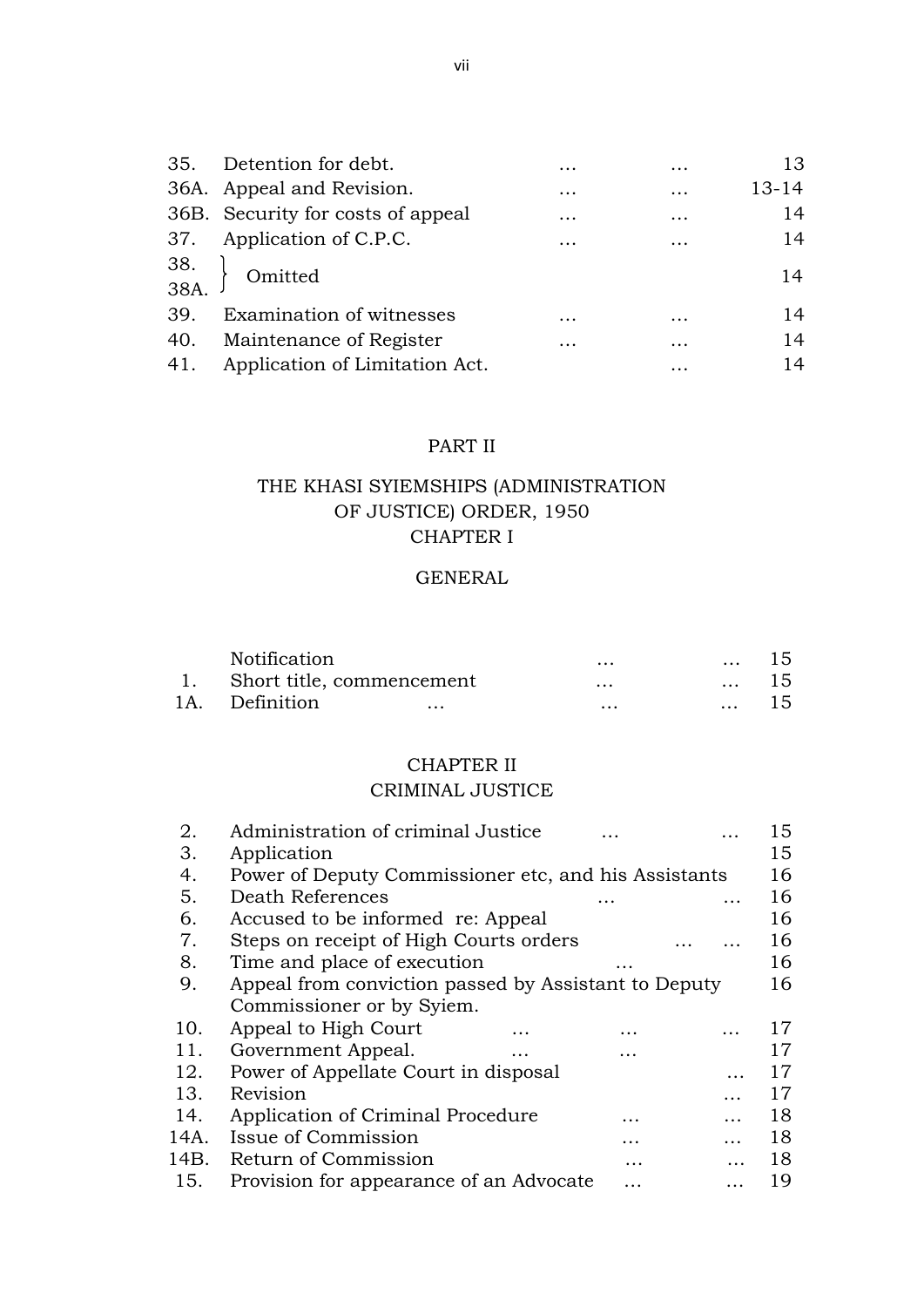| | | | | |
|---|---|---|---|---|
| 35. | Detention for debt. | … | … | 13 |
| 36A. | Appeal and Revision. | … | … | 13-14 |
| 36B. | Security for costs of appeal | … | … | 14 |
| 37. | Application of C.P.C. | … | … | 14 |
| 38. 38A. | Omitted | | | 14 |
| 39. | Examination of witnesses | … | … | 14 |
| 40. | Maintenance of Register | … | … | 14 |
| 41. | Application of Limitation Act. | | … | 14 |

## PART II

## THE KHASI SYIEMSHIPS (ADMINISTRATION OF JUSTICE) ORDER, 1950

### CHAPTER I

### GENERAL

| | | | | |
|---|---|---|---|---|
| | Notification | … | … | 15 |
| 1. | Short title, commencement | … | … | 15 |
| 1A. | Definition … | … | … | 15 |

### CHAPTER II

### CRIMINAL JUSTICE

| | | | | |
|---|---|---|---|---|
| 2. | Administration of criminal Justice | … | … | 15 |
| 3. | Application | | | 15 |
| 4. | Power of Deputy Commissioner etc, and his Assistants | | | 16 |
| 5. | Death References | … | … | 16 |
| 6. | Accused to be informed re: Appeal | | | 16 |
| 7. | Steps on receipt of High Courts orders | … | … | 16 |
| 8. | Time and place of execution | … | | 16 |
| 9. | Appeal from conviction passed by Assistant to Deputy Commissioner or by Syiem. | | | 16 |
| 10. | Appeal to High Court … | … | … | 17 |
| 11. | Government Appeal. … | … | | 17 |
| 12. | Power of Appellate Court in disposal | | … | 17 |
| 13. | Revision | | … | 17 |
| 14. | Application of Criminal Procedure | … | … | 18 |
| 14A. | Issue of Commission | … | … | 18 |
| 14B. | Return of Commission | … | … | 18 |
| 15. | Provision for appearance of an Advocate | … | … | 19 |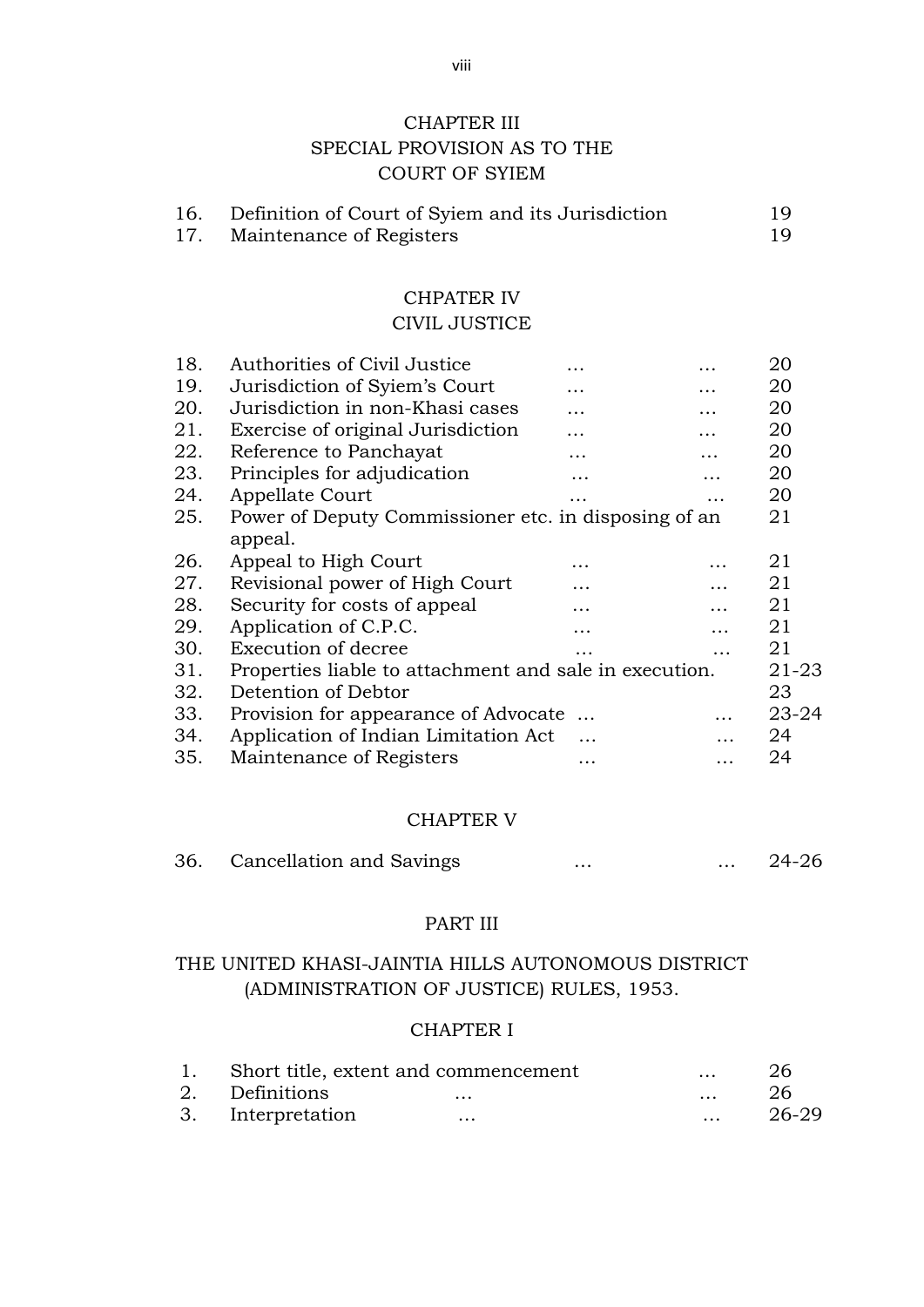## CHAPTER III
## SPECIAL PROVISION AS TO THE COURT OF SYIEM

| | | |
|---|---|---|
| 16. | Definition of Court of Syiem and its Jurisdiction | 19 |
| 17. | Maintenance of Registers | 19 |

## CHPATER IV
## CIVIL JUSTICE

| | | |
|---|---|---|
| 18. | Authorities of Civil Justice … … | 20 |
| 19. | Jurisdiction of Syiem's Court … … | 20 |
| 20. | Jurisdiction in non-Khasi cases … … | 20 |
| 21. | Exercise of original Jurisdiction … … | 20 |
| 22. | Reference to Panchayat … … | 20 |
| 23. | Principles for adjudication … … | 20 |
| 24. | Appellate Court … … | 20 |
| 25. | Power of Deputy Commissioner etc. in disposing of an appeal. | 21 |
| 26. | Appeal to High Court … … | 21 |
| 27. | Revisional power of High Court … … | 21 |
| 28. | Security for costs of appeal … … | 21 |
| 29. | Application of C.P.C. … … | 21 |
| 30. | Execution of decree … … | 21 |
| 31. | Properties liable to attachment and sale in execution. | 21-23 |
| 32. | Detention of Debtor | 23 |
| 33. | Provision for appearance of Advocate … … | 23-24 |
| 34. | Application of Indian Limitation Act … … | 24 |
| 35. | Maintenance of Registers … … | 24 |

## CHAPTER V

| | | |
|---|---|---|
| 36. | Cancellation and Savings … … | 24-26 |

## PART III

## THE UNITED KHASI-JAINTIA HILLS AUTONOMOUS DISTRICT (ADMINISTRATION OF JUSTICE) RULES, 1953.

## CHAPTER I

| | | |
|---|---|---|
| 1. | Short title, extent and commencement … | 26 |
| 2. | Definitions … … | 26 |
| 3. | Interpretation … … | 26-29 |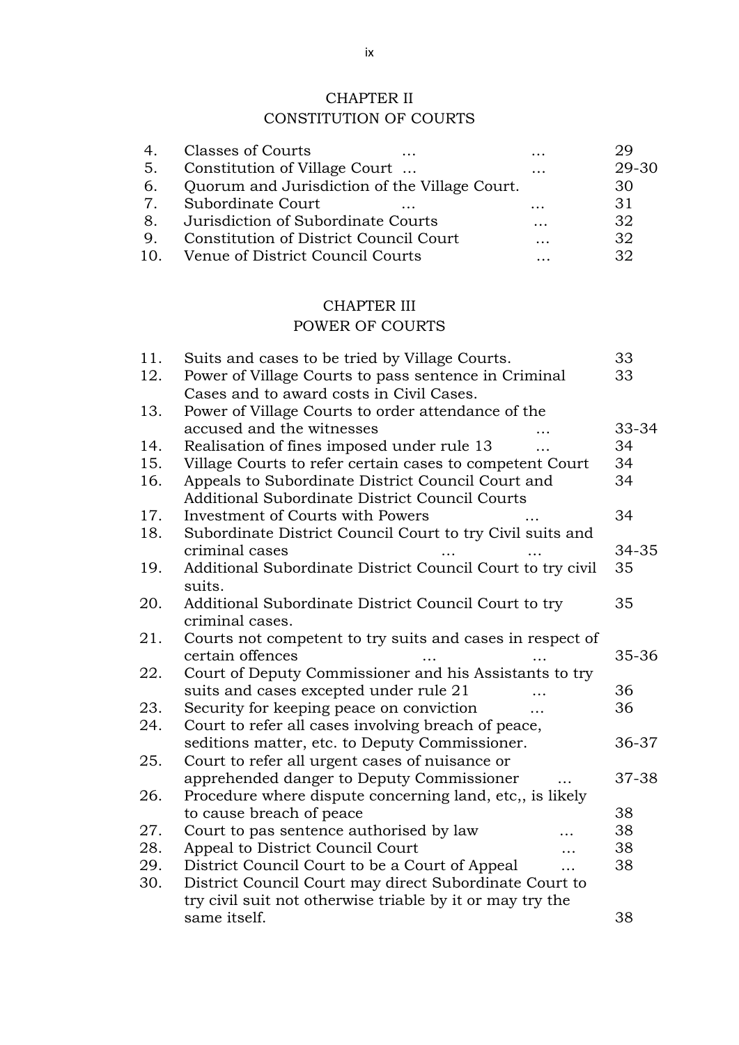## CHAPTER II
## CONSTITUTION OF COURTS

| | | |
|---|---|---|
| 4. | Classes of Courts … … | 29 |
| 5. | Constitution of Village Court … … | 29-30 |
| 6. | Quorum and Jurisdiction of the Village Court. | 30 |
| 7. | Subordinate Court … … | 31 |
| 8. | Jurisdiction of Subordinate Courts … | 32 |
| 9. | Constitution of District Council Court … | 32 |
| 10. | Venue of District Council Courts … | 32 |

## CHAPTER III
## POWER OF COURTS

| | | |
|---|---|---|
| 11. | Suits and cases to be tried by Village Courts. | 33 |
| 12. | Power of Village Courts to pass sentence in Criminal Cases and to award costs in Civil Cases. | 33 |
| 13. | Power of Village Courts to order attendance of the accused and the witnesses … | 33-34 |
| 14. | Realisation of fines imposed under rule 13 … | 34 |
| 15. | Village Courts to refer certain cases to competent Court | 34 |
| 16. | Appeals to Subordinate District Council Court and Additional Subordinate District Council Courts | 34 |
| 17. | Investment of Courts with Powers … | 34 |
| 18. | Subordinate District Council Court to try Civil suits and criminal cases … … | 34-35 |
| 19. | Additional Subordinate District Council Court to try civil suits. | 35 |
| 20. | Additional Subordinate District Council Court to try criminal cases. | 35 |
| 21. | Courts not competent to try suits and cases in respect of certain offences … … | 35-36 |
| 22. | Court of Deputy Commissioner and his Assistants to try suits and cases excepted under rule 21 … | 36 |
| 23. | Security for keeping peace on conviction … | 36 |
| 24. | Court to refer all cases involving breach of peace, seditions matter, etc. to Deputy Commissioner. | 36-37 |
| 25. | Court to refer all urgent cases of nuisance or apprehended danger to Deputy Commissioner … | 37-38 |
| 26. | Procedure where dispute concerning land, etc,, is likely to cause breach of peace | 38 |
| 27. | Court to pas sentence authorised by law … | 38 |
| 28. | Appeal to District Council Court … | 38 |
| 29. | District Council Court to be a Court of Appeal … | 38 |
| 30. | District Council Court may direct Subordinate Court to try civil suit not otherwise triable by it or may try the same itself. | 38 |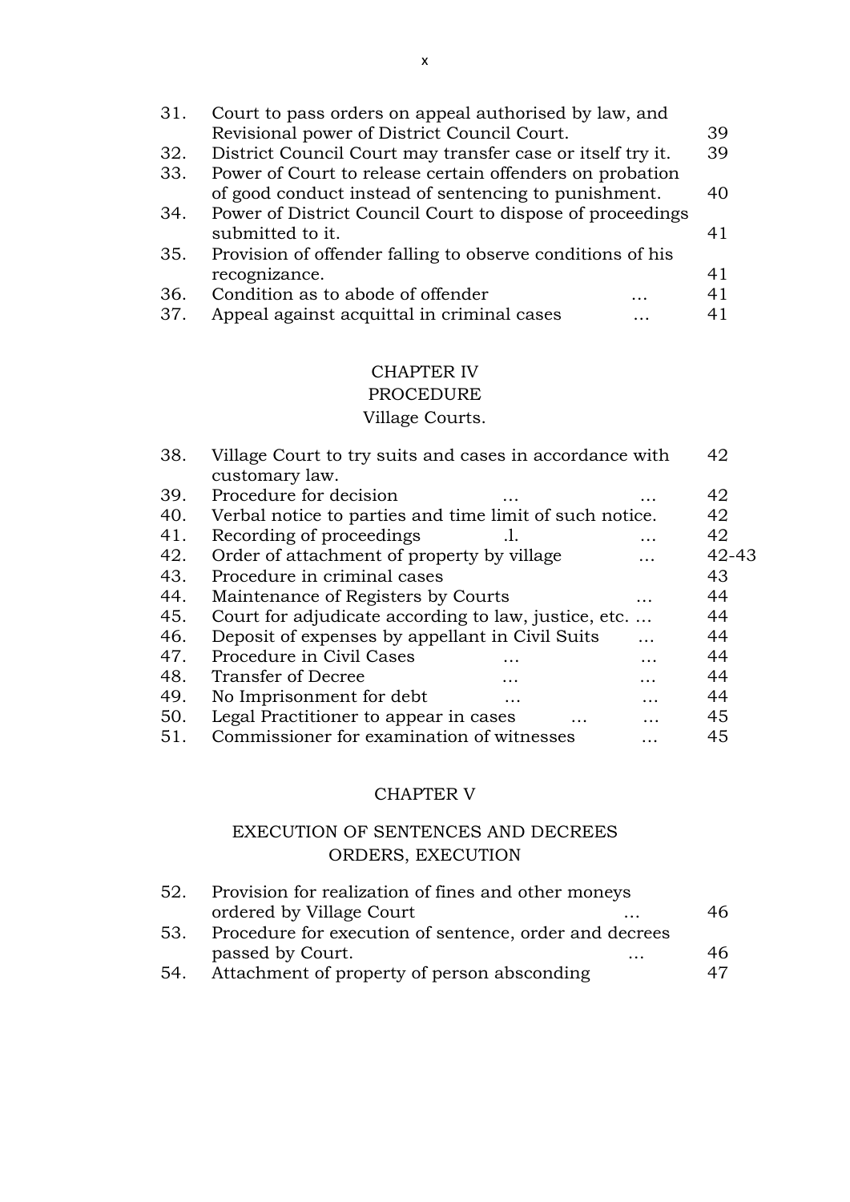| | | |
|---|---|---|
| 31. | Court to pass orders on appeal authorised by law, and Revisional power of District Council Court. | 39 |
| 32. | District Council Court may transfer case or itself try it. | 39 |
| 33. | Power of Court to release certain offenders on probation of good conduct instead of sentencing to punishment. | 40 |
| 34. | Power of District Council Court to dispose of proceedings submitted to it. | 41 |
| 35. | Provision of offender falling to observe conditions of his recognizance. | 41 |
| 36. | Condition as to abode of offender … | 41 |
| 37. | Appeal against acquittal in criminal cases … | 41 |

## CHAPTER IV
## PROCEDURE
### Village Courts.

| | | |
|---|---|---|
| 38. | Village Court to try suits and cases in accordance with customary law. | 42 |
| 39. | Procedure for decision … … | 42 |
| 40. | Verbal notice to parties and time limit of such notice. | 42 |
| 41. | Recording of proceedings .l. … | 42 |
| 42. | Order of attachment of property by village … | 42-43 |
| 43. | Procedure in criminal cases | 43 |
| 44. | Maintenance of Registers by Courts … | 44 |
| 45. | Court for adjudicate according to law, justice, etc. … | 44 |
| 46. | Deposit of expenses by appellant in Civil Suits … | 44 |
| 47. | Procedure in Civil Cases … … | 44 |
| 48. | Transfer of Decree … … | 44 |
| 49. | No Imprisonment for debt … … | 44 |
| 50. | Legal Practitioner to appear in cases … … | 45 |
| 51. | Commissioner for examination of witnesses … | 45 |

## CHAPTER V

## EXECUTION OF SENTENCES AND DECREES ORDERS, EXECUTION

| | | |
|---|---|---|
| 52. | Provision for realization of fines and other moneys ordered by Village Court … | 46 |
| 53. | Procedure for execution of sentence, order and decrees passed by Court. … | 46 |
| 54. | Attachment of property of person absconding | 47 |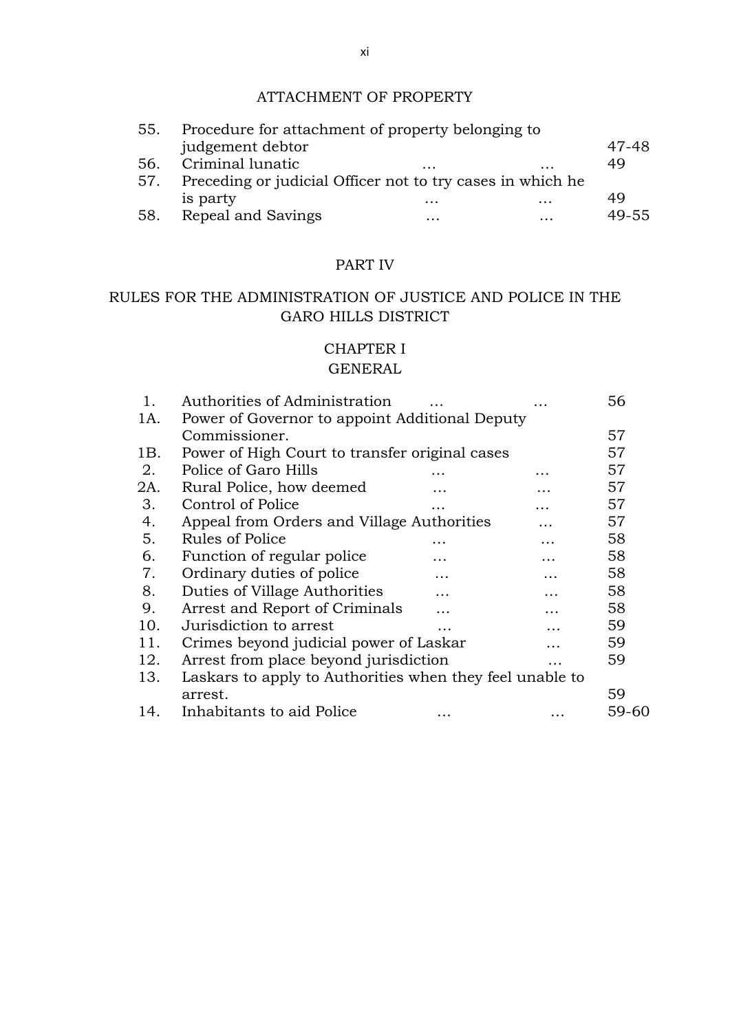## ATTACHMENT OF PROPERTY

| | | |
|---|---|---|
| 55. | Procedure for attachment of property belonging to judgement debtor | 47-48 |
| 56. | Criminal lunatic … … | 49 |
| 57. | Preceding or judicial Officer not to try cases in which he is party … … | 49 |
| 58. | Repeal and Savings … … | 49-55 |

## PART IV

## RULES FOR THE ADMINISTRATION OF JUSTICE AND POLICE IN THE GARO HILLS DISTRICT

### CHAPTER I

### GENERAL

| | | |
|---|---|---|
| 1. | Authorities of Administration … … | 56 |
| 1A. | Power of Governor to appoint Additional Deputy Commissioner. | 57 |
| 1B. | Power of High Court to transfer original cases | 57 |
| 2. | Police of Garo Hills … … | 57 |
| 2A. | Rural Police, how deemed … … | 57 |
| 3. | Control of Police … … | 57 |
| 4. | Appeal from Orders and Village Authorities … | 57 |
| 5. | Rules of Police … … | 58 |
| 6. | Function of regular police … … | 58 |
| 7. | Ordinary duties of police … … | 58 |
| 8. | Duties of Village Authorities … … | 58 |
| 9. | Arrest and Report of Criminals … … | 58 |
| 10. | Jurisdiction to arrest … … | 59 |
| 11. | Crimes beyond judicial power of Laskar … | 59 |
| 12. | Arrest from place beyond jurisdiction … | 59 |
| 13. | Laskars to apply to Authorities when they feel unable to arrest. | 59 |
| 14. | Inhabitants to aid Police … … | 59-60 |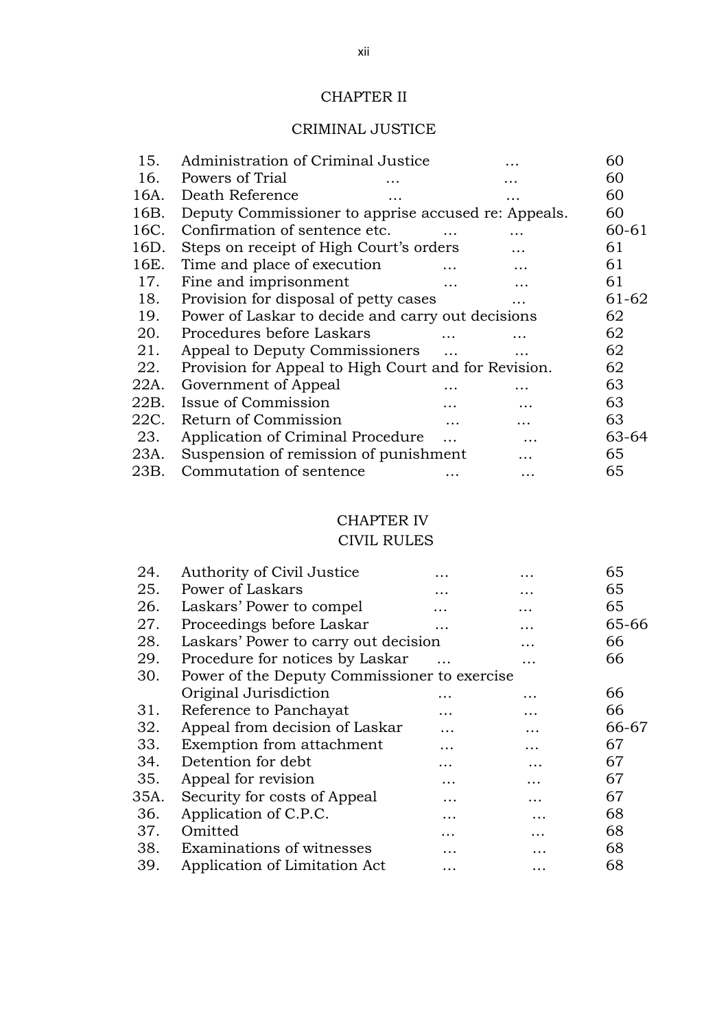## CHAPTER II

## CRIMINAL JUSTICE

| | | |
|---|---|---|
| 15. | Administration of Criminal Justice … | 60 |
| 16. | Powers of Trial … … | 60 |
| 16A. | Death Reference … … | 60 |
| 16B. | Deputy Commissioner to apprise accused re: Appeals. | 60 |
| 16C. | Confirmation of sentence etc. … … | 60-61 |
| 16D. | Steps on receipt of High Court's orders … | 61 |
| 16E. | Time and place of execution … … | 61 |
| 17. | Fine and imprisonment … … | 61 |
| 18. | Provision for disposal of petty cases … | 61-62 |
| 19. | Power of Laskar to decide and carry out decisions | 62 |
| 20. | Procedures before Laskars … … | 62 |
| 21. | Appeal to Deputy Commissioners … … | 62 |
| 22. | Provision for Appeal to High Court and for Revision. | 62 |
| 22A. | Government of Appeal … … | 63 |
| 22B. | Issue of Commission … … | 63 |
| 22C. | Return of Commission … … | 63 |
| 23. | Application of Criminal Procedure … … | 63-64 |
| 23A. | Suspension of remission of punishment … | 65 |
| 23B. | Commutation of sentence … … | 65 |

## CHAPTER IV

## CIVIL RULES

| | | |
|---|---|---|
| 24. | Authority of Civil Justice … … | 65 |
| 25. | Power of Laskars … … | 65 |
| 26. | Laskars' Power to compel … … | 65 |
| 27. | Proceedings before Laskar … … | 65-66 |
| 28. | Laskars' Power to carry out decision … | 66 |
| 29. | Procedure for notices by Laskar … … | 66 |
| 30. | Power of the Deputy Commissioner to exercise Original Jurisdiction … … | 66 |
| 31. | Reference to Panchayat … … | 66 |
| 32. | Appeal from decision of Laskar … … | 66-67 |
| 33. | Exemption from attachment … … | 67 |
| 34. | Detention for debt … … | 67 |
| 35. | Appeal for revision … … | 67 |
| 35A. | Security for costs of Appeal … … | 67 |
| 36. | Application of C.P.C. … … | 68 |
| 37. | Omitted … … | 68 |
| 38. | Examinations of witnesses … … | 68 |
| 39. | Application of Limitation Act … … | 68 |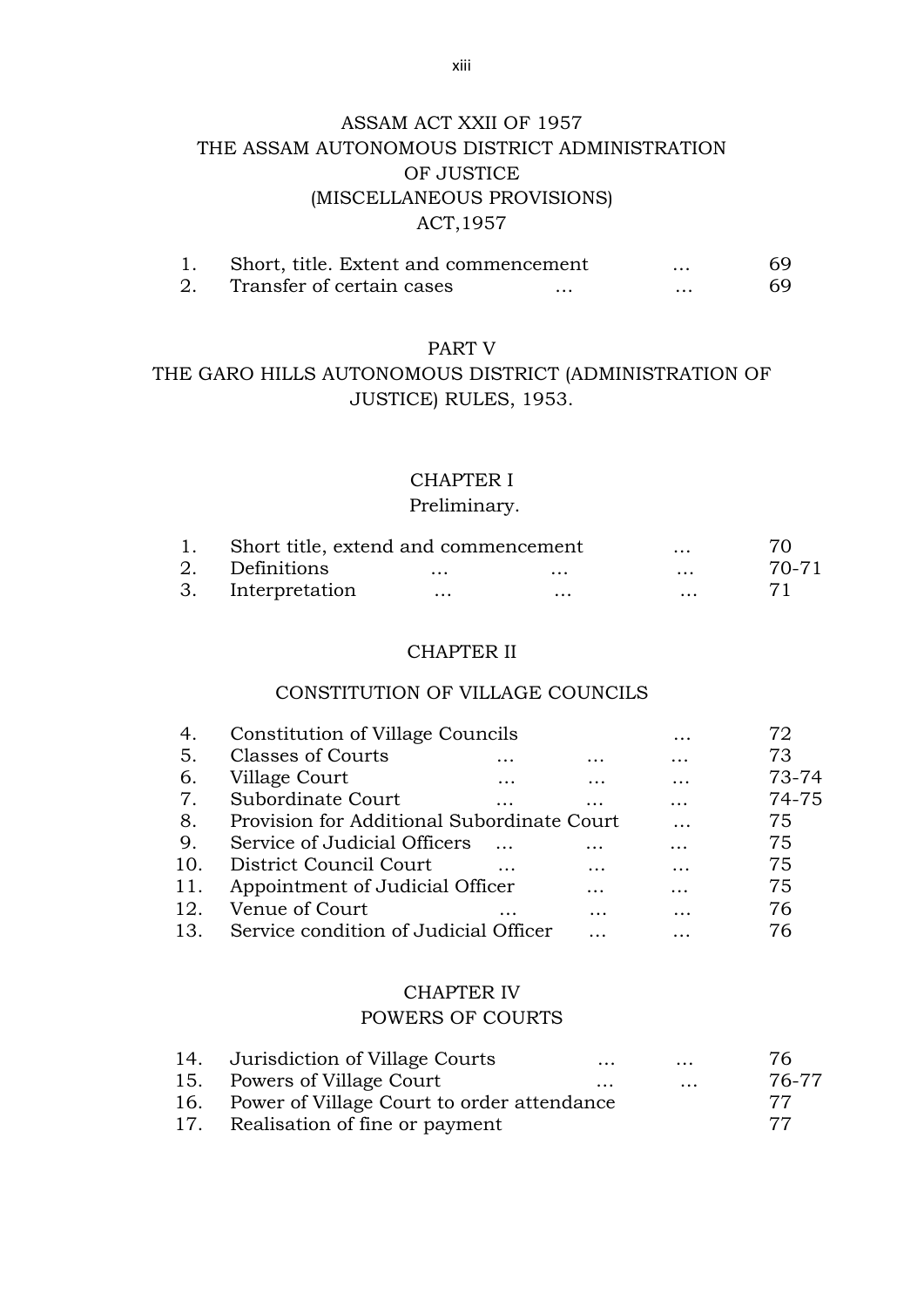## ASSAM ACT XXII OF 1957
## THE ASSAM AUTONOMOUS DISTRICT ADMINISTRATION OF JUSTICE (MISCELLANEOUS PROVISIONS) ACT,1957

| | | | |
|---|---|---|---|
| 1. | Short, title. Extent and commencement | … | 69 |
| 2. | Transfer of certain cases | … … | 69 |

## PART V
## THE GARO HILLS AUTONOMOUS DISTRICT (ADMINISTRATION OF JUSTICE) RULES, 1953.

### CHAPTER I
### Preliminary.

| | | | |
|---|---|---|---|
| 1. | Short title, extend and commencement | … | 70 |
| 2. | Definitions | … … … | 70-71 |
| 3. | Interpretation | … … … | 71 |

### CHAPTER II
### CONSTITUTION OF VILLAGE COUNCILS

| | | | |
|---|---|---|---|
| 4. | Constitution of Village Councils | … | 72 |
| 5. | Classes of Courts | … … … | 73 |
| 6. | Village Court | … … … | 73-74 |
| 7. | Subordinate Court | … … … | 74-75 |
| 8. | Provision for Additional Subordinate Court | … | 75 |
| 9. | Service of Judicial Officers | … … … | 75 |
| 10. | District Council Court | … … … | 75 |
| 11. | Appointment of Judicial Officer | … … | 75 |
| 12. | Venue of Court | … … … | 76 |
| 13. | Service condition of Judicial Officer | … … | 76 |

### CHAPTER IV
### POWERS OF COURTS

| | | | |
|---|---|---|---|
| 14. | Jurisdiction of Village Courts | … … | 76 |
| 15. | Powers of Village Court | … … | 76-77 |
| 16. | Power of Village Court to order attendance | | 77 |
| 17. | Realisation of fine or payment | | 77 |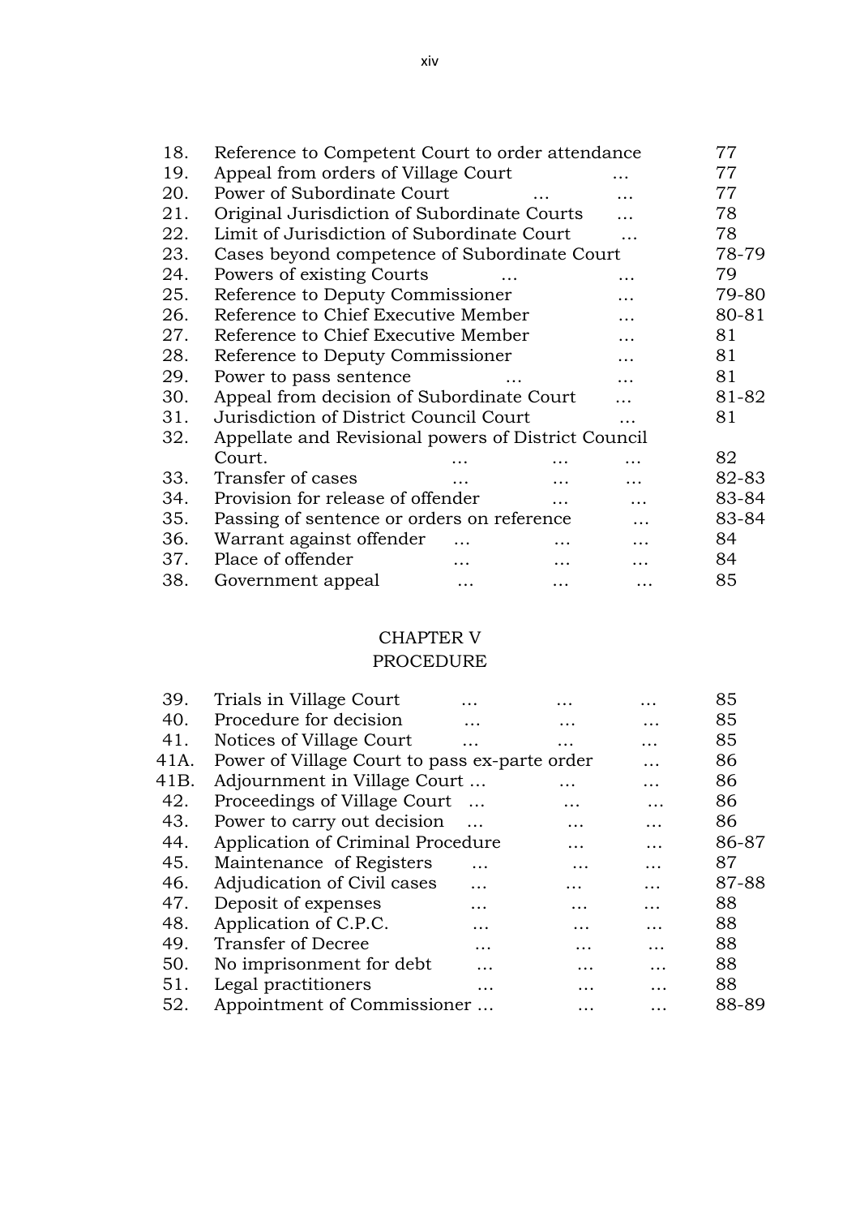| | | |
|---|---|---|
| 18. | Reference to Competent Court to order attendance | 77 |
| 19. | Appeal from orders of Village Court ... | 77 |
| 20. | Power of Subordinate Court ... ... | 77 |
| 21. | Original Jurisdiction of Subordinate Courts ... | 78 |
| 22. | Limit of Jurisdiction of Subordinate Court ... | 78 |
| 23. | Cases beyond competence of Subordinate Court | 78-79 |
| 24. | Powers of existing Courts ... ... | 79 |
| 25. | Reference to Deputy Commissioner ... | 79-80 |
| 26. | Reference to Chief Executive Member ... | 80-81 |
| 27. | Reference to Chief Executive Member ... | 81 |
| 28. | Reference to Deputy Commissioner ... | 81 |
| 29. | Power to pass sentence ... ... | 81 |
| 30. | Appeal from decision of Subordinate Court ... | 81-82 |
| 31. | Jurisdiction of District Council Court ... | 81 |
| 32. | Appellate and Revisional powers of District Council Court. ... ... ... | 82 |
| 33. | Transfer of cases ... ... ... | 82-83 |
| 34. | Provision for release of offender ... ... | 83-84 |
| 35. | Passing of sentence or orders on reference ... | 83-84 |
| 36. | Warrant against offender ... ... ... | 84 |
| 37. | Place of offender ... ... ... | 84 |
| 38. | Government appeal ... ... ... | 85 |

## CHAPTER V
## PROCEDURE

| | | |
|---|---|---|
| 39. | Trials in Village Court ... ... ... | 85 |
| 40. | Procedure for decision ... ... ... | 85 |
| 41. | Notices of Village Court ... ... ... | 85 |
| 41A. | Power of Village Court to pass ex-parte order ... | 86 |
| 41B. | Adjournment in Village Court ... ... ... | 86 |
| 42. | Proceedings of Village Court ... ... ... | 86 |
| 43. | Power to carry out decision ... ... ... | 86 |
| 44. | Application of Criminal Procedure ... ... | 86-87 |
| 45. | Maintenance of Registers ... ... ... | 87 |
| 46. | Adjudication of Civil cases ... ... ... | 87-88 |
| 47. | Deposit of expenses ... ... ... | 88 |
| 48. | Application of C.P.C. ... ... ... | 88 |
| 49. | Transfer of Decree ... ... ... | 88 |
| 50. | No imprisonment for debt ... ... ... | 88 |
| 51. | Legal practitioners ... ... ... | 88 |
| 52. | Appointment of Commissioner ... ... ... | 88-89 |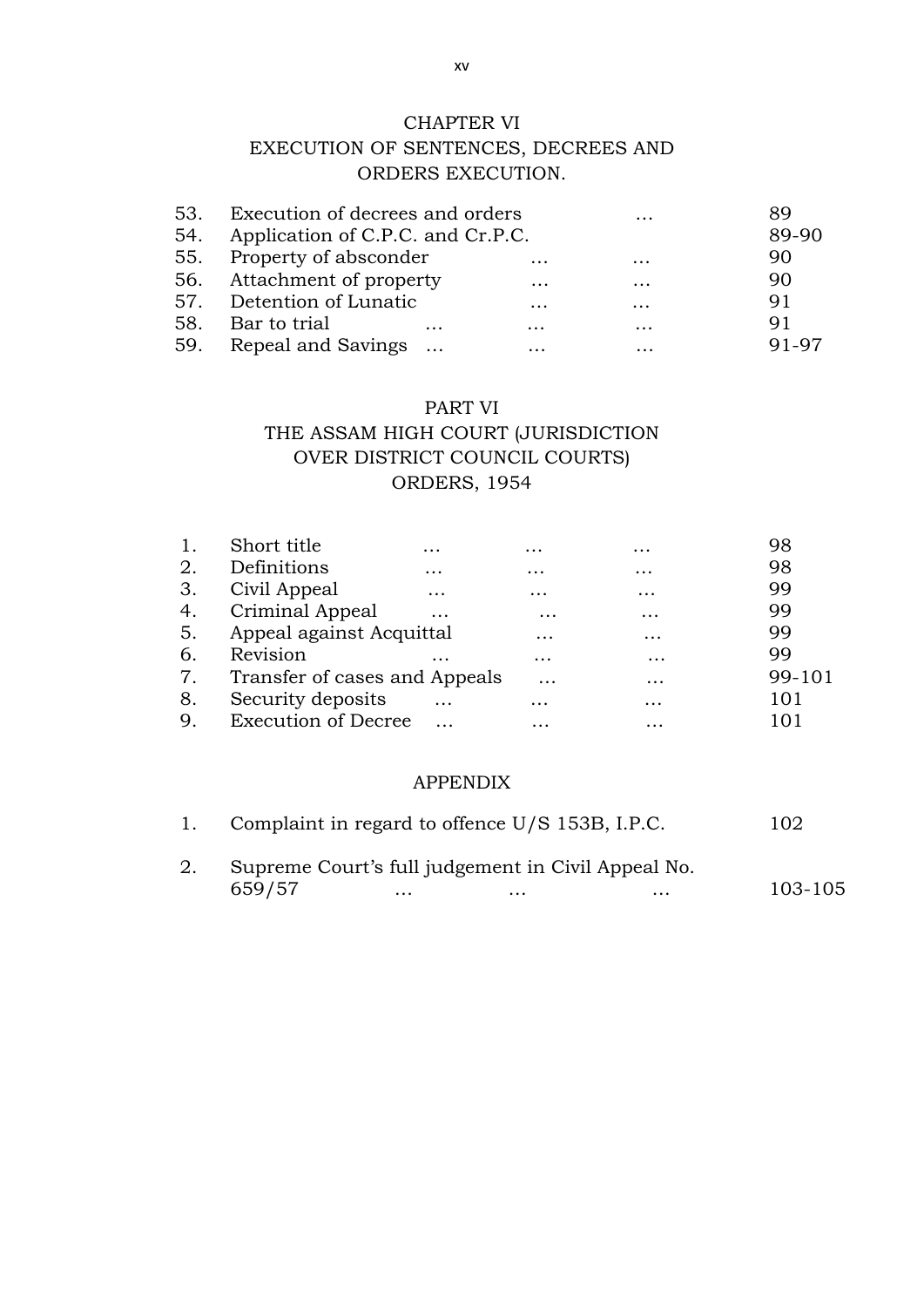## CHAPTER VI
## EXECUTION OF SENTENCES, DECREES AND ORDERS EXECUTION.

| | | |
|---|---|---|
| 53. | Execution of decrees and orders … | 89 |
| 54. | Application of C.P.C. and Cr.P.C. | 89-90 |
| 55. | Property of absconder … … | 90 |
| 56. | Attachment of property … … | 90 |
| 57. | Detention of Lunatic … … | 91 |
| 58. | Bar to trial … … … | 91 |
| 59. | Repeal and Savings … … … | 91-97 |

## PART VI
## THE ASSAM HIGH COURT (JURISDICTION OVER DISTRICT COUNCIL COURTS) ORDERS, 1954

| | | |
|---|---|---|
| 1. | Short title … … … | 98 |
| 2. | Definitions … … … | 98 |
| 3. | Civil Appeal … … … | 99 |
| 4. | Criminal Appeal … … … | 99 |
| 5. | Appeal against Acquittal … … | 99 |
| 6. | Revision … … … | 99 |
| 7. | Transfer of cases and Appeals … … | 99-101 |
| 8. | Security deposits … … … | 101 |
| 9. | Execution of Decree … … … | 101 |

## APPENDIX

| | | |
|---|---|---|
| 1. | Complaint in regard to offence U/S 153B, I.P.C. | 102 |
| 2. | Supreme Court's full judgement in Civil Appeal No. 659/57 … … … | 103-105 |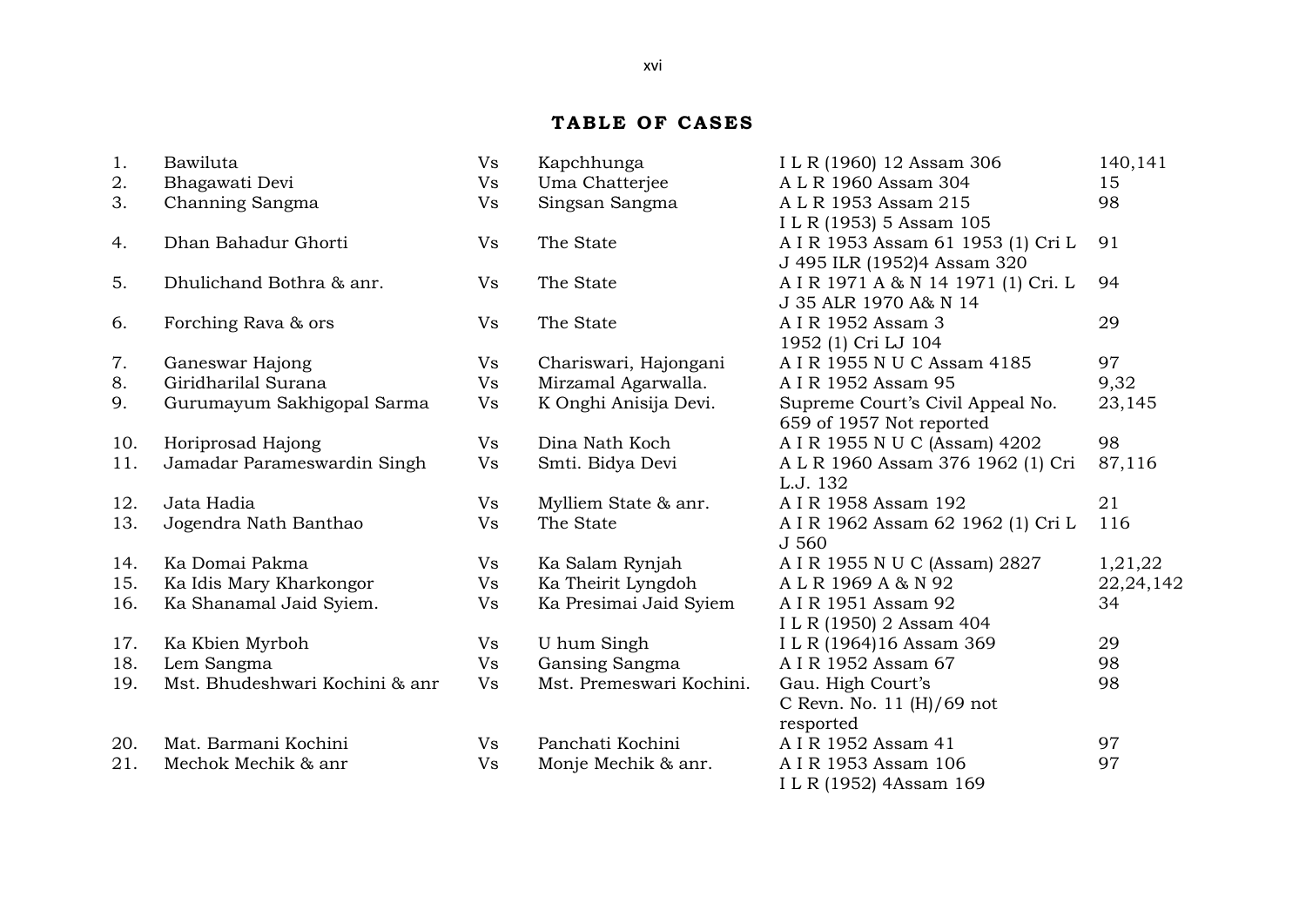## TABLE OF CASES

| No. | Petitioner | | Respondent | Citation | Page |
|---|---|---|---|---|---|
| 1. | Bawiluta | Vs | Kapchhunga | I L R (1960) 12 Assam 306 | 140,141 |
| 2. | Bhagawati Devi | Vs | Uma Chatterjee | A L R 1960 Assam 304 | 15 |
| 3. | Channing Sangma | Vs | Singsan Sangma | A L R 1953 Assam 215 I L R (1953) 5 Assam 105 | 98 |
| 4. | Dhan Bahadur Ghorti | Vs | The State | A I R 1953 Assam 61 1953 (1) Cri L J 495 ILR (1952)4 Assam 320 | 91 |
| 5. | Dhulichand Bothra & anr. | Vs | The State | A I R 1971 A & N 14 1971 (1) Cri. L J 35 ALR 1970 A& N 14 | 94 |
| 6. | Forching Rava & ors | Vs | The State | A I R 1952 Assam 3 1952 (1) Cri LJ 104 | 29 |
| 7. | Ganeswar Hajong | Vs | Chariswari, Hajongani | A I R 1955 N U C Assam 4185 | 97 |
| 8. | Giridharilal Surana | Vs | Mirzamal Agarwalla. | A I R 1952 Assam 95 | 9,32 |
| 9. | Gurumayum Sakhigopal Sarma | Vs | K Onghi Anisija Devi. | Supreme Court's Civil Appeal No. 659 of 1957 Not reported | 23,145 |
| 10. | Horiprosad Hajong | Vs | Dina Nath Koch | A I R 1955 N U C (Assam) 4202 | 98 |
| 11. | Jamadar Parameswardin Singh | Vs | Smti. Bidya Devi | A L R 1960 Assam 376 1962 (1) Cri L.J. 132 | 87,116 |
| 12. | Jata Hadia | Vs | Mylliem State & anr. | A I R 1958 Assam 192 | 21 |
| 13. | Jogendra Nath Banthao | Vs | The State | A I R 1962 Assam 62 1962 (1) Cri L J 560 | 116 |
| 14. | Ka Domai Pakma | Vs | Ka Salam Rynjah | A I R 1955 N U C (Assam) 2827 | 1,21,22 |
| 15. | Ka Idis Mary Kharkongor | Vs | Ka Theirit Lyngdoh | A L R 1969 A & N 92 | 22,24,142 |
| 16. | Ka Shanamal Jaid Syiem. | Vs | Ka Presimai Jaid Syiem | A I R 1951 Assam 92 I L R (1950) 2 Assam 404 | 34 |
| 17. | Ka Kbien Myrboh | Vs | U hum Singh | I L R (1964)16 Assam 369 | 29 |
| 18. | Lem Sangma | Vs | Gansing Sangma | A I R 1952 Assam 67 | 98 |
| 19. | Mst. Bhudeshwari Kochini & anr | Vs | Mst. Premeswari Kochini. | Gau. High Court's C Revn. No. 11 (H)/69 not resported | 98 |
| 20. | Mat. Barmani Kochini | Vs | Panchati Kochini | A I R 1952 Assam 41 | 97 |
| 21. | Mechok Mechik & anr | Vs | Monje Mechik & anr. | A I R 1953 Assam 106 I L R (1952) 4Assam 169 | 97 |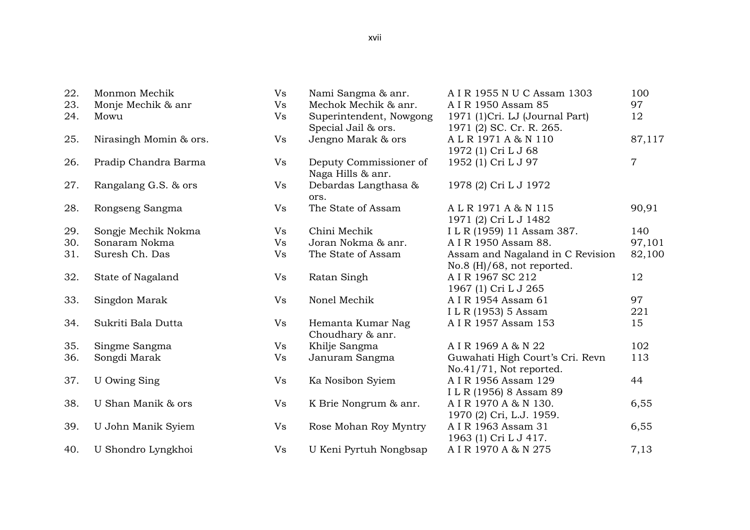| | | | | | |
|---|---|---|---|---|---|
| 22. | Monmon Mechik | Vs | Nami Sangma & anr. | A I R 1955 N U C Assam 1303 | 100 |
| 23. | Monje Mechik & anr | Vs | Mechok Mechik & anr. | A I R 1950 Assam 85 | 97 |
| 24. | Mowu | Vs | Superintendent, Nowgong Special Jail & ors. | 1971 (1)Cri. LJ (Journal Part) 1971 (2) SC. Cr. R. 265. | 12 |
| 25. | Nirasingh Momin & ors. | Vs | Jengno Marak & ors | A L R 1971 A & N 110 1972 (1) Cri L J 68 | 87,117 |
| 26. | Pradip Chandra Barma | Vs | Deputy Commissioner of Naga Hills & anr. | 1952 (1) Cri L J 97 | 7 |
| 27. | Rangalang G.S. & ors | Vs | Debardas Langthasa & ors. | 1978 (2) Cri L J 1972 | |
| 28. | Rongseng Sangma | Vs | The State of Assam | A L R 1971 A & N 115 1971 (2) Cri L J 1482 | 90,91 |
| 29. | Songje Mechik Nokma | Vs | Chini Mechik | I L R (1959) 11 Assam 387. | 140 |
| 30. | Sonaram Nokma | Vs | Joran Nokma & anr. | A I R 1950 Assam 88. | 97,101 |
| 31. | Suresh Ch. Das | Vs | The State of Assam | Assam and Nagaland in C Revision No.8 (H)/68, not reported. | 82,100 |
| 32. | State of Nagaland | Vs | Ratan Singh | A I R 1967 SC 212 1967 (1) Cri L J 265 | 12 |
| 33. | Singdon Marak | Vs | Nonel Mechik | A I R 1954 Assam 61 I L R (1953) 5 Assam | 97 221 |
| 34. | Sukriti Bala Dutta | Vs | Hemanta Kumar Nag Choudhary & anr. | A I R 1957 Assam 153 | 15 |
| 35. | Singme Sangma | Vs | Khilje Sangma | A I R 1969 A & N 22 | 102 |
| 36. | Songdi Marak | Vs | Januram Sangma | Guwahati High Court's Cri. Revn No.41/71, Not reported. | 113 |
| 37. | U Owing Sing | Vs | Ka Nosibon Syiem | A I R 1956 Assam 129 I L R (1956) 8 Assam 89 | 44 |
| 38. | U Shan Manik & ors | Vs | K Brie Nongrum & anr. | A I R 1970 A & N 130. 1970 (2) Cri, L.J. 1959. | 6,55 |
| 39. | U John Manik Syiem | Vs | Rose Mohan Roy Myntry | A I R 1963 Assam 31 1963 (1) Cri L J 417. | 6,55 |
| 40. | U Shondro Lyngkhoi | Vs | U Keni Pyrtuh Nongbsap | A I R 1970 A & N 275 | 7,13 |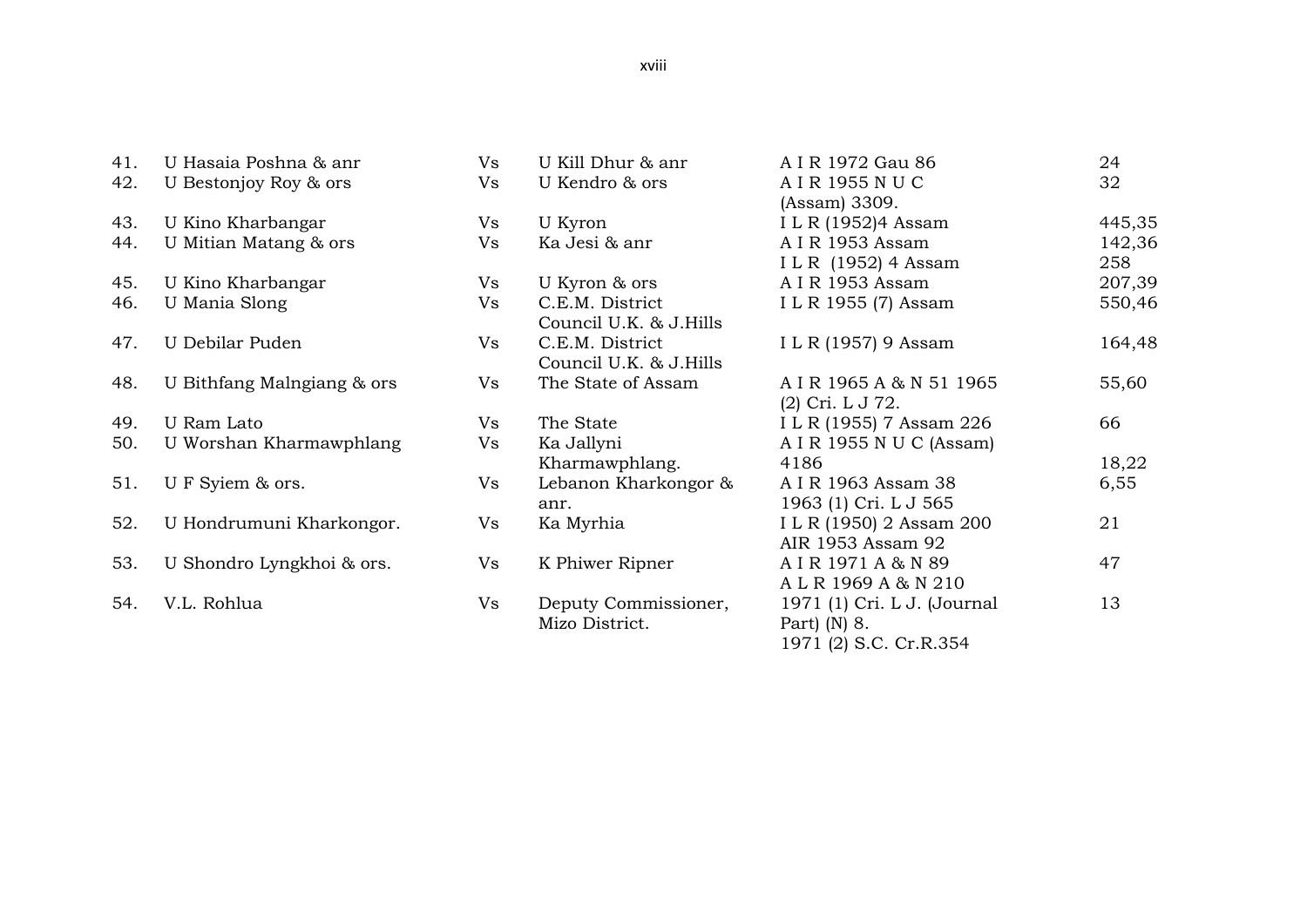| | | | | | |
|---|---|---|---|---|---|
| 41. | U Hasaia Poshna & anr | Vs | U Kill Dhur & anr | A I R 1972 Gau 86 | 24 |
| 42. | U Bestonjoy Roy & ors | Vs | U Kendro & ors | A I R 1955 N U C (Assam) 3309. | 32 |
| 43. | U Kino Kharbangar | Vs | U Kyron | I L R (1952)4 Assam | 445,35 |
| 44. | U Mitian Matang & ors | Vs | Ka Jesi & anr | A I R 1953 Assam<br>I L R (1952) 4 Assam | 142,36<br>258 |
| 45. | U Kino Kharbangar | Vs | U Kyron & ors | A I R 1953 Assam | 207,39 |
| 46. | U Mania Slong | Vs | C.E.M. District Council U.K. & J.Hills | I L R 1955 (7) Assam | 550,46 |
| 47. | U Debilar Puden | Vs | C.E.M. District Council U.K. & J.Hills | I L R (1957) 9 Assam | 164,48 |
| 48. | U Bithfang Malngiang & ors | Vs | The State of Assam | A I R 1965 A & N 51 1965 (2) Cri. L J 72. | 55,60 |
| 49. | U Ram Lato | Vs | The State | I L R (1955) 7 Assam 226 | 66 |
| 50. | U Worshan Kharmawphlang | Vs | Ka Jallyni Kharmawphlang. | A I R 1955 N U C (Assam) 4186 | 18,22 |
| 51. | U F Syiem & ors. | Vs | Lebanon Kharkongor & anr. | A I R 1963 Assam 38<br>1963 (1) Cri. L J 565 | 6,55 |
| 52. | U Hondrumuni Kharkongor. | Vs | Ka Myrhia | I L R (1950) 2 Assam 200<br>AIR 1953 Assam 92 | 21 |
| 53. | U Shondro Lyngkhoi & ors. | Vs | K Phiwer Ripner | A I R 1971 A & N 89<br>A L R 1969 A & N 210 | 47 |
| 54. | V.L. Rohlua | Vs | Deputy Commissioner, Mizo District. | 1971 (1) Cri. L J. (Journal Part) (N) 8.<br>1971 (2) S.C. Cr.R.354 | 13 |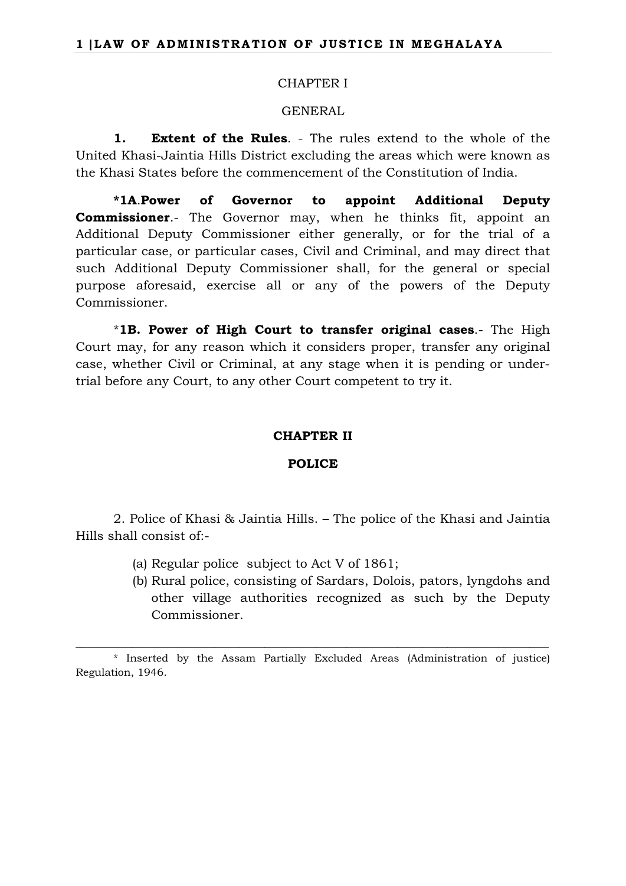## CHAPTER I

### GENERAL

**1. Extent of the Rules**. - The rules extend to the whole of the United Khasi-Jaintia Hills District excluding the areas which were known as the Khasi States before the commencement of the Constitution of India.

***1A**.**Power of Governor to appoint Additional Deputy Commissioner**.- The Governor may, when he thinks fit, appoint an Additional Deputy Commissioner either generally, or for the trial of a particular case, or particular cases, Civil and Criminal, and may direct that such Additional Deputy Commissioner shall, for the general or special purpose aforesaid, exercise all or any of the powers of the Deputy Commissioner.

\***1B. Power of High Court to transfer original cases**.- The High Court may, for any reason which it considers proper, transfer any original case, whether Civil or Criminal, at any stage when it is pending or under-trial before any Court, to any other Court competent to try it.

## CHAPTER II

### POLICE

2. Police of Khasi & Jaintia Hills. – The police of the Khasi and Jaintia Hills shall consist of:-

(a) Regular police subject to Act V of 1861;
(b) Rural police, consisting of Sardars, Dolois, pators, lyngdohs and other village authorities recognized as such by the Deputy Commissioner.

---

\* Inserted by the Assam Partially Excluded Areas (Administration of justice) Regulation, 1946.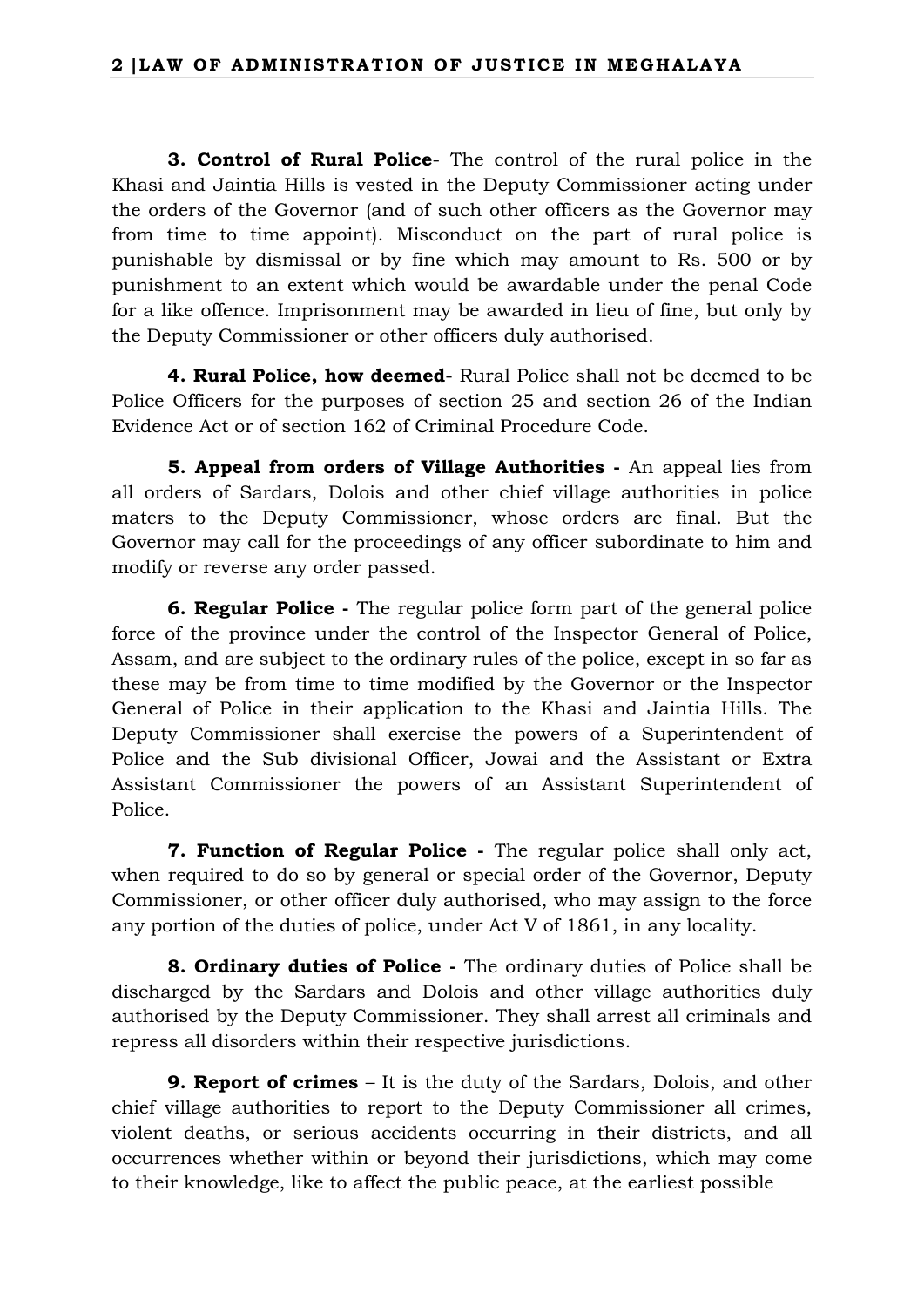**3. Control of Rural Police**- The control of the rural police in the Khasi and Jaintia Hills is vested in the Deputy Commissioner acting under the orders of the Governor (and of such other officers as the Governor may from time to time appoint). Misconduct on the part of rural police is punishable by dismissal or by fine which may amount to Rs. 500 or by punishment to an extent which would be awardable under the penal Code for a like offence. Imprisonment may be awarded in lieu of fine, but only by the Deputy Commissioner or other officers duly authorised.

**4. Rural Police, how deemed**- Rural Police shall not be deemed to be Police Officers for the purposes of section 25 and section 26 of the Indian Evidence Act or of section 162 of Criminal Procedure Code.

**5. Appeal from orders of Village Authorities -** An appeal lies from all orders of Sardars, Dolois and other chief village authorities in police maters to the Deputy Commissioner, whose orders are final. But the Governor may call for the proceedings of any officer subordinate to him and modify or reverse any order passed.

**6. Regular Police -** The regular police form part of the general police force of the province under the control of the Inspector General of Police, Assam, and are subject to the ordinary rules of the police, except in so far as these may be from time to time modified by the Governor or the Inspector General of Police in their application to the Khasi and Jaintia Hills. The Deputy Commissioner shall exercise the powers of a Superintendent of Police and the Sub divisional Officer, Jowai and the Assistant or Extra Assistant Commissioner the powers of an Assistant Superintendent of Police.

**7. Function of Regular Police -** The regular police shall only act, when required to do so by general or special order of the Governor, Deputy Commissioner, or other officer duly authorised, who may assign to the force any portion of the duties of police, under Act V of 1861, in any locality.

**8. Ordinary duties of Police -** The ordinary duties of Police shall be discharged by the Sardars and Dolois and other village authorities duly authorised by the Deputy Commissioner. They shall arrest all criminals and repress all disorders within their respective jurisdictions.

**9. Report of crimes** – It is the duty of the Sardars, Dolois, and other chief village authorities to report to the Deputy Commissioner all crimes, violent deaths, or serious accidents occurring in their districts, and all occurrences whether within or beyond their jurisdictions, which may come to their knowledge, like to affect the public peace, at the earliest possible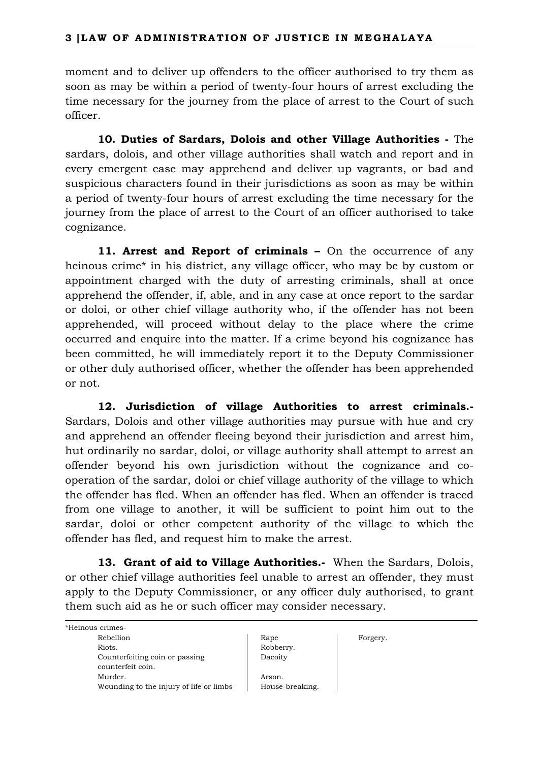moment and to deliver up offenders to the officer authorised to try them as soon as may be within a period of twenty-four hours of arrest excluding the time necessary for the journey from the place of arrest to the Court of such officer.

**10. Duties of Sardars, Dolois and other Village Authorities -** The sardars, dolois, and other village authorities shall watch and report and in every emergent case may apprehend and deliver up vagrants, or bad and suspicious characters found in their jurisdictions as soon as may be within a period of twenty-four hours of arrest excluding the time necessary for the journey from the place of arrest to the Court of an officer authorised to take cognizance.

**11. Arrest and Report of criminals –** On the occurrence of any heinous crime* in his district, any village officer, who may be by custom or appointment charged with the duty of arresting criminals, shall at once apprehend the offender, if, able, and in any case at once report to the sardar or doloi, or other chief village authority who, if the offender has not been apprehended, will proceed without delay to the place where the crime occurred and enquire into the matter. If a crime beyond his cognizance has been committed, he will immediately report it to the Deputy Commissioner or other duly authorised officer, whether the offender has been apprehended or not.

**12. Jurisdiction of village Authorities to arrest criminals.-** Sardars, Dolois and other village authorities may pursue with hue and cry and apprehend an offender fleeing beyond their jurisdiction and arrest him, hut ordinarily no sardar, doloi, or village authority shall attempt to arrest an offender beyond his own jurisdiction without the cognizance and co-operation of the sardar, doloi or chief village authority of the village to which the offender has fled. When an offender has fled. When an offender is traced from one village to another, it will be sufficient to point him out to the sardar, doloi or other competent authority of the village to which the offender has fled, and request him to make the arrest.

**13. Grant of aid to Village Authorities.-** When the Sardars, Dolois, or other chief village authorities feel unable to arrest an offender, they must apply to the Deputy Commissioner, or any officer duly authorised, to grant them such aid as he or such officer may consider necessary.

---

*Heinous crimes-

| | | |
|---|---|---|
| Rebellion | Rape | Forgery. |
| Riots. | Robberry. | |
| Counterfeiting coin or passing counterfeit coin. | Dacoity | |
| Murder. | Arson. | |
| Wounding to the injury of life or limbs | House-breaking. | |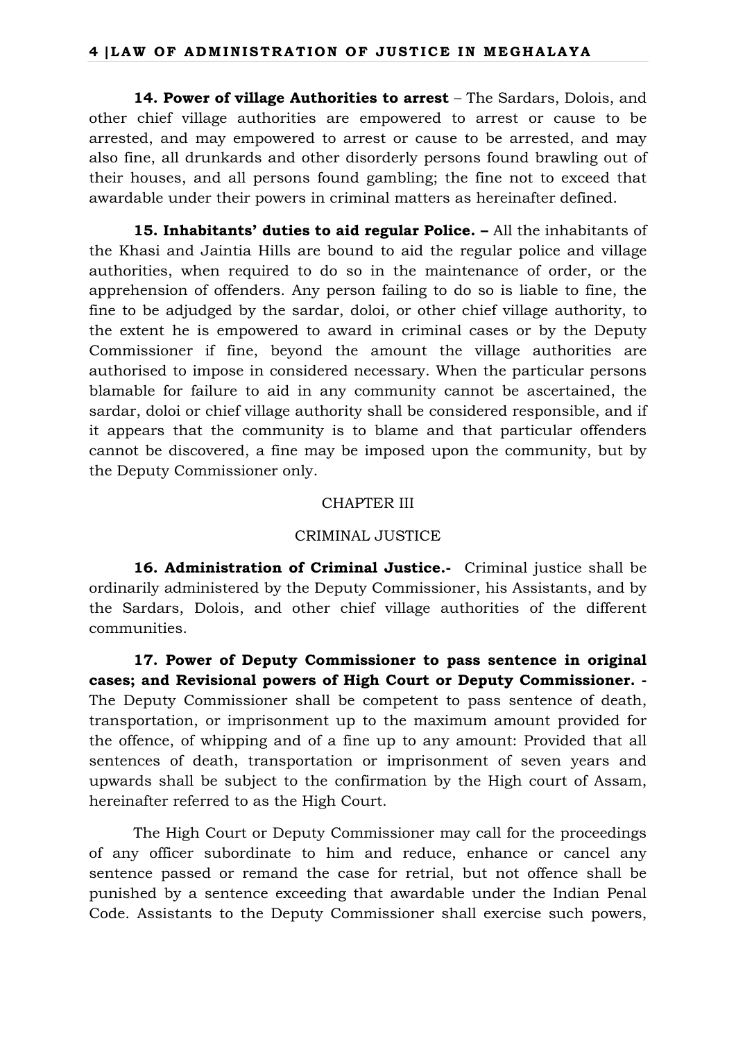**14. Power of village Authorities to arrest** – The Sardars, Dolois, and other chief village authorities are empowered to arrest or cause to be arrested, and may empowered to arrest or cause to be arrested, and may also fine, all drunkards and other disorderly persons found brawling out of their houses, and all persons found gambling; the fine not to exceed that awardable under their powers in criminal matters as hereinafter defined.

**15. Inhabitants' duties to aid regular Police. –** All the inhabitants of the Khasi and Jaintia Hills are bound to aid the regular police and village authorities, when required to do so in the maintenance of order, or the apprehension of offenders. Any person failing to do so is liable to fine, the fine to be adjudged by the sardar, doloi, or other chief village authority, to the extent he is empowered to award in criminal cases or by the Deputy Commissioner if fine, beyond the amount the village authorities are authorised to impose in considered necessary. When the particular persons blamable for failure to aid in any community cannot be ascertained, the sardar, doloi or chief village authority shall be considered responsible, and if it appears that the community is to blame and that particular offenders cannot be discovered, a fine may be imposed upon the community, but by the Deputy Commissioner only.

## CHAPTER III

## CRIMINAL JUSTICE

**16. Administration of Criminal Justice.-** Criminal justice shall be ordinarily administered by the Deputy Commissioner, his Assistants, and by the Sardars, Dolois, and other chief village authorities of the different communities.

**17. Power of Deputy Commissioner to pass sentence in original cases; and Revisional powers of High Court or Deputy Commissioner. -** The Deputy Commissioner shall be competent to pass sentence of death, transportation, or imprisonment up to the maximum amount provided for the offence, of whipping and of a fine up to any amount: Provided that all sentences of death, transportation or imprisonment of seven years and upwards shall be subject to the confirmation by the High court of Assam, hereinafter referred to as the High Court.

The High Court or Deputy Commissioner may call for the proceedings of any officer subordinate to him and reduce, enhance or cancel any sentence passed or remand the case for retrial, but not offence shall be punished by a sentence exceeding that awardable under the Indian Penal Code. Assistants to the Deputy Commissioner shall exercise such powers,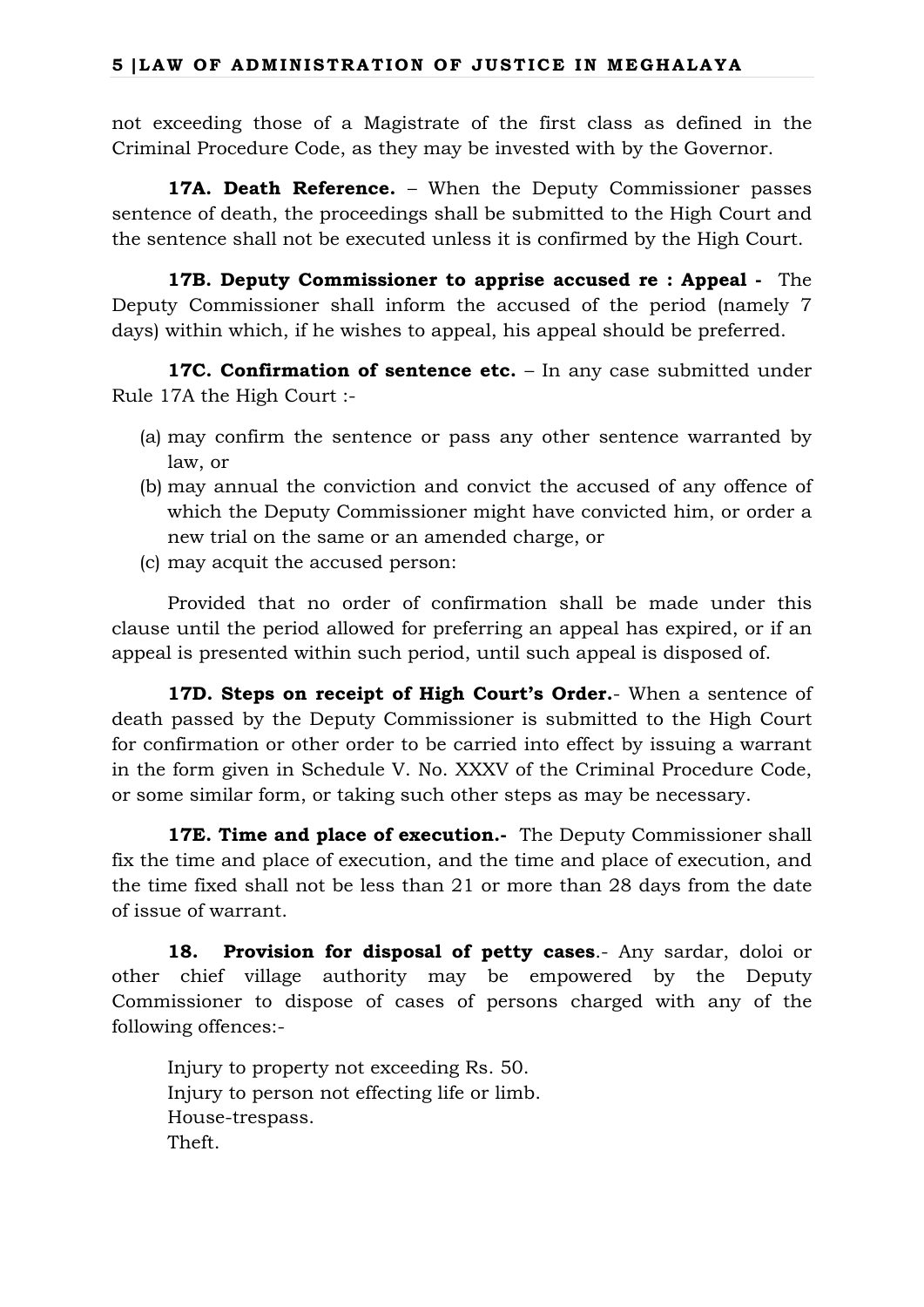not exceeding those of a Magistrate of the first class as defined in the Criminal Procedure Code, as they may be invested with by the Governor.

**17A. Death Reference.** – When the Deputy Commissioner passes sentence of death, the proceedings shall be submitted to the High Court and the sentence shall not be executed unless it is confirmed by the High Court.

**17B. Deputy Commissioner to apprise accused re : Appeal -** The Deputy Commissioner shall inform the accused of the period (namely 7 days) within which, if he wishes to appeal, his appeal should be preferred.

**17C. Confirmation of sentence etc.** – In any case submitted under Rule 17A the High Court :-

(a) may confirm the sentence or pass any other sentence warranted by law, or
(b) may annual the conviction and convict the accused of any offence of which the Deputy Commissioner might have convicted him, or order a new trial on the same or an amended charge, or
(c) may acquit the accused person:

Provided that no order of confirmation shall be made under this clause until the period allowed for preferring an appeal has expired, or if an appeal is presented within such period, until such appeal is disposed of.

**17D. Steps on receipt of High Court's Order.**- When a sentence of death passed by the Deputy Commissioner is submitted to the High Court for confirmation or other order to be carried into effect by issuing a warrant in the form given in Schedule V. No. XXXV of the Criminal Procedure Code, or some similar form, or taking such other steps as may be necessary.

**17E. Time and place of execution.-** The Deputy Commissioner shall fix the time and place of execution, and the time and place of execution, and the time fixed shall not be less than 21 or more than 28 days from the date of issue of warrant.

**18. Provision for disposal of petty cases**.- Any sardar, doloi or other chief village authority may be empowered by the Deputy Commissioner to dispose of cases of persons charged with any of the following offences:-

Injury to property not exceeding Rs. 50.
Injury to person not effecting life or limb.
House-trespass.
Theft.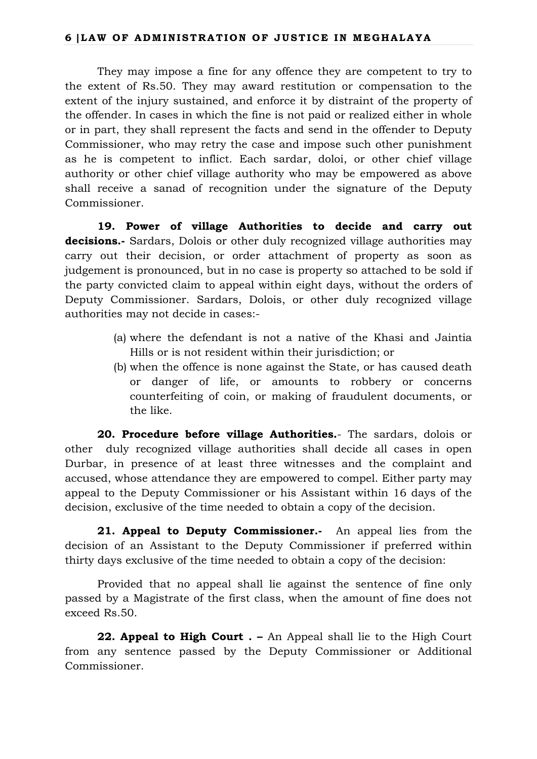They may impose a fine for any offence they are competent to try to the extent of Rs.50. They may award restitution or compensation to the extent of the injury sustained, and enforce it by distraint of the property of the offender. In cases in which the fine is not paid or realized either in whole or in part, they shall represent the facts and send in the offender to Deputy Commissioner, who may retry the case and impose such other punishment as he is competent to inflict. Each sardar, doloi, or other chief village authority or other chief village authority who may be empowered as above shall receive a sanad of recognition under the signature of the Deputy Commissioner.

**19. Power of village Authorities to decide and carry out decisions.-** Sardars, Dolois or other duly recognized village authorities may carry out their decision, or order attachment of property as soon as judgement is pronounced, but in no case is property so attached to be sold if the party convicted claim to appeal within eight days, without the orders of Deputy Commissioner. Sardars, Dolois, or other duly recognized village authorities may not decide in cases:-

(a) where the defendant is not a native of the Khasi and Jaintia Hills or is not resident within their jurisdiction; or

(b) when the offence is none against the State, or has caused death or danger of life, or amounts to robbery or concerns counterfeiting of coin, or making of fraudulent documents, or the like.

**20. Procedure before village Authorities.**- The sardars, dolois or other duly recognized village authorities shall decide all cases in open Durbar, in presence of at least three witnesses and the complaint and accused, whose attendance they are empowered to compel. Either party may appeal to the Deputy Commissioner or his Assistant within 16 days of the decision, exclusive of the time needed to obtain a copy of the decision.

**21. Appeal to Deputy Commissioner.-** An appeal lies from the decision of an Assistant to the Deputy Commissioner if preferred within thirty days exclusive of the time needed to obtain a copy of the decision:

Provided that no appeal shall lie against the sentence of fine only passed by a Magistrate of the first class, when the amount of fine does not exceed Rs.50.

**22. Appeal to High Court . –** An Appeal shall lie to the High Court from any sentence passed by the Deputy Commissioner or Additional Commissioner.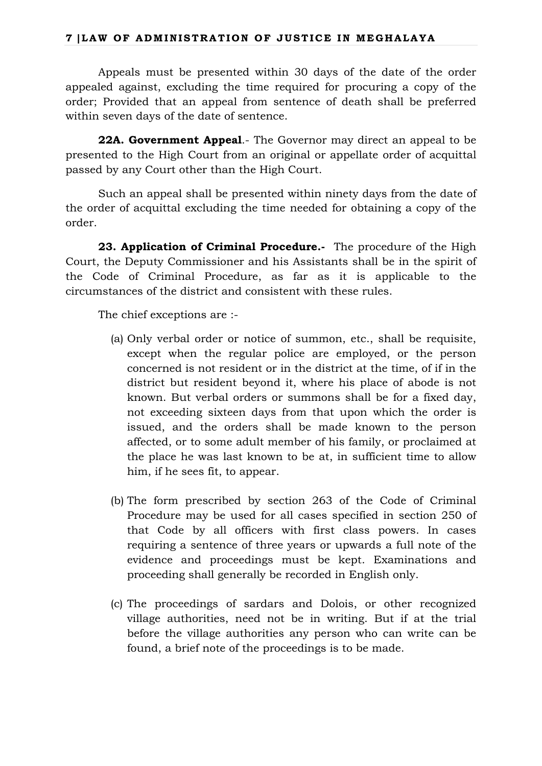Appeals must be presented within 30 days of the date of the order appealed against, excluding the time required for procuring a copy of the order; Provided that an appeal from sentence of death shall be preferred within seven days of the date of sentence.

**22A. Government Appeal**.- The Governor may direct an appeal to be presented to the High Court from an original or appellate order of acquittal passed by any Court other than the High Court.

Such an appeal shall be presented within ninety days from the date of the order of acquittal excluding the time needed for obtaining a copy of the order.

**23. Application of Criminal Procedure.-** The procedure of the High Court, the Deputy Commissioner and his Assistants shall be in the spirit of the Code of Criminal Procedure, as far as it is applicable to the circumstances of the district and consistent with these rules.

The chief exceptions are :-

(a) Only verbal order or notice of summon, etc., shall be requisite, except when the regular police are employed, or the person concerned is not resident or in the district at the time, of if in the district but resident beyond it, where his place of abode is not known. But verbal orders or summons shall be for a fixed day, not exceeding sixteen days from that upon which the order is issued, and the orders shall be made known to the person affected, or to some adult member of his family, or proclaimed at the place he was last known to be at, in sufficient time to allow him, if he sees fit, to appear.

(b) The form prescribed by section 263 of the Code of Criminal Procedure may be used for all cases specified in section 250 of that Code by all officers with first class powers. In cases requiring a sentence of three years or upwards a full note of the evidence and proceedings must be kept. Examinations and proceeding shall generally be recorded in English only.

(c) The proceedings of sardars and Dolois, or other recognized village authorities, need not be in writing. But if at the trial before the village authorities any person who can write can be found, a brief note of the proceedings is to be made.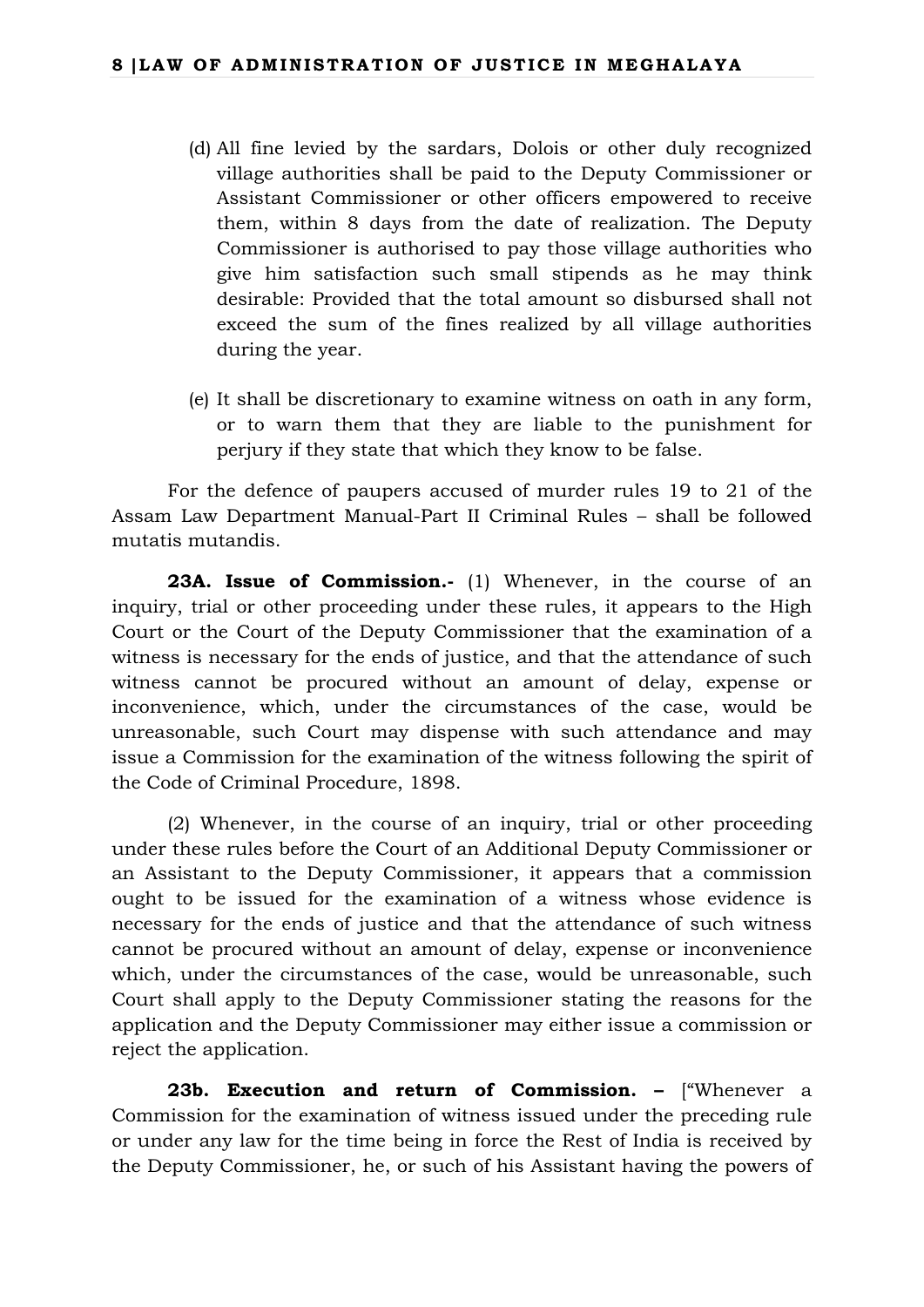(d) All fine levied by the sardars, Dolois or other duly recognized village authorities shall be paid to the Deputy Commissioner or Assistant Commissioner or other officers empowered to receive them, within 8 days from the date of realization. The Deputy Commissioner is authorised to pay those village authorities who give him satisfaction such small stipends as he may think desirable: Provided that the total amount so disbursed shall not exceed the sum of the fines realized by all village authorities during the year.

(e) It shall be discretionary to examine witness on oath in any form, or to warn them that they are liable to the punishment for perjury if they state that which they know to be false.

For the defence of paupers accused of murder rules 19 to 21 of the Assam Law Department Manual-Part II Criminal Rules – shall be followed mutatis mutandis.

**23A. Issue of Commission.-** (1) Whenever, in the course of an inquiry, trial or other proceeding under these rules, it appears to the High Court or the Court of the Deputy Commissioner that the examination of a witness is necessary for the ends of justice, and that the attendance of such witness cannot be procured without an amount of delay, expense or inconvenience, which, under the circumstances of the case, would be unreasonable, such Court may dispense with such attendance and may issue a Commission for the examination of the witness following the spirit of the Code of Criminal Procedure, 1898.

(2) Whenever, in the course of an inquiry, trial or other proceeding under these rules before the Court of an Additional Deputy Commissioner or an Assistant to the Deputy Commissioner, it appears that a commission ought to be issued for the examination of a witness whose evidence is necessary for the ends of justice and that the attendance of such witness cannot be procured without an amount of delay, expense or inconvenience which, under the circumstances of the case, would be unreasonable, such Court shall apply to the Deputy Commissioner stating the reasons for the application and the Deputy Commissioner may either issue a commission or reject the application.

**23b. Execution and return of Commission. –** ["Whenever a Commission for the examination of witness issued under the preceding rule or under any law for the time being in force the Rest of India is received by the Deputy Commissioner, he, or such of his Assistant having the powers of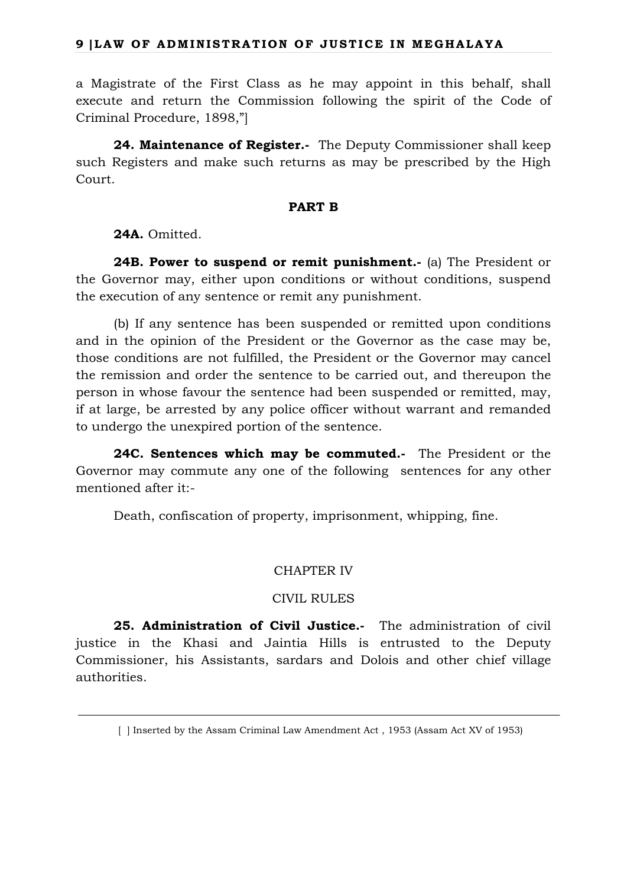a Magistrate of the First Class as he may appoint in this behalf, shall execute and return the Commission following the spirit of the Code of Criminal Procedure, 1898,"]

**24. Maintenance of Register.-** The Deputy Commissioner shall keep such Registers and make such returns as may be prescribed by the High Court.

**PART B**

**24A.** Omitted.

**24B. Power to suspend or remit punishment.-** (a) The President or the Governor may, either upon conditions or without conditions, suspend the execution of any sentence or remit any punishment.

(b) If any sentence has been suspended or remitted upon conditions and in the opinion of the President or the Governor as the case may be, those conditions are not fulfilled, the President or the Governor may cancel the remission and order the sentence to be carried out, and thereupon the person in whose favour the sentence had been suspended or remitted, may, if at large, be arrested by any police officer without warrant and remanded to undergo the unexpired portion of the sentence.

**24C. Sentences which may be commuted.-** The President or the Governor may commute any one of the following sentences for any other mentioned after it:-

Death, confiscation of property, imprisonment, whipping, fine.

CHAPTER IV

CIVIL RULES

**25. Administration of Civil Justice.-** The administration of civil justice in the Khasi and Jaintia Hills is entrusted to the Deputy Commissioner, his Assistants, sardars and Dolois and other chief village authorities.

---

[ ] Inserted by the Assam Criminal Law Amendment Act , 1953 (Assam Act XV of 1953)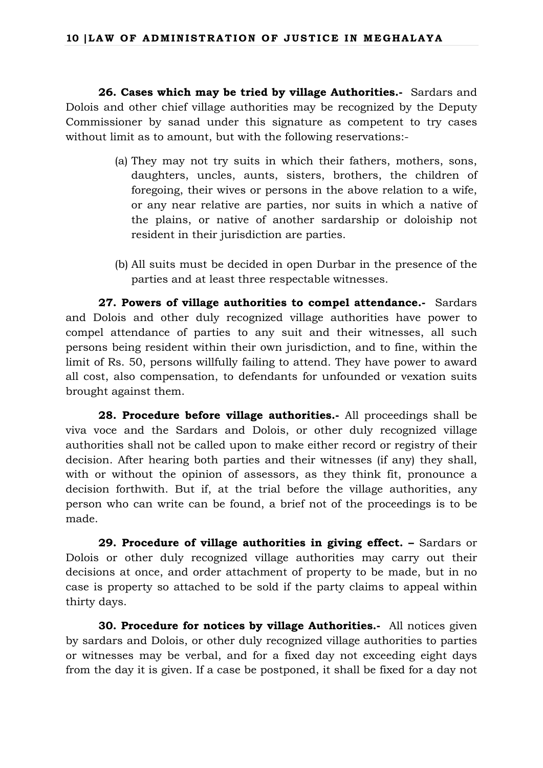**26. Cases which may be tried by village Authorities.-** Sardars and Dolois and other chief village authorities may be recognized by the Deputy Commissioner by sanad under this signature as competent to try cases without limit as to amount, but with the following reservations:-

(a) They may not try suits in which their fathers, mothers, sons, daughters, uncles, aunts, sisters, brothers, the children of foregoing, their wives or persons in the above relation to a wife, or any near relative are parties, nor suits in which a native of the plains, or native of another sardarship or doloiship not resident in their jurisdiction are parties.

(b) All suits must be decided in open Durbar in the presence of the parties and at least three respectable witnesses.

**27. Powers of village authorities to compel attendance.-** Sardars and Dolois and other duly recognized village authorities have power to compel attendance of parties to any suit and their witnesses, all such persons being resident within their own jurisdiction, and to fine, within the limit of Rs. 50, persons willfully failing to attend. They have power to award all cost, also compensation, to defendants for unfounded or vexation suits brought against them.

**28. Procedure before village authorities.-** All proceedings shall be viva voce and the Sardars and Dolois, or other duly recognized village authorities shall not be called upon to make either record or registry of their decision. After hearing both parties and their witnesses (if any) they shall, with or without the opinion of assessors, as they think fit, pronounce a decision forthwith. But if, at the trial before the village authorities, any person who can write can be found, a brief not of the proceedings is to be made.

**29. Procedure of village authorities in giving effect. –** Sardars or Dolois or other duly recognized village authorities may carry out their decisions at once, and order attachment of property to be made, but in no case is property so attached to be sold if the party claims to appeal within thirty days.

**30. Procedure for notices by village Authorities.-** All notices given by sardars and Dolois, or other duly recognized village authorities to parties or witnesses may be verbal, and for a fixed day not exceeding eight days from the day it is given. If a case be postponed, it shall be fixed for a day not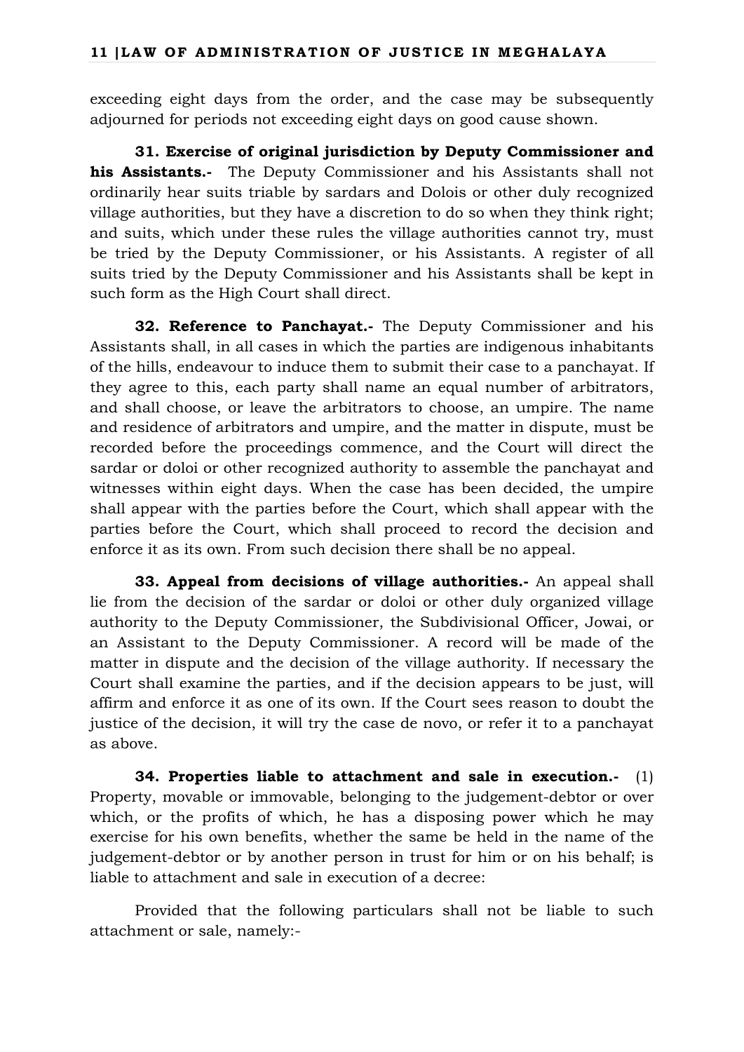exceeding eight days from the order, and the case may be subsequently adjourned for periods not exceeding eight days on good cause shown.

**31. Exercise of original jurisdiction by Deputy Commissioner and his Assistants.-** The Deputy Commissioner and his Assistants shall not ordinarily hear suits triable by sardars and Dolois or other duly recognized village authorities, but they have a discretion to do so when they think right; and suits, which under these rules the village authorities cannot try, must be tried by the Deputy Commissioner, or his Assistants. A register of all suits tried by the Deputy Commissioner and his Assistants shall be kept in such form as the High Court shall direct.

**32. Reference to Panchayat.-** The Deputy Commissioner and his Assistants shall, in all cases in which the parties are indigenous inhabitants of the hills, endeavour to induce them to submit their case to a panchayat. If they agree to this, each party shall name an equal number of arbitrators, and shall choose, or leave the arbitrators to choose, an umpire. The name and residence of arbitrators and umpire, and the matter in dispute, must be recorded before the proceedings commence, and the Court will direct the sardar or doloi or other recognized authority to assemble the panchayat and witnesses within eight days. When the case has been decided, the umpire shall appear with the parties before the Court, which shall appear with the parties before the Court, which shall proceed to record the decision and enforce it as its own. From such decision there shall be no appeal.

**33. Appeal from decisions of village authorities.-** An appeal shall lie from the decision of the sardar or doloi or other duly organized village authority to the Deputy Commissioner, the Subdivisional Officer, Jowai, or an Assistant to the Deputy Commissioner. A record will be made of the matter in dispute and the decision of the village authority. If necessary the Court shall examine the parties, and if the decision appears to be just, will affirm and enforce it as one of its own. If the Court sees reason to doubt the justice of the decision, it will try the case de novo, or refer it to a panchayat as above.

**34. Properties liable to attachment and sale in execution.-** (1) Property, movable or immovable, belonging to the judgement-debtor or over which, or the profits of which, he has a disposing power which he may exercise for his own benefits, whether the same be held in the name of the judgement-debtor or by another person in trust for him or on his behalf; is liable to attachment and sale in execution of a decree:

Provided that the following particulars shall not be liable to such attachment or sale, namely:-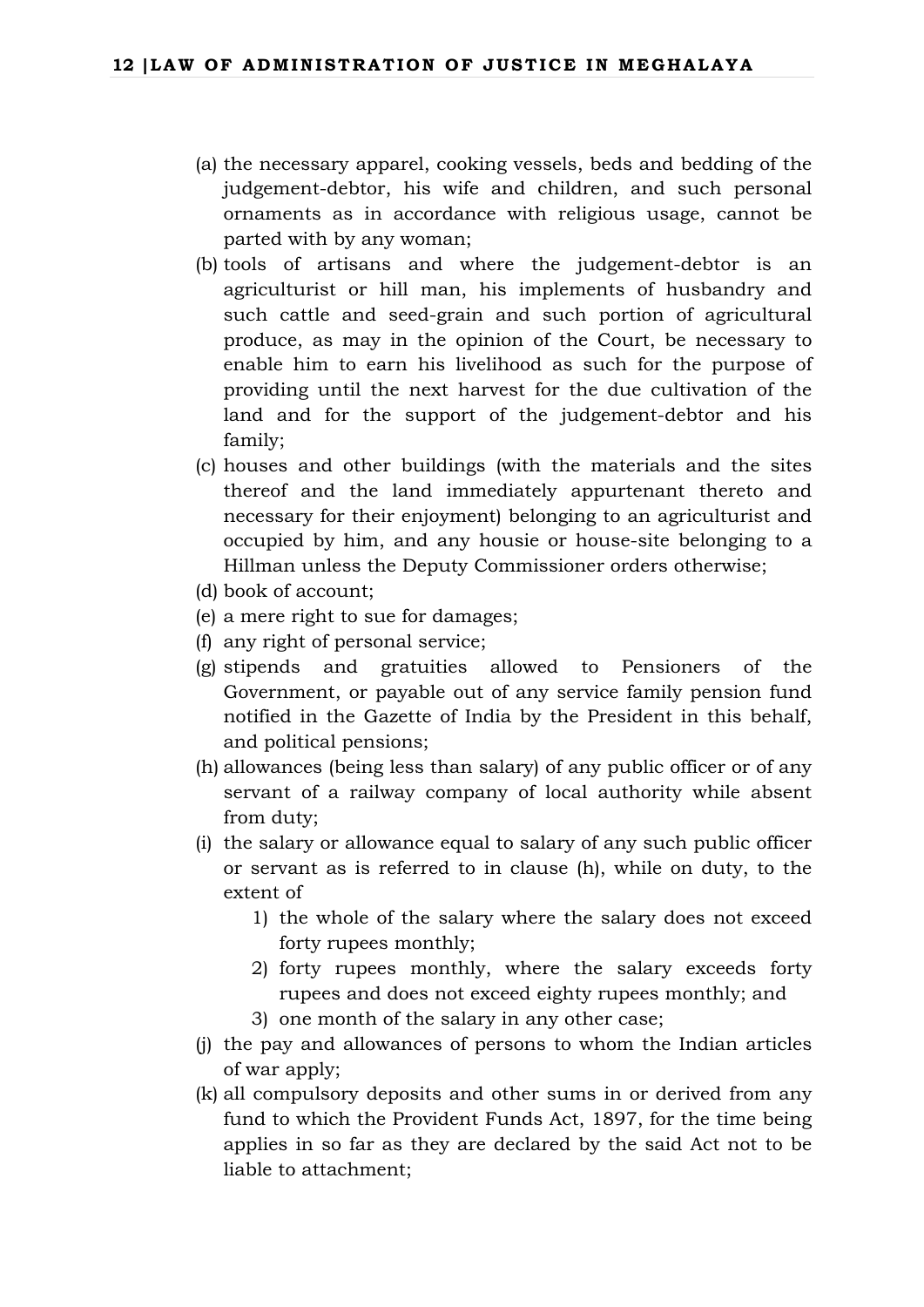(a) the necessary apparel, cooking vessels, beds and bedding of the judgement-debtor, his wife and children, and such personal ornaments as in accordance with religious usage, cannot be parted with by any woman;

(b) tools of artisans and where the judgement-debtor is an agriculturist or hill man, his implements of husbandry and such cattle and seed-grain and such portion of agricultural produce, as may in the opinion of the Court, be necessary to enable him to earn his livelihood as such for the purpose of providing until the next harvest for the due cultivation of the land and for the support of the judgement-debtor and his family;

(c) houses and other buildings (with the materials and the sites thereof and the land immediately appurtenant thereto and necessary for their enjoyment) belonging to an agriculturist and occupied by him, and any housie or house-site belonging to a Hillman unless the Deputy Commissioner orders otherwise;

(d) book of account;

(e) a mere right to sue for damages;

(f) any right of personal service;

(g) stipends and gratuities allowed to Pensioners of the Government, or payable out of any service family pension fund notified in the Gazette of India by the President in this behalf, and political pensions;

(h) allowances (being less than salary) of any public officer or of any servant of a railway company of local authority while absent from duty;

(i) the salary or allowance equal to salary of any such public officer or servant as is referred to in clause (h), while on duty, to the extent of

   1) the whole of the salary where the salary does not exceed forty rupees monthly;
   2) forty rupees monthly, where the salary exceeds forty rupees and does not exceed eighty rupees monthly; and
   3) one month of the salary in any other case;

(j) the pay and allowances of persons to whom the Indian articles of war apply;

(k) all compulsory deposits and other sums in or derived from any fund to which the Provident Funds Act, 1897, for the time being applies in so far as they are declared by the said Act not to be liable to attachment;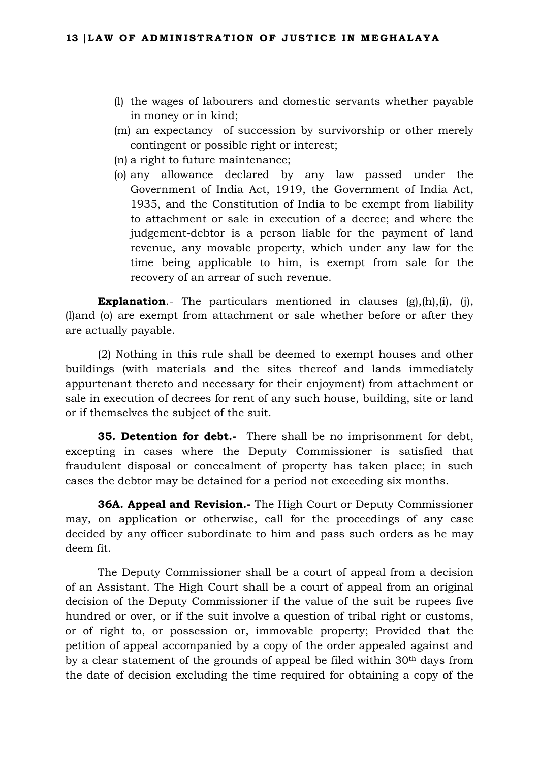(l) the wages of labourers and domestic servants whether payable in money or in kind;

(m) an expectancy of succession by survivorship or other merely contingent or possible right or interest;

(n) a right to future maintenance;

(o) any allowance declared by any law passed under the Government of India Act, 1919, the Government of India Act, 1935, and the Constitution of India to be exempt from liability to attachment or sale in execution of a decree; and where the judgement-debtor is a person liable for the payment of land revenue, any movable property, which under any law for the time being applicable to him, is exempt from sale for the recovery of an arrear of such revenue.

**Explanation**.- The particulars mentioned in clauses (g),(h),(i), (j), (l)and (o) are exempt from attachment or sale whether before or after they are actually payable.

(2) Nothing in this rule shall be deemed to exempt houses and other buildings (with materials and the sites thereof and lands immediately appurtenant thereto and necessary for their enjoyment) from attachment or sale in execution of decrees for rent of any such house, building, site or land or if themselves the subject of the suit.

**35. Detention for debt.-** There shall be no imprisonment for debt, excepting in cases where the Deputy Commissioner is satisfied that fraudulent disposal or concealment of property has taken place; in such cases the debtor may be detained for a period not exceeding six months.

**36A. Appeal and Revision.-** The High Court or Deputy Commissioner may, on application or otherwise, call for the proceedings of any case decided by any officer subordinate to him and pass such orders as he may deem fit.

The Deputy Commissioner shall be a court of appeal from a decision of an Assistant. The High Court shall be a court of appeal from an original decision of the Deputy Commissioner if the value of the suit be rupees five hundred or over, or if the suit involve a question of tribal right or customs, or of right to, or possession or, immovable property; Provided that the petition of appeal accompanied by a copy of the order appealed against and by a clear statement of the grounds of appeal be filed within 30th days from the date of decision excluding the time required for obtaining a copy of the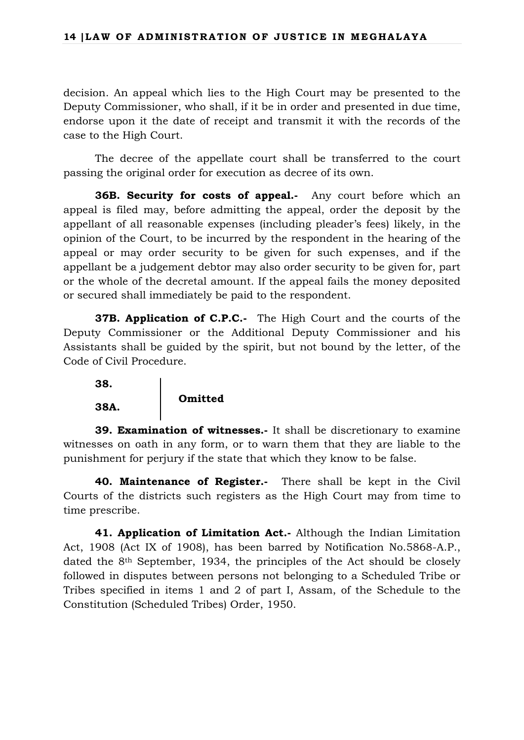decision. An appeal which lies to the High Court may be presented to the Deputy Commissioner, who shall, if it be in order and presented in due time, endorse upon it the date of receipt and transmit it with the records of the case to the High Court.

The decree of the appellate court shall be transferred to the court passing the original order for execution as decree of its own.

**36B. Security for costs of appeal.-** Any court before which an appeal is filed may, before admitting the appeal, order the deposit by the appellant of all reasonable expenses (including pleader's fees) likely, in the opinion of the Court, to be incurred by the respondent in the hearing of the appeal or may order security to be given for such expenses, and if the appellant be a judgement debtor may also order security to be given for, part or the whole of the decretal amount. If the appeal fails the money deposited or secured shall immediately be paid to the respondent.

**37B. Application of C.P.C.-** The High Court and the courts of the Deputy Commissioner or the Additional Deputy Commissioner and his Assistants shall be guided by the spirit, but not bound by the letter, of the Code of Civil Procedure.

**38.**
**38A.** } **Omitted**

**39. Examination of witnesses.-** It shall be discretionary to examine witnesses on oath in any form, or to warn them that they are liable to the punishment for perjury if the state that which they know to be false.

**40. Maintenance of Register.-** There shall be kept in the Civil Courts of the districts such registers as the High Court may from time to time prescribe.

**41. Application of Limitation Act.-** Although the Indian Limitation Act, 1908 (Act IX of 1908), has been barred by Notification No.5868-A.P., dated the 8th September, 1934, the principles of the Act should be closely followed in disputes between persons not belonging to a Scheduled Tribe or Tribes specified in items 1 and 2 of part I, Assam, of the Schedule to the Constitution (Scheduled Tribes) Order, 1950.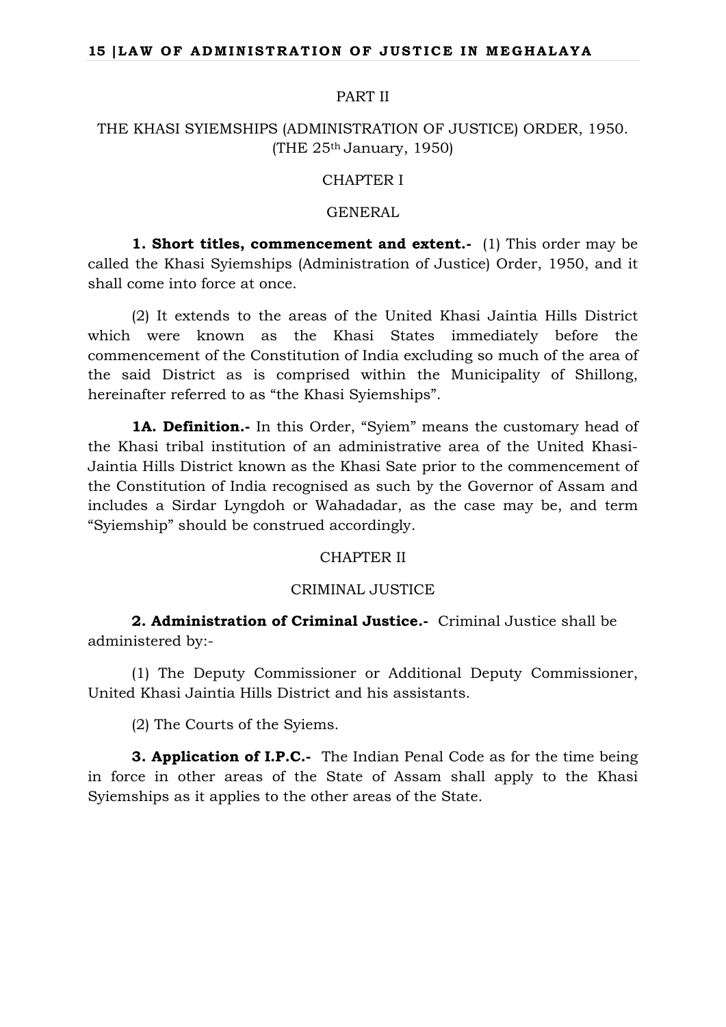## PART II

## THE KHASI SYIEMSHIPS (ADMINISTRATION OF JUSTICE) ORDER, 1950.
(THE 25th January, 1950)

### CHAPTER I

### GENERAL

**1. Short titles, commencement and extent.-** (1) This order may be called the Khasi Syiemships (Administration of Justice) Order, 1950, and it shall come into force at once.

(2) It extends to the areas of the United Khasi Jaintia Hills District which were known as the Khasi States immediately before the commencement of the Constitution of India excluding so much of the area of the said District as is comprised within the Municipality of Shillong, hereinafter referred to as "the Khasi Syiemships".

**1A. Definition.-** In this Order, "Syiem" means the customary head of the Khasi tribal institution of an administrative area of the United Khasi-Jaintia Hills District known as the Khasi Sate prior to the commencement of the Constitution of India recognised as such by the Governor of Assam and includes a Sirdar Lyngdoh or Wahadadar, as the case may be, and term "Syiemship" should be construed accordingly.

### CHAPTER II

### CRIMINAL JUSTICE

**2. Administration of Criminal Justice.-** Criminal Justice shall be administered by:-

(1) The Deputy Commissioner or Additional Deputy Commissioner, United Khasi Jaintia Hills District and his assistants.

(2) The Courts of the Syiems.

**3. Application of I.P.C.-** The Indian Penal Code as for the time being in force in other areas of the State of Assam shall apply to the Khasi Syiemships as it applies to the other areas of the State.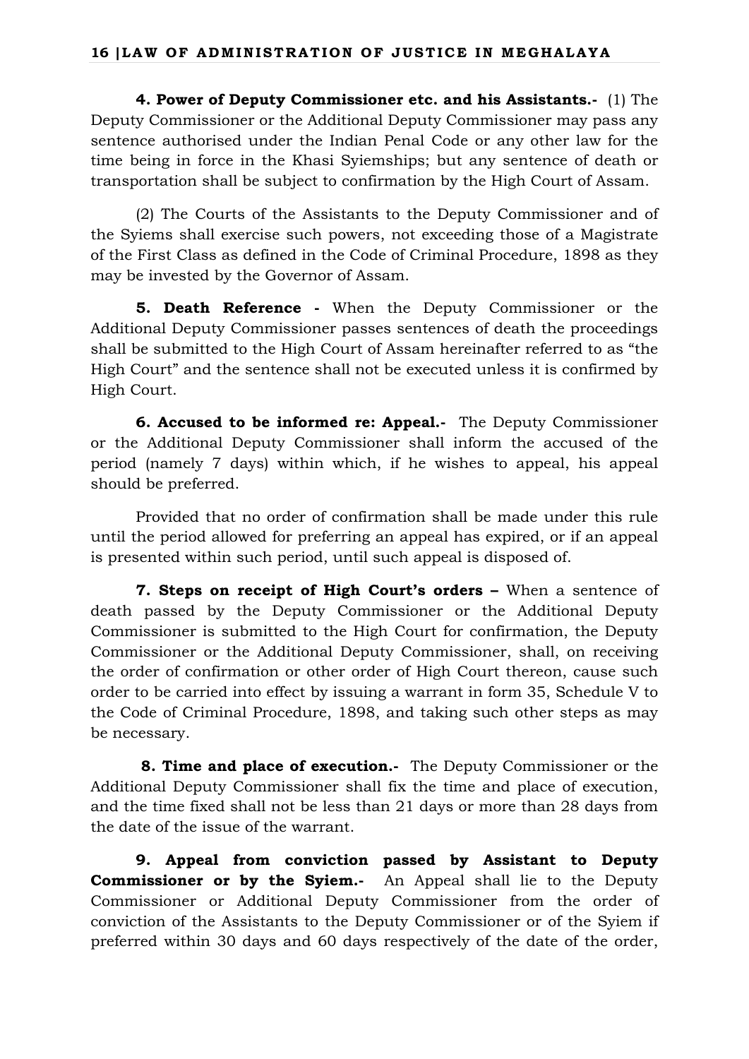**4. Power of Deputy Commissioner etc. and his Assistants.-** (1) The Deputy Commissioner or the Additional Deputy Commissioner may pass any sentence authorised under the Indian Penal Code or any other law for the time being in force in the Khasi Syiemships; but any sentence of death or transportation shall be subject to confirmation by the High Court of Assam.

(2) The Courts of the Assistants to the Deputy Commissioner and of the Syiems shall exercise such powers, not exceeding those of a Magistrate of the First Class as defined in the Code of Criminal Procedure, 1898 as they may be invested by the Governor of Assam.

**5. Death Reference -** When the Deputy Commissioner or the Additional Deputy Commissioner passes sentences of death the proceedings shall be submitted to the High Court of Assam hereinafter referred to as "the High Court" and the sentence shall not be executed unless it is confirmed by High Court.

**6. Accused to be informed re: Appeal.-** The Deputy Commissioner or the Additional Deputy Commissioner shall inform the accused of the period (namely 7 days) within which, if he wishes to appeal, his appeal should be preferred.

Provided that no order of confirmation shall be made under this rule until the period allowed for preferring an appeal has expired, or if an appeal is presented within such period, until such appeal is disposed of.

**7. Steps on receipt of High Court's orders –** When a sentence of death passed by the Deputy Commissioner or the Additional Deputy Commissioner is submitted to the High Court for confirmation, the Deputy Commissioner or the Additional Deputy Commissioner, shall, on receiving the order of confirmation or other order of High Court thereon, cause such order to be carried into effect by issuing a warrant in form 35, Schedule V to the Code of Criminal Procedure, 1898, and taking such other steps as may be necessary.

**8. Time and place of execution.-** The Deputy Commissioner or the Additional Deputy Commissioner shall fix the time and place of execution, and the time fixed shall not be less than 21 days or more than 28 days from the date of the issue of the warrant.

**9. Appeal from conviction passed by Assistant to Deputy Commissioner or by the Syiem.-** An Appeal shall lie to the Deputy Commissioner or Additional Deputy Commissioner from the order of conviction of the Assistants to the Deputy Commissioner or of the Syiem if preferred within 30 days and 60 days respectively of the date of the order,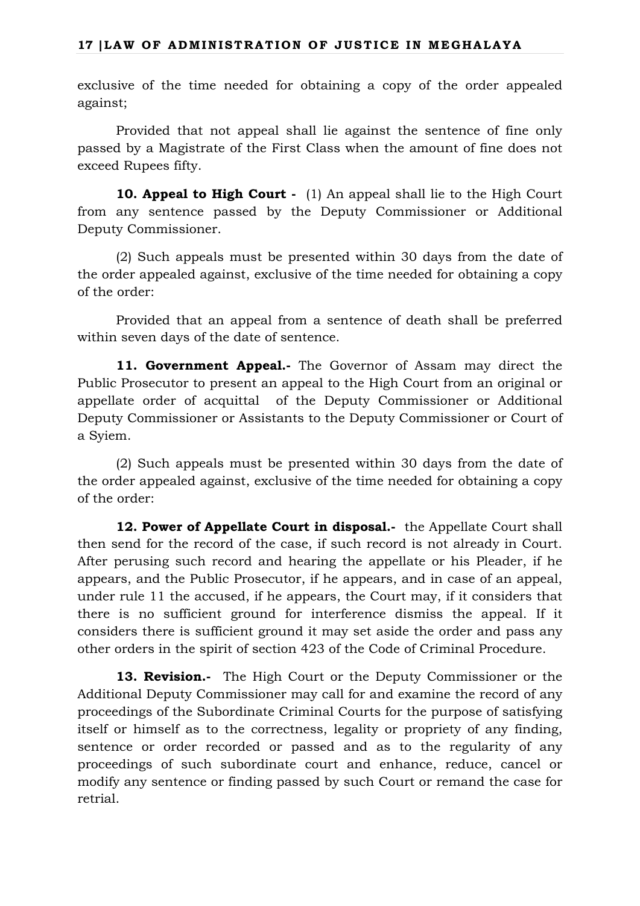exclusive of the time needed for obtaining a copy of the order appealed against;

Provided that not appeal shall lie against the sentence of fine only passed by a Magistrate of the First Class when the amount of fine does not exceed Rupees fifty.

**10. Appeal to High Court -** (1) An appeal shall lie to the High Court from any sentence passed by the Deputy Commissioner or Additional Deputy Commissioner.

(2) Such appeals must be presented within 30 days from the date of the order appealed against, exclusive of the time needed for obtaining a copy of the order:

Provided that an appeal from a sentence of death shall be preferred within seven days of the date of sentence.

**11. Government Appeal.-** The Governor of Assam may direct the Public Prosecutor to present an appeal to the High Court from an original or appellate order of acquittal of the Deputy Commissioner or Additional Deputy Commissioner or Assistants to the Deputy Commissioner or Court of a Syiem.

(2) Such appeals must be presented within 30 days from the date of the order appealed against, exclusive of the time needed for obtaining a copy of the order:

**12. Power of Appellate Court in disposal.-** the Appellate Court shall then send for the record of the case, if such record is not already in Court. After perusing such record and hearing the appellate or his Pleader, if he appears, and the Public Prosecutor, if he appears, and in case of an appeal, under rule 11 the accused, if he appears, the Court may, if it considers that there is no sufficient ground for interference dismiss the appeal. If it considers there is sufficient ground it may set aside the order and pass any other orders in the spirit of section 423 of the Code of Criminal Procedure.

**13. Revision.-** The High Court or the Deputy Commissioner or the Additional Deputy Commissioner may call for and examine the record of any proceedings of the Subordinate Criminal Courts for the purpose of satisfying itself or himself as to the correctness, legality or propriety of any finding, sentence or order recorded or passed and as to the regularity of any proceedings of such subordinate court and enhance, reduce, cancel or modify any sentence or finding passed by such Court or remand the case for retrial.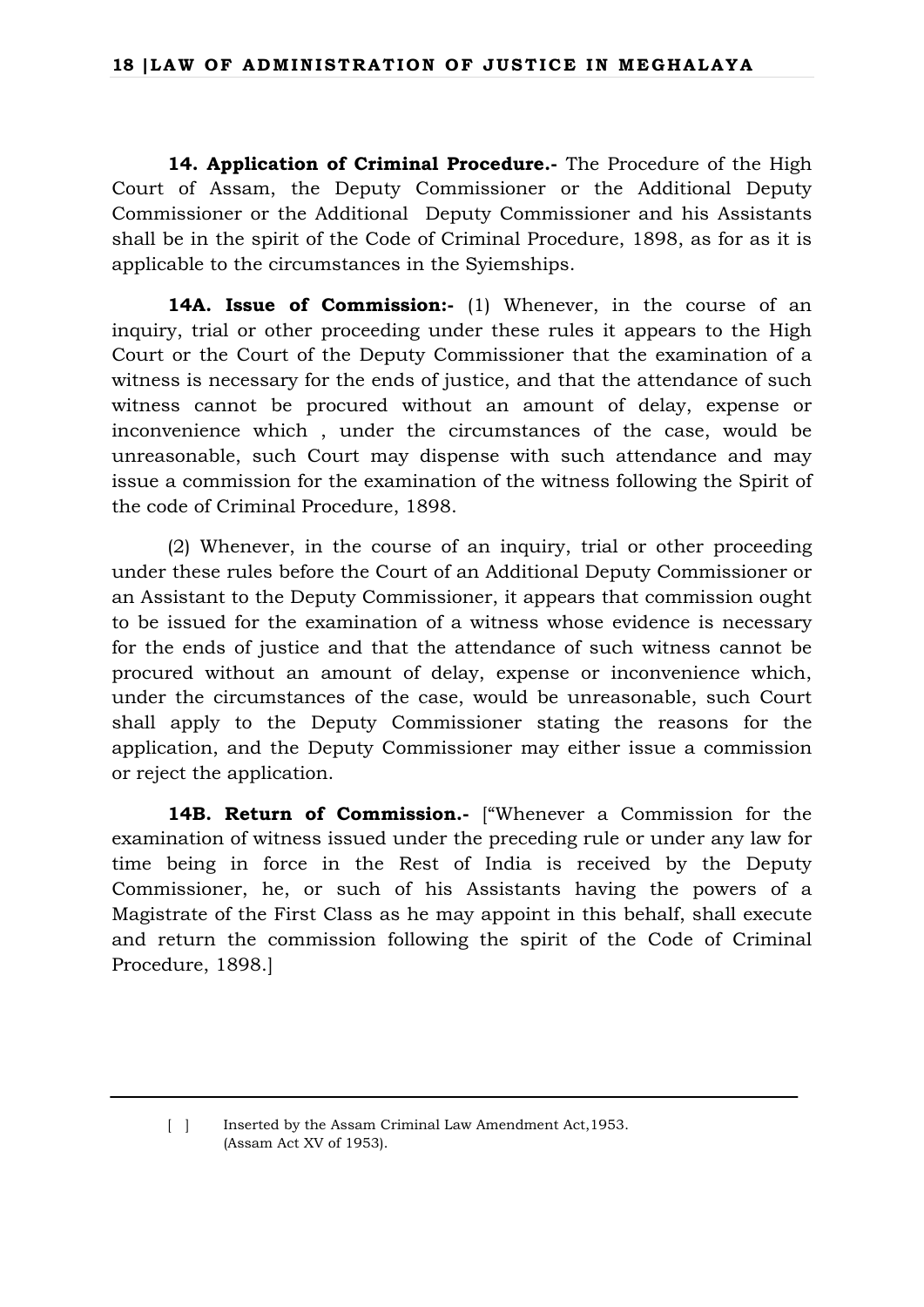**14. Application of Criminal Procedure.-** The Procedure of the High Court of Assam, the Deputy Commissioner or the Additional Deputy Commissioner or the Additional Deputy Commissioner and his Assistants shall be in the spirit of the Code of Criminal Procedure, 1898, as for as it is applicable to the circumstances in the Syiemships.

**14A. Issue of Commission:-** (1) Whenever, in the course of an inquiry, trial or other proceeding under these rules it appears to the High Court or the Court of the Deputy Commissioner that the examination of a witness is necessary for the ends of justice, and that the attendance of such witness cannot be procured without an amount of delay, expense or inconvenience which , under the circumstances of the case, would be unreasonable, such Court may dispense with such attendance and may issue a commission for the examination of the witness following the Spirit of the code of Criminal Procedure, 1898.

(2) Whenever, in the course of an inquiry, trial or other proceeding under these rules before the Court of an Additional Deputy Commissioner or an Assistant to the Deputy Commissioner, it appears that commission ought to be issued for the examination of a witness whose evidence is necessary for the ends of justice and that the attendance of such witness cannot be procured without an amount of delay, expense or inconvenience which, under the circumstances of the case, would be unreasonable, such Court shall apply to the Deputy Commissioner stating the reasons for the application, and the Deputy Commissioner may either issue a commission or reject the application.

**14B. Return of Commission.-** ["Whenever a Commission for the examination of witness issued under the preceding rule or under any law for time being in force in the Rest of India is received by the Deputy Commissioner, he, or such of his Assistants having the powers of a Magistrate of the First Class as he may appoint in this behalf, shall execute and return the commission following the spirit of the Code of Criminal Procedure, 1898.]

---

[ ] Inserted by the Assam Criminal Law Amendment Act,1953. (Assam Act XV of 1953).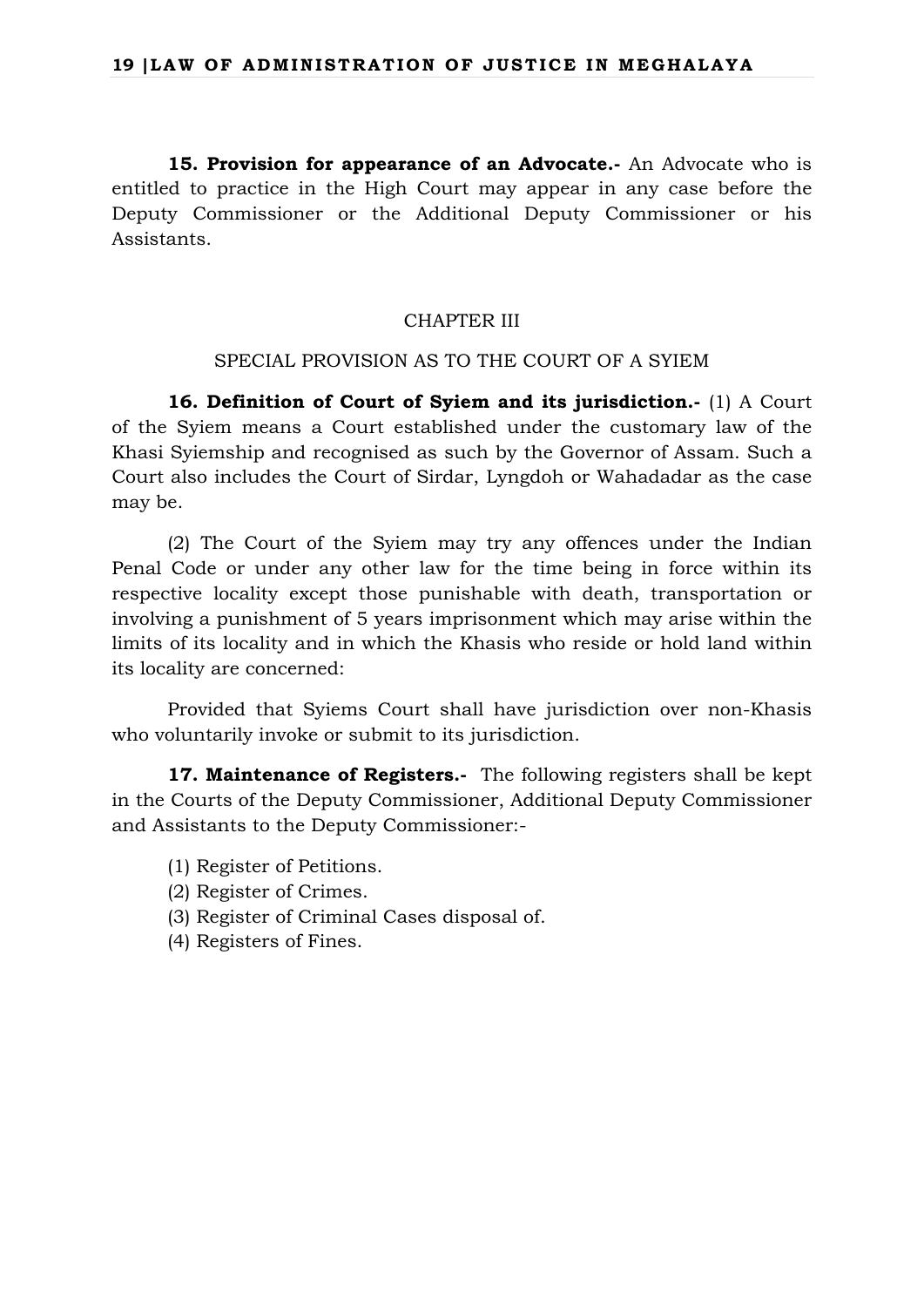**15. Provision for appearance of an Advocate.-** An Advocate who is entitled to practice in the High Court may appear in any case before the Deputy Commissioner or the Additional Deputy Commissioner or his Assistants.

## CHAPTER III

## SPECIAL PROVISION AS TO THE COURT OF A SYIEM

**16. Definition of Court of Syiem and its jurisdiction.-** (1) A Court of the Syiem means a Court established under the customary law of the Khasi Syiemship and recognised as such by the Governor of Assam. Such a Court also includes the Court of Sirdar, Lyngdoh or Wahadadar as the case may be.

(2) The Court of the Syiem may try any offences under the Indian Penal Code or under any other law for the time being in force within its respective locality except those punishable with death, transportation or involving a punishment of 5 years imprisonment which may arise within the limits of its locality and in which the Khasis who reside or hold land within its locality are concerned:

Provided that Syiems Court shall have jurisdiction over non-Khasis who voluntarily invoke or submit to its jurisdiction.

**17. Maintenance of Registers.-** The following registers shall be kept in the Courts of the Deputy Commissioner, Additional Deputy Commissioner and Assistants to the Deputy Commissioner:-

(1) Register of Petitions.
(2) Register of Crimes.
(3) Register of Criminal Cases disposal of.
(4) Registers of Fines.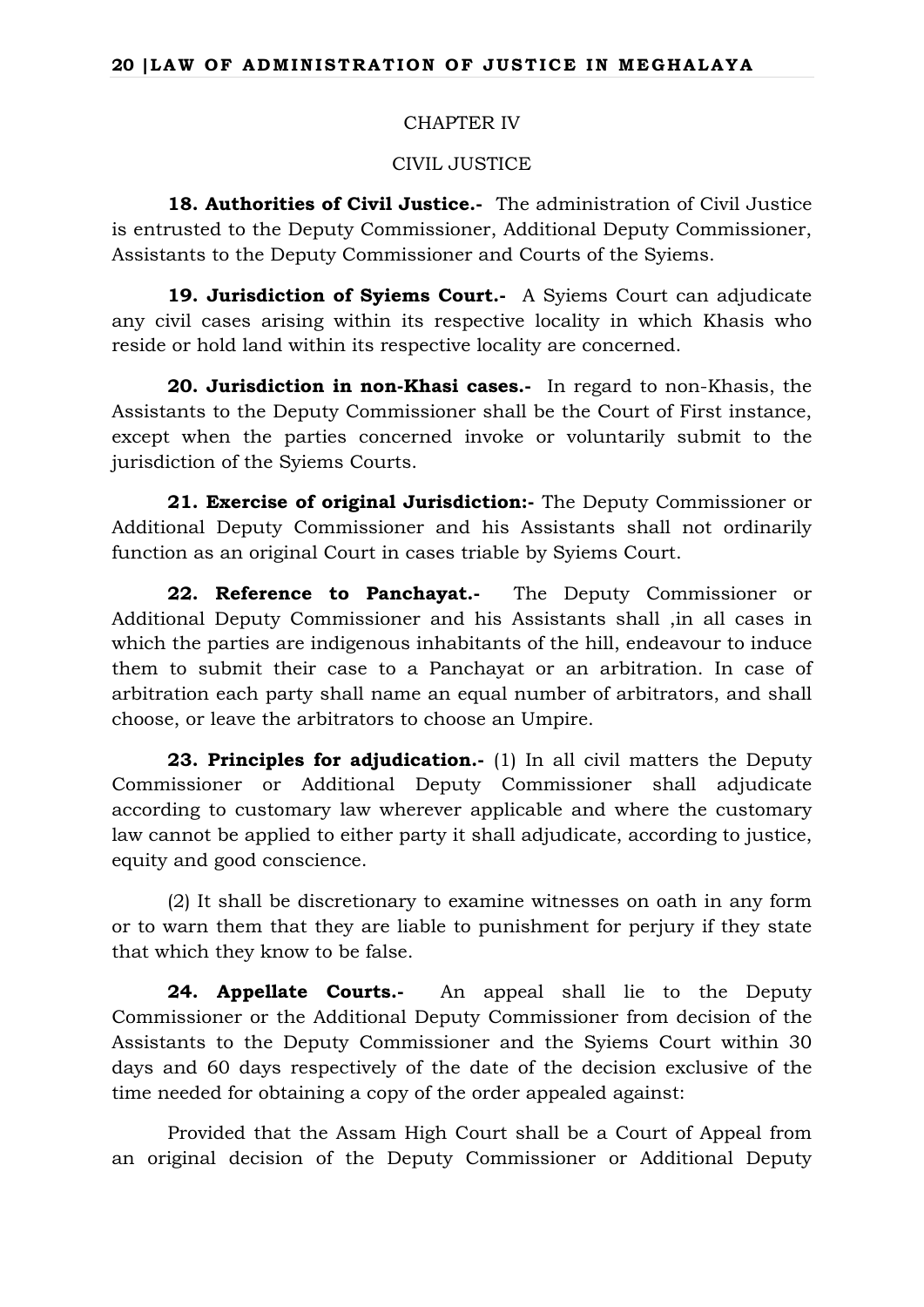## CHAPTER IV

## CIVIL JUSTICE

**18. Authorities of Civil Justice.-** The administration of Civil Justice is entrusted to the Deputy Commissioner, Additional Deputy Commissioner, Assistants to the Deputy Commissioner and Courts of the Syiems.

**19. Jurisdiction of Syiems Court.-** A Syiems Court can adjudicate any civil cases arising within its respective locality in which Khasis who reside or hold land within its respective locality are concerned.

**20. Jurisdiction in non-Khasi cases.-** In regard to non-Khasis, the Assistants to the Deputy Commissioner shall be the Court of First instance, except when the parties concerned invoke or voluntarily submit to the jurisdiction of the Syiems Courts.

**21. Exercise of original Jurisdiction:-** The Deputy Commissioner or Additional Deputy Commissioner and his Assistants shall not ordinarily function as an original Court in cases triable by Syiems Court.

**22. Reference to Panchayat.-** The Deputy Commissioner or Additional Deputy Commissioner and his Assistants shall ,in all cases in which the parties are indigenous inhabitants of the hill, endeavour to induce them to submit their case to a Panchayat or an arbitration. In case of arbitration each party shall name an equal number of arbitrators, and shall choose, or leave the arbitrators to choose an Umpire.

**23. Principles for adjudication.-** (1) In all civil matters the Deputy Commissioner or Additional Deputy Commissioner shall adjudicate according to customary law wherever applicable and where the customary law cannot be applied to either party it shall adjudicate, according to justice, equity and good conscience.

(2) It shall be discretionary to examine witnesses on oath in any form or to warn them that they are liable to punishment for perjury if they state that which they know to be false.

**24. Appellate Courts.-** An appeal shall lie to the Deputy Commissioner or the Additional Deputy Commissioner from decision of the Assistants to the Deputy Commissioner and the Syiems Court within 30 days and 60 days respectively of the date of the decision exclusive of the time needed for obtaining a copy of the order appealed against:

Provided that the Assam High Court shall be a Court of Appeal from an original decision of the Deputy Commissioner or Additional Deputy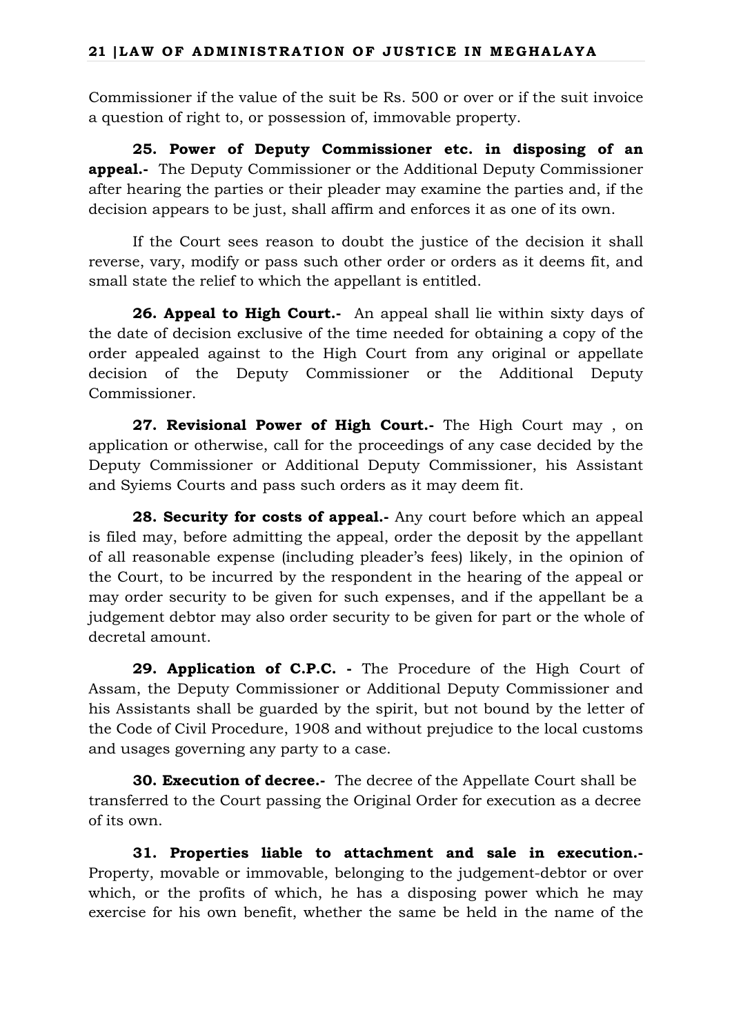Commissioner if the value of the suit be Rs. 500 or over or if the suit invoice a question of right to, or possession of, immovable property.

**25. Power of Deputy Commissioner etc. in disposing of an appeal.-** The Deputy Commissioner or the Additional Deputy Commissioner after hearing the parties or their pleader may examine the parties and, if the decision appears to be just, shall affirm and enforces it as one of its own.

If the Court sees reason to doubt the justice of the decision it shall reverse, vary, modify or pass such other order or orders as it deems fit, and small state the relief to which the appellant is entitled.

**26. Appeal to High Court.-** An appeal shall lie within sixty days of the date of decision exclusive of the time needed for obtaining a copy of the order appealed against to the High Court from any original or appellate decision of the Deputy Commissioner or the Additional Deputy Commissioner.

**27. Revisional Power of High Court.-** The High Court may , on application or otherwise, call for the proceedings of any case decided by the Deputy Commissioner or Additional Deputy Commissioner, his Assistant and Syiems Courts and pass such orders as it may deem fit.

**28. Security for costs of appeal.-** Any court before which an appeal is filed may, before admitting the appeal, order the deposit by the appellant of all reasonable expense (including pleader's fees) likely, in the opinion of the Court, to be incurred by the respondent in the hearing of the appeal or may order security to be given for such expenses, and if the appellant be a judgement debtor may also order security to be given for part or the whole of decretal amount.

**29. Application of C.P.C. -** The Procedure of the High Court of Assam, the Deputy Commissioner or Additional Deputy Commissioner and his Assistants shall be guarded by the spirit, but not bound by the letter of the Code of Civil Procedure, 1908 and without prejudice to the local customs and usages governing any party to a case.

**30. Execution of decree.-** The decree of the Appellate Court shall be transferred to the Court passing the Original Order for execution as a decree of its own.

**31. Properties liable to attachment and sale in execution.-** Property, movable or immovable, belonging to the judgement-debtor or over which, or the profits of which, he has a disposing power which he may exercise for his own benefit, whether the same be held in the name of the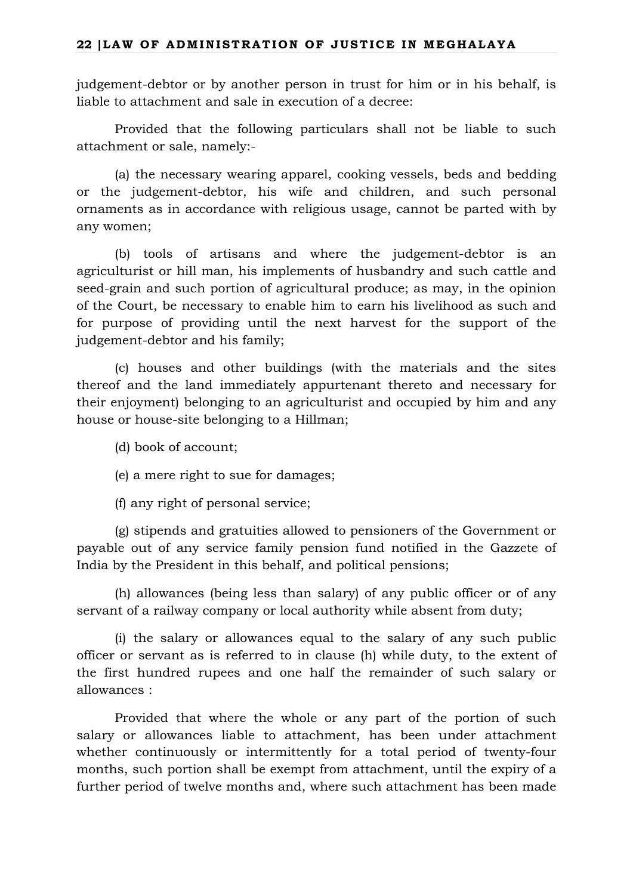judgement-debtor or by another person in trust for him or in his behalf, is liable to attachment and sale in execution of a decree:

Provided that the following particulars shall not be liable to such attachment or sale, namely:-

(a) the necessary wearing apparel, cooking vessels, beds and bedding or the judgement-debtor, his wife and children, and such personal ornaments as in accordance with religious usage, cannot be parted with by any women;

(b) tools of artisans and where the judgement-debtor is an agriculturist or hill man, his implements of husbandry and such cattle and seed-grain and such portion of agricultural produce; as may, in the opinion of the Court, be necessary to enable him to earn his livelihood as such and for purpose of providing until the next harvest for the support of the judgement-debtor and his family;

(c) houses and other buildings (with the materials and the sites thereof and the land immediately appurtenant thereto and necessary for their enjoyment) belonging to an agriculturist and occupied by him and any house or house-site belonging to a Hillman;

(d) book of account;

(e) a mere right to sue for damages;

(f) any right of personal service;

(g) stipends and gratuities allowed to pensioners of the Government or payable out of any service family pension fund notified in the Gazzete of India by the President in this behalf, and political pensions;

(h) allowances (being less than salary) of any public officer or of any servant of a railway company or local authority while absent from duty;

(i) the salary or allowances equal to the salary of any such public officer or servant as is referred to in clause (h) while duty, to the extent of the first hundred rupees and one half the remainder of such salary or allowances :

Provided that where the whole or any part of the portion of such salary or allowances liable to attachment, has been under attachment whether continuously or intermittently for a total period of twenty-four months, such portion shall be exempt from attachment, until the expiry of a further period of twelve months and, where such attachment has been made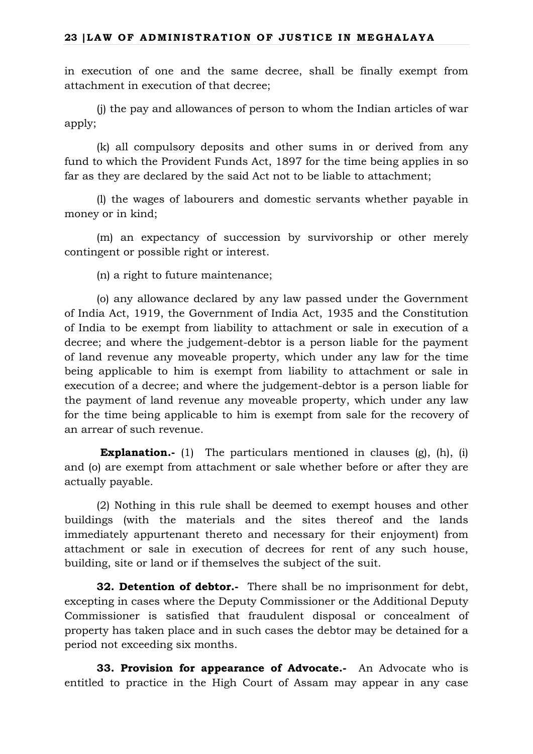in execution of one and the same decree, shall be finally exempt from attachment in execution of that decree;

(j) the pay and allowances of person to whom the Indian articles of war apply;

(k) all compulsory deposits and other sums in or derived from any fund to which the Provident Funds Act, 1897 for the time being applies in so far as they are declared by the said Act not to be liable to attachment;

(l) the wages of labourers and domestic servants whether payable in money or in kind;

(m) an expectancy of succession by survivorship or other merely contingent or possible right or interest.

(n) a right to future maintenance;

(o) any allowance declared by any law passed under the Government of India Act, 1919, the Government of India Act, 1935 and the Constitution of India to be exempt from liability to attachment or sale in execution of a decree; and where the judgement-debtor is a person liable for the payment of land revenue any moveable property, which under any law for the time being applicable to him is exempt from liability to attachment or sale in execution of a decree; and where the judgement-debtor is a person liable for the payment of land revenue any moveable property, which under any law for the time being applicable to him is exempt from sale for the recovery of an arrear of such revenue.

**Explanation.-** (1) The particulars mentioned in clauses (g), (h), (i) and (o) are exempt from attachment or sale whether before or after they are actually payable.

(2) Nothing in this rule shall be deemed to exempt houses and other buildings (with the materials and the sites thereof and the lands immediately appurtenant thereto and necessary for their enjoyment) from attachment or sale in execution of decrees for rent of any such house, building, site or land or if themselves the subject of the suit.

**32. Detention of debtor.-** There shall be no imprisonment for debt, excepting in cases where the Deputy Commissioner or the Additional Deputy Commissioner is satisfied that fraudulent disposal or concealment of property has taken place and in such cases the debtor may be detained for a period not exceeding six months.

**33. Provision for appearance of Advocate.-** An Advocate who is entitled to practice in the High Court of Assam may appear in any case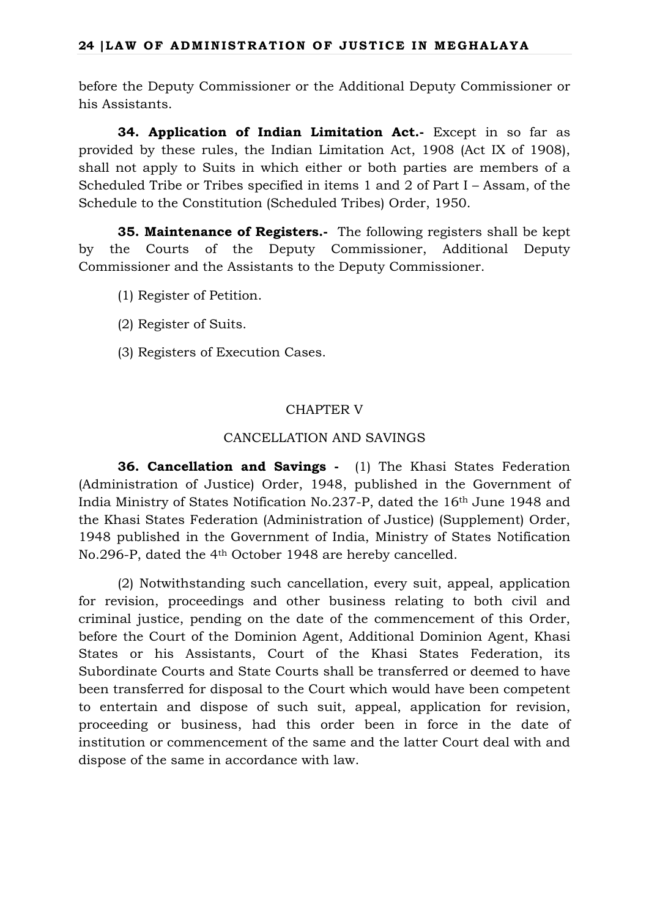before the Deputy Commissioner or the Additional Deputy Commissioner or his Assistants.

**34. Application of Indian Limitation Act.-** Except in so far as provided by these rules, the Indian Limitation Act, 1908 (Act IX of 1908), shall not apply to Suits in which either or both parties are members of a Scheduled Tribe or Tribes specified in items 1 and 2 of Part I – Assam, of the Schedule to the Constitution (Scheduled Tribes) Order, 1950.

**35. Maintenance of Registers.-** The following registers shall be kept by the Courts of the Deputy Commissioner, Additional Deputy Commissioner and the Assistants to the Deputy Commissioner.

(1) Register of Petition.

(2) Register of Suits.

(3) Registers of Execution Cases.

## CHAPTER V

## CANCELLATION AND SAVINGS

**36. Cancellation and Savings -** (1) The Khasi States Federation (Administration of Justice) Order, 1948, published in the Government of India Ministry of States Notification No.237-P, dated the 16th June 1948 and the Khasi States Federation (Administration of Justice) (Supplement) Order, 1948 published in the Government of India, Ministry of States Notification No.296-P, dated the 4th October 1948 are hereby cancelled.

(2) Notwithstanding such cancellation, every suit, appeal, application for revision, proceedings and other business relating to both civil and criminal justice, pending on the date of the commencement of this Order, before the Court of the Dominion Agent, Additional Dominion Agent, Khasi States or his Assistants, Court of the Khasi States Federation, its Subordinate Courts and State Courts shall be transferred or deemed to have been transferred for disposal to the Court which would have been competent to entertain and dispose of such suit, appeal, application for revision, proceeding or business, had this order been in force in the date of institution or commencement of the same and the latter Court deal with and dispose of the same in accordance with law.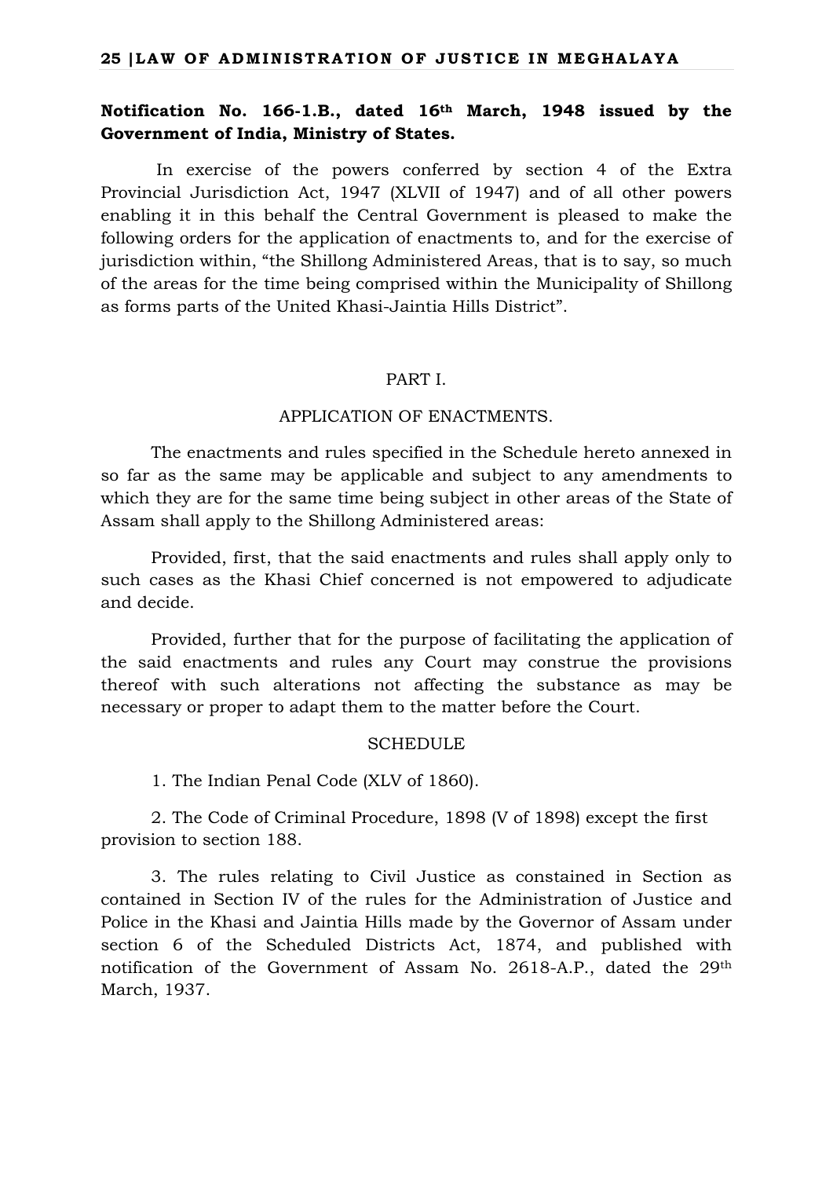**Notification No. 166-1.B., dated 16th March, 1948 issued by the Government of India, Ministry of States.**

In exercise of the powers conferred by section 4 of the Extra Provincial Jurisdiction Act, 1947 (XLVII of 1947) and of all other powers enabling it in this behalf the Central Government is pleased to make the following orders for the application of enactments to, and for the exercise of jurisdiction within, "the Shillong Administered Areas, that is to say, so much of the areas for the time being comprised within the Municipality of Shillong as forms parts of the United Khasi-Jaintia Hills District".

PART I.

APPLICATION OF ENACTMENTS.

The enactments and rules specified in the Schedule hereto annexed in so far as the same may be applicable and subject to any amendments to which they are for the same time being subject in other areas of the State of Assam shall apply to the Shillong Administered areas:

Provided, first, that the said enactments and rules shall apply only to such cases as the Khasi Chief concerned is not empowered to adjudicate and decide.

Provided, further that for the purpose of facilitating the application of the said enactments and rules any Court may construe the provisions thereof with such alterations not affecting the substance as may be necessary or proper to adapt them to the matter before the Court.

SCHEDULE

1. The Indian Penal Code (XLV of 1860).

2. The Code of Criminal Procedure, 1898 (V of 1898) except the first provision to section 188.

3. The rules relating to Civil Justice as constained in Section as contained in Section IV of the rules for the Administration of Justice and Police in the Khasi and Jaintia Hills made by the Governor of Assam under section 6 of the Scheduled Districts Act, 1874, and published with notification of the Government of Assam No. 2618-A.P., dated the 29th March, 1937.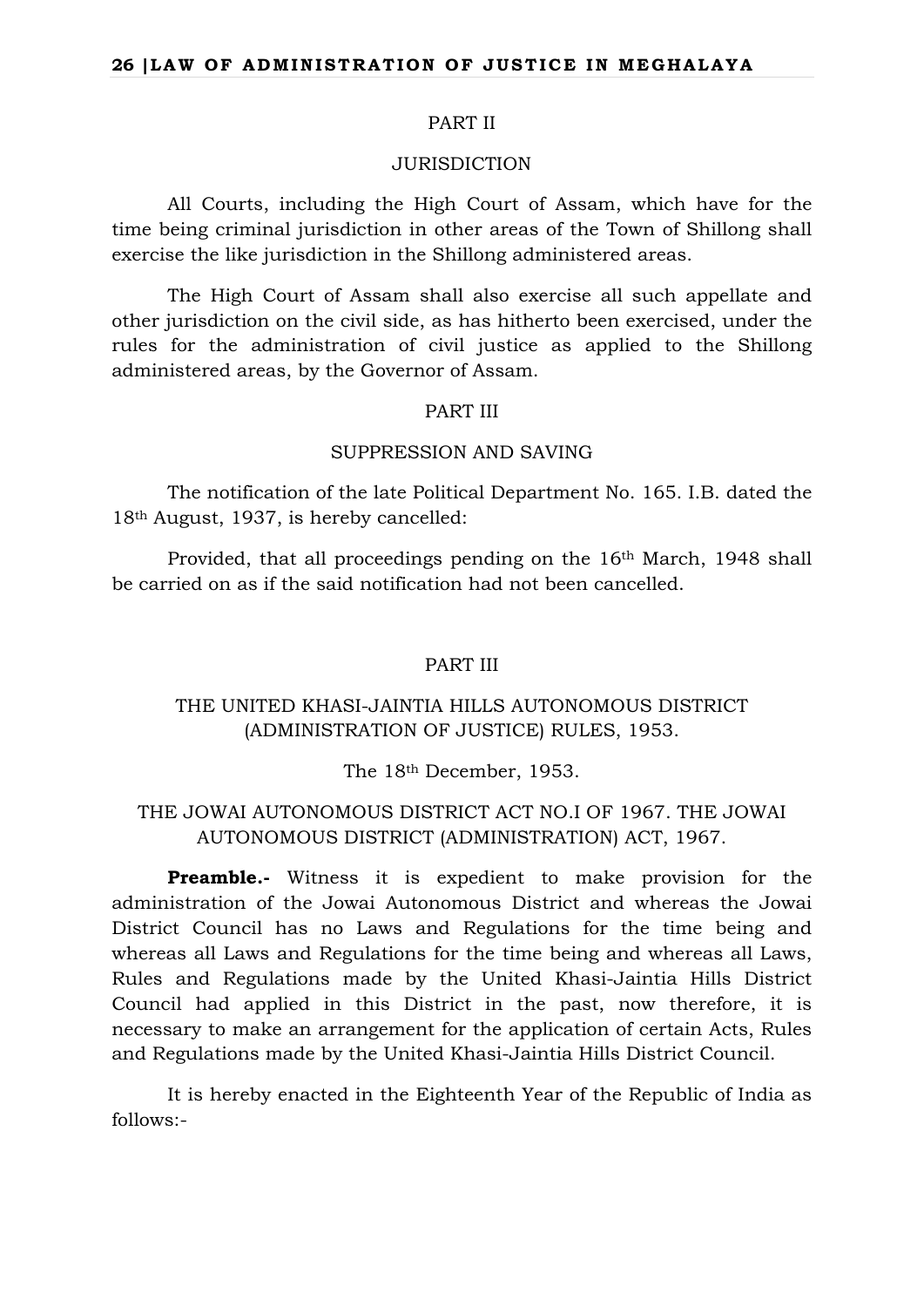## PART II

### JURISDICTION

All Courts, including the High Court of Assam, which have for the time being criminal jurisdiction in other areas of the Town of Shillong shall exercise the like jurisdiction in the Shillong administered areas.

The High Court of Assam shall also exercise all such appellate and other jurisdiction on the civil side, as has hitherto been exercised, under the rules for the administration of civil justice as applied to the Shillong administered areas, by the Governor of Assam.

## PART III

### SUPPRESSION AND SAVING

The notification of the late Political Department No. 165. I.B. dated the 18th August, 1937, is hereby cancelled:

Provided, that all proceedings pending on the 16th March, 1948 shall be carried on as if the said notification had not been cancelled.

## PART III

### THE UNITED KHASI-JAINTIA HILLS AUTONOMOUS DISTRICT (ADMINISTRATION OF JUSTICE) RULES, 1953.

The 18th December, 1953.

### THE JOWAI AUTONOMOUS DISTRICT ACT NO.I OF 1967. THE JOWAI AUTONOMOUS DISTRICT (ADMINISTRATION) ACT, 1967.

**Preamble.-** Witness it is expedient to make provision for the administration of the Jowai Autonomous District and whereas the Jowai District Council has no Laws and Regulations for the time being and whereas all Laws and Regulations for the time being and whereas all Laws, Rules and Regulations made by the United Khasi-Jaintia Hills District Council had applied in this District in the past, now therefore, it is necessary to make an arrangement for the application of certain Acts, Rules and Regulations made by the United Khasi-Jaintia Hills District Council.

It is hereby enacted in the Eighteenth Year of the Republic of India as follows:-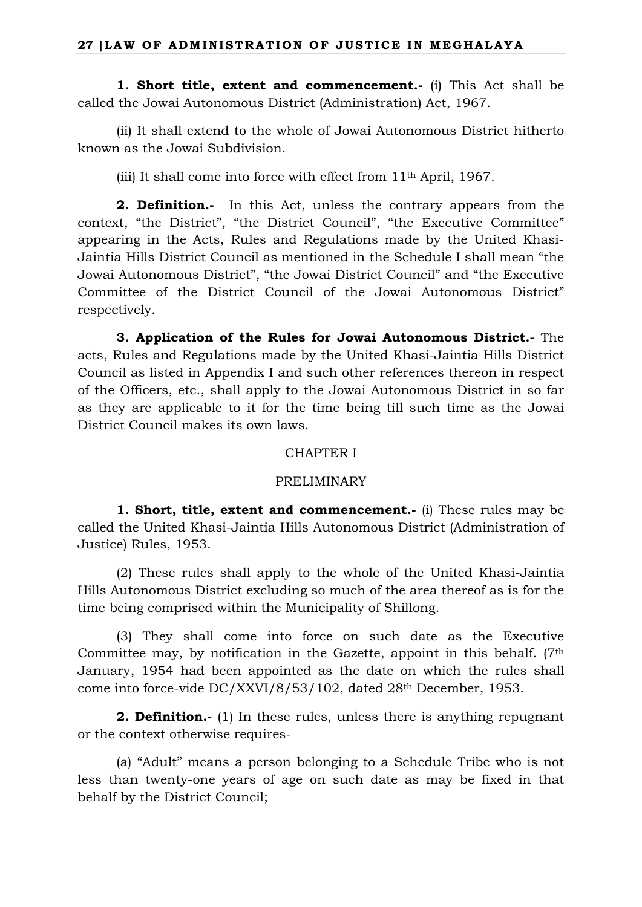**1. Short title, extent and commencement.-** (i) This Act shall be called the Jowai Autonomous District (Administration) Act, 1967.

(ii) It shall extend to the whole of Jowai Autonomous District hitherto known as the Jowai Subdivision.

(iii) It shall come into force with effect from 11th April, 1967.

**2. Definition.-** In this Act, unless the contrary appears from the context, "the District", "the District Council", "the Executive Committee" appearing in the Acts, Rules and Regulations made by the United Khasi-Jaintia Hills District Council as mentioned in the Schedule I shall mean "the Jowai Autonomous District", "the Jowai District Council" and "the Executive Committee of the District Council of the Jowai Autonomous District" respectively.

**3. Application of the Rules for Jowai Autonomous District.-** The acts, Rules and Regulations made by the United Khasi-Jaintia Hills District Council as listed in Appendix I and such other references thereon in respect of the Officers, etc., shall apply to the Jowai Autonomous District in so far as they are applicable to it for the time being till such time as the Jowai District Council makes its own laws.

## CHAPTER I

## PRELIMINARY

**1. Short, title, extent and commencement.-** (i) These rules may be called the United Khasi-Jaintia Hills Autonomous District (Administration of Justice) Rules, 1953.

(2) These rules shall apply to the whole of the United Khasi-Jaintia Hills Autonomous District excluding so much of the area thereof as is for the time being comprised within the Municipality of Shillong.

(3) They shall come into force on such date as the Executive Committee may, by notification in the Gazette, appoint in this behalf. (7th January, 1954 had been appointed as the date on which the rules shall come into force-vide DC/XXVI/8/53/102, dated 28th December, 1953.

**2. Definition.-** (1) In these rules, unless there is anything repugnant or the context otherwise requires-

(a) "Adult" means a person belonging to a Schedule Tribe who is not less than twenty-one years of age on such date as may be fixed in that behalf by the District Council;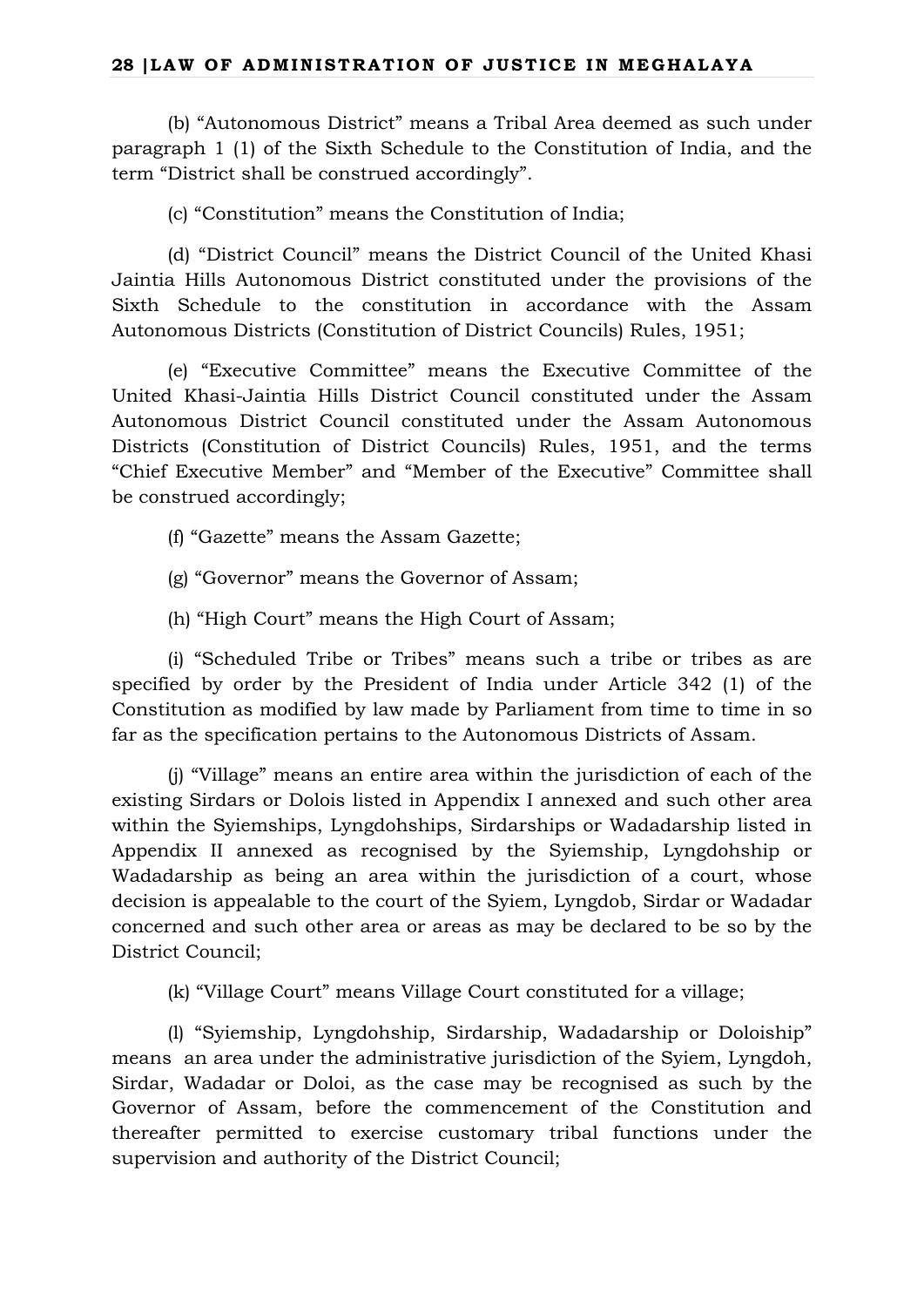(b) "Autonomous District" means a Tribal Area deemed as such under paragraph 1 (1) of the Sixth Schedule to the Constitution of India, and the term "District shall be construed accordingly".

(c) "Constitution" means the Constitution of India;

(d) "District Council" means the District Council of the United Khasi Jaintia Hills Autonomous District constituted under the provisions of the Sixth Schedule to the constitution in accordance with the Assam Autonomous Districts (Constitution of District Councils) Rules, 1951;

(e) "Executive Committee" means the Executive Committee of the United Khasi-Jaintia Hills District Council constituted under the Assam Autonomous District Council constituted under the Assam Autonomous Districts (Constitution of District Councils) Rules, 1951, and the terms "Chief Executive Member" and "Member of the Executive" Committee shall be construed accordingly;

(f) "Gazette" means the Assam Gazette;

(g) "Governor" means the Governor of Assam;

(h) "High Court" means the High Court of Assam;

(i) "Scheduled Tribe or Tribes" means such a tribe or tribes as are specified by order by the President of India under Article 342 (1) of the Constitution as modified by law made by Parliament from time to time in so far as the specification pertains to the Autonomous Districts of Assam.

(j) "Village" means an entire area within the jurisdiction of each of the existing Sirdars or Dolois listed in Appendix I annexed and such other area within the Syiemships, Lyngdohships, Sirdarships or Wadadarship listed in Appendix II annexed as recognised by the Syiemship, Lyngdohship or Wadadarship as being an area within the jurisdiction of a court, whose decision is appealable to the court of the Syiem, Lyngdob, Sirdar or Wadadar concerned and such other area or areas as may be declared to be so by the District Council;

(k) "Village Court" means Village Court constituted for a village;

(l) "Syiemship, Lyngdohship, Sirdarship, Wadadarship or Doloiship" means an area under the administrative jurisdiction of the Syiem, Lyngdoh, Sirdar, Wadadar or Doloi, as the case may be recognised as such by the Governor of Assam, before the commencement of the Constitution and thereafter permitted to exercise customary tribal functions under the supervision and authority of the District Council;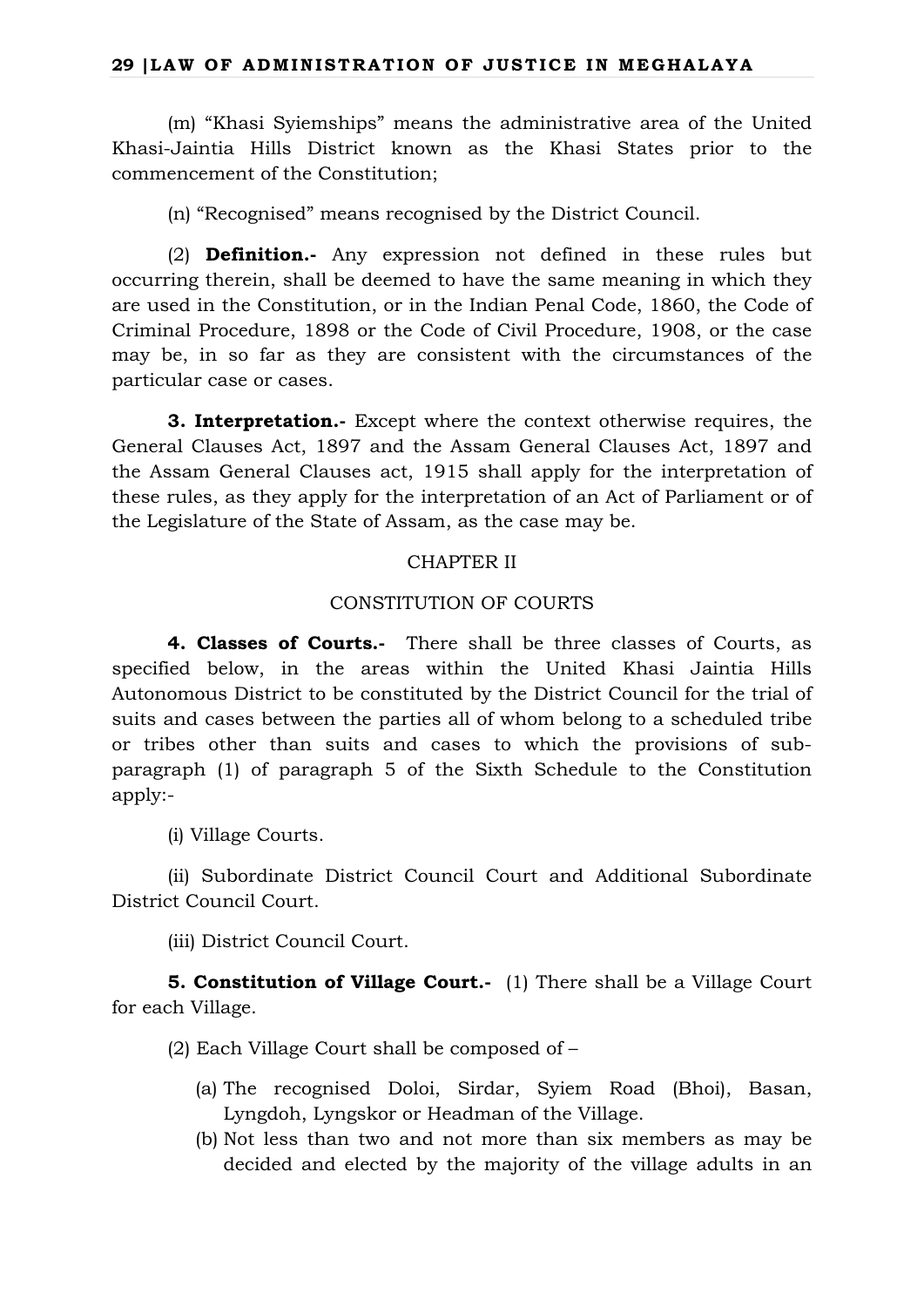(m) "Khasi Syiemships" means the administrative area of the United Khasi-Jaintia Hills District known as the Khasi States prior to the commencement of the Constitution;

(n) "Recognised" means recognised by the District Council.

(2) **Definition.-** Any expression not defined in these rules but occurring therein, shall be deemed to have the same meaning in which they are used in the Constitution, or in the Indian Penal Code, 1860, the Code of Criminal Procedure, 1898 or the Code of Civil Procedure, 1908, or the case may be, in so far as they are consistent with the circumstances of the particular case or cases.

**3. Interpretation.-** Except where the context otherwise requires, the General Clauses Act, 1897 and the Assam General Clauses Act, 1897 and the Assam General Clauses act, 1915 shall apply for the interpretation of these rules, as they apply for the interpretation of an Act of Parliament or of the Legislature of the State of Assam, as the case may be.

## CHAPTER II

## CONSTITUTION OF COURTS

**4. Classes of Courts.-** There shall be three classes of Courts, as specified below, in the areas within the United Khasi Jaintia Hills Autonomous District to be constituted by the District Council for the trial of suits and cases between the parties all of whom belong to a scheduled tribe or tribes other than suits and cases to which the provisions of sub-paragraph (1) of paragraph 5 of the Sixth Schedule to the Constitution apply:-

(i) Village Courts.

(ii) Subordinate District Council Court and Additional Subordinate District Council Court.

(iii) District Council Court.

**5. Constitution of Village Court.-** (1) There shall be a Village Court for each Village.

(2) Each Village Court shall be composed of –

(a) The recognised Doloi, Sirdar, Syiem Road (Bhoi), Basan, Lyngdoh, Lyngskor or Headman of the Village.

(b) Not less than two and not more than six members as may be decided and elected by the majority of the village adults in an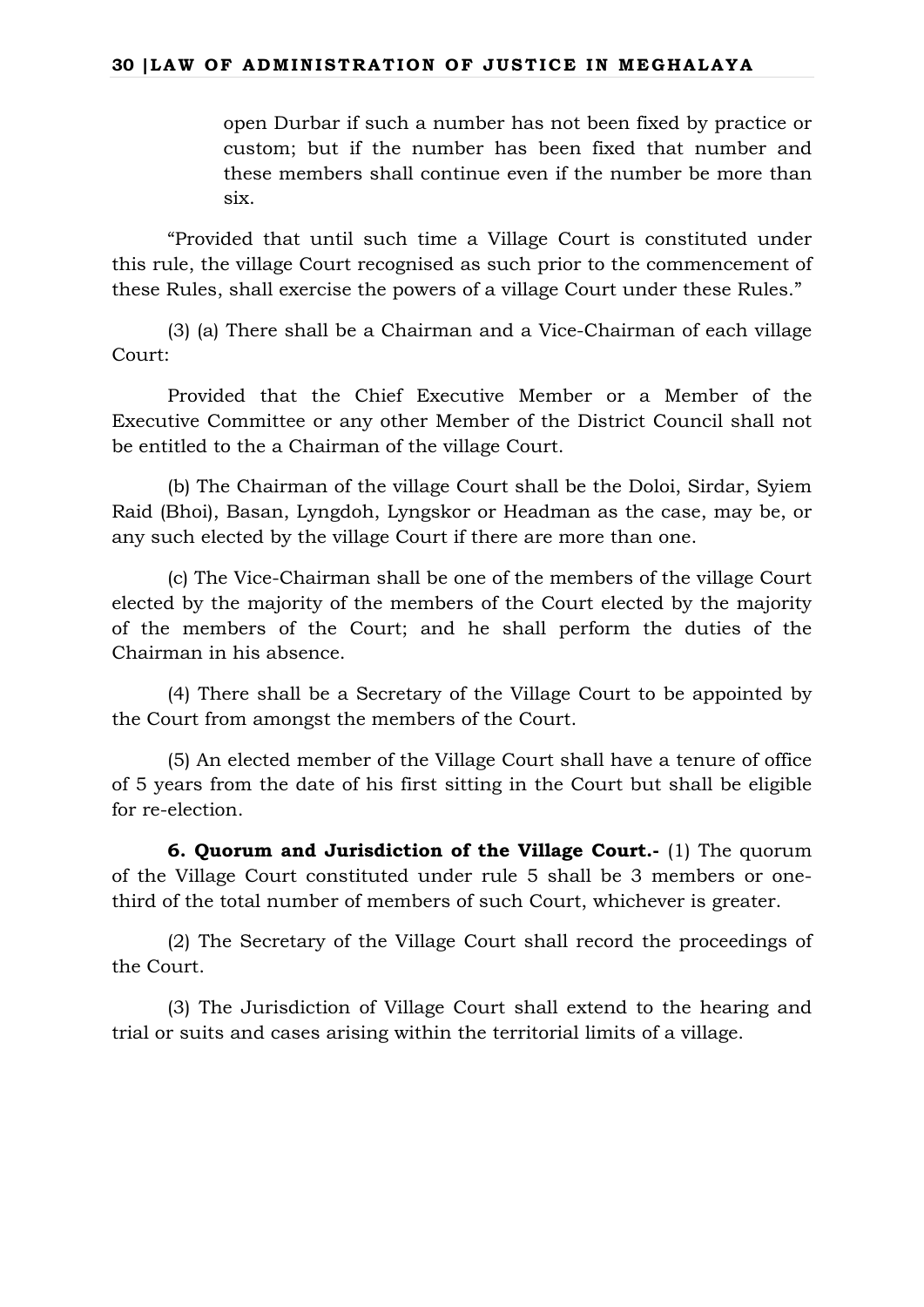open Durbar if such a number has not been fixed by practice or custom; but if the number has been fixed that number and these members shall continue even if the number be more than six.

"Provided that until such time a Village Court is constituted under this rule, the village Court recognised as such prior to the commencement of these Rules, shall exercise the powers of a village Court under these Rules."

(3) (a) There shall be a Chairman and a Vice-Chairman of each village Court:

Provided that the Chief Executive Member or a Member of the Executive Committee or any other Member of the District Council shall not be entitled to the a Chairman of the village Court.

(b) The Chairman of the village Court shall be the Doloi, Sirdar, Syiem Raid (Bhoi), Basan, Lyngdoh, Lyngskor or Headman as the case, may be, or any such elected by the village Court if there are more than one.

(c) The Vice-Chairman shall be one of the members of the village Court elected by the majority of the members of the Court elected by the majority of the members of the Court; and he shall perform the duties of the Chairman in his absence.

(4) There shall be a Secretary of the Village Court to be appointed by the Court from amongst the members of the Court.

(5) An elected member of the Village Court shall have a tenure of office of 5 years from the date of his first sitting in the Court but shall be eligible for re-election.

**6. Quorum and Jurisdiction of the Village Court.-** (1) The quorum of the Village Court constituted under rule 5 shall be 3 members or one-third of the total number of members of such Court, whichever is greater.

(2) The Secretary of the Village Court shall record the proceedings of the Court.

(3) The Jurisdiction of Village Court shall extend to the hearing and trial or suits and cases arising within the territorial limits of a village.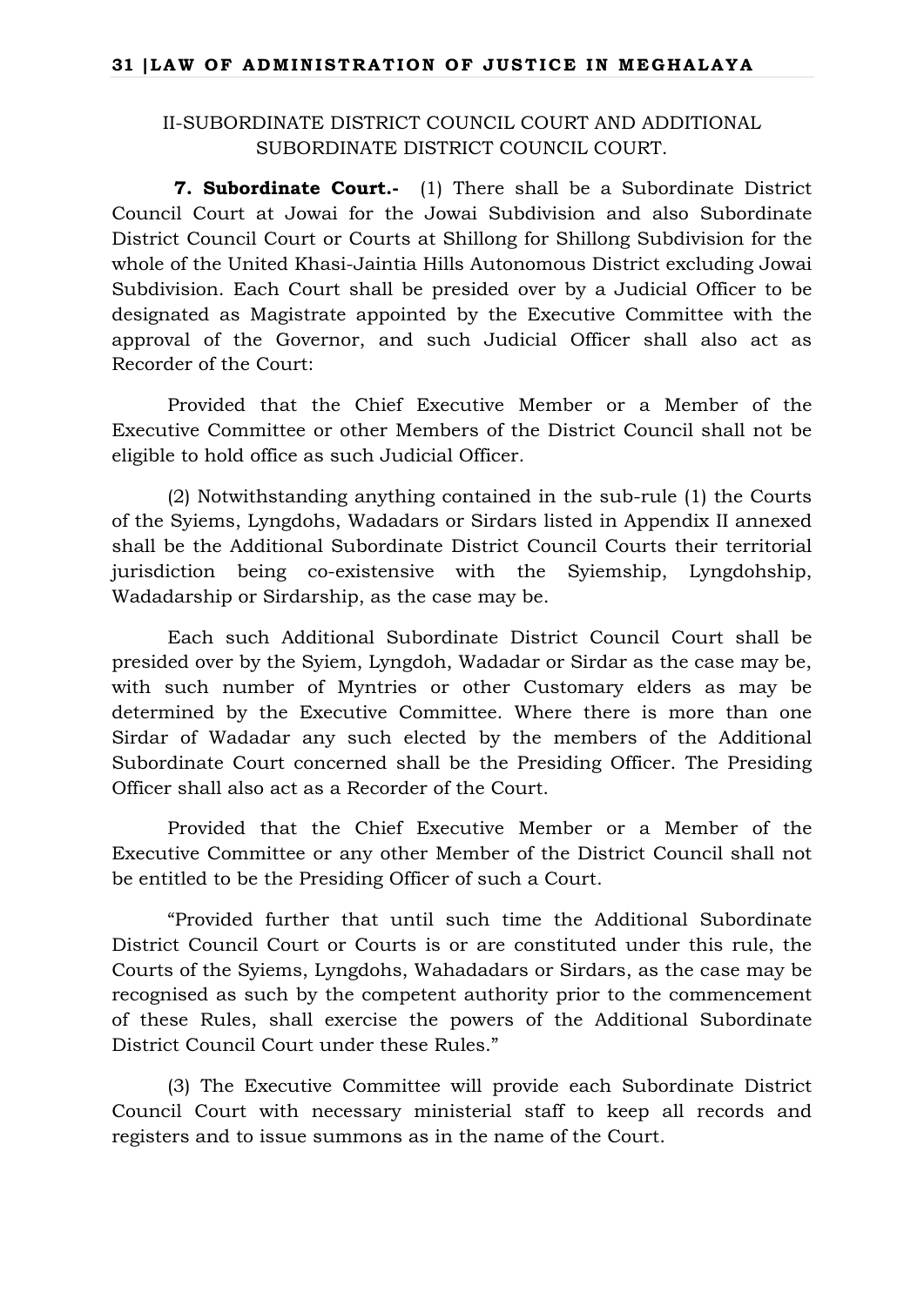## II-SUBORDINATE DISTRICT COUNCIL COURT AND ADDITIONAL SUBORDINATE DISTRICT COUNCIL COURT.

**7. Subordinate Court.-** (1) There shall be a Subordinate District Council Court at Jowai for the Jowai Subdivision and also Subordinate District Council Court or Courts at Shillong for Shillong Subdivision for the whole of the United Khasi-Jaintia Hills Autonomous District excluding Jowai Subdivision. Each Court shall be presided over by a Judicial Officer to be designated as Magistrate appointed by the Executive Committee with the approval of the Governor, and such Judicial Officer shall also act as Recorder of the Court:

Provided that the Chief Executive Member or a Member of the Executive Committee or other Members of the District Council shall not be eligible to hold office as such Judicial Officer.

(2) Notwithstanding anything contained in the sub-rule (1) the Courts of the Syiems, Lyngdohs, Wadadars or Sirdars listed in Appendix II annexed shall be the Additional Subordinate District Council Courts their territorial jurisdiction being co-existensive with the Syiemship, Lyngdohship, Wadadarship or Sirdarship, as the case may be.

Each such Additional Subordinate District Council Court shall be presided over by the Syiem, Lyngdoh, Wadadar or Sirdar as the case may be, with such number of Myntries or other Customary elders as may be determined by the Executive Committee. Where there is more than one Sirdar of Wadadar any such elected by the members of the Additional Subordinate Court concerned shall be the Presiding Officer. The Presiding Officer shall also act as a Recorder of the Court.

Provided that the Chief Executive Member or a Member of the Executive Committee or any other Member of the District Council shall not be entitled to be the Presiding Officer of such a Court.

"Provided further that until such time the Additional Subordinate District Council Court or Courts is or are constituted under this rule, the Courts of the Syiems, Lyngdohs, Wahadadars or Sirdars, as the case may be recognised as such by the competent authority prior to the commencement of these Rules, shall exercise the powers of the Additional Subordinate District Council Court under these Rules."

(3) The Executive Committee will provide each Subordinate District Council Court with necessary ministerial staff to keep all records and registers and to issue summons as in the name of the Court.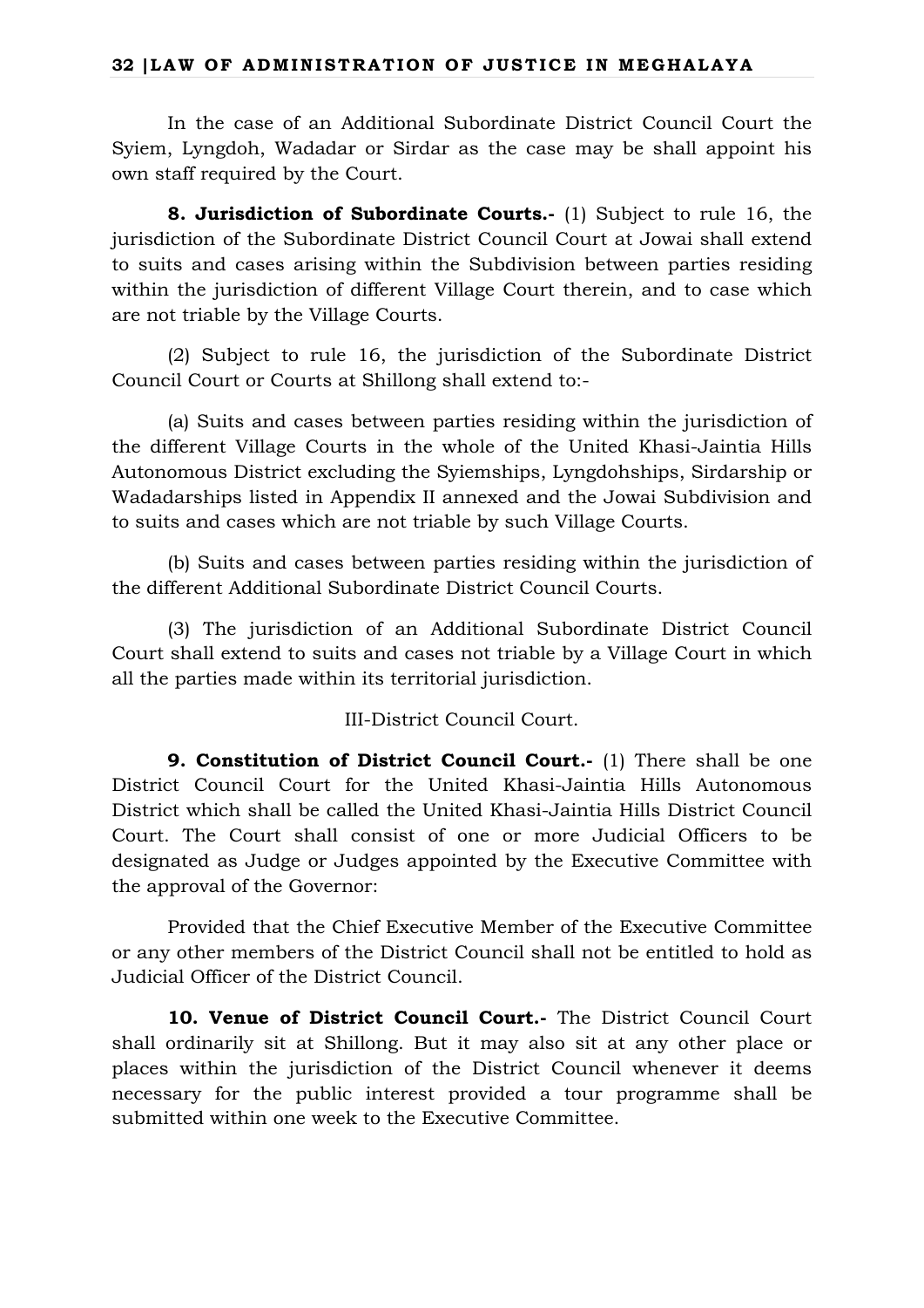In the case of an Additional Subordinate District Council Court the Syiem, Lyngdoh, Wadadar or Sirdar as the case may be shall appoint his own staff required by the Court.

**8. Jurisdiction of Subordinate Courts.-** (1) Subject to rule 16, the jurisdiction of the Subordinate District Council Court at Jowai shall extend to suits and cases arising within the Subdivision between parties residing within the jurisdiction of different Village Court therein, and to case which are not triable by the Village Courts.

(2) Subject to rule 16, the jurisdiction of the Subordinate District Council Court or Courts at Shillong shall extend to:-

(a) Suits and cases between parties residing within the jurisdiction of the different Village Courts in the whole of the United Khasi-Jaintia Hills Autonomous District excluding the Syiemships, Lyngdohships, Sirdarship or Wadadarships listed in Appendix II annexed and the Jowai Subdivision and to suits and cases which are not triable by such Village Courts.

(b) Suits and cases between parties residing within the jurisdiction of the different Additional Subordinate District Council Courts.

(3) The jurisdiction of an Additional Subordinate District Council Court shall extend to suits and cases not triable by a Village Court in which all the parties made within its territorial jurisdiction.

III-District Council Court.

**9. Constitution of District Council Court.-** (1) There shall be one District Council Court for the United Khasi-Jaintia Hills Autonomous District which shall be called the United Khasi-Jaintia Hills District Council Court. The Court shall consist of one or more Judicial Officers to be designated as Judge or Judges appointed by the Executive Committee with the approval of the Governor:

Provided that the Chief Executive Member of the Executive Committee or any other members of the District Council shall not be entitled to hold as Judicial Officer of the District Council.

**10. Venue of District Council Court.-** The District Council Court shall ordinarily sit at Shillong. But it may also sit at any other place or places within the jurisdiction of the District Council whenever it deems necessary for the public interest provided a tour programme shall be submitted within one week to the Executive Committee.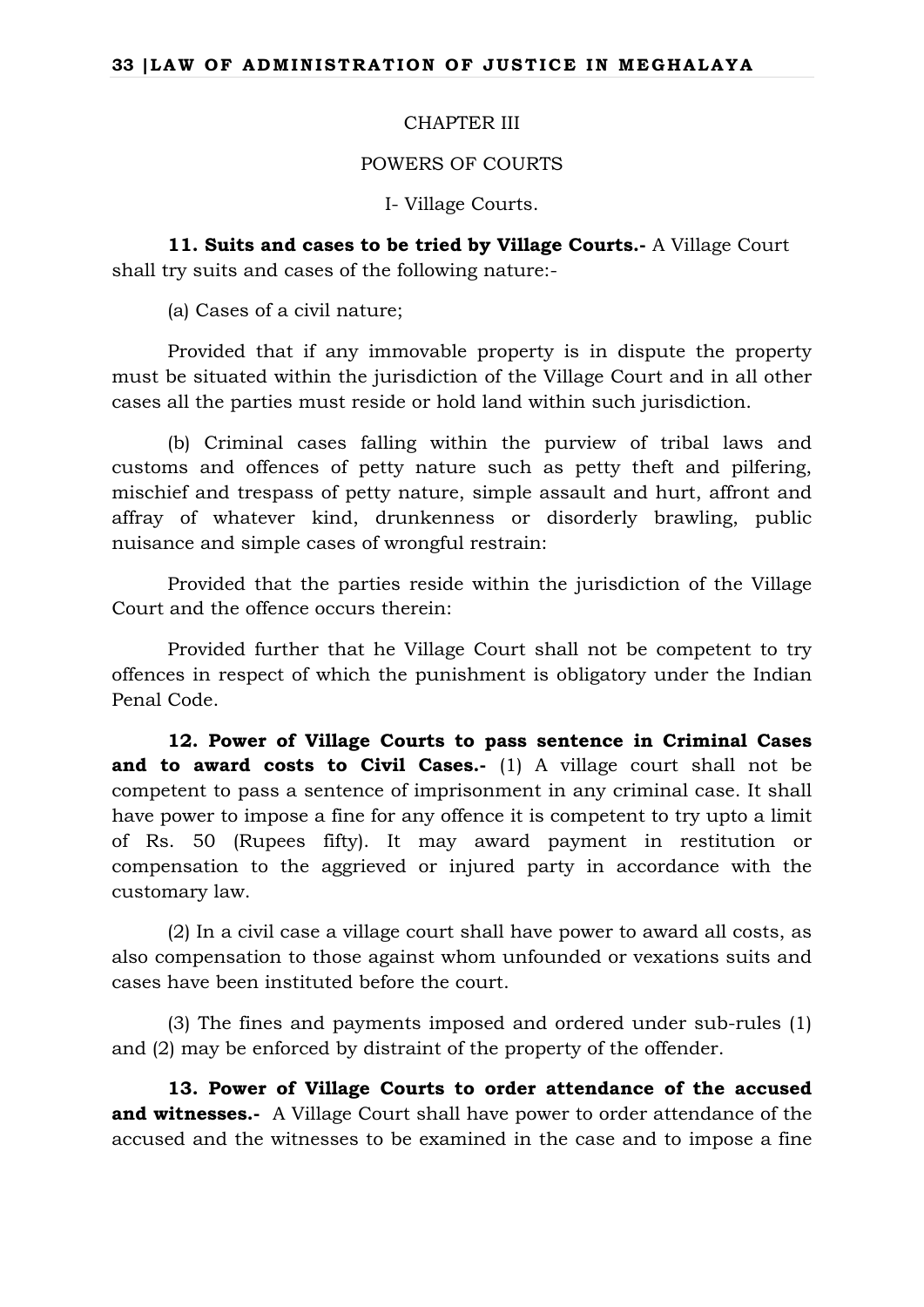CHAPTER III

POWERS OF COURTS

I- Village Courts.

**11. Suits and cases to be tried by Village Courts.-** A Village Court shall try suits and cases of the following nature:-

(a) Cases of a civil nature;

Provided that if any immovable property is in dispute the property must be situated within the jurisdiction of the Village Court and in all other cases all the parties must reside or hold land within such jurisdiction.

(b) Criminal cases falling within the purview of tribal laws and customs and offences of petty nature such as petty theft and pilfering, mischief and trespass of petty nature, simple assault and hurt, affront and affray of whatever kind, drunkenness or disorderly brawling, public nuisance and simple cases of wrongful restrain:

Provided that the parties reside within the jurisdiction of the Village Court and the offence occurs therein:

Provided further that he Village Court shall not be competent to try offences in respect of which the punishment is obligatory under the Indian Penal Code.

**12. Power of Village Courts to pass sentence in Criminal Cases and to award costs to Civil Cases.-** (1) A village court shall not be competent to pass a sentence of imprisonment in any criminal case. It shall have power to impose a fine for any offence it is competent to try upto a limit of Rs. 50 (Rupees fifty). It may award payment in restitution or compensation to the aggrieved or injured party in accordance with the customary law.

(2) In a civil case a village court shall have power to award all costs, as also compensation to those against whom unfounded or vexations suits and cases have been instituted before the court.

(3) The fines and payments imposed and ordered under sub-rules (1) and (2) may be enforced by distraint of the property of the offender.

**13. Power of Village Courts to order attendance of the accused and witnesses.-** A Village Court shall have power to order attendance of the accused and the witnesses to be examined in the case and to impose a fine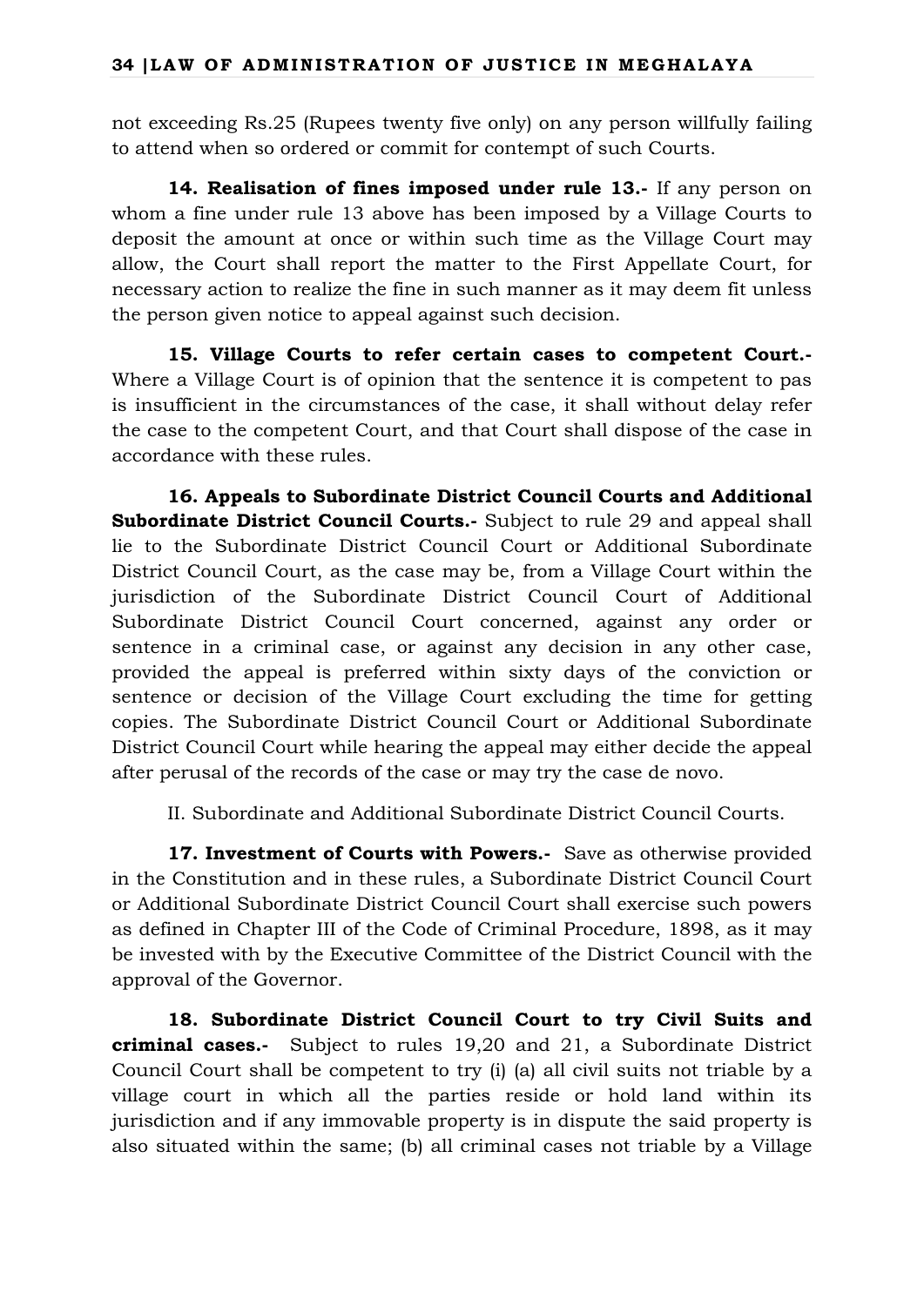not exceeding Rs.25 (Rupees twenty five only) on any person willfully failing to attend when so ordered or commit for contempt of such Courts.

**14. Realisation of fines imposed under rule 13.-** If any person on whom a fine under rule 13 above has been imposed by a Village Courts to deposit the amount at once or within such time as the Village Court may allow, the Court shall report the matter to the First Appellate Court, for necessary action to realize the fine in such manner as it may deem fit unless the person given notice to appeal against such decision.

**15. Village Courts to refer certain cases to competent Court.-** Where a Village Court is of opinion that the sentence it is competent to pas is insufficient in the circumstances of the case, it shall without delay refer the case to the competent Court, and that Court shall dispose of the case in accordance with these rules.

**16. Appeals to Subordinate District Council Courts and Additional Subordinate District Council Courts.-** Subject to rule 29 and appeal shall lie to the Subordinate District Council Court or Additional Subordinate District Council Court, as the case may be, from a Village Court within the jurisdiction of the Subordinate District Council Court of Additional Subordinate District Council Court concerned, against any order or sentence in a criminal case, or against any decision in any other case, provided the appeal is preferred within sixty days of the conviction or sentence or decision of the Village Court excluding the time for getting copies. The Subordinate District Council Court or Additional Subordinate District Council Court while hearing the appeal may either decide the appeal after perusal of the records of the case or may try the case de novo.

II. Subordinate and Additional Subordinate District Council Courts.

**17. Investment of Courts with Powers.-** Save as otherwise provided in the Constitution and in these rules, a Subordinate District Council Court or Additional Subordinate District Council Court shall exercise such powers as defined in Chapter III of the Code of Criminal Procedure, 1898, as it may be invested with by the Executive Committee of the District Council with the approval of the Governor.

**18. Subordinate District Council Court to try Civil Suits and criminal cases.-** Subject to rules 19,20 and 21, a Subordinate District Council Court shall be competent to try (i) (a) all civil suits not triable by a village court in which all the parties reside or hold land within its jurisdiction and if any immovable property is in dispute the said property is also situated within the same; (b) all criminal cases not triable by a Village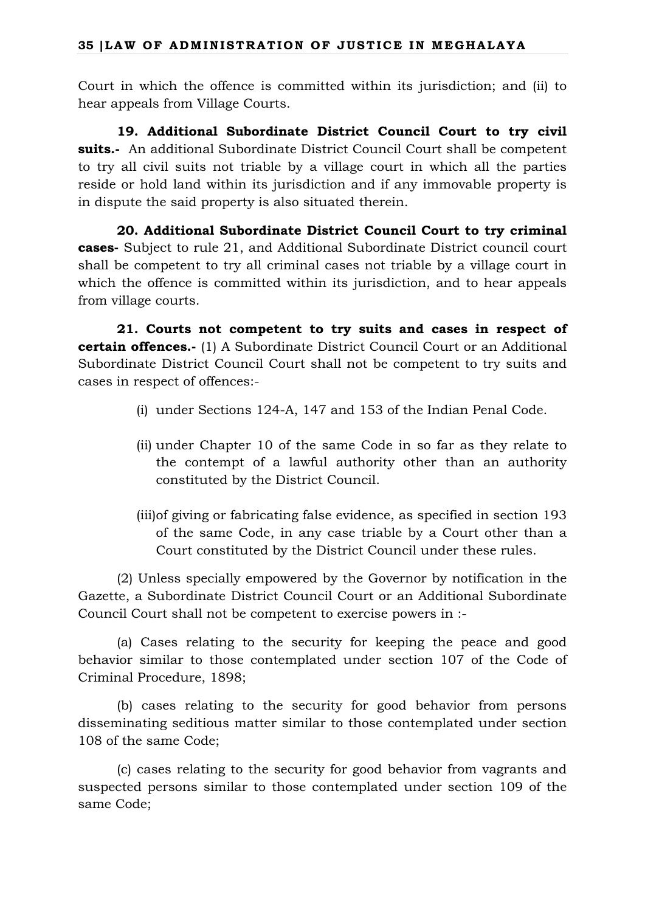Court in which the offence is committed within its jurisdiction; and (ii) to hear appeals from Village Courts.

**19. Additional Subordinate District Council Court to try civil suits.-** An additional Subordinate District Council Court shall be competent to try all civil suits not triable by a village court in which all the parties reside or hold land within its jurisdiction and if any immovable property is in dispute the said property is also situated therein.

**20. Additional Subordinate District Council Court to try criminal cases-** Subject to rule 21, and Additional Subordinate District council court shall be competent to try all criminal cases not triable by a village court in which the offence is committed within its jurisdiction, and to hear appeals from village courts.

**21. Courts not competent to try suits and cases in respect of certain offences.-** (1) A Subordinate District Council Court or an Additional Subordinate District Council Court shall not be competent to try suits and cases in respect of offences:-

(i) under Sections 124-A, 147 and 153 of the Indian Penal Code.

(ii) under Chapter 10 of the same Code in so far as they relate to the contempt of a lawful authority other than an authority constituted by the District Council.

(iii) of giving or fabricating false evidence, as specified in section 193 of the same Code, in any case triable by a Court other than a Court constituted by the District Council under these rules.

(2) Unless specially empowered by the Governor by notification in the Gazette, a Subordinate District Council Court or an Additional Subordinate Council Court shall not be competent to exercise powers in :-

(a) Cases relating to the security for keeping the peace and good behavior similar to those contemplated under section 107 of the Code of Criminal Procedure, 1898;

(b) cases relating to the security for good behavior from persons disseminating seditious matter similar to those contemplated under section 108 of the same Code;

(c) cases relating to the security for good behavior from vagrants and suspected persons similar to those contemplated under section 109 of the same Code;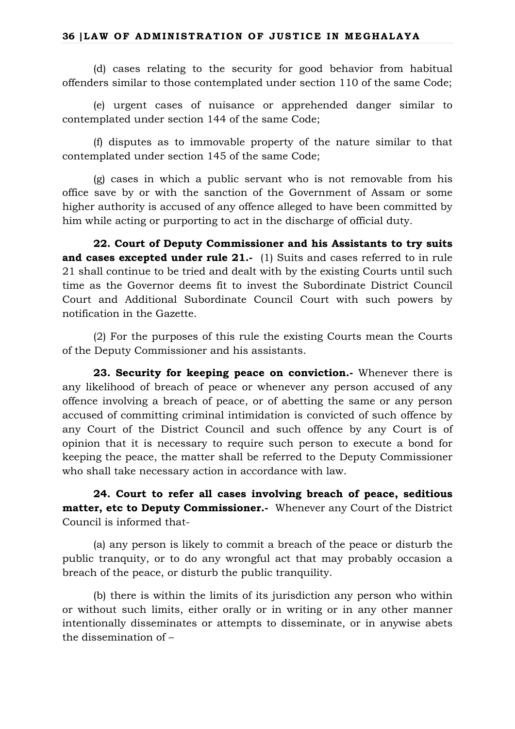(d) cases relating to the security for good behavior from habitual offenders similar to those contemplated under section 110 of the same Code;

(e) urgent cases of nuisance or apprehended danger similar to contemplated under section 144 of the same Code;

(f) disputes as to immovable property of the nature similar to that contemplated under section 145 of the same Code;

(g) cases in which a public servant who is not removable from his office save by or with the sanction of the Government of Assam or some higher authority is accused of any offence alleged to have been committed by him while acting or purporting to act in the discharge of official duty.

**22. Court of Deputy Commissioner and his Assistants to try suits and cases excepted under rule 21.-** (1) Suits and cases referred to in rule 21 shall continue to be tried and dealt with by the existing Courts until such time as the Governor deems fit to invest the Subordinate District Council Court and Additional Subordinate Council Court with such powers by notification in the Gazette.

(2) For the purposes of this rule the existing Courts mean the Courts of the Deputy Commissioner and his assistants.

**23. Security for keeping peace on conviction.-** Whenever there is any likelihood of breach of peace or whenever any person accused of any offence involving a breach of peace, or of abetting the same or any person accused of committing criminal intimidation is convicted of such offence by any Court of the District Council and such offence by any Court is of opinion that it is necessary to require such person to execute a bond for keeping the peace, the matter shall be referred to the Deputy Commissioner who shall take necessary action in accordance with law.

**24. Court to refer all cases involving breach of peace, seditious matter, etc to Deputy Commissioner.-** Whenever any Court of the District Council is informed that-

(a) any person is likely to commit a breach of the peace or disturb the public tranquity, or to do any wrongful act that may probably occasion a breach of the peace, or disturb the public tranquility.

(b) there is within the limits of its jurisdiction any person who within or without such limits, either orally or in writing or in any other manner intentionally disseminates or attempts to disseminate, or in anywise abets the dissemination of –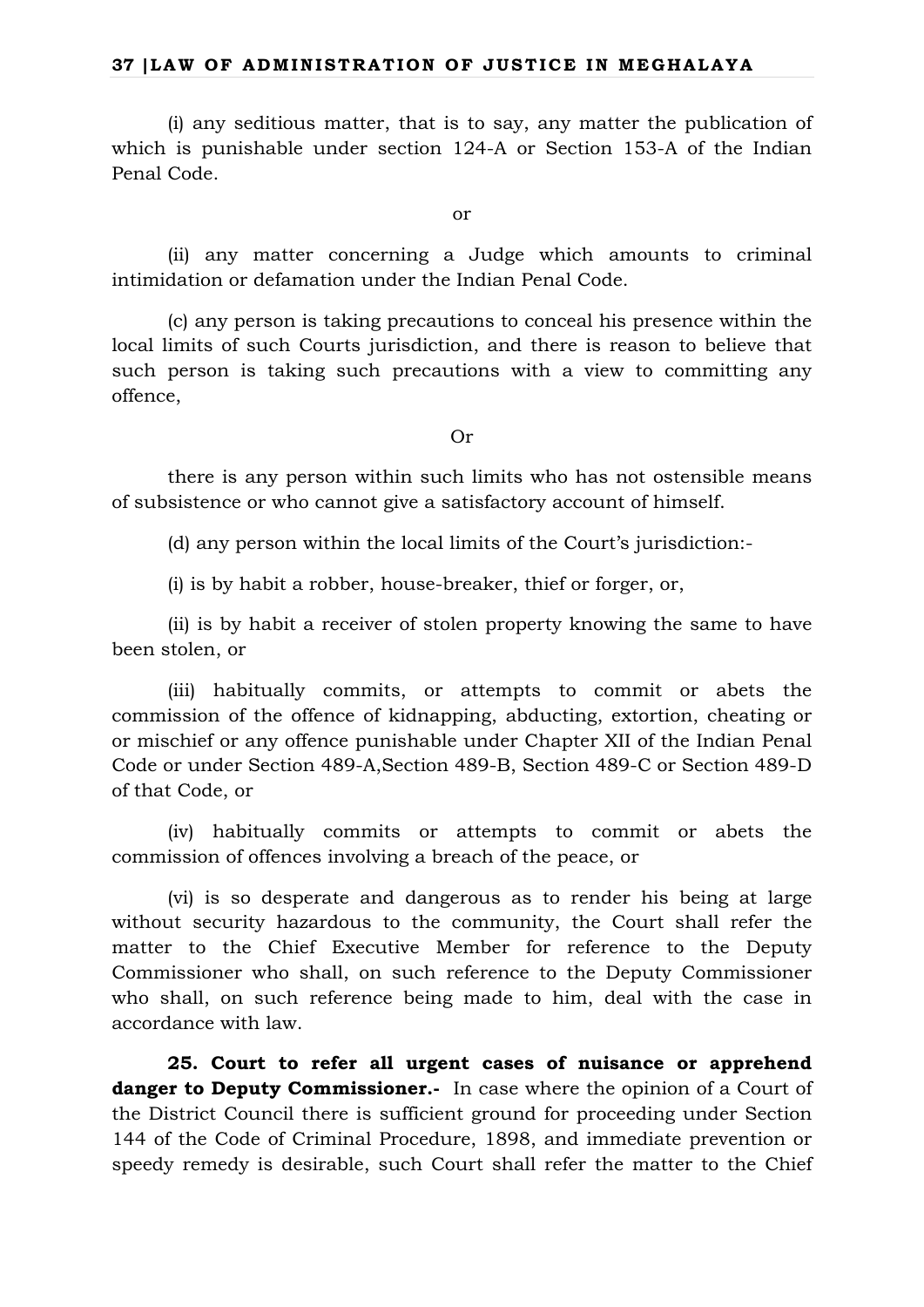(i) any seditious matter, that is to say, any matter the publication of which is punishable under section 124-A or Section 153-A of the Indian Penal Code.

or

(ii) any matter concerning a Judge which amounts to criminal intimidation or defamation under the Indian Penal Code.

(c) any person is taking precautions to conceal his presence within the local limits of such Courts jurisdiction, and there is reason to believe that such person is taking such precautions with a view to committing any offence,

Or

there is any person within such limits who has not ostensible means of subsistence or who cannot give a satisfactory account of himself.

(d) any person within the local limits of the Court's jurisdiction:-

(i) is by habit a robber, house-breaker, thief or forger, or,

(ii) is by habit a receiver of stolen property knowing the same to have been stolen, or

(iii) habitually commits, or attempts to commit or abets the commission of the offence of kidnapping, abducting, extortion, cheating or or mischief or any offence punishable under Chapter XII of the Indian Penal Code or under Section 489-A,Section 489-B, Section 489-C or Section 489-D of that Code, or

(iv) habitually commits or attempts to commit or abets the commission of offences involving a breach of the peace, or

(vi) is so desperate and dangerous as to render his being at large without security hazardous to the community, the Court shall refer the matter to the Chief Executive Member for reference to the Deputy Commissioner who shall, on such reference to the Deputy Commissioner who shall, on such reference being made to him, deal with the case in accordance with law.

**25. Court to refer all urgent cases of nuisance or apprehend danger to Deputy Commissioner.-** In case where the opinion of a Court of the District Council there is sufficient ground for proceeding under Section 144 of the Code of Criminal Procedure, 1898, and immediate prevention or speedy remedy is desirable, such Court shall refer the matter to the Chief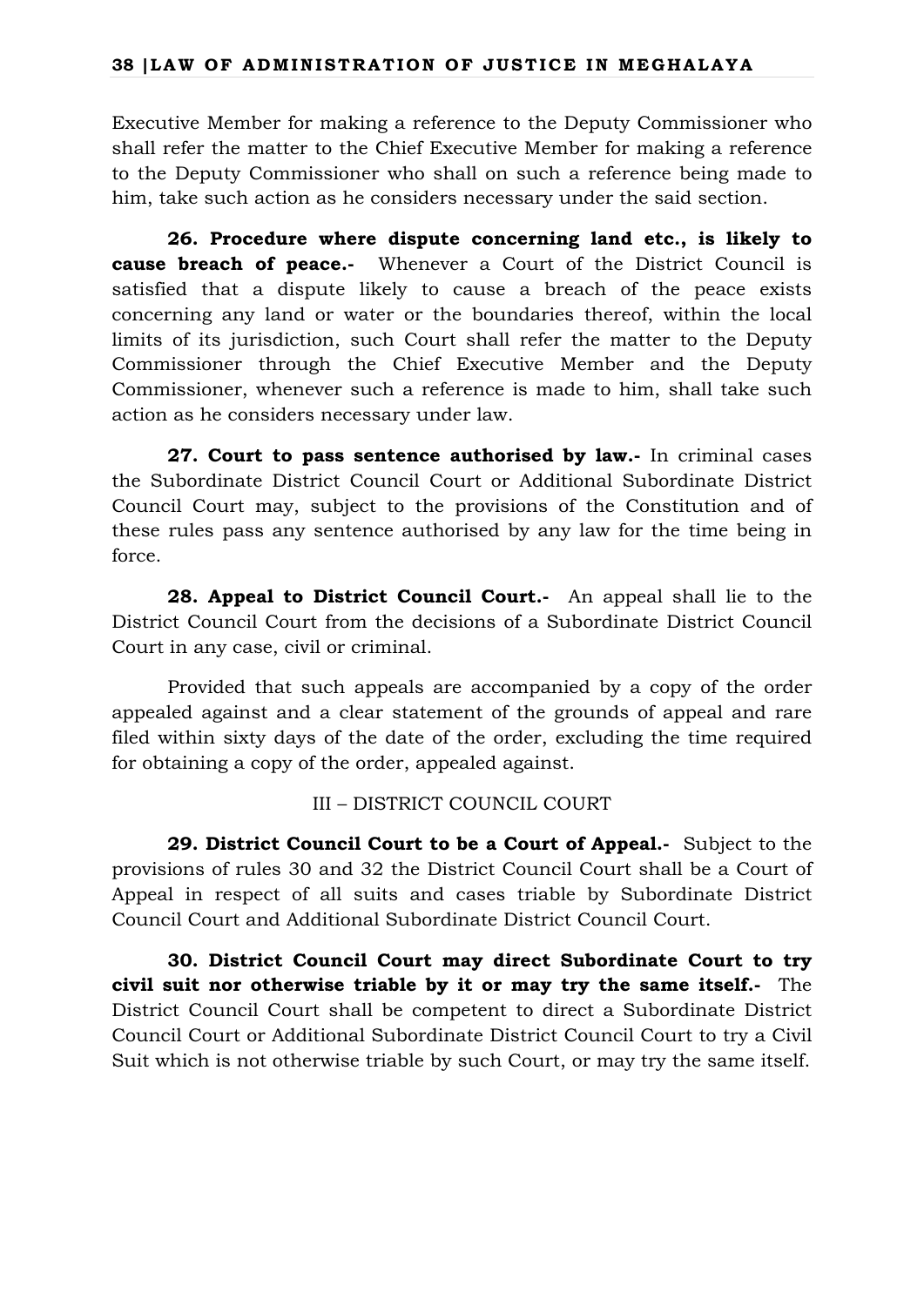Executive Member for making a reference to the Deputy Commissioner who shall refer the matter to the Chief Executive Member for making a reference to the Deputy Commissioner who shall on such a reference being made to him, take such action as he considers necessary under the said section.

**26. Procedure where dispute concerning land etc., is likely to cause breach of peace.-** Whenever a Court of the District Council is satisfied that a dispute likely to cause a breach of the peace exists concerning any land or water or the boundaries thereof, within the local limits of its jurisdiction, such Court shall refer the matter to the Deputy Commissioner through the Chief Executive Member and the Deputy Commissioner, whenever such a reference is made to him, shall take such action as he considers necessary under law.

**27. Court to pass sentence authorised by law.-** In criminal cases the Subordinate District Council Court or Additional Subordinate District Council Court may, subject to the provisions of the Constitution and of these rules pass any sentence authorised by any law for the time being in force.

**28. Appeal to District Council Court.-** An appeal shall lie to the District Council Court from the decisions of a Subordinate District Council Court in any case, civil or criminal.

Provided that such appeals are accompanied by a copy of the order appealed against and a clear statement of the grounds of appeal and rare filed within sixty days of the date of the order, excluding the time required for obtaining a copy of the order, appealed against.

III – DISTRICT COUNCIL COURT

**29. District Council Court to be a Court of Appeal.-** Subject to the provisions of rules 30 and 32 the District Council Court shall be a Court of Appeal in respect of all suits and cases triable by Subordinate District Council Court and Additional Subordinate District Council Court.

**30. District Council Court may direct Subordinate Court to try civil suit nor otherwise triable by it or may try the same itself.-** The District Council Court shall be competent to direct a Subordinate District Council Court or Additional Subordinate District Council Court to try a Civil Suit which is not otherwise triable by such Court, or may try the same itself.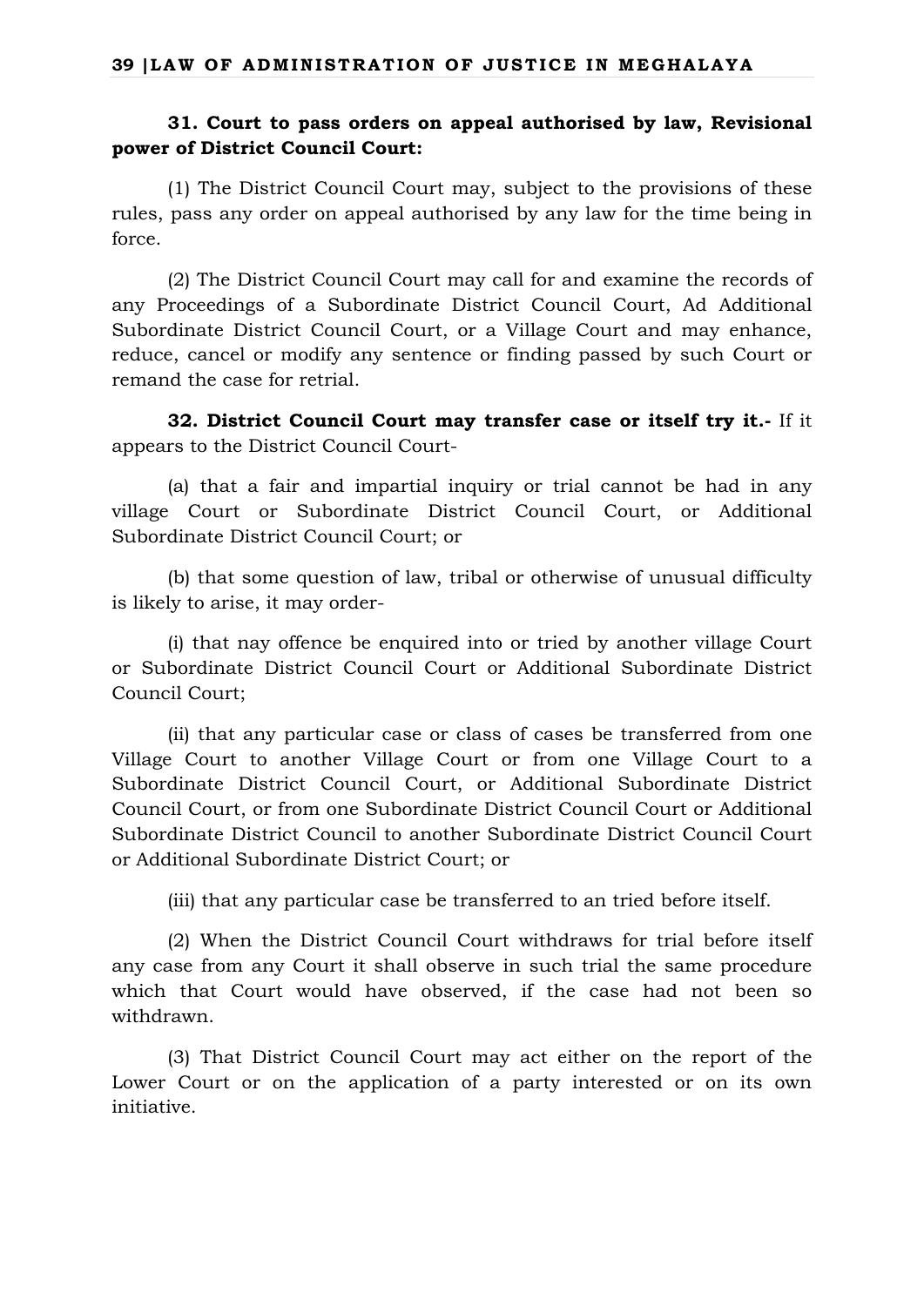**31. Court to pass orders on appeal authorised by law, Revisional power of District Council Court:**

(1) The District Council Court may, subject to the provisions of these rules, pass any order on appeal authorised by any law for the time being in force.

(2) The District Council Court may call for and examine the records of any Proceedings of a Subordinate District Council Court, Ad Additional Subordinate District Council Court, or a Village Court and may enhance, reduce, cancel or modify any sentence or finding passed by such Court or remand the case for retrial.

**32. District Council Court may transfer case or itself try it.-** If it appears to the District Council Court-

(a) that a fair and impartial inquiry or trial cannot be had in any village Court or Subordinate District Council Court, or Additional Subordinate District Council Court; or

(b) that some question of law, tribal or otherwise of unusual difficulty is likely to arise, it may order-

(i) that nay offence be enquired into or tried by another village Court or Subordinate District Council Court or Additional Subordinate District Council Court;

(ii) that any particular case or class of cases be transferred from one Village Court to another Village Court or from one Village Court to a Subordinate District Council Court, or Additional Subordinate District Council Court, or from one Subordinate District Council Court or Additional Subordinate District Council to another Subordinate District Council Court or Additional Subordinate District Court; or

(iii) that any particular case be transferred to an tried before itself.

(2) When the District Council Court withdraws for trial before itself any case from any Court it shall observe in such trial the same procedure which that Court would have observed, if the case had not been so withdrawn.

(3) That District Council Court may act either on the report of the Lower Court or on the application of a party interested or on its own initiative.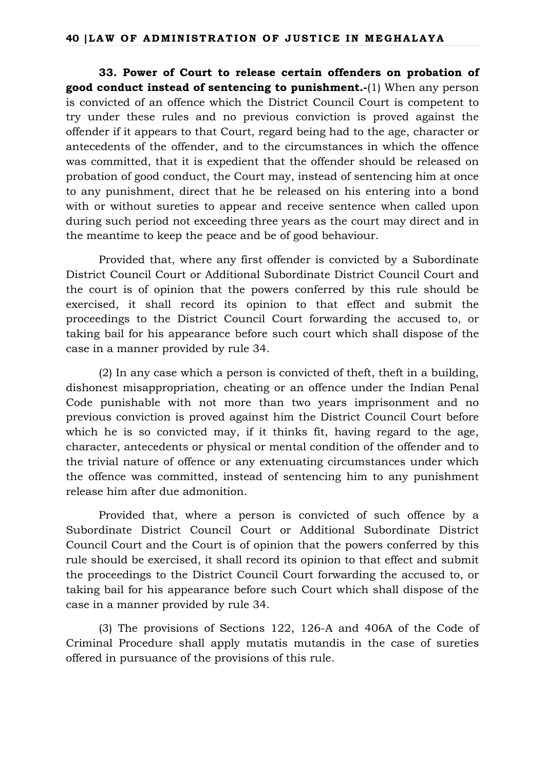**33. Power of Court to release certain offenders on probation of good conduct instead of sentencing to punishment.-**(1) When any person is convicted of an offence which the District Council Court is competent to try under these rules and no previous conviction is proved against the offender if it appears to that Court, regard being had to the age, character or antecedents of the offender, and to the circumstances in which the offence was committed, that it is expedient that the offender should be released on probation of good conduct, the Court may, instead of sentencing him at once to any punishment, direct that he be released on his entering into a bond with or without sureties to appear and receive sentence when called upon during such period not exceeding three years as the court may direct and in the meantime to keep the peace and be of good behaviour.

Provided that, where any first offender is convicted by a Subordinate District Council Court or Additional Subordinate District Council Court and the court is of opinion that the powers conferred by this rule should be exercised, it shall record its opinion to that effect and submit the proceedings to the District Council Court forwarding the accused to, or taking bail for his appearance before such court which shall dispose of the case in a manner provided by rule 34.

(2) In any case which a person is convicted of theft, theft in a building, dishonest misappropriation, cheating or an offence under the Indian Penal Code punishable with not more than two years imprisonment and no previous conviction is proved against him the District Council Court before which he is so convicted may, if it thinks fit, having regard to the age, character, antecedents or physical or mental condition of the offender and to the trivial nature of offence or any extenuating circumstances under which the offence was committed, instead of sentencing him to any punishment release him after due admonition.

Provided that, where a person is convicted of such offence by a Subordinate District Council Court or Additional Subordinate District Council Court and the Court is of opinion that the powers conferred by this rule should be exercised, it shall record its opinion to that effect and submit the proceedings to the District Council Court forwarding the accused to, or taking bail for his appearance before such Court which shall dispose of the case in a manner provided by rule 34.

(3) The provisions of Sections 122, 126-A and 406A of the Code of Criminal Procedure shall apply mutatis mutandis in the case of sureties offered in pursuance of the provisions of this rule.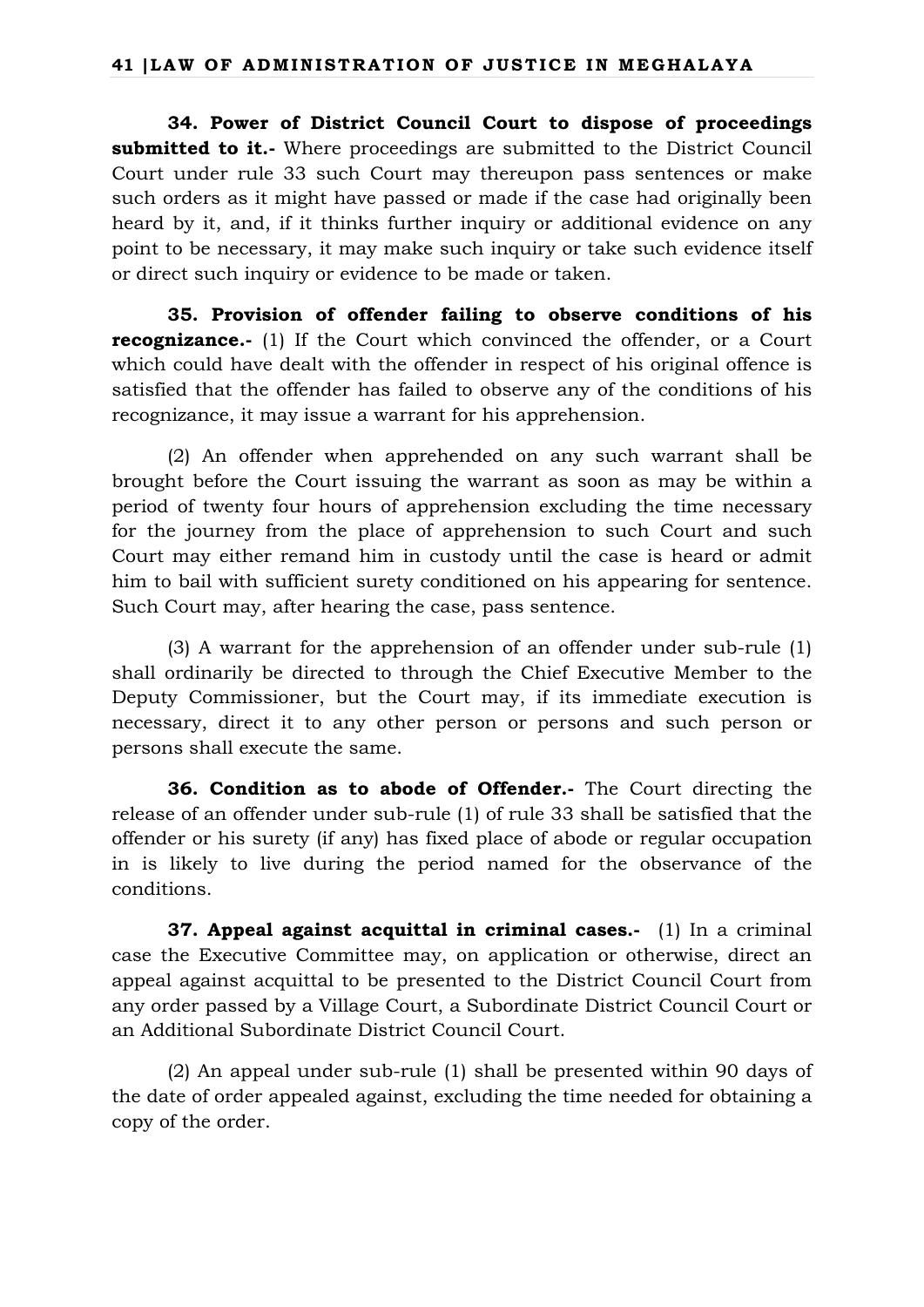**34. Power of District Council Court to dispose of proceedings submitted to it.-** Where proceedings are submitted to the District Council Court under rule 33 such Court may thereupon pass sentences or make such orders as it might have passed or made if the case had originally been heard by it, and, if it thinks further inquiry or additional evidence on any point to be necessary, it may make such inquiry or take such evidence itself or direct such inquiry or evidence to be made or taken.

**35. Provision of offender failing to observe conditions of his recognizance.-** (1) If the Court which convinced the offender, or a Court which could have dealt with the offender in respect of his original offence is satisfied that the offender has failed to observe any of the conditions of his recognizance, it may issue a warrant for his apprehension.

(2) An offender when apprehended on any such warrant shall be brought before the Court issuing the warrant as soon as may be within a period of twenty four hours of apprehension excluding the time necessary for the journey from the place of apprehension to such Court and such Court may either remand him in custody until the case is heard or admit him to bail with sufficient surety conditioned on his appearing for sentence. Such Court may, after hearing the case, pass sentence.

(3) A warrant for the apprehension of an offender under sub-rule (1) shall ordinarily be directed to through the Chief Executive Member to the Deputy Commissioner, but the Court may, if its immediate execution is necessary, direct it to any other person or persons and such person or persons shall execute the same.

**36. Condition as to abode of Offender.-** The Court directing the release of an offender under sub-rule (1) of rule 33 shall be satisfied that the offender or his surety (if any) has fixed place of abode or regular occupation in is likely to live during the period named for the observance of the conditions.

**37. Appeal against acquittal in criminal cases.-** (1) In a criminal case the Executive Committee may, on application or otherwise, direct an appeal against acquittal to be presented to the District Council Court from any order passed by a Village Court, a Subordinate District Council Court or an Additional Subordinate District Council Court.

(2) An appeal under sub-rule (1) shall be presented within 90 days of the date of order appealed against, excluding the time needed for obtaining a copy of the order.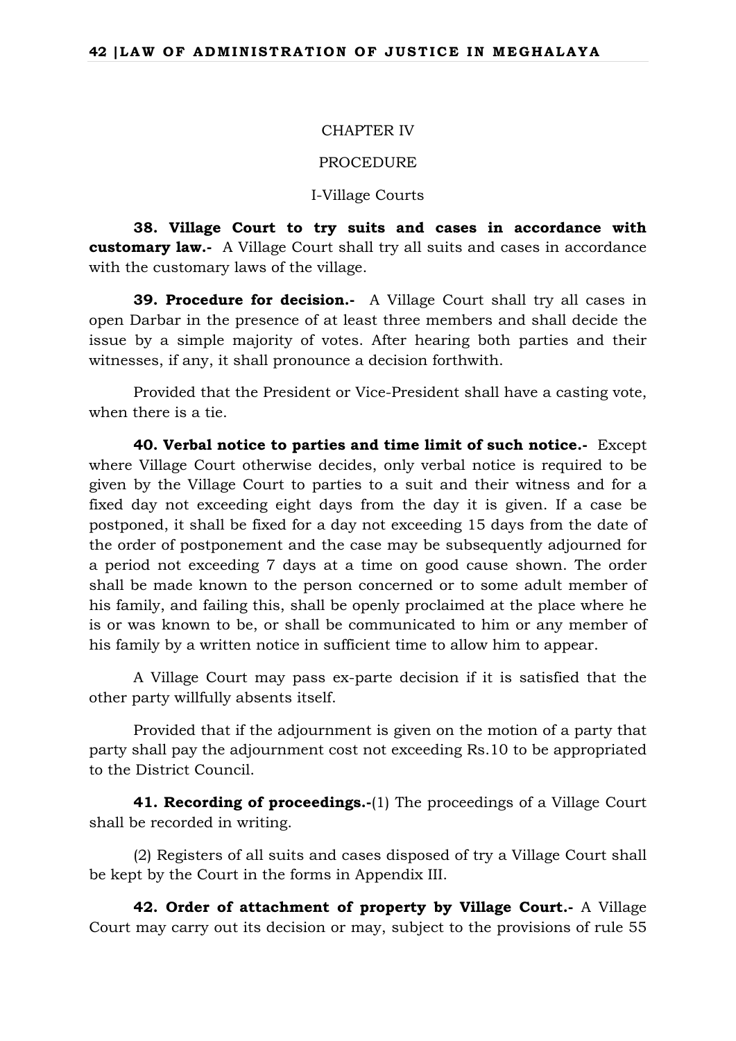CHAPTER IV

PROCEDURE

I-Village Courts

**38. Village Court to try suits and cases in accordance with customary law.-** A Village Court shall try all suits and cases in accordance with the customary laws of the village.

**39. Procedure for decision.-** A Village Court shall try all cases in open Darbar in the presence of at least three members and shall decide the issue by a simple majority of votes. After hearing both parties and their witnesses, if any, it shall pronounce a decision forthwith.

Provided that the President or Vice-President shall have a casting vote, when there is a tie.

**40. Verbal notice to parties and time limit of such notice.-** Except where Village Court otherwise decides, only verbal notice is required to be given by the Village Court to parties to a suit and their witness and for a fixed day not exceeding eight days from the day it is given. If a case be postponed, it shall be fixed for a day not exceeding 15 days from the date of the order of postponement and the case may be subsequently adjourned for a period not exceeding 7 days at a time on good cause shown. The order shall be made known to the person concerned or to some adult member of his family, and failing this, shall be openly proclaimed at the place where he is or was known to be, or shall be communicated to him or any member of his family by a written notice in sufficient time to allow him to appear.

A Village Court may pass ex-parte decision if it is satisfied that the other party willfully absents itself.

Provided that if the adjournment is given on the motion of a party that party shall pay the adjournment cost not exceeding Rs.10 to be appropriated to the District Council.

**41. Recording of proceedings.-**(1) The proceedings of a Village Court shall be recorded in writing.

(2) Registers of all suits and cases disposed of try a Village Court shall be kept by the Court in the forms in Appendix III.

**42. Order of attachment of property by Village Court.-** A Village Court may carry out its decision or may, subject to the provisions of rule 55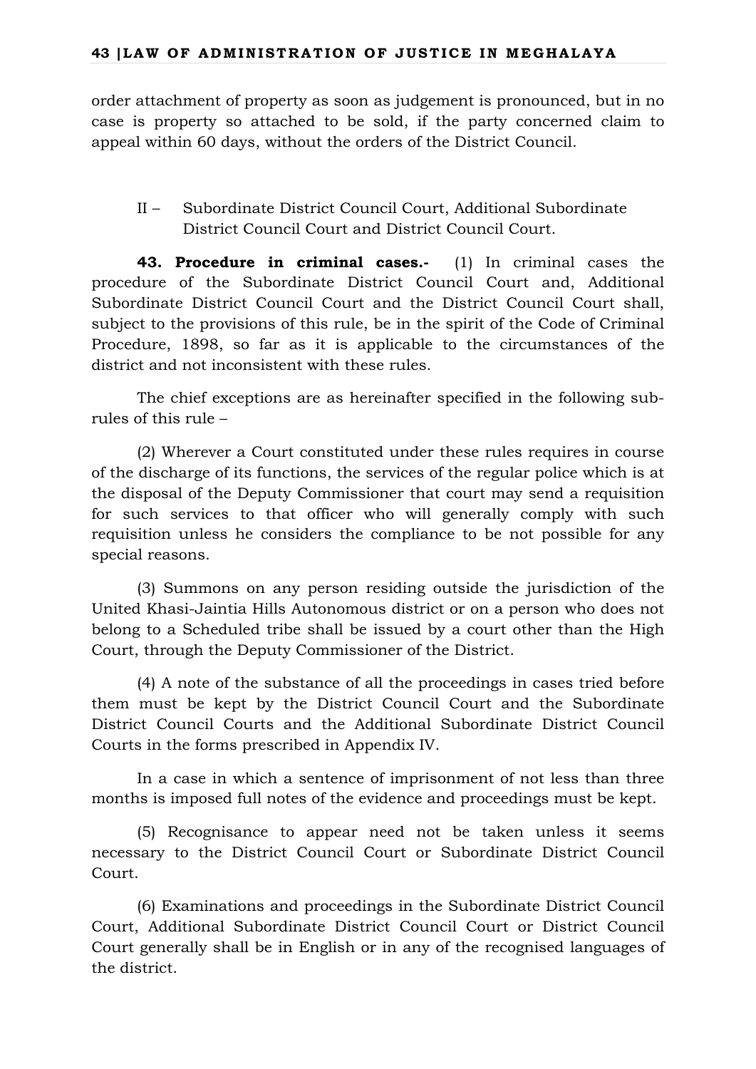order attachment of property as soon as judgement is pronounced, but in no case is property so attached to be sold, if the party concerned claim to appeal within 60 days, without the orders of the District Council.

II – Subordinate District Council Court, Additional Subordinate District Council Court and District Council Court.

**43. Procedure in criminal cases.-** (1) In criminal cases the procedure of the Subordinate District Council Court and, Additional Subordinate District Council Court and the District Council Court shall, subject to the provisions of this rule, be in the spirit of the Code of Criminal Procedure, 1898, so far as it is applicable to the circumstances of the district and not inconsistent with these rules.

The chief exceptions are as hereinafter specified in the following sub-rules of this rule –

(2) Wherever a Court constituted under these rules requires in course of the discharge of its functions, the services of the regular police which is at the disposal of the Deputy Commissioner that court may send a requisition for such services to that officer who will generally comply with such requisition unless he considers the compliance to be not possible for any special reasons.

(3) Summons on any person residing outside the jurisdiction of the United Khasi-Jaintia Hills Autonomous district or on a person who does not belong to a Scheduled tribe shall be issued by a court other than the High Court, through the Deputy Commissioner of the District.

(4) A note of the substance of all the proceedings in cases tried before them must be kept by the District Council Court and the Subordinate District Council Courts and the Additional Subordinate District Council Courts in the forms prescribed in Appendix IV.

In a case in which a sentence of imprisonment of not less than three months is imposed full notes of the evidence and proceedings must be kept.

(5) Recognisance to appear need not be taken unless it seems necessary to the District Council Court or Subordinate District Council Court.

(6) Examinations and proceedings in the Subordinate District Council Court, Additional Subordinate District Council Court or District Council Court generally shall be in English or in any of the recognised languages of the district.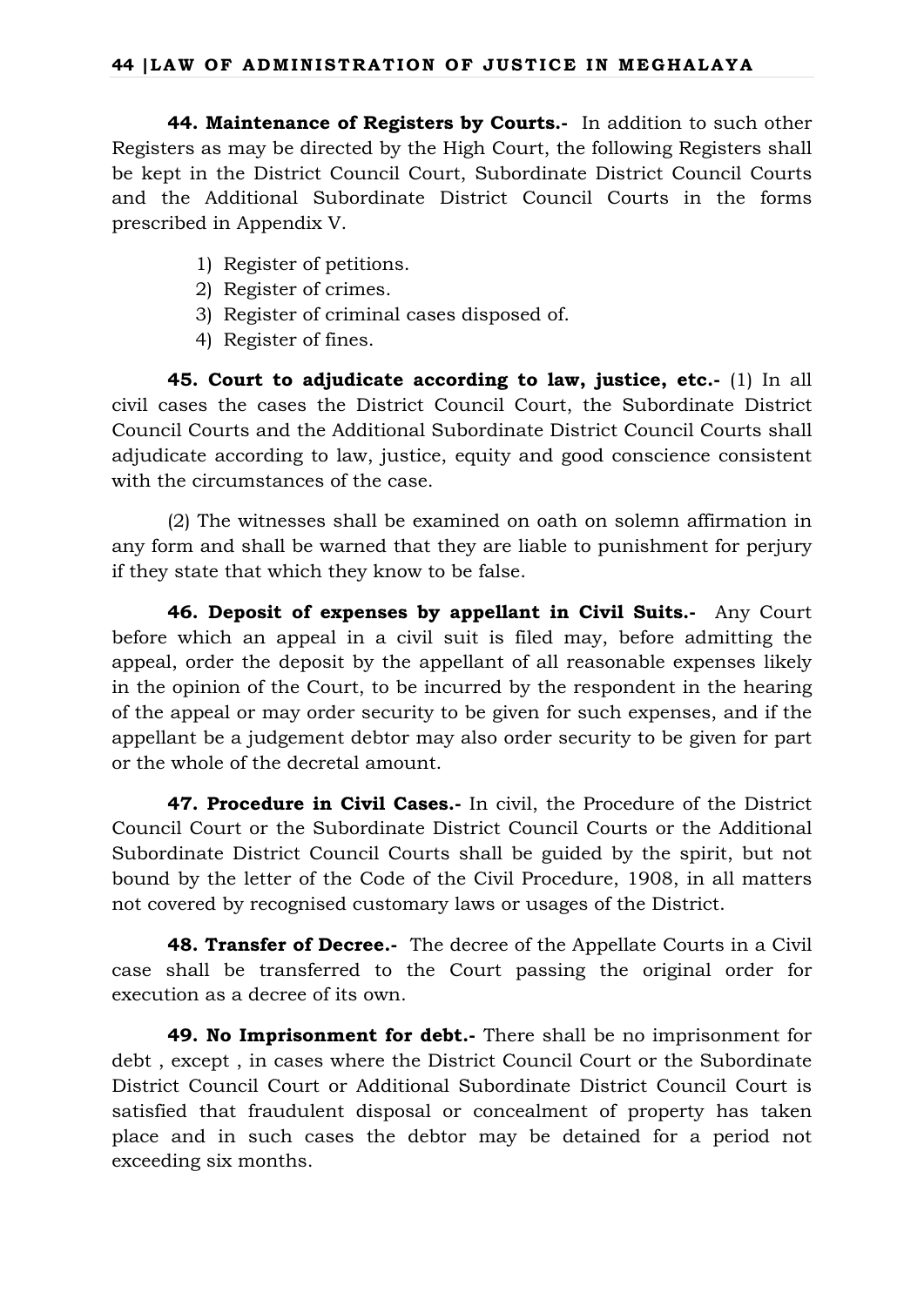**44. Maintenance of Registers by Courts.-** In addition to such other Registers as may be directed by the High Court, the following Registers shall be kept in the District Council Court, Subordinate District Council Courts and the Additional Subordinate District Council Courts in the forms prescribed in Appendix V.

1) Register of petitions.
2) Register of crimes.
3) Register of criminal cases disposed of.
4) Register of fines.

**45. Court to adjudicate according to law, justice, etc.-** (1) In all civil cases the cases the District Council Court, the Subordinate District Council Courts and the Additional Subordinate District Council Courts shall adjudicate according to law, justice, equity and good conscience consistent with the circumstances of the case.

(2) The witnesses shall be examined on oath on solemn affirmation in any form and shall be warned that they are liable to punishment for perjury if they state that which they know to be false.

**46. Deposit of expenses by appellant in Civil Suits.-** Any Court before which an appeal in a civil suit is filed may, before admitting the appeal, order the deposit by the appellant of all reasonable expenses likely in the opinion of the Court, to be incurred by the respondent in the hearing of the appeal or may order security to be given for such expenses, and if the appellant be a judgement debtor may also order security to be given for part or the whole of the decretal amount.

**47. Procedure in Civil Cases.-** In civil, the Procedure of the District Council Court or the Subordinate District Council Courts or the Additional Subordinate District Council Courts shall be guided by the spirit, but not bound by the letter of the Code of the Civil Procedure, 1908, in all matters not covered by recognised customary laws or usages of the District.

**48. Transfer of Decree.-** The decree of the Appellate Courts in a Civil case shall be transferred to the Court passing the original order for execution as a decree of its own.

**49. No Imprisonment for debt.-** There shall be no imprisonment for debt , except , in cases where the District Council Court or the Subordinate District Council Court or Additional Subordinate District Council Court is satisfied that fraudulent disposal or concealment of property has taken place and in such cases the debtor may be detained for a period not exceeding six months.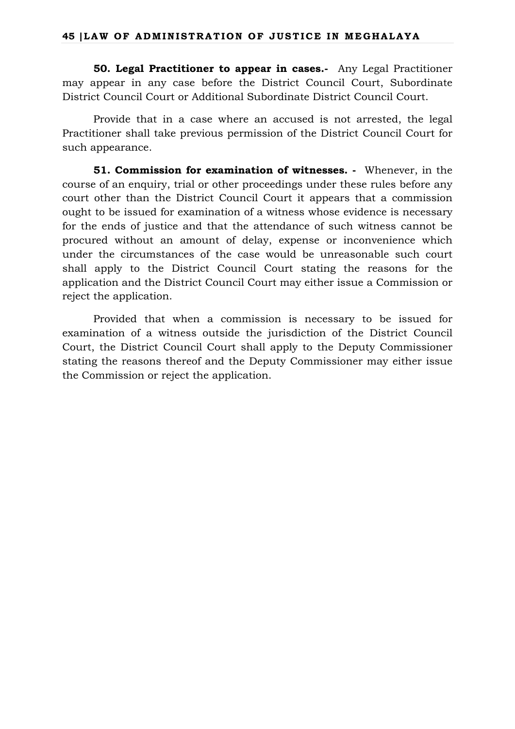**50. Legal Practitioner to appear in cases.-** Any Legal Practitioner may appear in any case before the District Council Court, Subordinate District Council Court or Additional Subordinate District Council Court.

Provide that in a case where an accused is not arrested, the legal Practitioner shall take previous permission of the District Council Court for such appearance.

**51. Commission for examination of witnesses. -** Whenever, in the course of an enquiry, trial or other proceedings under these rules before any court other than the District Council Court it appears that a commission ought to be issued for examination of a witness whose evidence is necessary for the ends of justice and that the attendance of such witness cannot be procured without an amount of delay, expense or inconvenience which under the circumstances of the case would be unreasonable such court shall apply to the District Council Court stating the reasons for the application and the District Council Court may either issue a Commission or reject the application.

Provided that when a commission is necessary to be issued for examination of a witness outside the jurisdiction of the District Council Court, the District Council Court shall apply to the Deputy Commissioner stating the reasons thereof and the Deputy Commissioner may either issue the Commission or reject the application.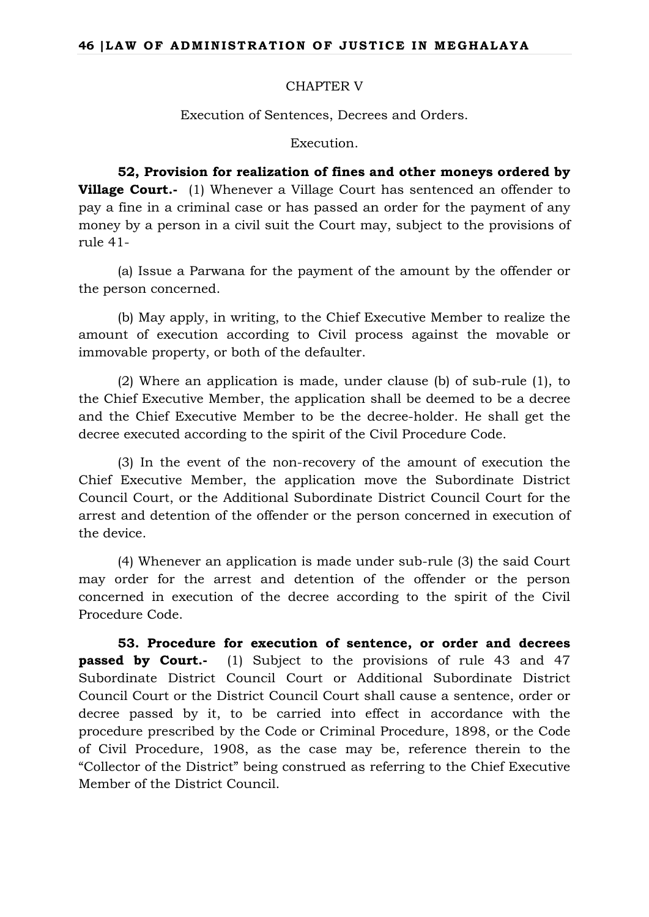CHAPTER V

Execution of Sentences, Decrees and Orders.

Execution.

**52, Provision for realization of fines and other moneys ordered by Village Court.-** (1) Whenever a Village Court has sentenced an offender to pay a fine in a criminal case or has passed an order for the payment of any money by a person in a civil suit the Court may, subject to the provisions of rule 41-

(a) Issue a Parwana for the payment of the amount by the offender or the person concerned.

(b) May apply, in writing, to the Chief Executive Member to realize the amount of execution according to Civil process against the movable or immovable property, or both of the defaulter.

(2) Where an application is made, under clause (b) of sub-rule (1), to the Chief Executive Member, the application shall be deemed to be a decree and the Chief Executive Member to be the decree-holder. He shall get the decree executed according to the spirit of the Civil Procedure Code.

(3) In the event of the non-recovery of the amount of execution the Chief Executive Member, the application move the Subordinate District Council Court, or the Additional Subordinate District Council Court for the arrest and detention of the offender or the person concerned in execution of the device.

(4) Whenever an application is made under sub-rule (3) the said Court may order for the arrest and detention of the offender or the person concerned in execution of the decree according to the spirit of the Civil Procedure Code.

**53. Procedure for execution of sentence, or order and decrees passed by Court.-** (1) Subject to the provisions of rule 43 and 47 Subordinate District Council Court or Additional Subordinate District Council Court or the District Council Court shall cause a sentence, order or decree passed by it, to be carried into effect in accordance with the procedure prescribed by the Code or Criminal Procedure, 1898, or the Code of Civil Procedure, 1908, as the case may be, reference therein to the "Collector of the District" being construed as referring to the Chief Executive Member of the District Council.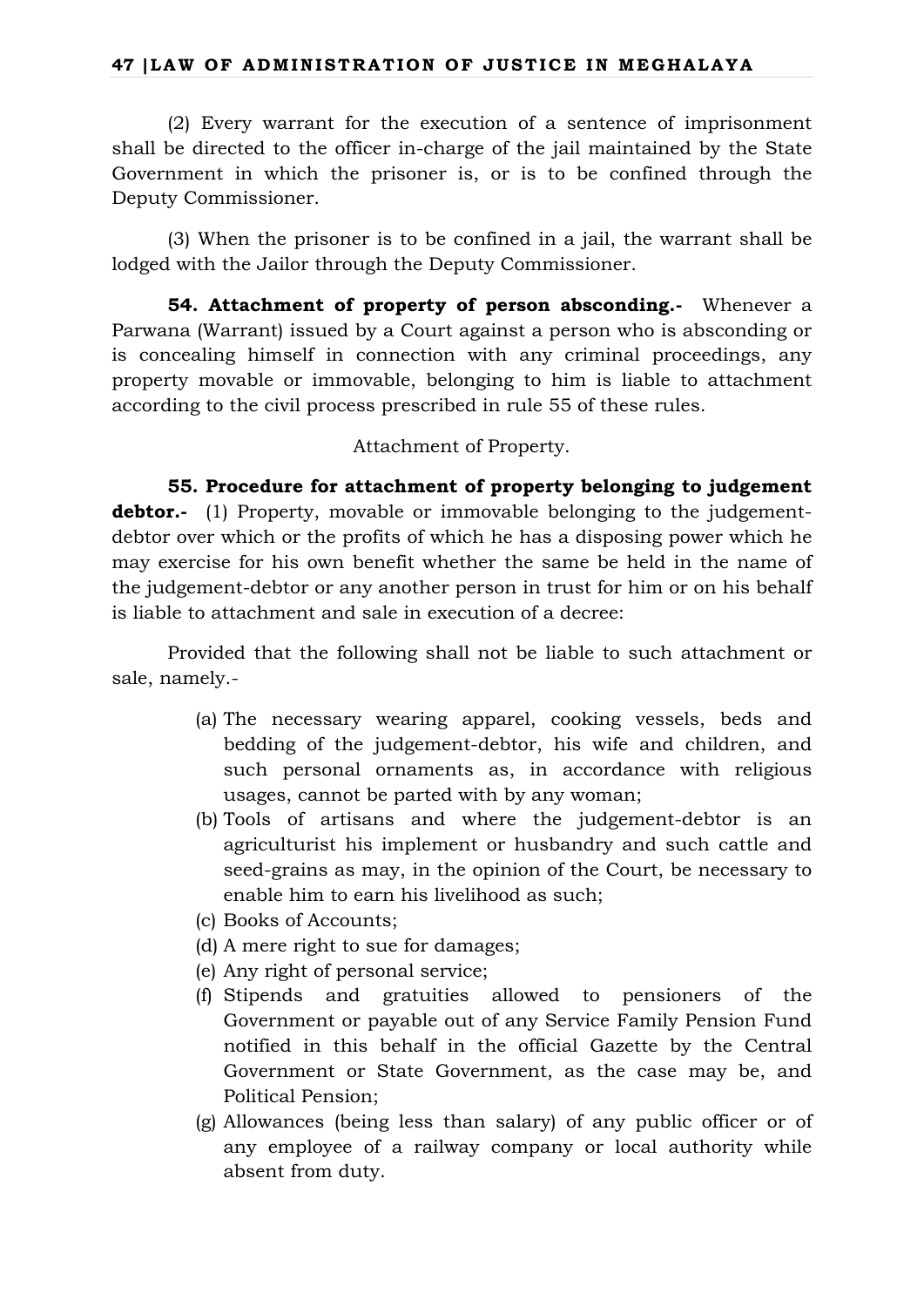(2) Every warrant for the execution of a sentence of imprisonment shall be directed to the officer in-charge of the jail maintained by the State Government in which the prisoner is, or is to be confined through the Deputy Commissioner.

(3) When the prisoner is to be confined in a jail, the warrant shall be lodged with the Jailor through the Deputy Commissioner.

**54. Attachment of property of person absconding.-** Whenever a Parwana (Warrant) issued by a Court against a person who is absconding or is concealing himself in connection with any criminal proceedings, any property movable or immovable, belonging to him is liable to attachment according to the civil process prescribed in rule 55 of these rules.

Attachment of Property.

**55. Procedure for attachment of property belonging to judgement debtor.-** (1) Property, movable or immovable belonging to the judgement-debtor over which or the profits of which he has a disposing power which he may exercise for his own benefit whether the same be held in the name of the judgement-debtor or any another person in trust for him or on his behalf is liable to attachment and sale in execution of a decree:

Provided that the following shall not be liable to such attachment or sale, namely.-

(a) The necessary wearing apparel, cooking vessels, beds and bedding of the judgement-debtor, his wife and children, and such personal ornaments as, in accordance with religious usages, cannot be parted with by any woman;
(b) Tools of artisans and where the judgement-debtor is an agriculturist his implement or husbandry and such cattle and seed-grains as may, in the opinion of the Court, be necessary to enable him to earn his livelihood as such;
(c) Books of Accounts;
(d) A mere right to sue for damages;
(e) Any right of personal service;
(f) Stipends and gratuities allowed to pensioners of the Government or payable out of any Service Family Pension Fund notified in this behalf in the official Gazette by the Central Government or State Government, as the case may be, and Political Pension;
(g) Allowances (being less than salary) of any public officer or of any employee of a railway company or local authority while absent from duty.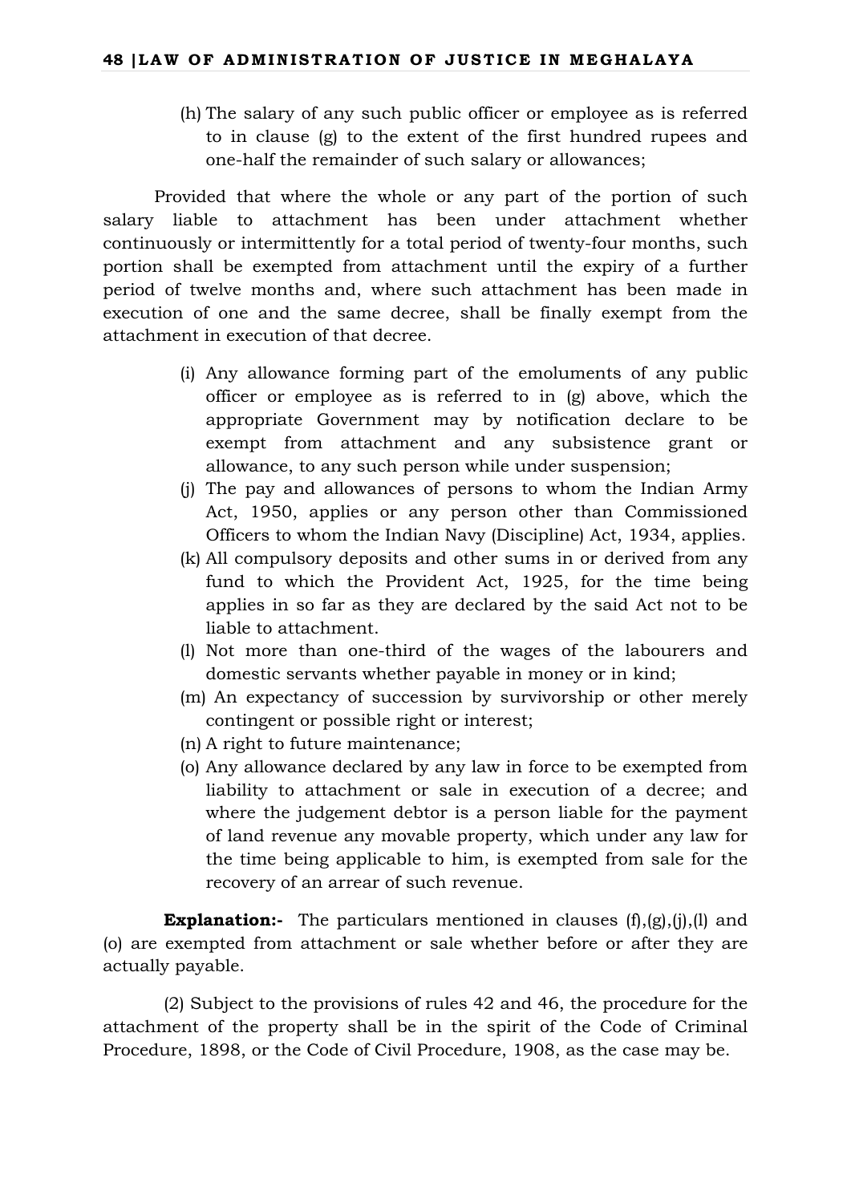(h) The salary of any such public officer or employee as is referred to in clause (g) to the extent of the first hundred rupees and one-half the remainder of such salary or allowances;

Provided that where the whole or any part of the portion of such salary liable to attachment has been under attachment whether continuously or intermittently for a total period of twenty-four months, such portion shall be exempted from attachment until the expiry of a further period of twelve months and, where such attachment has been made in execution of one and the same decree, shall be finally exempt from the attachment in execution of that decree.

(i) Any allowance forming part of the emoluments of any public officer or employee as is referred to in (g) above, which the appropriate Government may by notification declare to be exempt from attachment and any subsistence grant or allowance, to any such person while under suspension;

(j) The pay and allowances of persons to whom the Indian Army Act, 1950, applies or any person other than Commissioned Officers to whom the Indian Navy (Discipline) Act, 1934, applies.

(k) All compulsory deposits and other sums in or derived from any fund to which the Provident Act, 1925, for the time being applies in so far as they are declared by the said Act not to be liable to attachment.

(l) Not more than one-third of the wages of the labourers and domestic servants whether payable in money or in kind;

(m) An expectancy of succession by survivorship or other merely contingent or possible right or interest;

(n) A right to future maintenance;

(o) Any allowance declared by any law in force to be exempted from liability to attachment or sale in execution of a decree; and where the judgement debtor is a person liable for the payment of land revenue any movable property, which under any law for the time being applicable to him, is exempted from sale for the recovery of an arrear of such revenue.

**Explanation:-** The particulars mentioned in clauses (f),(g),(j),(l) and (o) are exempted from attachment or sale whether before or after they are actually payable.

(2) Subject to the provisions of rules 42 and 46, the procedure for the attachment of the property shall be in the spirit of the Code of Criminal Procedure, 1898, or the Code of Civil Procedure, 1908, as the case may be.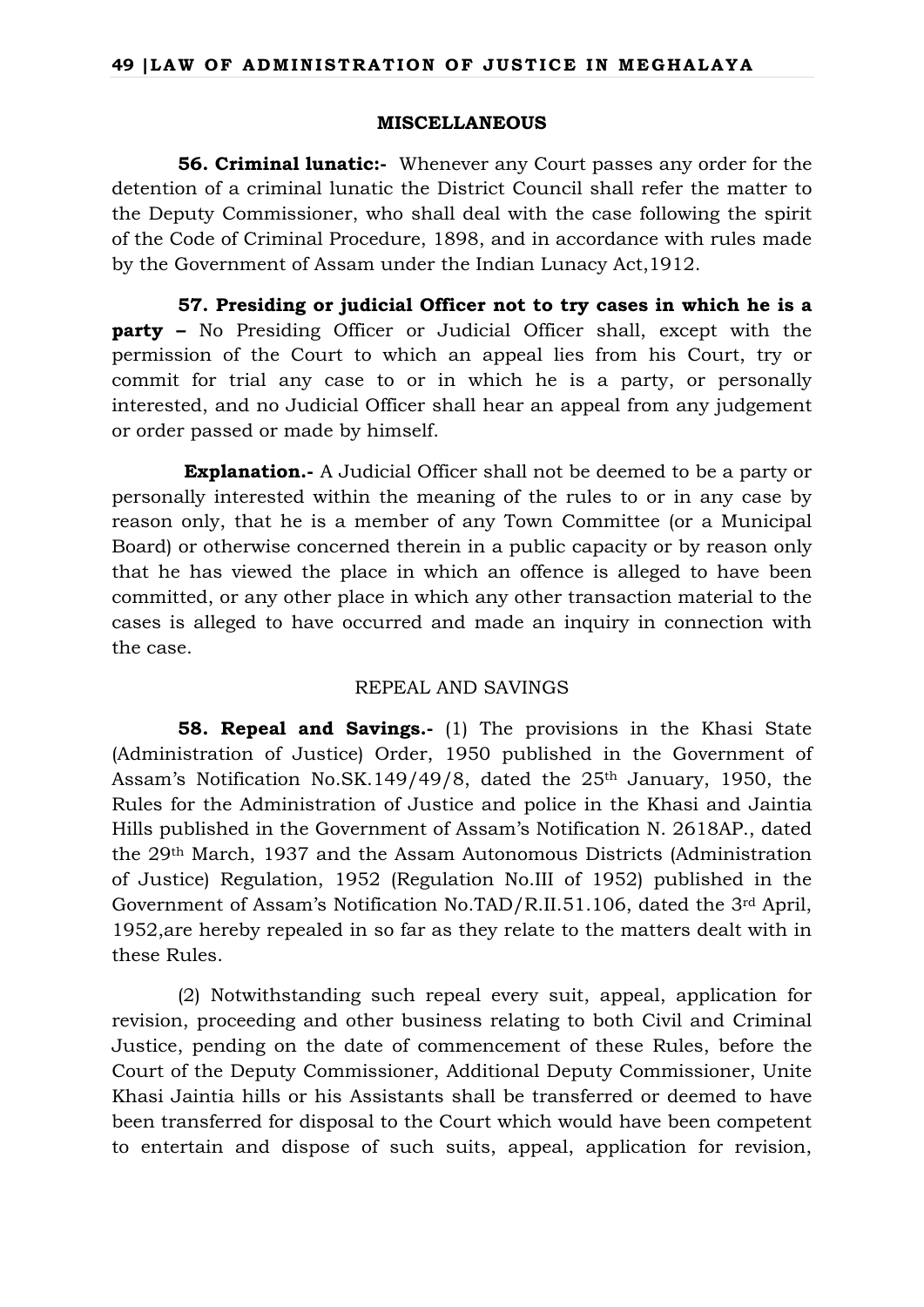## MISCELLANEOUS

**56. Criminal lunatic:-** Whenever any Court passes any order for the detention of a criminal lunatic the District Council shall refer the matter to the Deputy Commissioner, who shall deal with the case following the spirit of the Code of Criminal Procedure, 1898, and in accordance with rules made by the Government of Assam under the Indian Lunacy Act,1912.

**57. Presiding or judicial Officer not to try cases in which he is a party –** No Presiding Officer or Judicial Officer shall, except with the permission of the Court to which an appeal lies from his Court, try or commit for trial any case to or in which he is a party, or personally interested, and no Judicial Officer shall hear an appeal from any judgement or order passed or made by himself.

**Explanation.-** A Judicial Officer shall not be deemed to be a party or personally interested within the meaning of the rules to or in any case by reason only, that he is a member of any Town Committee (or a Municipal Board) or otherwise concerned therein in a public capacity or by reason only that he has viewed the place in which an offence is alleged to have been committed, or any other place in which any other transaction material to the cases is alleged to have occurred and made an inquiry in connection with the case.

REPEAL AND SAVINGS

**58. Repeal and Savings.-** (1) The provisions in the Khasi State (Administration of Justice) Order, 1950 published in the Government of Assam's Notification No.SK.149/49/8, dated the 25th January, 1950, the Rules for the Administration of Justice and police in the Khasi and Jaintia Hills published in the Government of Assam's Notification N. 2618AP., dated the 29th March, 1937 and the Assam Autonomous Districts (Administration of Justice) Regulation, 1952 (Regulation No.III of 1952) published in the Government of Assam's Notification No.TAD/R.II.51.106, dated the 3rd April, 1952,are hereby repealed in so far as they relate to the matters dealt with in these Rules.

(2) Notwithstanding such repeal every suit, appeal, application for revision, proceeding and other business relating to both Civil and Criminal Justice, pending on the date of commencement of these Rules, before the Court of the Deputy Commissioner, Additional Deputy Commissioner, Unite Khasi Jaintia hills or his Assistants shall be transferred or deemed to have been transferred for disposal to the Court which would have been competent to entertain and dispose of such suits, appeal, application for revision,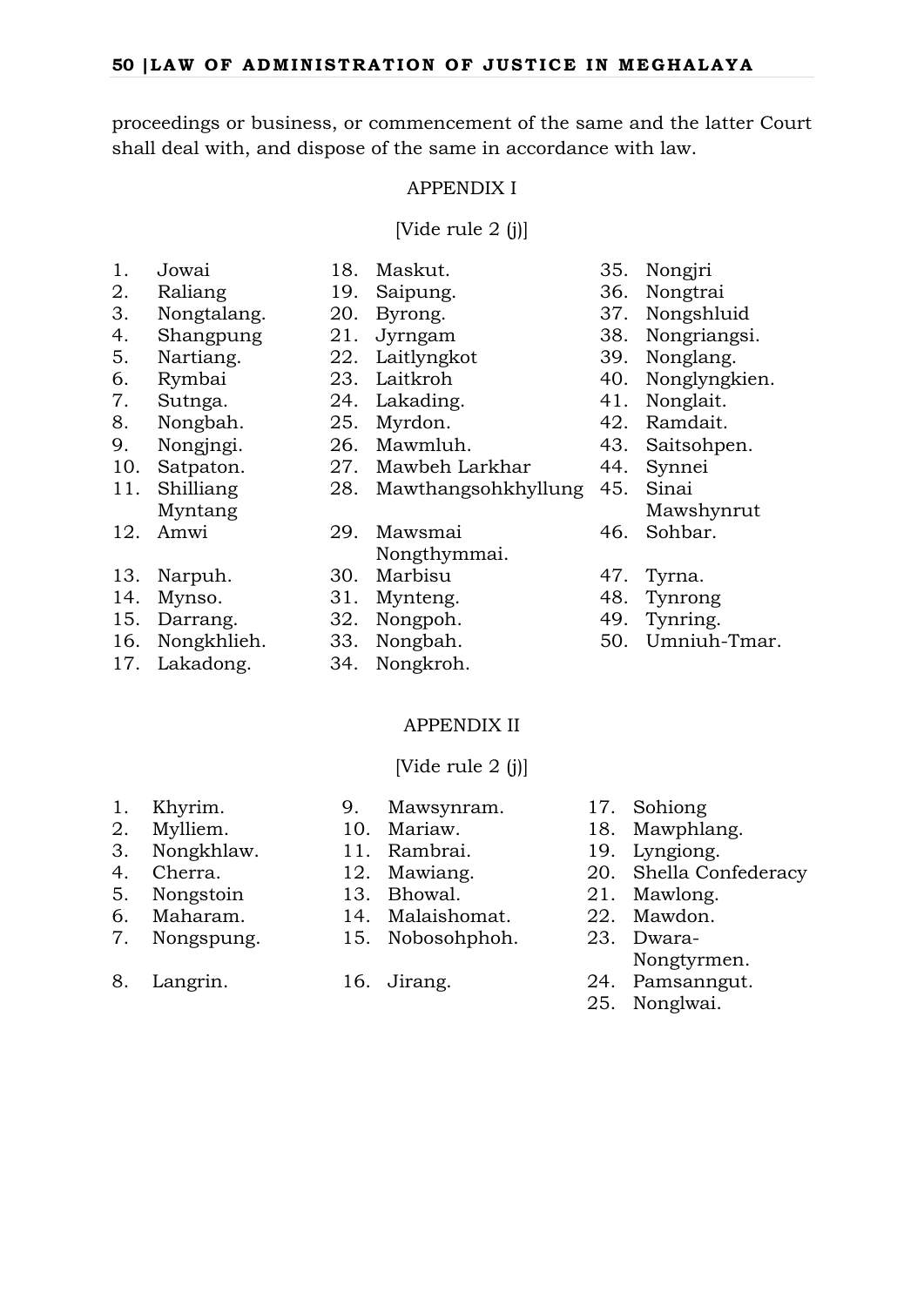proceedings or business, or commencement of the same and the latter Court shall deal with, and dispose of the same in accordance with law.

## APPENDIX I

[Vide rule 2 (j)]

1. Jowai
2. Raliang
3. Nongtalang.
4. Shangpung
5. Nartiang.
6. Rymbai
7. Sutnga.
8. Nongbah.
9. Nongjngi.
10. Satpaton.
11. Shilliang Myntang
12. Amwi
13. Narpuh.
14. Mynso.
15. Darrang.
16. Nongkhlieh.
17. Lakadong.
18. Maskut.
19. Saipung.
20. Byrong.
21. Jyrngam
22. Laitlyngkot
23. Laitkroh
24. Lakading.
25. Myrdon.
26. Mawmluh.
27. Mawbeh Larkhar
28. Mawthangsohkhyllung
29. Mawsmai Nongthymmai.
30. Marbisu
31. Mynteng.
32. Nongpoh.
33. Nongbah.
34. Nongkroh.
35. Nongjri
36. Nongtrai
37. Nongshluid
38. Nongriangsi.
39. Nonglang.
40. Nonglyngkien.
41. Nonglait.
42. Ramdait.
43. Saitsohpen.
44. Synnei
45. Sinai Mawshynrut
46. Sohbar.
47. Tyrna.
48. Tynrong
49. Tynring.
50. Umniuh-Tmar.

## APPENDIX II

[Vide rule 2 (j)]

1. Khyrim.
2. Mylliem.
3. Nongkhlaw.
4. Cherra.
5. Nongstoin
6. Maharam.
7. Nongspung.
8. Langrin.
9. Mawsynram.
10. Mariaw.
11. Rambrai.
12. Mawiang.
13. Bhowal.
14. Malaishomat.
15. Nobosohphoh.
16. Jirang.
17. Sohiong
18. Mawphlang.
19. Lyngiong.
20. Shella Confederacy
21. Mawlong.
22. Mawdon.
23. Dwara-Nongtyrmen.
24. Pamsanngut.
25. Nonglwai.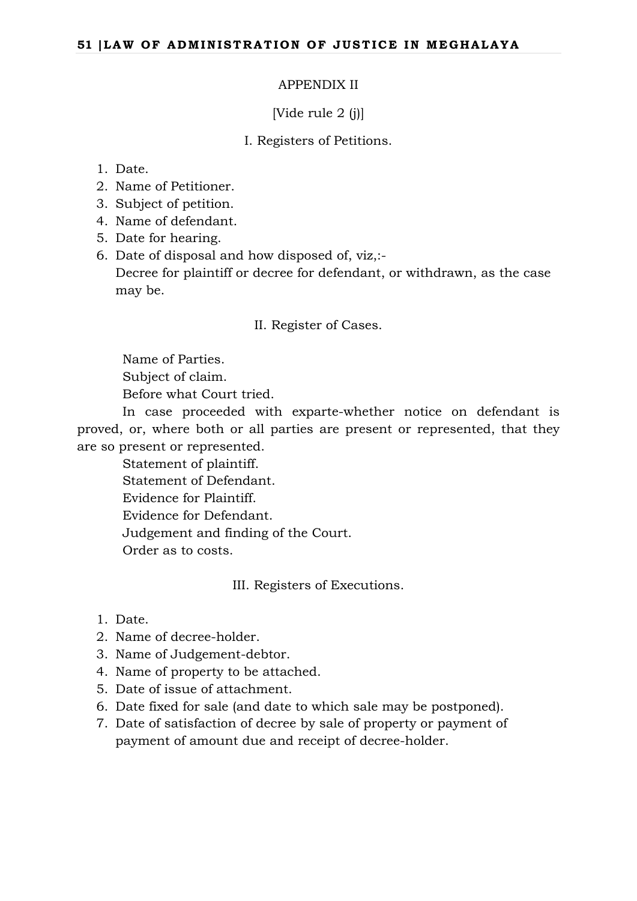## APPENDIX II

[Vide rule 2 (j)]

### I. Registers of Petitions.

1. Date.
2. Name of Petitioner.
3. Subject of petition.
4. Name of defendant.
5. Date for hearing.
6. Date of disposal and how disposed of, viz,:-
   Decree for plaintiff or decree for defendant, or withdrawn, as the case may be.

### II. Register of Cases.

Name of Parties.

Subject of claim.

Before what Court tried.

In case proceeded with exparte-whether notice on defendant is proved, or, where both or all parties are present or represented, that they are so present or represented.

Statement of plaintiff.

Statement of Defendant.

Evidence for Plaintiff.

Evidence for Defendant.

Judgement and finding of the Court.

Order as to costs.

### III. Registers of Executions.

1. Date.
2. Name of decree-holder.
3. Name of Judgement-debtor.
4. Name of property to be attached.
5. Date of issue of attachment.
6. Date fixed for sale (and date to which sale may be postponed).
7. Date of satisfaction of decree by sale of property or payment of payment of amount due and receipt of decree-holder.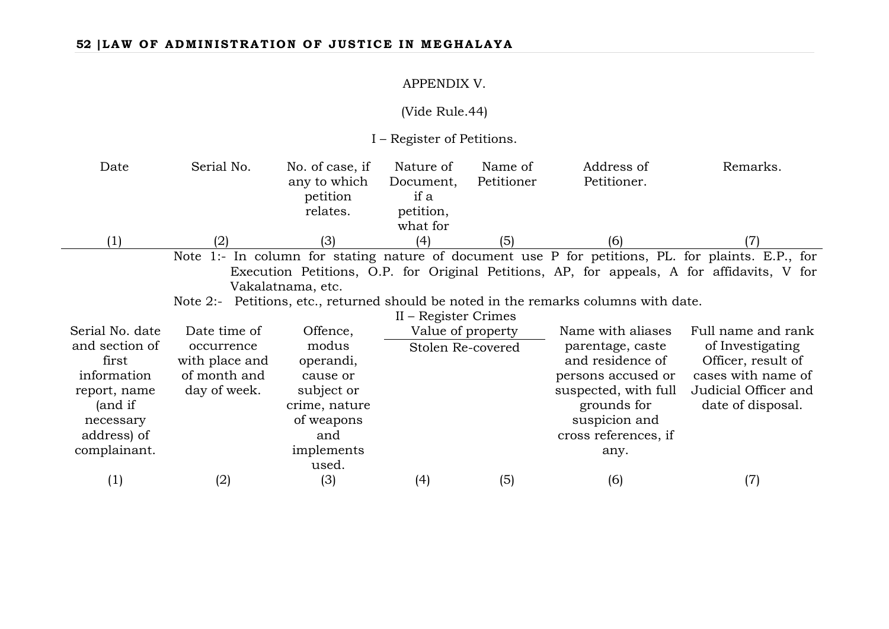APPENDIX V.

(Vide Rule.44)

I – Register of Petitions.

| Date | Serial No. | No. of case, if any to which petition relates. | Nature of Document, if a petition, what for | Name of Petitioner | Address of Petitioner. | Remarks. |
|---|---|---|---|---|---|---|
| (1) | (2) | (3) | (4) | (5) | (6) | (7) |

Note 1:- In column for stating nature of document use P for petitions, PL. for plaints. E.P., for Execution Petitions, O.P. for Original Petitions, AP, for appeals, A for affidavits, V for Vakalatnama, etc.

Note 2:- Petitions, etc., returned should be noted in the remarks columns with date.

II – Register Crimes

| Serial No. date and section of first information report, name (and if necessary address) of complainant. | Date time of occurrence with place and of month and day of week. | Offence, modus operandi, cause or subject or crime, nature of weapons and implements used. | Value of property | | Name with aliases parentage, caste and residence of persons accused or suspected, with full grounds for suspicion and cross references, if any. | Full name and rank of Investigating Officer, result of cases with name of Judicial Officer and date of disposal. |
|---|---|---|---|---|---|---|
| | | | Stolen | Re-covered | | |
| (1) | (2) | (3) | (4) | (5) | (6) | (7) |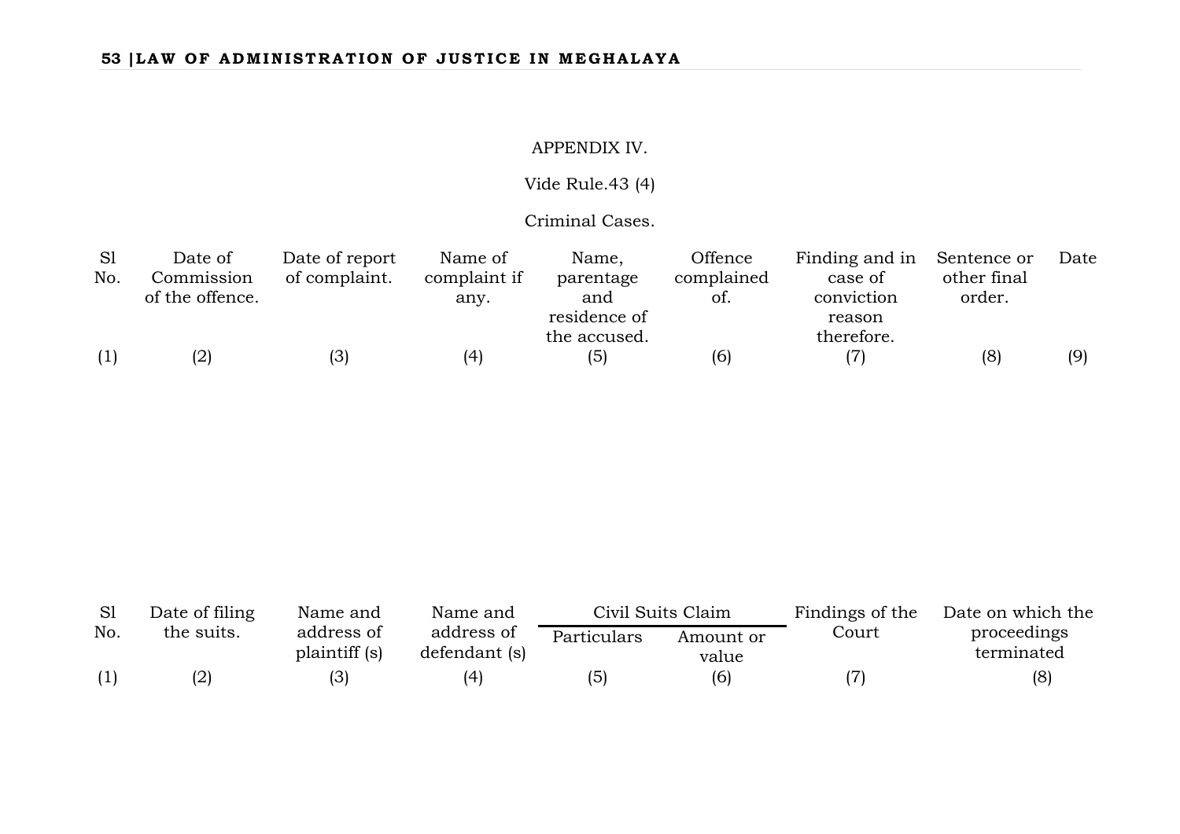APPENDIX IV.

Vide Rule.43 (4)

Criminal Cases.

| Sl No. | Date of Commission of the offence. | Date of report of complaint. | Name of complaint if any. | Name, parentage and residence of the accused. | Offence complained of. | Finding and in case of conviction reason therefore. | Sentence or other final order. | Date |
|---|---|---|---|---|---|---|---|---|
| (1) | (2) | (3) | (4) | (5) | (6) | (7) | (8) | (9) |

| Sl No. | Date of filing the suits. | Name and address of plaintiff (s) | Name and address of defendant (s) | Civil Suits Claim | | Findings of the Court | Date on which the proceedings terminated |
|---|---|---|---|---|---|---|---|
| | | | | Particulars | Amount or value | | |
| (1) | (2) | (3) | (4) | (5) | (6) | (7) | (8) |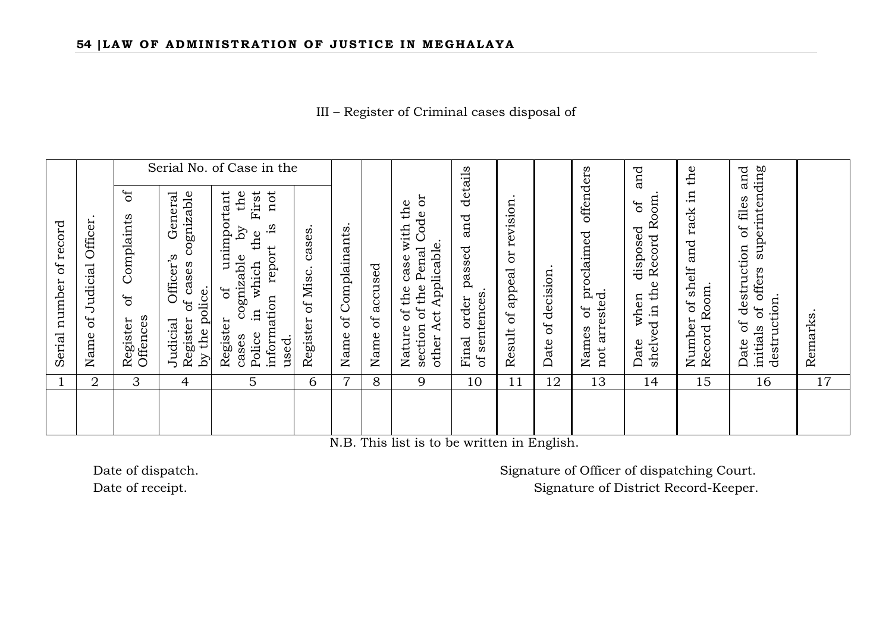III – Register of Criminal cases disposal of

| Serial number of record | Name of Judicial Officer. | Serial No. of Case in the | | | | Name of Complainants. | Name of accused | Nature of the case with the section of the Penal Code or other Act Applicable. | Final order passed and details of sentences. | Result of appeal or revision. | Date of decision. | Names of proclaimed offenders not arrested. | Date when disposed of and shelved in the Record Room. | Number of shelf and rack in the Record Room. | Date of destruction of files and initials of offers superintending destruction. | Remarks. |
|---|---|---|---|---|---|---|---|---|---|---|---|---|---|---|---|---|
| | | Register of Complaints of Offences | Judicial Officer's General Register of cases cognizable by the police. | Register of unimportant cases cognizable by the Police in which the First information report is not used. | Register of Misc. cases. | | | | | | | | | | | |
| 1 | 2 | 3 | 4 | 5 | 6 | 7 | 8 | 9 | 10 | 11 | 12 | 13 | 14 | 15 | 16 | 17 |
| | | | | | | | | | | | | | | | | |

N.B. This list is to be written in English.

Date of dispatch.

Date of receipt.

Signature of Officer of dispatching Court.

Signature of District Record-Keeper.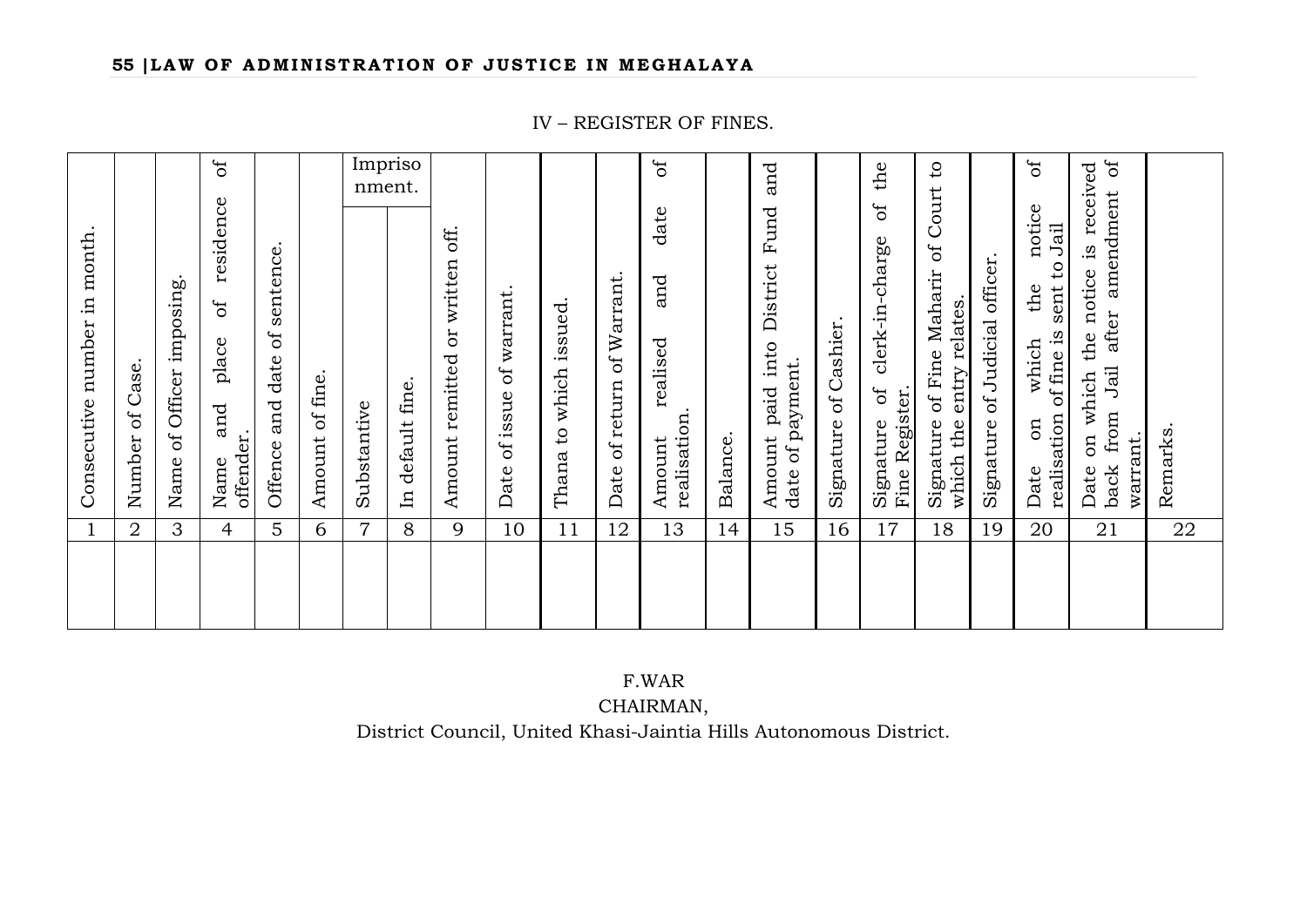## IV – REGISTER OF FINES.

| Consecutive number in month. | Number of Case. | Name of Officer imposing. | Name and place of residence of offender. | Offence and date of sentence. | Amount of fine. | Imprisonment. | | Amount remitted or written off. | Date of issue of warrant. | Thana to which issued. | Date of return of Warrant. | Amount realised and date of realisation. | Balance. | Amount paid into District Fund and date of payment. | Signature of Cashier. | Signature of clerk-in-charge of the Fine Register. | Signature of Fine Maharir of Court to which the entry relates. | Signature of Judicial officer. | Date on which the notice of realisation of fine is sent to Jail | Date on which the notice is received back from Jail after amendment of warrant. | Remarks. |
|---|---|---|---|---|---|---|---|---|---|---|---|---|---|---|---|---|---|---|---|---|---|
| | | | | | | Substantive | In default fine. | | | | | | | | | | | | | | |
| 1 | 2 | 3 | 4 | 5 | 6 | 7 | 8 | 9 | 10 | 11 | 12 | 13 | 14 | 15 | 16 | 17 | 18 | 19 | 20 | 21 | 22 |
| | | | | | | | | | | | | | | | | | | | | | |

F.WAR

CHAIRMAN,

District Council, United Khasi-Jaintia Hills Autonomous District.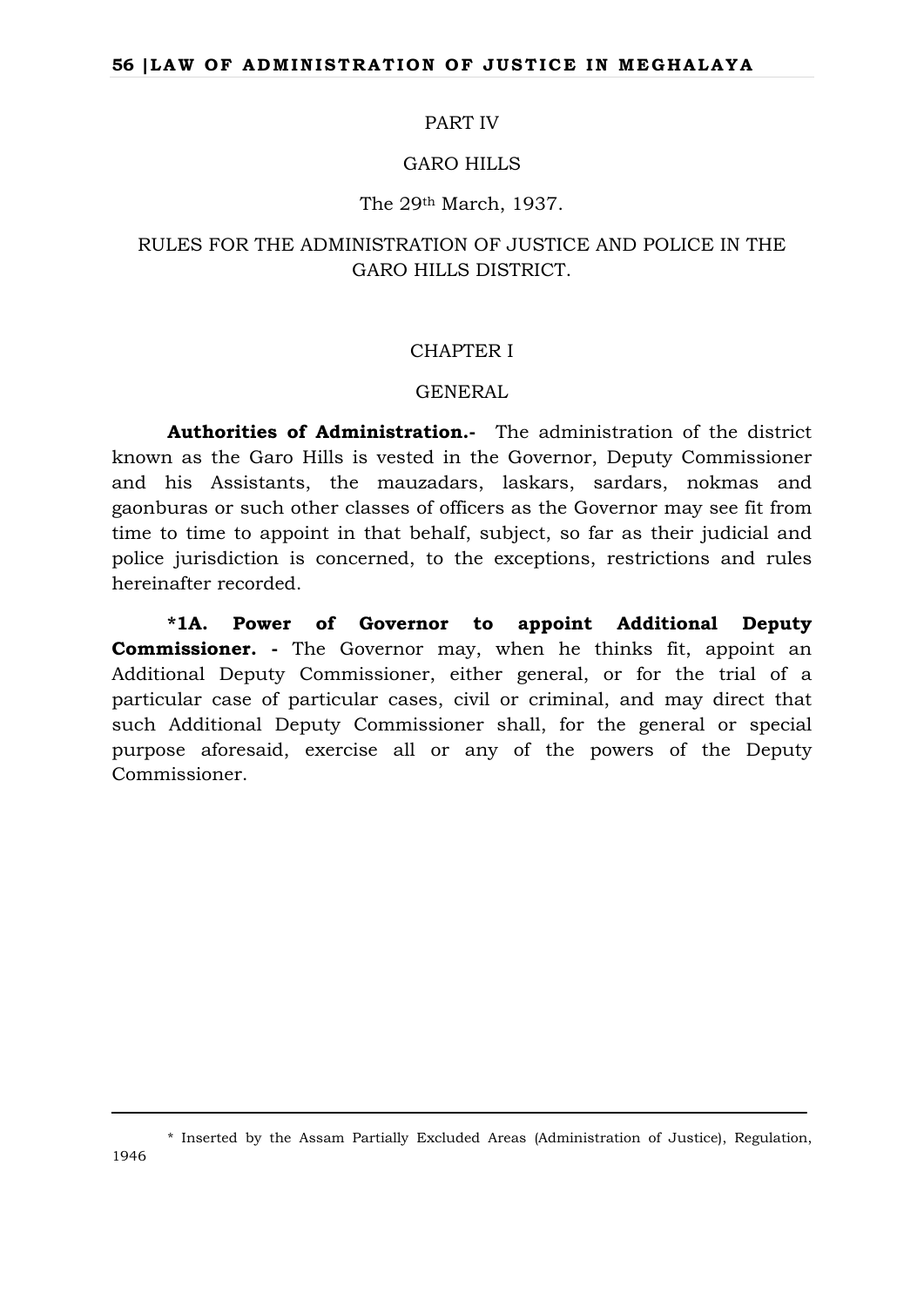## PART IV

## GARO HILLS

The 29th March, 1937.

## RULES FOR THE ADMINISTRATION OF JUSTICE AND POLICE IN THE GARO HILLS DISTRICT.

### CHAPTER I

### GENERAL

**Authorities of Administration.-** The administration of the district known as the Garo Hills is vested in the Governor, Deputy Commissioner and his Assistants, the mauzadars, laskars, sardars, nokmas and gaonburas or such other classes of officers as the Governor may see fit from time to time to appoint in that behalf, subject, so far as their judicial and police jurisdiction is concerned, to the exceptions, restrictions and rules hereinafter recorded.

**\*1A. Power of Governor to appoint Additional Deputy Commissioner. -** The Governor may, when he thinks fit, appoint an Additional Deputy Commissioner, either general, or for the trial of a particular case of particular cases, civil or criminal, and may direct that such Additional Deputy Commissioner shall, for the general or special purpose aforesaid, exercise all or any of the powers of the Deputy Commissioner.

---

\* Inserted by the Assam Partially Excluded Areas (Administration of Justice), Regulation, 1946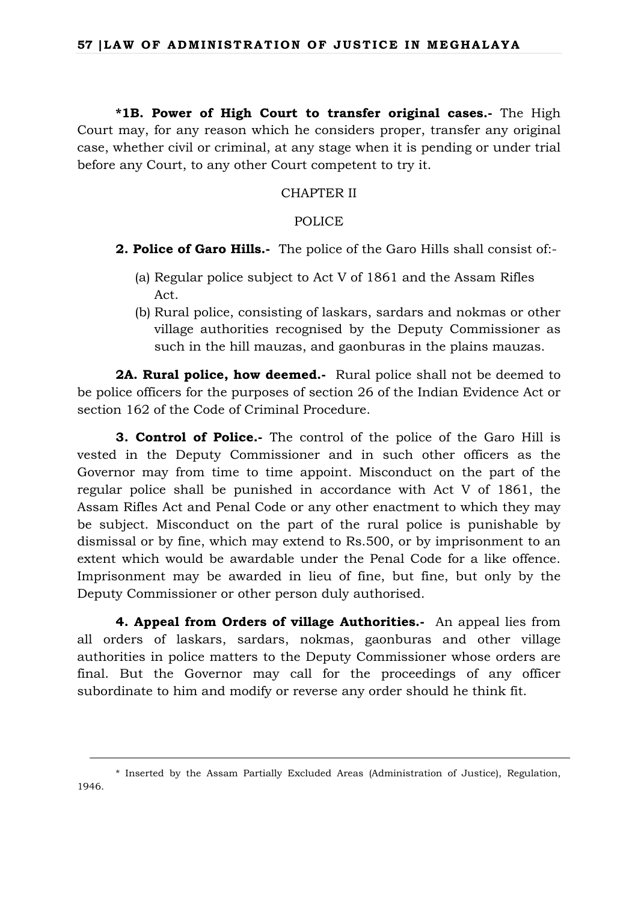**\*1B. Power of High Court to transfer original cases.-** The High Court may, for any reason which he considers proper, transfer any original case, whether civil or criminal, at any stage when it is pending or under trial before any Court, to any other Court competent to try it.

CHAPTER II

POLICE

**2. Police of Garo Hills.-** The police of the Garo Hills shall consist of:-

(a) Regular police subject to Act V of 1861 and the Assam Rifles Act.

(b) Rural police, consisting of laskars, sardars and nokmas or other village authorities recognised by the Deputy Commissioner as such in the hill mauzas, and gaonburas in the plains mauzas.

**2A. Rural police, how deemed.-** Rural police shall not be deemed to be police officers for the purposes of section 26 of the Indian Evidence Act or section 162 of the Code of Criminal Procedure.

**3. Control of Police.-** The control of the police of the Garo Hill is vested in the Deputy Commissioner and in such other officers as the Governor may from time to time appoint. Misconduct on the part of the regular police shall be punished in accordance with Act V of 1861, the Assam Rifles Act and Penal Code or any other enactment to which they may be subject. Misconduct on the part of the rural police is punishable by dismissal or by fine, which may extend to Rs.500, or by imprisonment to an extent which would be awardable under the Penal Code for a like offence. Imprisonment may be awarded in lieu of fine, but fine, but only by the Deputy Commissioner or other person duly authorised.

**4. Appeal from Orders of village Authorities.-** An appeal lies from all orders of laskars, sardars, nokmas, gaonburas and other village authorities in police matters to the Deputy Commissioner whose orders are final. But the Governor may call for the proceedings of any officer subordinate to him and modify or reverse any order should he think fit.

---

\* Inserted by the Assam Partially Excluded Areas (Administration of Justice), Regulation, 1946.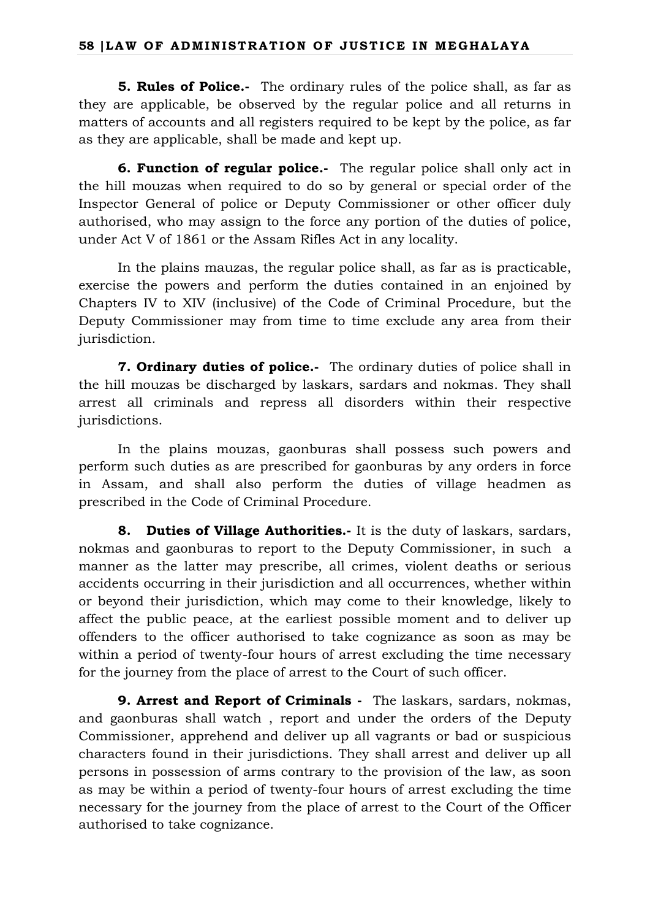**5. Rules of Police.-** The ordinary rules of the police shall, as far as they are applicable, be observed by the regular police and all returns in matters of accounts and all registers required to be kept by the police, as far as they are applicable, shall be made and kept up.

**6. Function of regular police.-** The regular police shall only act in the hill mouzas when required to do so by general or special order of the Inspector General of police or Deputy Commissioner or other officer duly authorised, who may assign to the force any portion of the duties of police, under Act V of 1861 or the Assam Rifles Act in any locality.

In the plains mauzas, the regular police shall, as far as is practicable, exercise the powers and perform the duties contained in an enjoined by Chapters IV to XIV (inclusive) of the Code of Criminal Procedure, but the Deputy Commissioner may from time to time exclude any area from their jurisdiction.

**7. Ordinary duties of police.-** The ordinary duties of police shall in the hill mouzas be discharged by laskars, sardars and nokmas. They shall arrest all criminals and repress all disorders within their respective jurisdictions.

In the plains mouzas, gaonburas shall possess such powers and perform such duties as are prescribed for gaonburas by any orders in force in Assam, and shall also perform the duties of village headmen as prescribed in the Code of Criminal Procedure.

**8. Duties of Village Authorities.-** It is the duty of laskars, sardars, nokmas and gaonburas to report to the Deputy Commissioner, in such a manner as the latter may prescribe, all crimes, violent deaths or serious accidents occurring in their jurisdiction and all occurrences, whether within or beyond their jurisdiction, which may come to their knowledge, likely to affect the public peace, at the earliest possible moment and to deliver up offenders to the officer authorised to take cognizance as soon as may be within a period of twenty-four hours of arrest excluding the time necessary for the journey from the place of arrest to the Court of such officer.

**9. Arrest and Report of Criminals -** The laskars, sardars, nokmas, and gaonburas shall watch , report and under the orders of the Deputy Commissioner, apprehend and deliver up all vagrants or bad or suspicious characters found in their jurisdictions. They shall arrest and deliver up all persons in possession of arms contrary to the provision of the law, as soon as may be within a period of twenty-four hours of arrest excluding the time necessary for the journey from the place of arrest to the Court of the Officer authorised to take cognizance.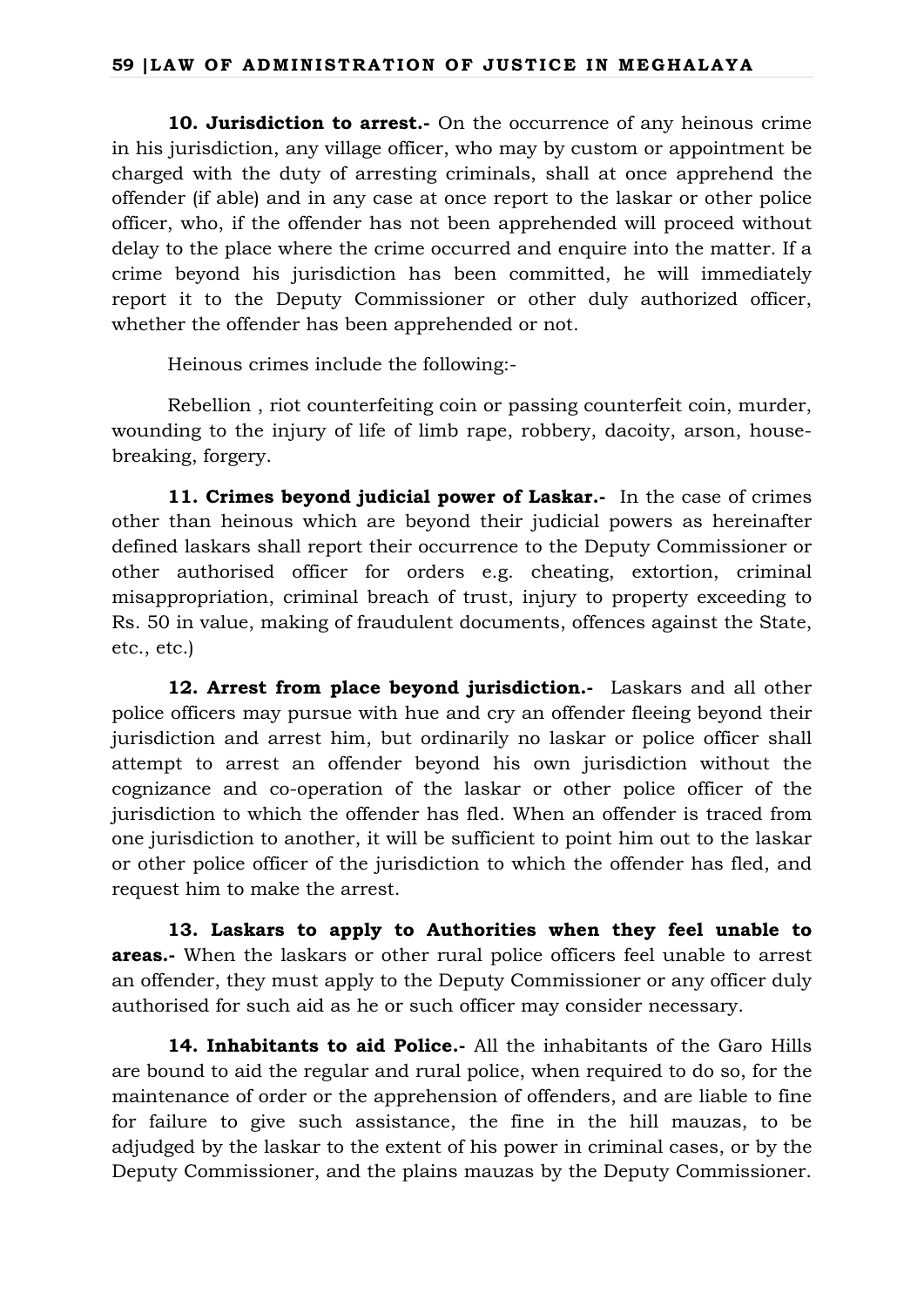**10. Jurisdiction to arrest.-** On the occurrence of any heinous crime in his jurisdiction, any village officer, who may by custom or appointment be charged with the duty of arresting criminals, shall at once apprehend the offender (if able) and in any case at once report to the laskar or other police officer, who, if the offender has not been apprehended will proceed without delay to the place where the crime occurred and enquire into the matter. If a crime beyond his jurisdiction has been committed, he will immediately report it to the Deputy Commissioner or other duly authorized officer, whether the offender has been apprehended or not.

Heinous crimes include the following:-

Rebellion , riot counterfeiting coin or passing counterfeit coin, murder, wounding to the injury of life of limb rape, robbery, dacoity, arson, house-breaking, forgery.

**11. Crimes beyond judicial power of Laskar.-** In the case of crimes other than heinous which are beyond their judicial powers as hereinafter defined laskars shall report their occurrence to the Deputy Commissioner or other authorised officer for orders e.g. cheating, extortion, criminal misappropriation, criminal breach of trust, injury to property exceeding to Rs. 50 in value, making of fraudulent documents, offences against the State, etc., etc.)

**12. Arrest from place beyond jurisdiction.-** Laskars and all other police officers may pursue with hue and cry an offender fleeing beyond their jurisdiction and arrest him, but ordinarily no laskar or police officer shall attempt to arrest an offender beyond his own jurisdiction without the cognizance and co-operation of the laskar or other police officer of the jurisdiction to which the offender has fled. When an offender is traced from one jurisdiction to another, it will be sufficient to point him out to the laskar or other police officer of the jurisdiction to which the offender has fled, and request him to make the arrest.

**13. Laskars to apply to Authorities when they feel unable to areas.-** When the laskars or other rural police officers feel unable to arrest an offender, they must apply to the Deputy Commissioner or any officer duly authorised for such aid as he or such officer may consider necessary.

**14. Inhabitants to aid Police.-** All the inhabitants of the Garo Hills are bound to aid the regular and rural police, when required to do so, for the maintenance of order or the apprehension of offenders, and are liable to fine for failure to give such assistance, the fine in the hill mauzas, to be adjudged by the laskar to the extent of his power in criminal cases, or by the Deputy Commissioner, and the plains mauzas by the Deputy Commissioner.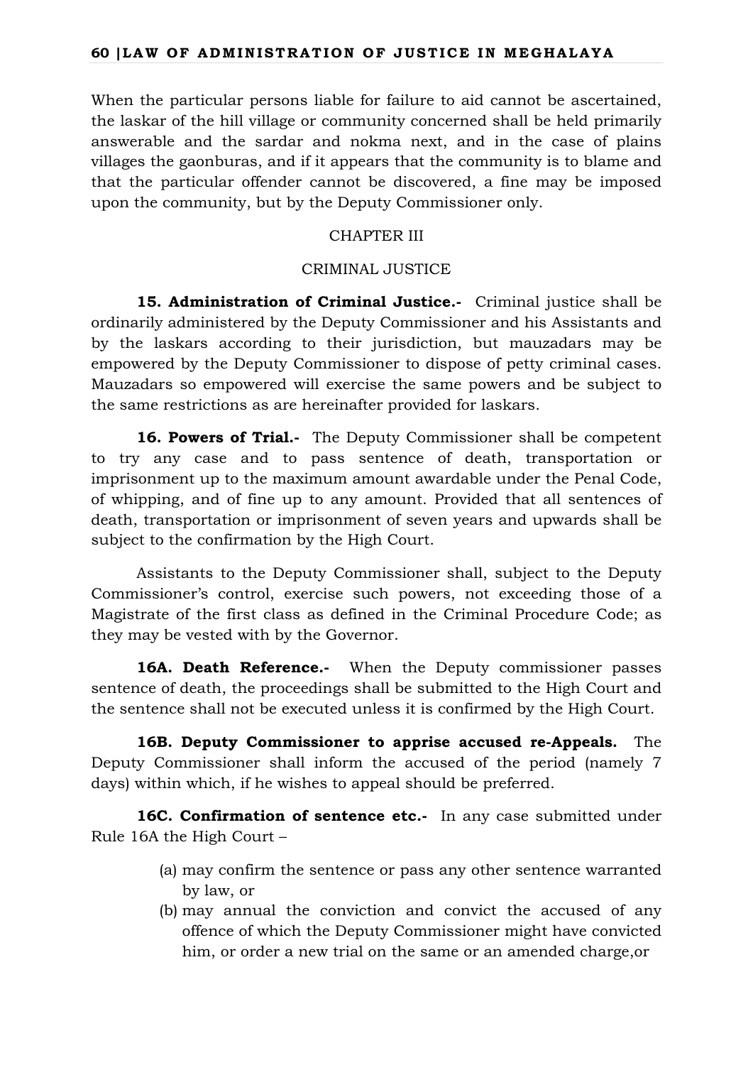When the particular persons liable for failure to aid cannot be ascertained, the laskar of the hill village or community concerned shall be held primarily answerable and the sardar and nokma next, and in the case of plains villages the gaonburas, and if it appears that the community is to blame and that the particular offender cannot be discovered, a fine may be imposed upon the community, but by the Deputy Commissioner only.

## CHAPTER III

## CRIMINAL JUSTICE

**15. Administration of Criminal Justice.-** Criminal justice shall be ordinarily administered by the Deputy Commissioner and his Assistants and by the laskars according to their jurisdiction, but mauzadars may be empowered by the Deputy Commissioner to dispose of petty criminal cases. Mauzadars so empowered will exercise the same powers and be subject to the same restrictions as are hereinafter provided for laskars.

**16. Powers of Trial.-** The Deputy Commissioner shall be competent to try any case and to pass sentence of death, transportation or imprisonment up to the maximum amount awardable under the Penal Code, of whipping, and of fine up to any amount. Provided that all sentences of death, transportation or imprisonment of seven years and upwards shall be subject to the confirmation by the High Court.

Assistants to the Deputy Commissioner shall, subject to the Deputy Commissioner's control, exercise such powers, not exceeding those of a Magistrate of the first class as defined in the Criminal Procedure Code; as they may be vested with by the Governor.

**16A. Death Reference.-** When the Deputy commissioner passes sentence of death, the proceedings shall be submitted to the High Court and the sentence shall not be executed unless it is confirmed by the High Court.

**16B. Deputy Commissioner to apprise accused re-Appeals.** The Deputy Commissioner shall inform the accused of the period (namely 7 days) within which, if he wishes to appeal should be preferred.

**16C. Confirmation of sentence etc.-** In any case submitted under Rule 16A the High Court –

(a) may confirm the sentence or pass any other sentence warranted by law, or
(b) may annual the conviction and convict the accused of any offence of which the Deputy Commissioner might have convicted him, or order a new trial on the same or an amended charge,or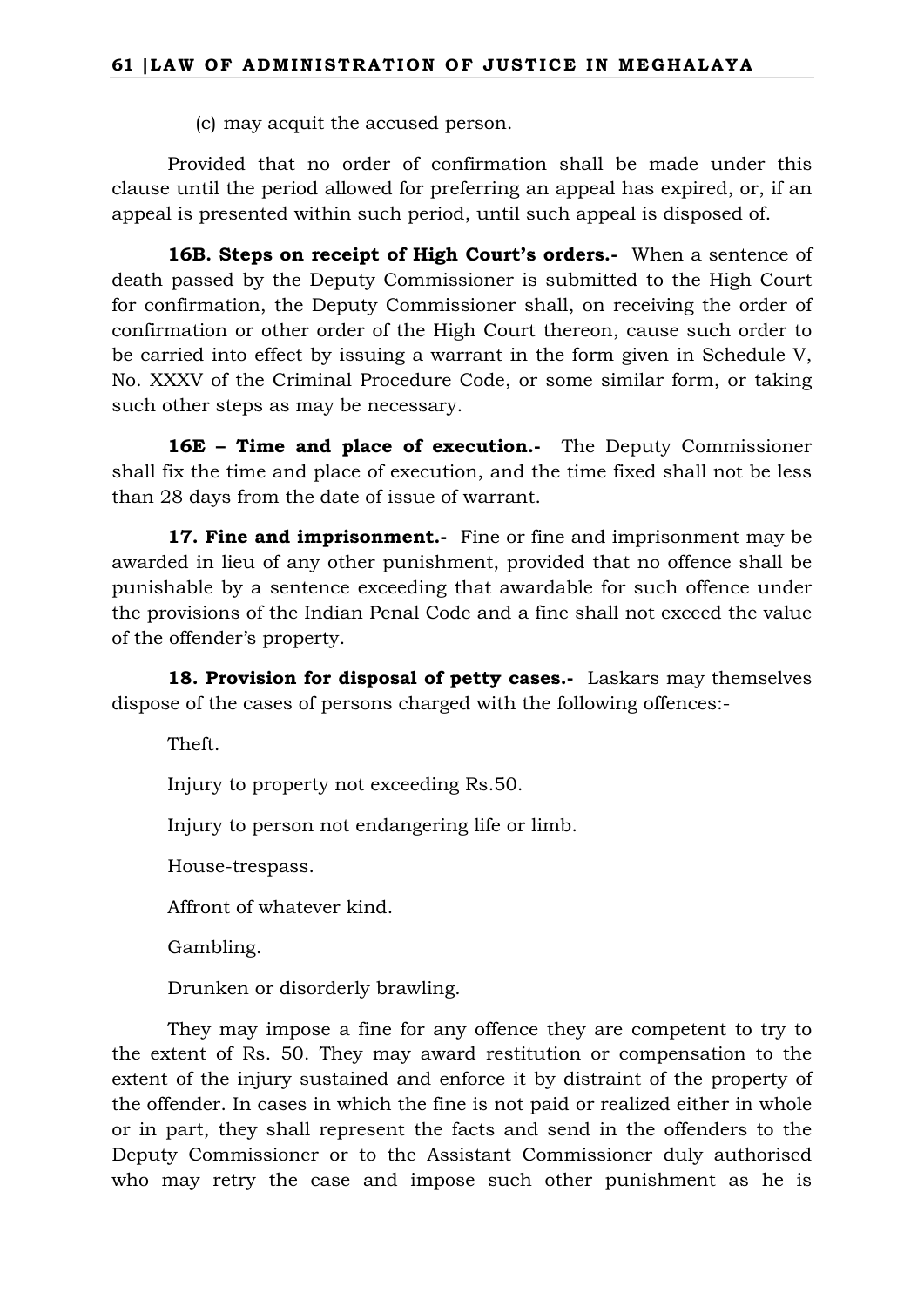(c) may acquit the accused person.

Provided that no order of confirmation shall be made under this clause until the period allowed for preferring an appeal has expired, or, if an appeal is presented within such period, until such appeal is disposed of.

**16B. Steps on receipt of High Court's orders.-** When a sentence of death passed by the Deputy Commissioner is submitted to the High Court for confirmation, the Deputy Commissioner shall, on receiving the order of confirmation or other order of the High Court thereon, cause such order to be carried into effect by issuing a warrant in the form given in Schedule V, No. XXXV of the Criminal Procedure Code, or some similar form, or taking such other steps as may be necessary.

**16E – Time and place of execution.-** The Deputy Commissioner shall fix the time and place of execution, and the time fixed shall not be less than 28 days from the date of issue of warrant.

**17. Fine and imprisonment.-** Fine or fine and imprisonment may be awarded in lieu of any other punishment, provided that no offence shall be punishable by a sentence exceeding that awardable for such offence under the provisions of the Indian Penal Code and a fine shall not exceed the value of the offender's property.

**18. Provision for disposal of petty cases.-** Laskars may themselves dispose of the cases of persons charged with the following offences:-

Theft.

Injury to property not exceeding Rs.50.

Injury to person not endangering life or limb.

House-trespass.

Affront of whatever kind.

Gambling.

Drunken or disorderly brawling.

They may impose a fine for any offence they are competent to try to the extent of Rs. 50. They may award restitution or compensation to the extent of the injury sustained and enforce it by distraint of the property of the offender. In cases in which the fine is not paid or realized either in whole or in part, they shall represent the facts and send in the offenders to the Deputy Commissioner or to the Assistant Commissioner duly authorised who may retry the case and impose such other punishment as he is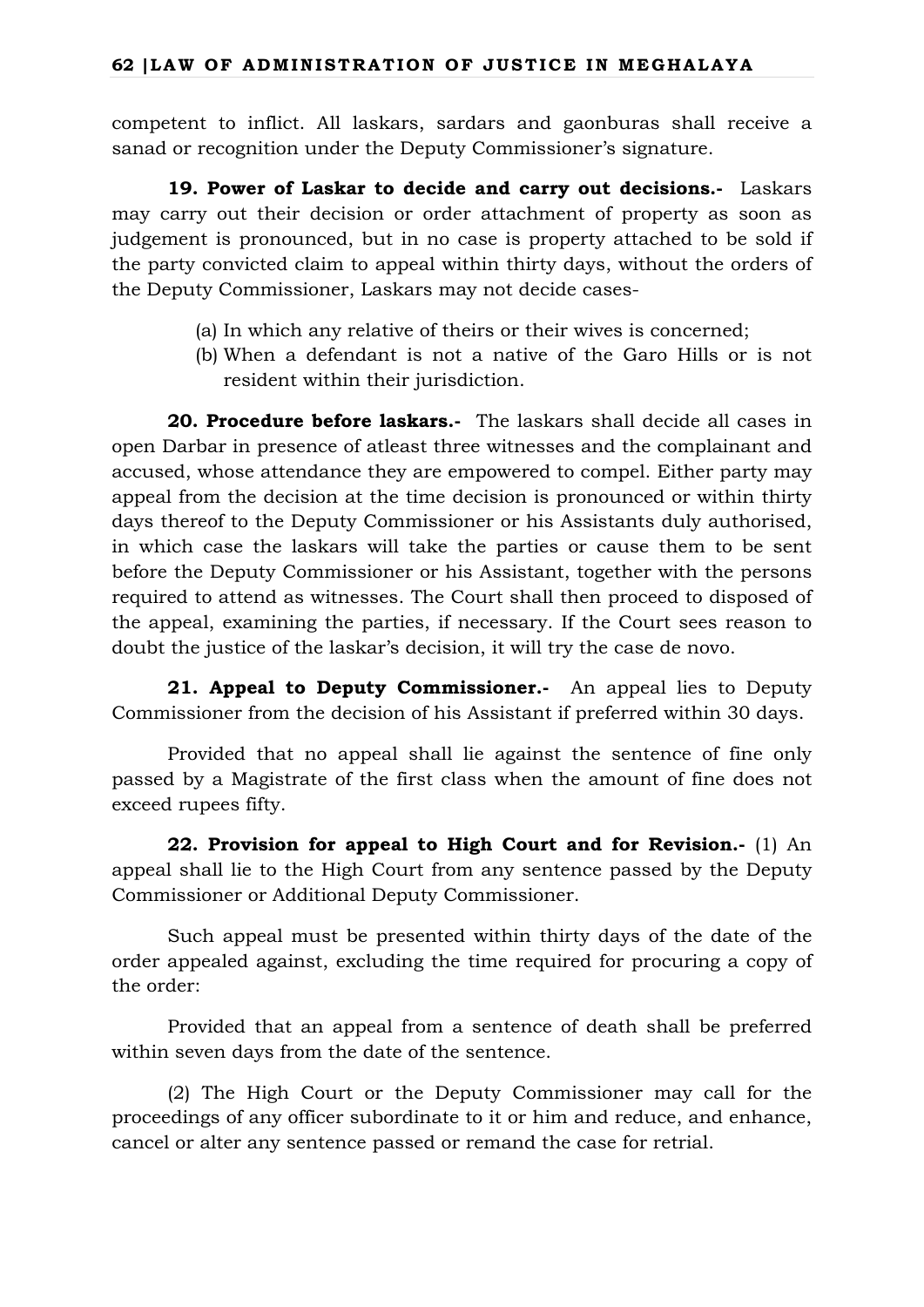competent to inflict. All laskars, sardars and gaonburas shall receive a sanad or recognition under the Deputy Commissioner's signature.

**19. Power of Laskar to decide and carry out decisions.-** Laskars may carry out their decision or order attachment of property as soon as judgement is pronounced, but in no case is property attached to be sold if the party convicted claim to appeal within thirty days, without the orders of the Deputy Commissioner, Laskars may not decide cases-

(a) In which any relative of theirs or their wives is concerned;
(b) When a defendant is not a native of the Garo Hills or is not resident within their jurisdiction.

**20. Procedure before laskars.-** The laskars shall decide all cases in open Darbar in presence of atleast three witnesses and the complainant and accused, whose attendance they are empowered to compel. Either party may appeal from the decision at the time decision is pronounced or within thirty days thereof to the Deputy Commissioner or his Assistants duly authorised, in which case the laskars will take the parties or cause them to be sent before the Deputy Commissioner or his Assistant, together with the persons required to attend as witnesses. The Court shall then proceed to disposed of the appeal, examining the parties, if necessary. If the Court sees reason to doubt the justice of the laskar's decision, it will try the case de novo.

**21. Appeal to Deputy Commissioner.-** An appeal lies to Deputy Commissioner from the decision of his Assistant if preferred within 30 days.

Provided that no appeal shall lie against the sentence of fine only passed by a Magistrate of the first class when the amount of fine does not exceed rupees fifty.

**22. Provision for appeal to High Court and for Revision.-** (1) An appeal shall lie to the High Court from any sentence passed by the Deputy Commissioner or Additional Deputy Commissioner.

Such appeal must be presented within thirty days of the date of the order appealed against, excluding the time required for procuring a copy of the order:

Provided that an appeal from a sentence of death shall be preferred within seven days from the date of the sentence.

(2) The High Court or the Deputy Commissioner may call for the proceedings of any officer subordinate to it or him and reduce, and enhance, cancel or alter any sentence passed or remand the case for retrial.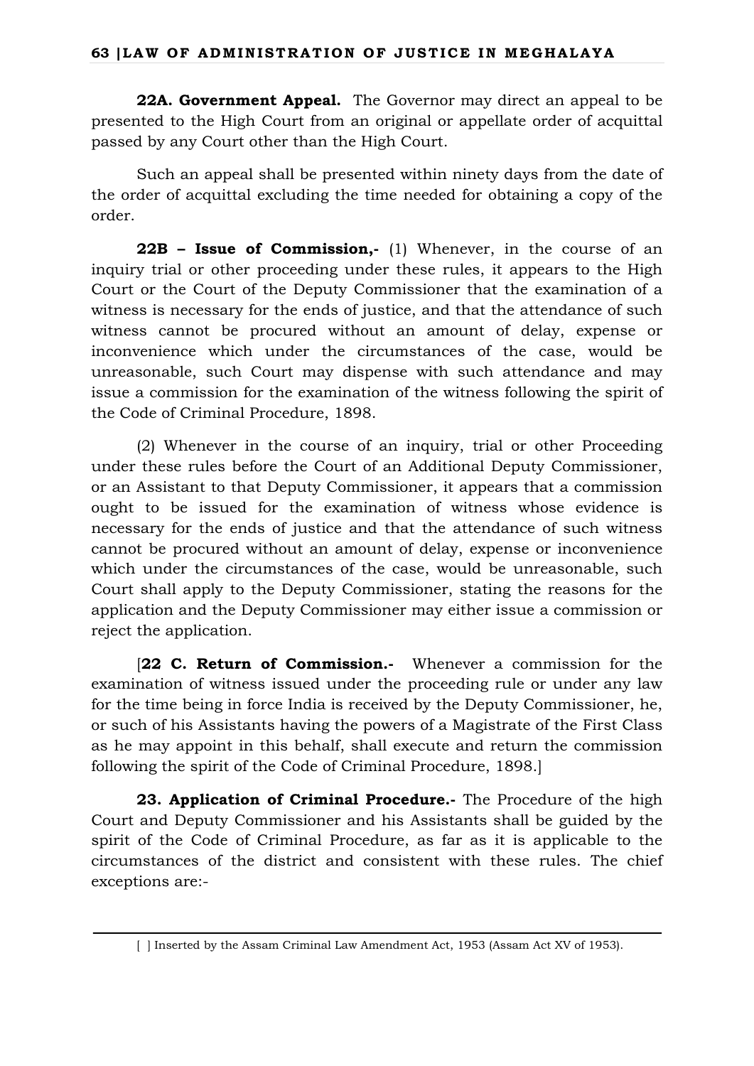**22A. Government Appeal.** The Governor may direct an appeal to be presented to the High Court from an original or appellate order of acquittal passed by any Court other than the High Court.

Such an appeal shall be presented within ninety days from the date of the order of acquittal excluding the time needed for obtaining a copy of the order.

**22B – Issue of Commission,-** (1) Whenever, in the course of an inquiry trial or other proceeding under these rules, it appears to the High Court or the Court of the Deputy Commissioner that the examination of a witness is necessary for the ends of justice, and that the attendance of such witness cannot be procured without an amount of delay, expense or inconvenience which under the circumstances of the case, would be unreasonable, such Court may dispense with such attendance and may issue a commission for the examination of the witness following the spirit of the Code of Criminal Procedure, 1898.

(2) Whenever in the course of an inquiry, trial or other Proceeding under these rules before the Court of an Additional Deputy Commissioner, or an Assistant to that Deputy Commissioner, it appears that a commission ought to be issued for the examination of witness whose evidence is necessary for the ends of justice and that the attendance of such witness cannot be procured without an amount of delay, expense or inconvenience which under the circumstances of the case, would be unreasonable, such Court shall apply to the Deputy Commissioner, stating the reasons for the application and the Deputy Commissioner may either issue a commission or reject the application.

[**22 C. Return of Commission.-** Whenever a commission for the examination of witness issued under the proceeding rule or under any law for the time being in force India is received by the Deputy Commissioner, he, or such of his Assistants having the powers of a Magistrate of the First Class as he may appoint in this behalf, shall execute and return the commission following the spirit of the Code of Criminal Procedure, 1898.]

**23. Application of Criminal Procedure.-** The Procedure of the high Court and Deputy Commissioner and his Assistants shall be guided by the spirit of the Code of Criminal Procedure, as far as it is applicable to the circumstances of the district and consistent with these rules. The chief exceptions are:-

---

[ ] Inserted by the Assam Criminal Law Amendment Act, 1953 (Assam Act XV of 1953).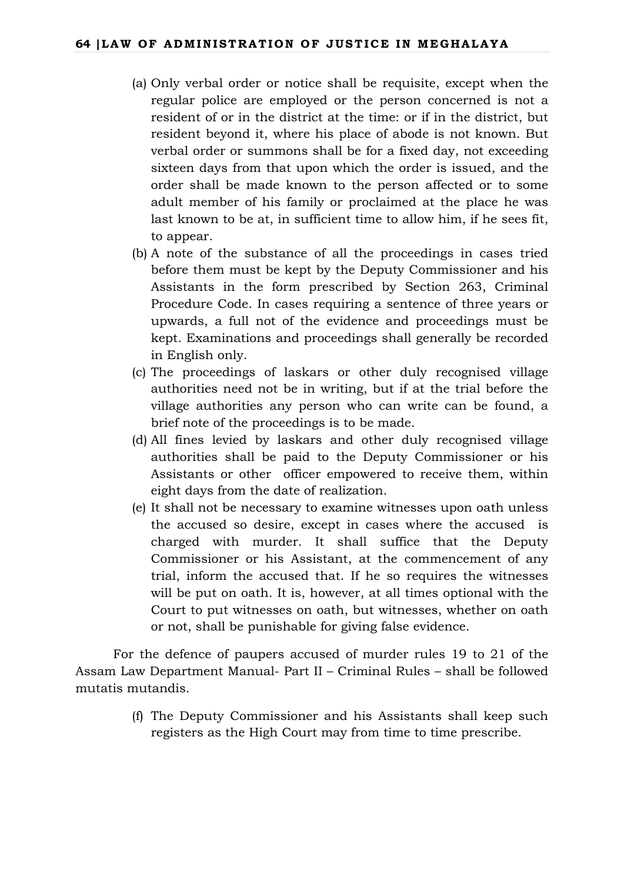(a) Only verbal order or notice shall be requisite, except when the regular police are employed or the person concerned is not a resident of or in the district at the time: or if in the district, but resident beyond it, where his place of abode is not known. But verbal order or summons shall be for a fixed day, not exceeding sixteen days from that upon which the order is issued, and the order shall be made known to the person affected or to some adult member of his family or proclaimed at the place he was last known to be at, in sufficient time to allow him, if he sees fit, to appear.

(b) A note of the substance of all the proceedings in cases tried before them must be kept by the Deputy Commissioner and his Assistants in the form prescribed by Section 263, Criminal Procedure Code. In cases requiring a sentence of three years or upwards, a full not of the evidence and proceedings must be kept. Examinations and proceedings shall generally be recorded in English only.

(c) The proceedings of laskars or other duly recognised village authorities need not be in writing, but if at the trial before the village authorities any person who can write can be found, a brief note of the proceedings is to be made.

(d) All fines levied by laskars and other duly recognised village authorities shall be paid to the Deputy Commissioner or his Assistants or other officer empowered to receive them, within eight days from the date of realization.

(e) It shall not be necessary to examine witnesses upon oath unless the accused so desire, except in cases where the accused is charged with murder. It shall suffice that the Deputy Commissioner or his Assistant, at the commencement of any trial, inform the accused that. If he so requires the witnesses will be put on oath. It is, however, at all times optional with the Court to put witnesses on oath, but witnesses, whether on oath or not, shall be punishable for giving false evidence.

For the defence of paupers accused of murder rules 19 to 21 of the Assam Law Department Manual- Part II – Criminal Rules – shall be followed mutatis mutandis.

(f) The Deputy Commissioner and his Assistants shall keep such registers as the High Court may from time to time prescribe.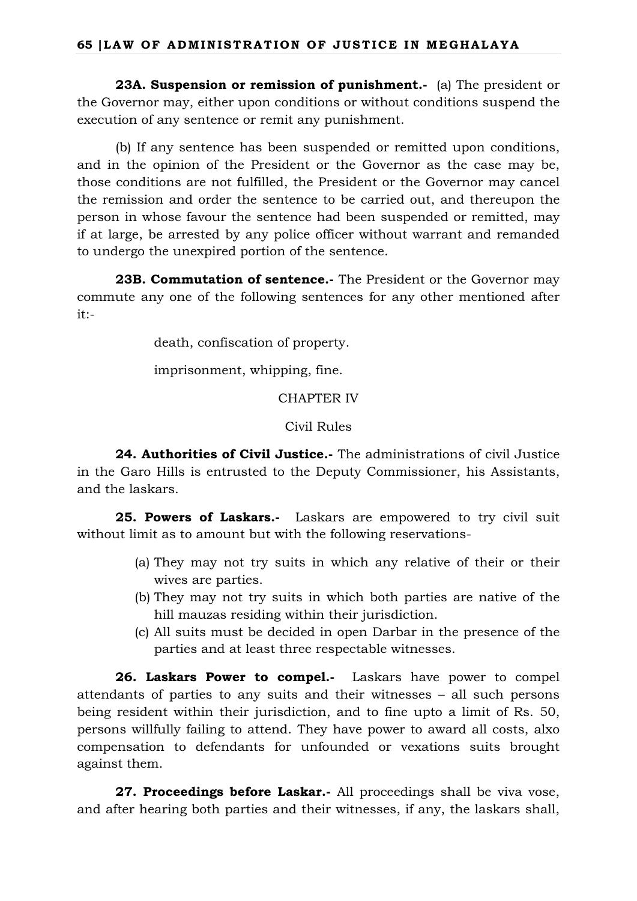**23A. Suspension or remission of punishment.-** (a) The president or the Governor may, either upon conditions or without conditions suspend the execution of any sentence or remit any punishment.

(b) If any sentence has been suspended or remitted upon conditions, and in the opinion of the President or the Governor as the case may be, those conditions are not fulfilled, the President or the Governor may cancel the remission and order the sentence to be carried out, and thereupon the person in whose favour the sentence had been suspended or remitted, may if at large, be arrested by any police officer without warrant and remanded to undergo the unexpired portion of the sentence.

**23B. Commutation of sentence.-** The President or the Governor may commute any one of the following sentences for any other mentioned after it:-

death, confiscation of property.

imprisonment, whipping, fine.

CHAPTER IV

Civil Rules

**24. Authorities of Civil Justice.-** The administrations of civil Justice in the Garo Hills is entrusted to the Deputy Commissioner, his Assistants, and the laskars.

**25. Powers of Laskars.-** Laskars are empowered to try civil suit without limit as to amount but with the following reservations-

(a) They may not try suits in which any relative of their or their wives are parties.
(b) They may not try suits in which both parties are native of the hill mauzas residing within their jurisdiction.
(c) All suits must be decided in open Darbar in the presence of the parties and at least three respectable witnesses.

**26. Laskars Power to compel.-** Laskars have power to compel attendants of parties to any suits and their witnesses – all such persons being resident within their jurisdiction, and to fine upto a limit of Rs. 50, persons willfully failing to attend. They have power to award all costs, alxo compensation to defendants for unfounded or vexations suits brought against them.

**27. Proceedings before Laskar.-** All proceedings shall be viva vose, and after hearing both parties and their witnesses, if any, the laskars shall,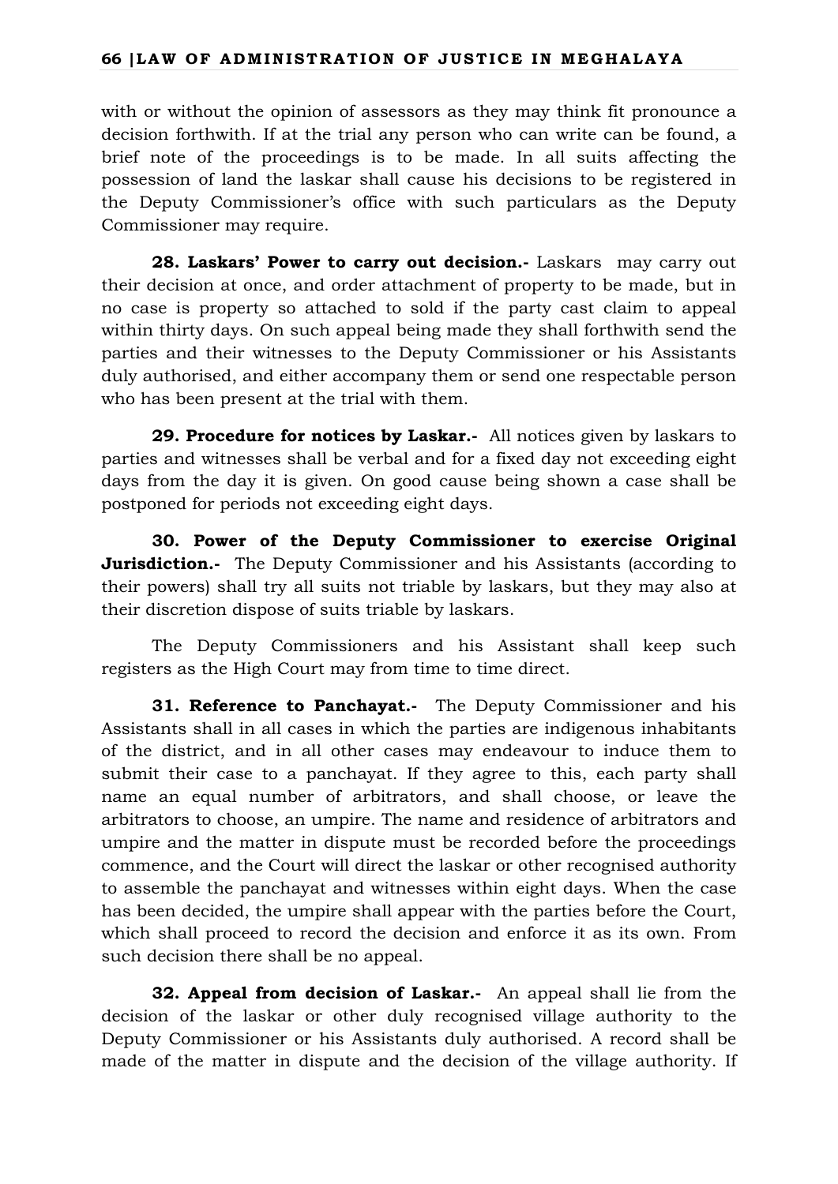with or without the opinion of assessors as they may think fit pronounce a decision forthwith. If at the trial any person who can write can be found, a brief note of the proceedings is to be made. In all suits affecting the possession of land the laskar shall cause his decisions to be registered in the Deputy Commissioner's office with such particulars as the Deputy Commissioner may require.

**28. Laskars' Power to carry out decision.-** Laskars may carry out their decision at once, and order attachment of property to be made, but in no case is property so attached to sold if the party cast claim to appeal within thirty days. On such appeal being made they shall forthwith send the parties and their witnesses to the Deputy Commissioner or his Assistants duly authorised, and either accompany them or send one respectable person who has been present at the trial with them.

**29. Procedure for notices by Laskar.-** All notices given by laskars to parties and witnesses shall be verbal and for a fixed day not exceeding eight days from the day it is given. On good cause being shown a case shall be postponed for periods not exceeding eight days.

**30. Power of the Deputy Commissioner to exercise Original Jurisdiction.-** The Deputy Commissioner and his Assistants (according to their powers) shall try all suits not triable by laskars, but they may also at their discretion dispose of suits triable by laskars.

The Deputy Commissioners and his Assistant shall keep such registers as the High Court may from time to time direct.

**31. Reference to Panchayat.-** The Deputy Commissioner and his Assistants shall in all cases in which the parties are indigenous inhabitants of the district, and in all other cases may endeavour to induce them to submit their case to a panchayat. If they agree to this, each party shall name an equal number of arbitrators, and shall choose, or leave the arbitrators to choose, an umpire. The name and residence of arbitrators and umpire and the matter in dispute must be recorded before the proceedings commence, and the Court will direct the laskar or other recognised authority to assemble the panchayat and witnesses within eight days. When the case has been decided, the umpire shall appear with the parties before the Court, which shall proceed to record the decision and enforce it as its own. From such decision there shall be no appeal.

**32. Appeal from decision of Laskar.-** An appeal shall lie from the decision of the laskar or other duly recognised village authority to the Deputy Commissioner or his Assistants duly authorised. A record shall be made of the matter in dispute and the decision of the village authority. If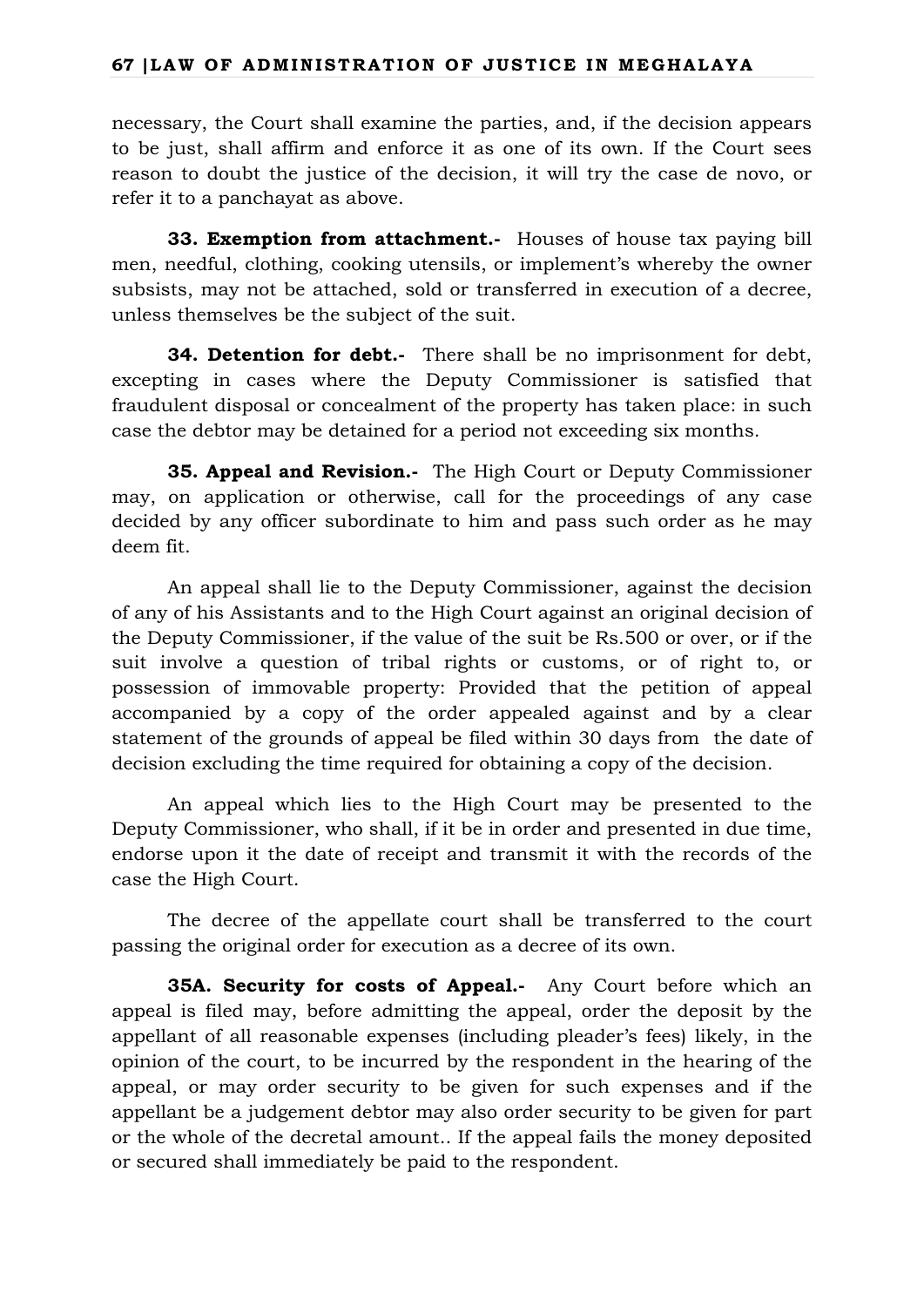necessary, the Court shall examine the parties, and, if the decision appears to be just, shall affirm and enforce it as one of its own. If the Court sees reason to doubt the justice of the decision, it will try the case de novo, or refer it to a panchayat as above.

**33. Exemption from attachment.-** Houses of house tax paying bill men, needful, clothing, cooking utensils, or implement's whereby the owner subsists, may not be attached, sold or transferred in execution of a decree, unless themselves be the subject of the suit.

**34. Detention for debt.-** There shall be no imprisonment for debt, excepting in cases where the Deputy Commissioner is satisfied that fraudulent disposal or concealment of the property has taken place: in such case the debtor may be detained for a period not exceeding six months.

**35. Appeal and Revision.-** The High Court or Deputy Commissioner may, on application or otherwise, call for the proceedings of any case decided by any officer subordinate to him and pass such order as he may deem fit.

An appeal shall lie to the Deputy Commissioner, against the decision of any of his Assistants and to the High Court against an original decision of the Deputy Commissioner, if the value of the suit be Rs.500 or over, or if the suit involve a question of tribal rights or customs, or of right to, or possession of immovable property: Provided that the petition of appeal accompanied by a copy of the order appealed against and by a clear statement of the grounds of appeal be filed within 30 days from the date of decision excluding the time required for obtaining a copy of the decision.

An appeal which lies to the High Court may be presented to the Deputy Commissioner, who shall, if it be in order and presented in due time, endorse upon it the date of receipt and transmit it with the records of the case the High Court.

The decree of the appellate court shall be transferred to the court passing the original order for execution as a decree of its own.

**35A. Security for costs of Appeal.-** Any Court before which an appeal is filed may, before admitting the appeal, order the deposit by the appellant of all reasonable expenses (including pleader's fees) likely, in the opinion of the court, to be incurred by the respondent in the hearing of the appeal, or may order security to be given for such expenses and if the appellant be a judgement debtor may also order security to be given for part or the whole of the decretal amount.. If the appeal fails the money deposited or secured shall immediately be paid to the respondent.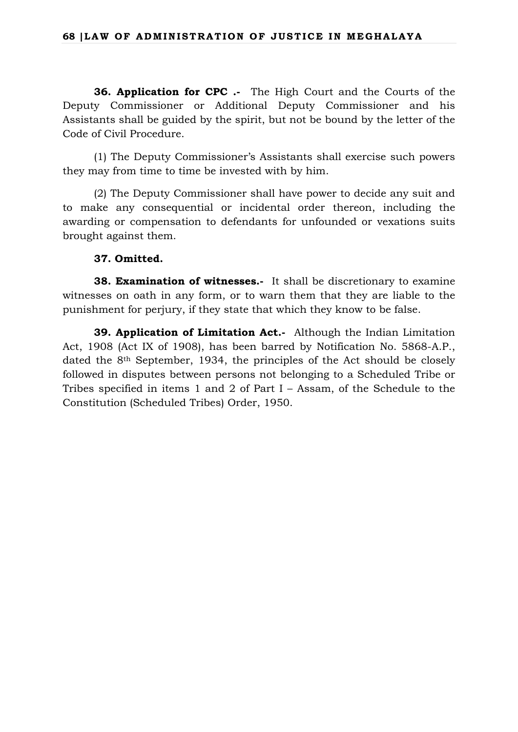**36. Application for CPC .-** The High Court and the Courts of the Deputy Commissioner or Additional Deputy Commissioner and his Assistants shall be guided by the spirit, but not be bound by the letter of the Code of Civil Procedure.

(1) The Deputy Commissioner's Assistants shall exercise such powers they may from time to time be invested with by him.

(2) The Deputy Commissioner shall have power to decide any suit and to make any consequential or incidental order thereon, including the awarding or compensation to defendants for unfounded or vexations suits brought against them.

**37. Omitted.**

**38. Examination of witnesses.-** It shall be discretionary to examine witnesses on oath in any form, or to warn them that they are liable to the punishment for perjury, if they state that which they know to be false.

**39. Application of Limitation Act.-** Although the Indian Limitation Act, 1908 (Act IX of 1908), has been barred by Notification No. 5868-A.P., dated the 8th September, 1934, the principles of the Act should be closely followed in disputes between persons not belonging to a Scheduled Tribe or Tribes specified in items 1 and 2 of Part I – Assam, of the Schedule to the Constitution (Scheduled Tribes) Order, 1950.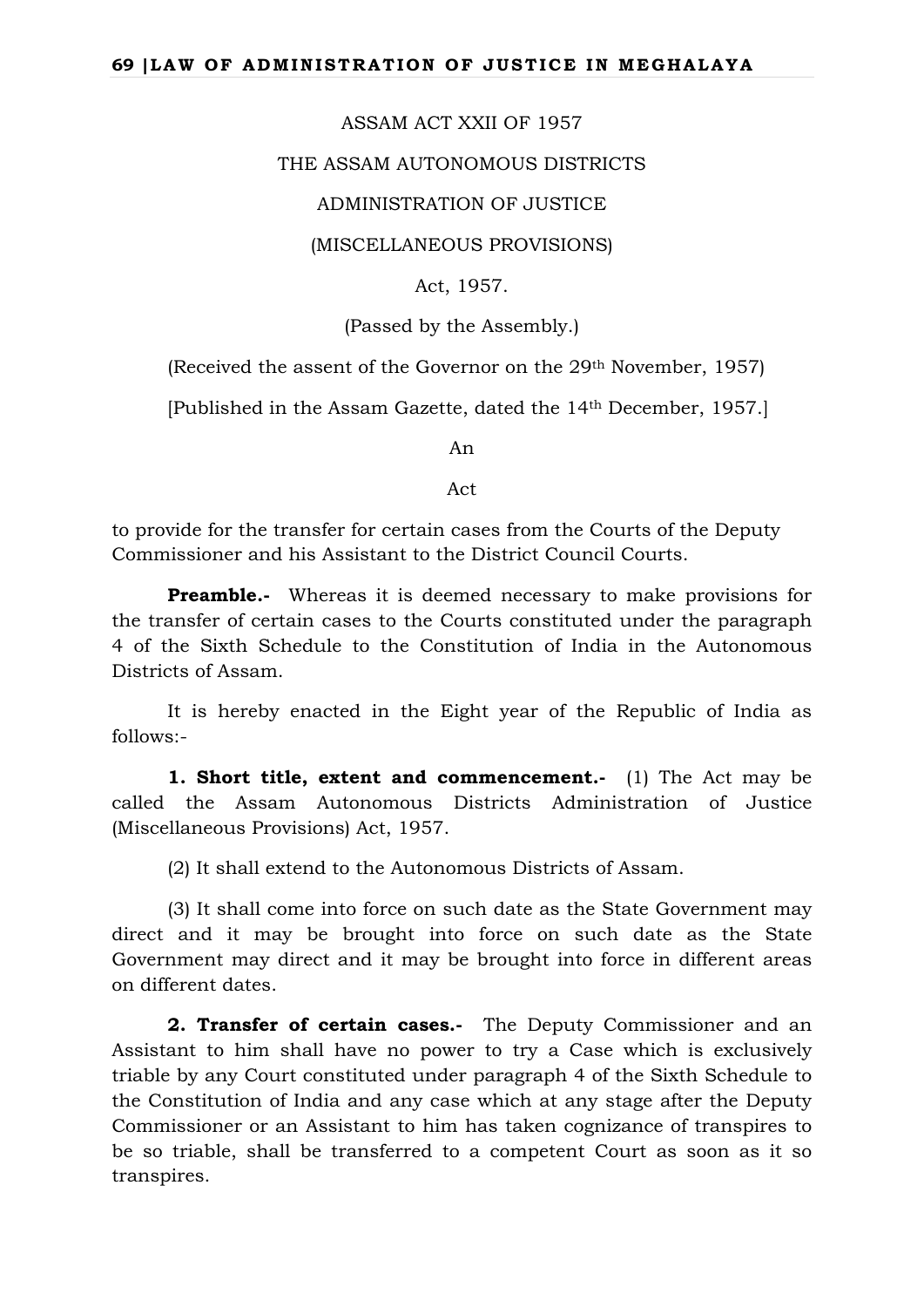ASSAM ACT XXII OF 1957

THE ASSAM AUTONOMOUS DISTRICTS

ADMINISTRATION OF JUSTICE

(MISCELLANEOUS PROVISIONS)

Act, 1957.

(Passed by the Assembly.)

(Received the assent of the Governor on the 29th November, 1957)

[Published in the Assam Gazette, dated the 14th December, 1957.]

An

Act

to provide for the transfer for certain cases from the Courts of the Deputy Commissioner and his Assistant to the District Council Courts.

**Preamble.-** Whereas it is deemed necessary to make provisions for the transfer of certain cases to the Courts constituted under the paragraph 4 of the Sixth Schedule to the Constitution of India in the Autonomous Districts of Assam.

It is hereby enacted in the Eight year of the Republic of India as follows:-

**1. Short title, extent and commencement.-** (1) The Act may be called the Assam Autonomous Districts Administration of Justice (Miscellaneous Provisions) Act, 1957.

(2) It shall extend to the Autonomous Districts of Assam.

(3) It shall come into force on such date as the State Government may direct and it may be brought into force on such date as the State Government may direct and it may be brought into force in different areas on different dates.

**2. Transfer of certain cases.-** The Deputy Commissioner and an Assistant to him shall have no power to try a Case which is exclusively triable by any Court constituted under paragraph 4 of the Sixth Schedule to the Constitution of India and any case which at any stage after the Deputy Commissioner or an Assistant to him has taken cognizance of transpires to be so triable, shall be transferred to a competent Court as soon as it so transpires.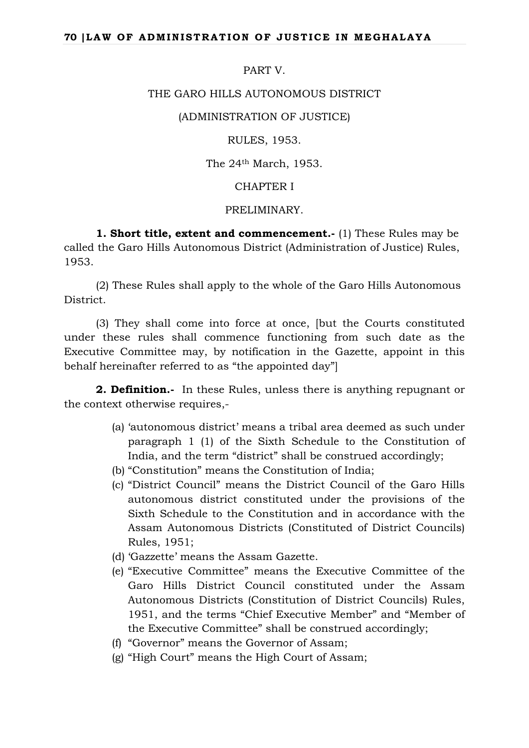PART V.

THE GARO HILLS AUTONOMOUS DISTRICT

(ADMINISTRATION OF JUSTICE)

RULES, 1953.

The 24th March, 1953.

CHAPTER I

PRELIMINARY.

**1. Short title, extent and commencement.-** (1) These Rules may be called the Garo Hills Autonomous District (Administration of Justice) Rules, 1953.

(2) These Rules shall apply to the whole of the Garo Hills Autonomous District.

(3) They shall come into force at once, [but the Courts constituted under these rules shall commence functioning from such date as the Executive Committee may, by notification in the Gazette, appoint in this behalf hereinafter referred to as "the appointed day"]

**2. Definition.-** In these Rules, unless there is anything repugnant or the context otherwise requires,-

(a) 'autonomous district' means a tribal area deemed as such under paragraph 1 (1) of the Sixth Schedule to the Constitution of India, and the term "district" shall be construed accordingly;
(b) "Constitution" means the Constitution of India;
(c) "District Council" means the District Council of the Garo Hills autonomous district constituted under the provisions of the Sixth Schedule to the Constitution and in accordance with the Assam Autonomous Districts (Constituted of District Councils) Rules, 1951;
(d) 'Gazzette' means the Assam Gazette.
(e) "Executive Committee" means the Executive Committee of the Garo Hills District Council constituted under the Assam Autonomous Districts (Constitution of District Councils) Rules, 1951, and the terms "Chief Executive Member" and "Member of the Executive Committee" shall be construed accordingly;
(f) "Governor" means the Governor of Assam;
(g) "High Court" means the High Court of Assam;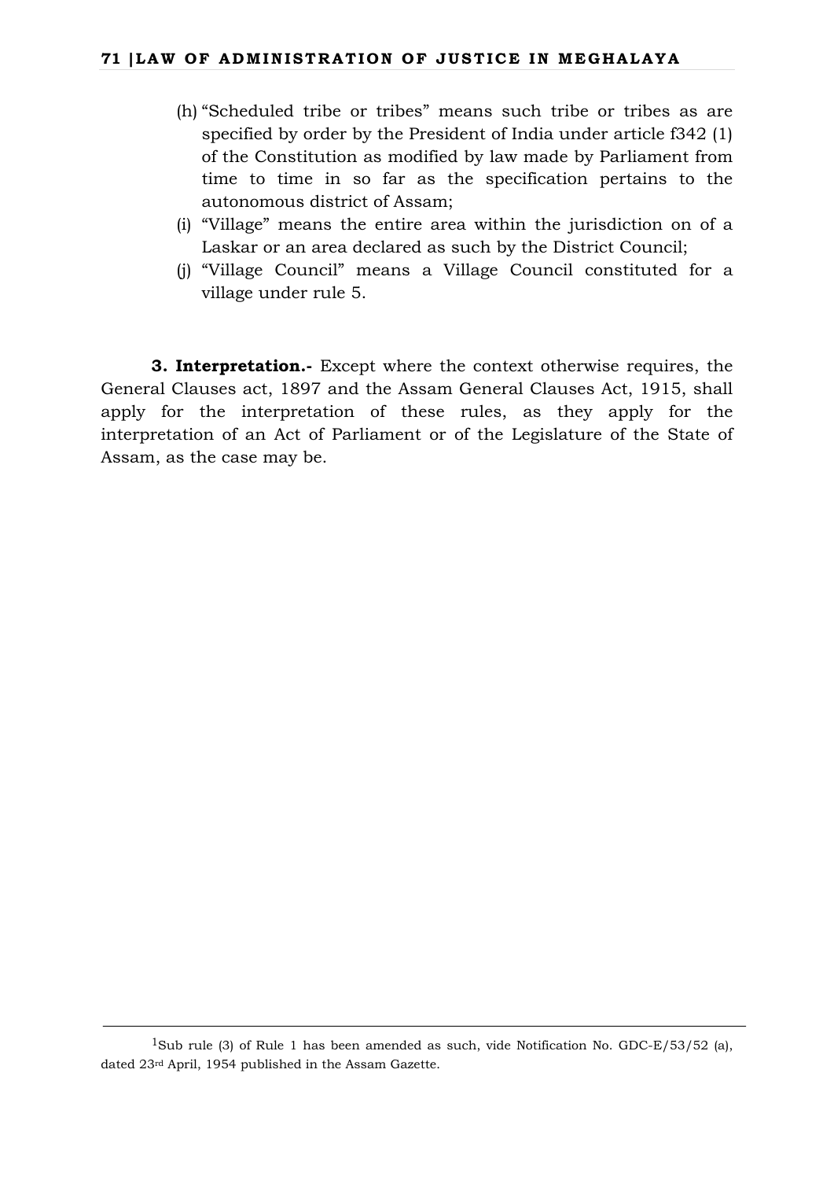(h) "Scheduled tribe or tribes" means such tribe or tribes as are specified by order by the President of India under article f342 (1) of the Constitution as modified by law made by Parliament from time to time in so far as the specification pertains to the autonomous district of Assam;

(i) "Village" means the entire area within the jurisdiction on of a Laskar or an area declared as such by the District Council;

(j) "Village Council" means a Village Council constituted for a village under rule 5.

**3. Interpretation.-** Except where the context otherwise requires, the General Clauses act, 1897 and the Assam General Clauses Act, 1915, shall apply for the interpretation of these rules, as they apply for the interpretation of an Act of Parliament or of the Legislature of the State of Assam, as the case may be.

---

[1] Sub rule (3) of Rule 1 has been amended as such, vide Notification No. GDC-E/53/52 (a), dated 23rd April, 1954 published in the Assam Gazette.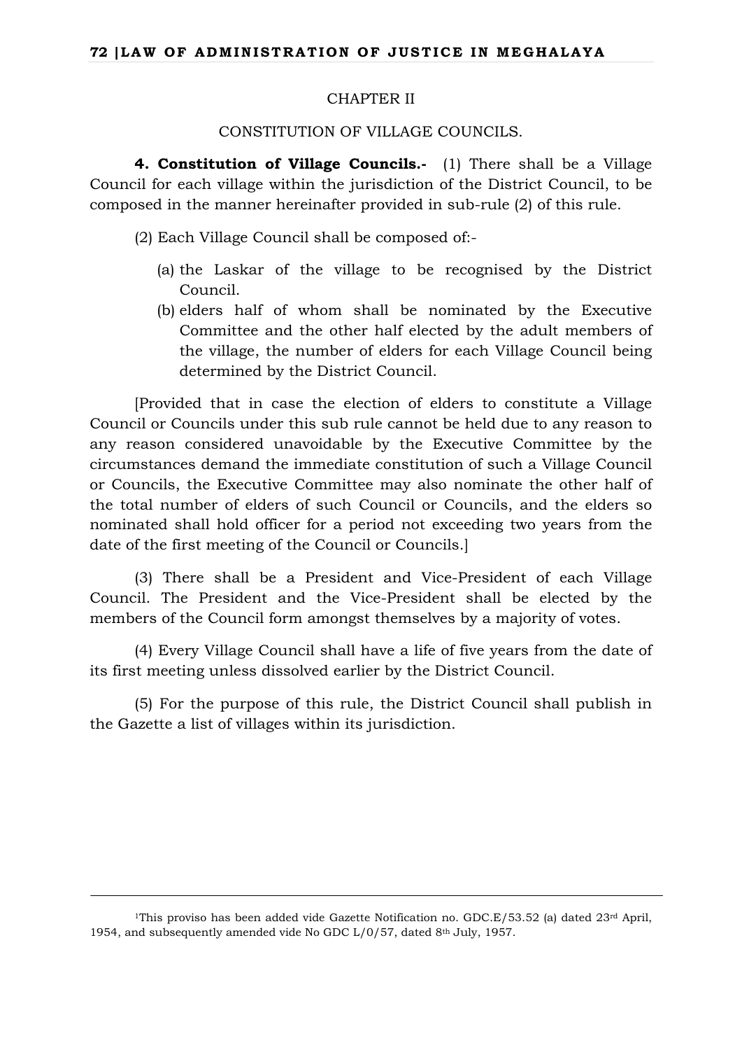## CHAPTER II

## CONSTITUTION OF VILLAGE COUNCILS.

**4. Constitution of Village Councils.-** (1) There shall be a Village Council for each village within the jurisdiction of the District Council, to be composed in the manner hereinafter provided in sub-rule (2) of this rule.

(2) Each Village Council shall be composed of:-

(a) the Laskar of the village to be recognised by the District Council.

(b) elders half of whom shall be nominated by the Executive Committee and the other half elected by the adult members of the village, the number of elders for each Village Council being determined by the District Council.

[Provided that in case the election of elders to constitute a Village Council or Councils under this sub rule cannot be held due to any reason to any reason considered unavoidable by the Executive Committee by the circumstances demand the immediate constitution of such a Village Council or Councils, the Executive Committee may also nominate the other half of the total number of elders of such Council or Councils, and the elders so nominated shall hold officer for a period not exceeding two years from the date of the first meeting of the Council or Councils.]

(3) There shall be a President and Vice-President of each Village Council. The President and the Vice-President shall be elected by the members of the Council form amongst themselves by a majority of votes.

(4) Every Village Council shall have a life of five years from the date of its first meeting unless dissolved earlier by the District Council.

(5) For the purpose of this rule, the District Council shall publish in the Gazette a list of villages within its jurisdiction.

---

[1]This proviso has been added vide Gazette Notification no. GDC.E/53.52 (a) dated 23rd April, 1954, and subsequently amended vide No GDC L/0/57, dated 8th July, 1957.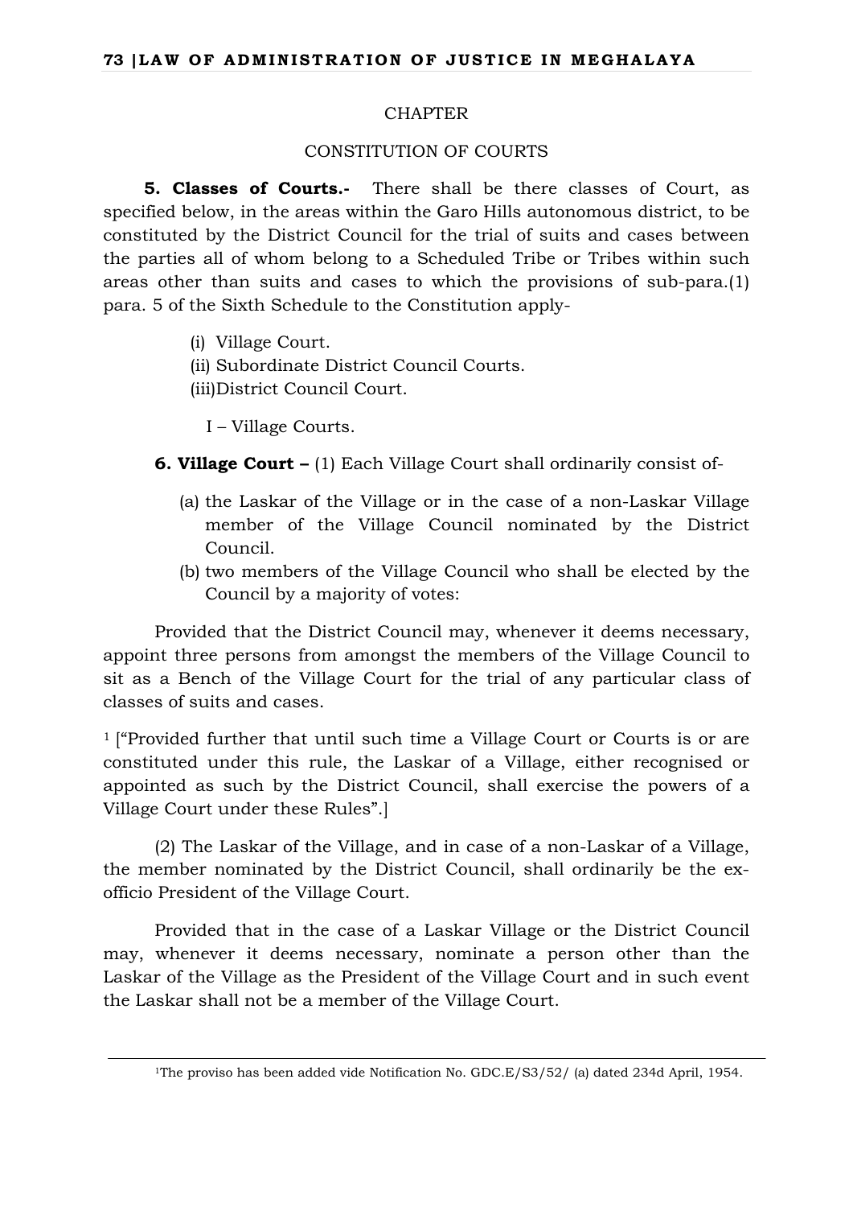## CHAPTER

## CONSTITUTION OF COURTS

**5. Classes of Courts.-** There shall be there classes of Court, as specified below, in the areas within the Garo Hills autonomous district, to be constituted by the District Council for the trial of suits and cases between the parties all of whom belong to a Scheduled Tribe or Tribes within such areas other than suits and cases to which the provisions of sub-para.(1) para. 5 of the Sixth Schedule to the Constitution apply-

(i) Village Court.
(ii) Subordinate District Council Courts.
(iii)District Council Court.

I – Village Courts.

**6. Village Court –** (1) Each Village Court shall ordinarily consist of-

(a) the Laskar of the Village or in the case of a non-Laskar Village member of the Village Council nominated by the District Council.
(b) two members of the Village Council who shall be elected by the Council by a majority of votes:

Provided that the District Council may, whenever it deems necessary, appoint three persons from amongst the members of the Village Council to sit as a Bench of the Village Court for the trial of any particular class of classes of suits and cases.

[1] ["Provided further that until such time a Village Court or Courts is or are constituted under this rule, the Laskar of a Village, either recognised or appointed as such by the District Council, shall exercise the powers of a Village Court under these Rules".]

(2) The Laskar of the Village, and in case of a non-Laskar of a Village, the member nominated by the District Council, shall ordinarily be the ex-officio President of the Village Court.

Provided that in the case of a Laskar Village or the District Council may, whenever it deems necessary, nominate a person other than the Laskar of the Village as the President of the Village Court and in such event the Laskar shall not be a member of the Village Court.

---

[1]The proviso has been added vide Notification No. GDC.E/S3/52/ (a) dated 234d April, 1954.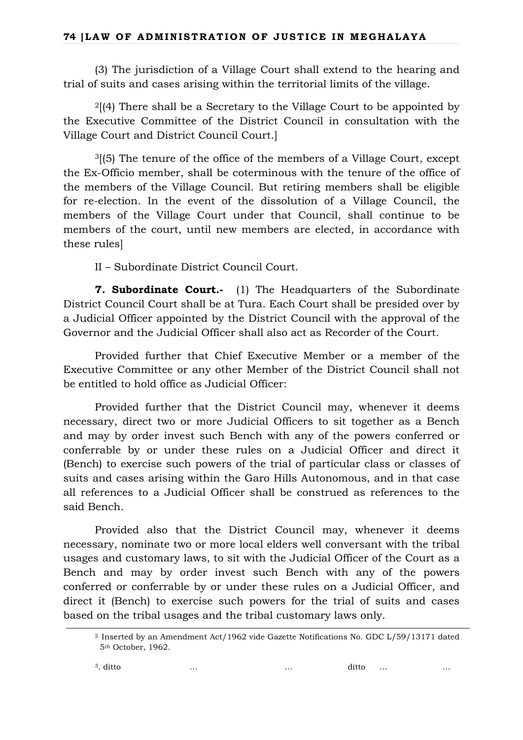(3) The jurisdiction of a Village Court shall extend to the hearing and trial of suits and cases arising within the territorial limits of the village.

[2][(4) There shall be a Secretary to the Village Court to be appointed by the Executive Committee of the District Council in consultation with the Village Court and District Council Court.]

[3][(5) The tenure of the office of the members of a Village Court, except the Ex-Officio member, shall be coterminous with the tenure of the office of the members of the Village Council. But retiring members shall be eligible for re-election. In the event of the dissolution of a Village Council, the members of the Village Court under that Council, shall continue to be members of the court, until new members are elected, in accordance with these rules]

II – Subordinate District Council Court.

**7. Subordinate Court.-** (1) The Headquarters of the Subordinate District Council Court shall be at Tura. Each Court shall be presided over by a Judicial Officer appointed by the District Council with the approval of the Governor and the Judicial Officer shall also act as Recorder of the Court.

Provided further that Chief Executive Member or a member of the Executive Committee or any other Member of the District Council shall not be entitled to hold office as Judicial Officer:

Provided further that the District Council may, whenever it deems necessary, direct two or more Judicial Officers to sit together as a Bench and may by order invest such Bench with any of the powers conferred or conferrable by or under these rules on a Judicial Officer and direct it (Bench) to exercise such powers of the trial of particular class or classes of suits and cases arising within the Garo Hills Autonomous, and in that case all references to a Judicial Officer shall be construed as references to the said Bench.

Provided also that the District Council may, whenever it deems necessary, nominate two or more local elders well conversant with the tribal usages and customary laws, to sit with the Judicial Officer of the Court as a Bench and may by order invest such Bench with any of the powers conferred or conferrable by or under these rules on a Judicial Officer, and direct it (Bench) to exercise such powers for the trial of suits and cases based on the tribal usages and the tribal customary laws only.

---

[2] Inserted by an Amendment Act/1962 vide Gazette Notifications No. GDC L/59/13171 dated 5th October, 1962.

[3]. ditto ... ... ditto ... ...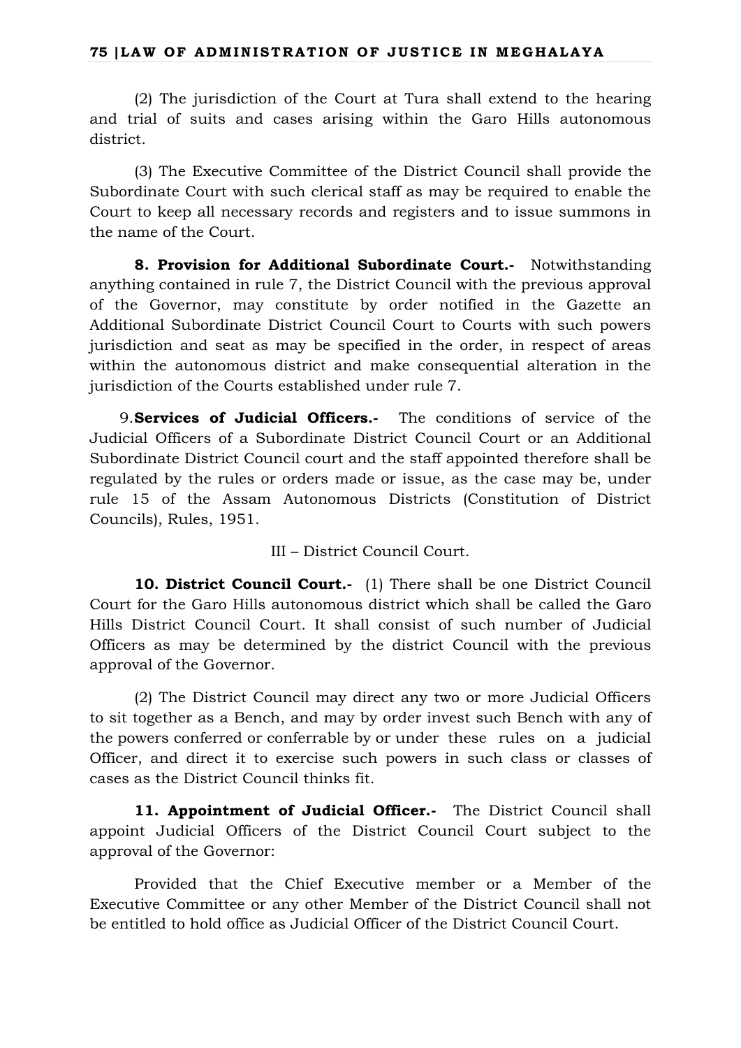(2) The jurisdiction of the Court at Tura shall extend to the hearing and trial of suits and cases arising within the Garo Hills autonomous district.

(3) The Executive Committee of the District Council shall provide the Subordinate Court with such clerical staff as may be required to enable the Court to keep all necessary records and registers and to issue summons in the name of the Court.

**8. Provision for Additional Subordinate Court.-** Notwithstanding anything contained in rule 7, the District Council with the previous approval of the Governor, may constitute by order notified in the Gazette an Additional Subordinate District Council Court to Courts with such powers jurisdiction and seat as may be specified in the order, in respect of areas within the autonomous district and make consequential alteration in the jurisdiction of the Courts established under rule 7.

9.**Services of Judicial Officers.-** The conditions of service of the Judicial Officers of a Subordinate District Council Court or an Additional Subordinate District Council court and the staff appointed therefore shall be regulated by the rules or orders made or issue, as the case may be, under rule 15 of the Assam Autonomous Districts (Constitution of District Councils), Rules, 1951.

III – District Council Court.

**10. District Council Court.-** (1) There shall be one District Council Court for the Garo Hills autonomous district which shall be called the Garo Hills District Council Court. It shall consist of such number of Judicial Officers as may be determined by the district Council with the previous approval of the Governor.

(2) The District Council may direct any two or more Judicial Officers to sit together as a Bench, and may by order invest such Bench with any of the powers conferred or conferrable by or under these rules on a judicial Officer, and direct it to exercise such powers in such class or classes of cases as the District Council thinks fit.

**11. Appointment of Judicial Officer.-** The District Council shall appoint Judicial Officers of the District Council Court subject to the approval of the Governor:

Provided that the Chief Executive member or a Member of the Executive Committee or any other Member of the District Council shall not be entitled to hold office as Judicial Officer of the District Council Court.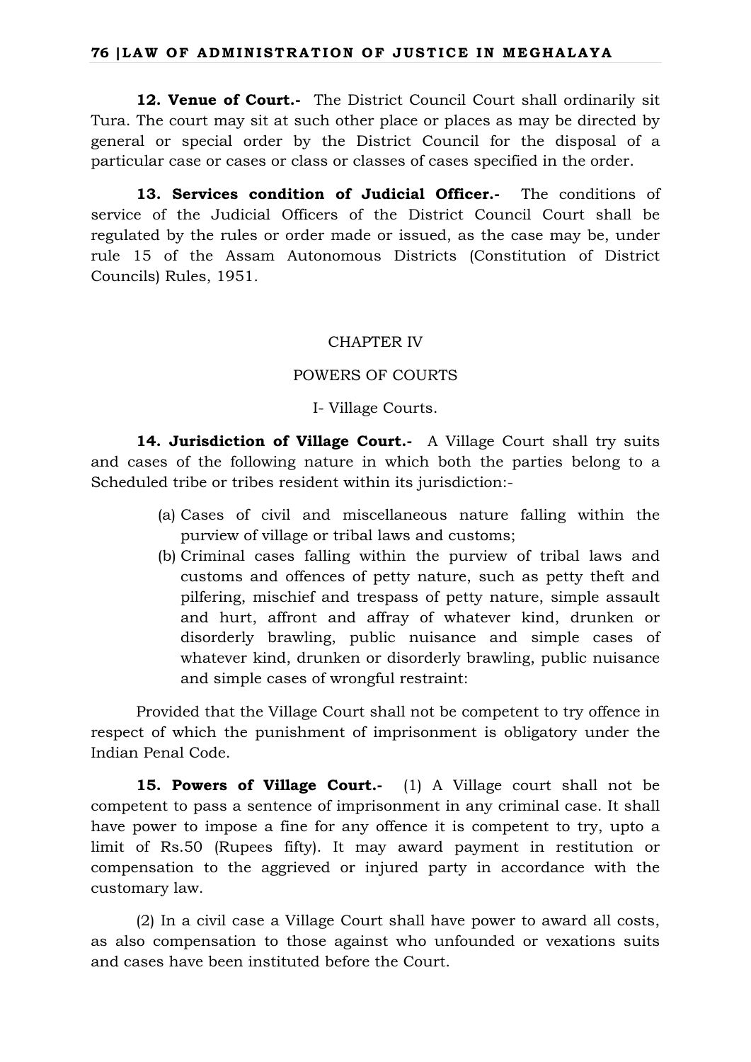**12. Venue of Court.-** The District Council Court shall ordinarily sit Tura. The court may sit at such other place or places as may be directed by general or special order by the District Council for the disposal of a particular case or cases or class or classes of cases specified in the order.

**13. Services condition of Judicial Officer.-** The conditions of service of the Judicial Officers of the District Council Court shall be regulated by the rules or order made or issued, as the case may be, under rule 15 of the Assam Autonomous Districts (Constitution of District Councils) Rules, 1951.

## CHAPTER IV

## POWERS OF COURTS

### I- Village Courts.

**14. Jurisdiction of Village Court.-** A Village Court shall try suits and cases of the following nature in which both the parties belong to a Scheduled tribe or tribes resident within its jurisdiction:-

(a) Cases of civil and miscellaneous nature falling within the purview of village or tribal laws and customs;

(b) Criminal cases falling within the purview of tribal laws and customs and offences of petty nature, such as petty theft and pilfering, mischief and trespass of petty nature, simple assault and hurt, affront and affray of whatever kind, drunken or disorderly brawling, public nuisance and simple cases of whatever kind, drunken or disorderly brawling, public nuisance and simple cases of wrongful restraint:

Provided that the Village Court shall not be competent to try offence in respect of which the punishment of imprisonment is obligatory under the Indian Penal Code.

**15. Powers of Village Court.-** (1) A Village court shall not be competent to pass a sentence of imprisonment in any criminal case. It shall have power to impose a fine for any offence it is competent to try, upto a limit of Rs.50 (Rupees fifty). It may award payment in restitution or compensation to the aggrieved or injured party in accordance with the customary law.

(2) In a civil case a Village Court shall have power to award all costs, as also compensation to those against who unfounded or vexations suits and cases have been instituted before the Court.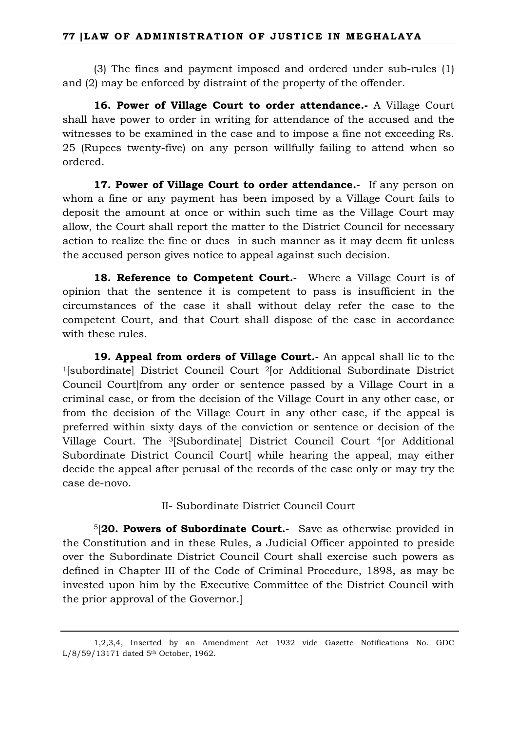(3) The fines and payment imposed and ordered under sub-rules (1) and (2) may be enforced by distraint of the property of the offender.

**16. Power of Village Court to order attendance.-** A Village Court shall have power to order in writing for attendance of the accused and the witnesses to be examined in the case and to impose a fine not exceeding Rs. 25 (Rupees twenty-five) on any person willfully failing to attend when so ordered.

**17. Power of Village Court to order attendance.-** If any person on whom a fine or any payment has been imposed by a Village Court fails to deposit the amount at once or within such time as the Village Court may allow, the Court shall report the matter to the District Council for necessary action to realize the fine or dues in such manner as it may deem fit unless the accused person gives notice to appeal against such decision.

**18. Reference to Competent Court.-** Where a Village Court is of opinion that the sentence it is competent to pass is insufficient in the circumstances of the case it shall without delay refer the case to the competent Court, and that Court shall dispose of the case in accordance with these rules.

**19. Appeal from orders of Village Court.-** An appeal shall lie to the [1][subordinate] District Council Court [2][or Additional Subordinate District Council Court]from any order or sentence passed by a Village Court in a criminal case, or from the decision of the Village Court in any other case, or from the decision of the Village Court in any other case, if the appeal is preferred within sixty days of the conviction or sentence or decision of the Village Court. The [3][Subordinate] District Council Court [4][or Additional Subordinate District Council Court] while hearing the appeal, may either decide the appeal after perusal of the records of the case only or may try the case de-novo.

II- Subordinate District Council Court

[5][**20. Powers of Subordinate Court.-** Save as otherwise provided in the Constitution and in these Rules, a Judicial Officer appointed to preside over the Subordinate District Council Court shall exercise such powers as defined in Chapter III of the Code of Criminal Procedure, 1898, as may be invested upon him by the Executive Committee of the District Council with the prior approval of the Governor.]

---

1,2,3,4, Inserted by an Amendment Act 1932 vide Gazette Notifications No. GDC L/8/59/13171 dated 5th October, 1962.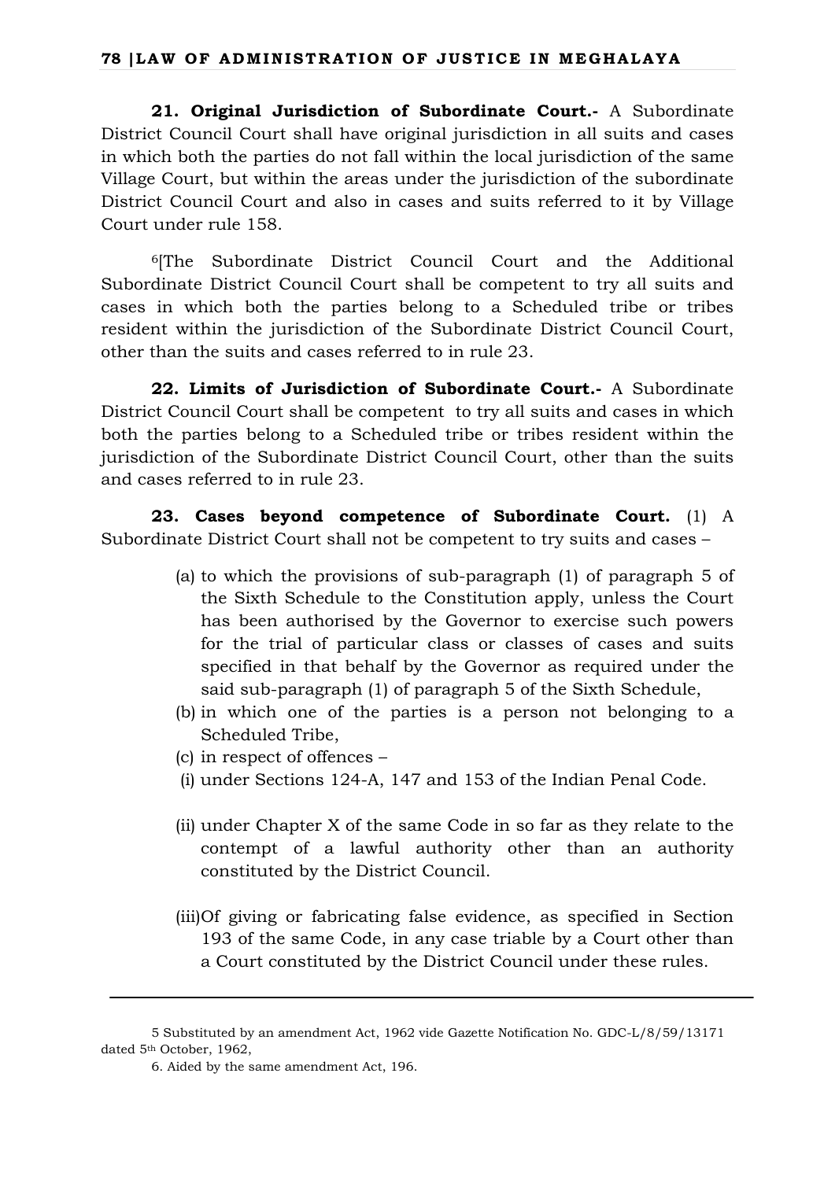**21. Original Jurisdiction of Subordinate Court.-** A Subordinate District Council Court shall have original jurisdiction in all suits and cases in which both the parties do not fall within the local jurisdiction of the same Village Court, but within the areas under the jurisdiction of the subordinate District Council Court and also in cases and suits referred to it by Village Court under rule 158.

[6][The Subordinate District Council Court and the Additional Subordinate District Council Court shall be competent to try all suits and cases in which both the parties belong to a Scheduled tribe or tribes resident within the jurisdiction of the Subordinate District Council Court, other than the suits and cases referred to in rule 23.

**22. Limits of Jurisdiction of Subordinate Court.-** A Subordinate District Council Court shall be competent to try all suits and cases in which both the parties belong to a Scheduled tribe or tribes resident within the jurisdiction of the Subordinate District Council Court, other than the suits and cases referred to in rule 23.

**23. Cases beyond competence of Subordinate Court.** (1) A Subordinate District Court shall not be competent to try suits and cases –

(a) to which the provisions of sub-paragraph (1) of paragraph 5 of the Sixth Schedule to the Constitution apply, unless the Court has been authorised by the Governor to exercise such powers for the trial of particular class or classes of cases and suits specified in that behalf by the Governor as required under the said sub-paragraph (1) of paragraph 5 of the Sixth Schedule,

(b) in which one of the parties is a person not belonging to a Scheduled Tribe,

(c) in respect of offences –

(i) under Sections 124-A, 147 and 153 of the Indian Penal Code.

(ii) under Chapter X of the same Code in so far as they relate to the contempt of a lawful authority other than an authority constituted by the District Council.

(iii) Of giving or fabricating false evidence, as specified in Section 193 of the same Code, in any case triable by a Court other than a Court constituted by the District Council under these rules.

---

5 Substituted by an amendment Act, 1962 vide Gazette Notification No. GDC-L/8/59/13171 dated 5th October, 1962,

6. Aided by the same amendment Act, 196.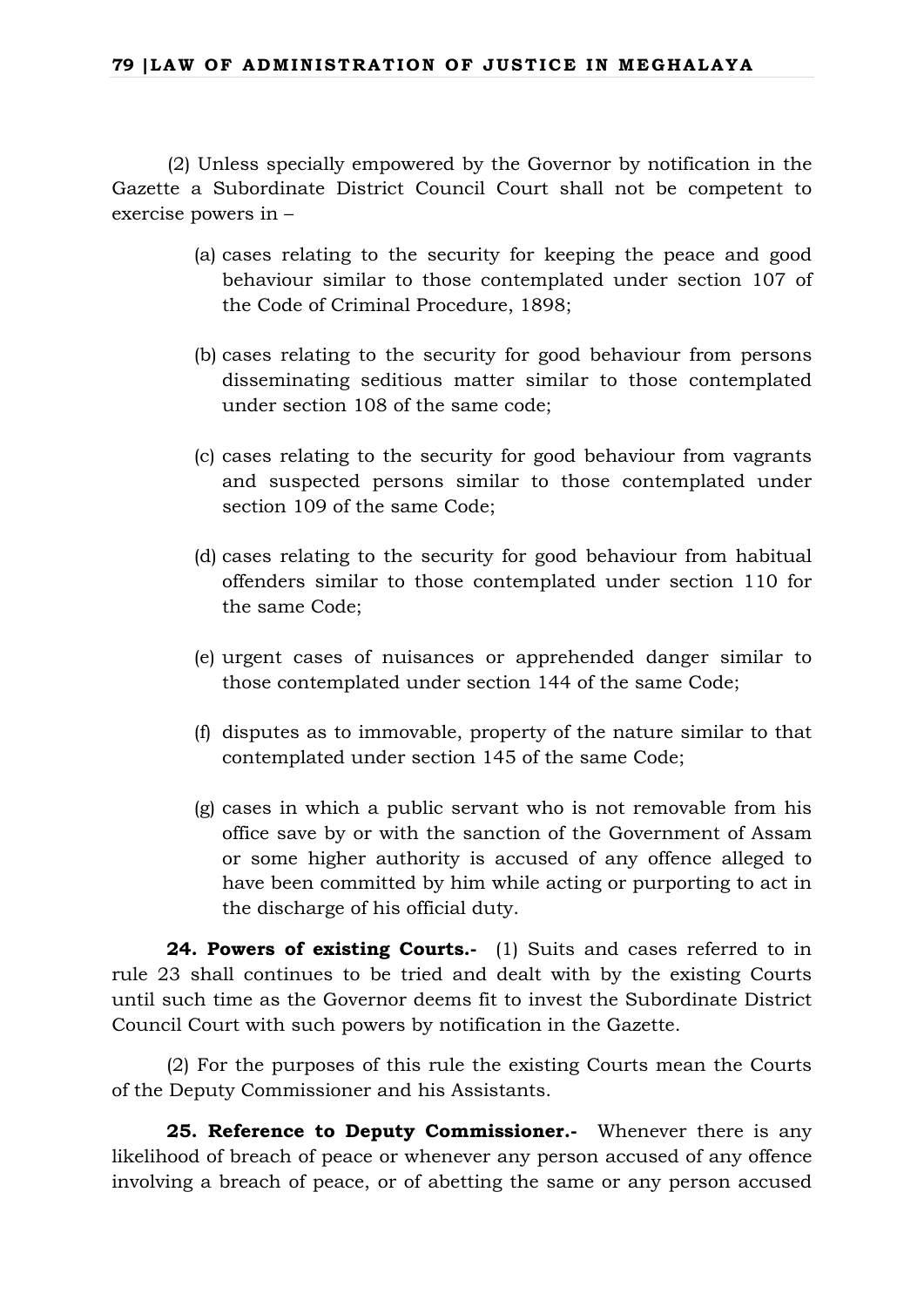(2) Unless specially empowered by the Governor by notification in the Gazette a Subordinate District Council Court shall not be competent to exercise powers in –

(a) cases relating to the security for keeping the peace and good behaviour similar to those contemplated under section 107 of the Code of Criminal Procedure, 1898;

(b) cases relating to the security for good behaviour from persons disseminating seditious matter similar to those contemplated under section 108 of the same code;

(c) cases relating to the security for good behaviour from vagrants and suspected persons similar to those contemplated under section 109 of the same Code;

(d) cases relating to the security for good behaviour from habitual offenders similar to those contemplated under section 110 for the same Code;

(e) urgent cases of nuisances or apprehended danger similar to those contemplated under section 144 of the same Code;

(f) disputes as to immovable, property of the nature similar to that contemplated under section 145 of the same Code;

(g) cases in which a public servant who is not removable from his office save by or with the sanction of the Government of Assam or some higher authority is accused of any offence alleged to have been committed by him while acting or purporting to act in the discharge of his official duty.

**24. Powers of existing Courts.-** (1) Suits and cases referred to in rule 23 shall continues to be tried and dealt with by the existing Courts until such time as the Governor deems fit to invest the Subordinate District Council Court with such powers by notification in the Gazette.

(2) For the purposes of this rule the existing Courts mean the Courts of the Deputy Commissioner and his Assistants.

**25. Reference to Deputy Commissioner.-** Whenever there is any likelihood of breach of peace or whenever any person accused of any offence involving a breach of peace, or of abetting the same or any person accused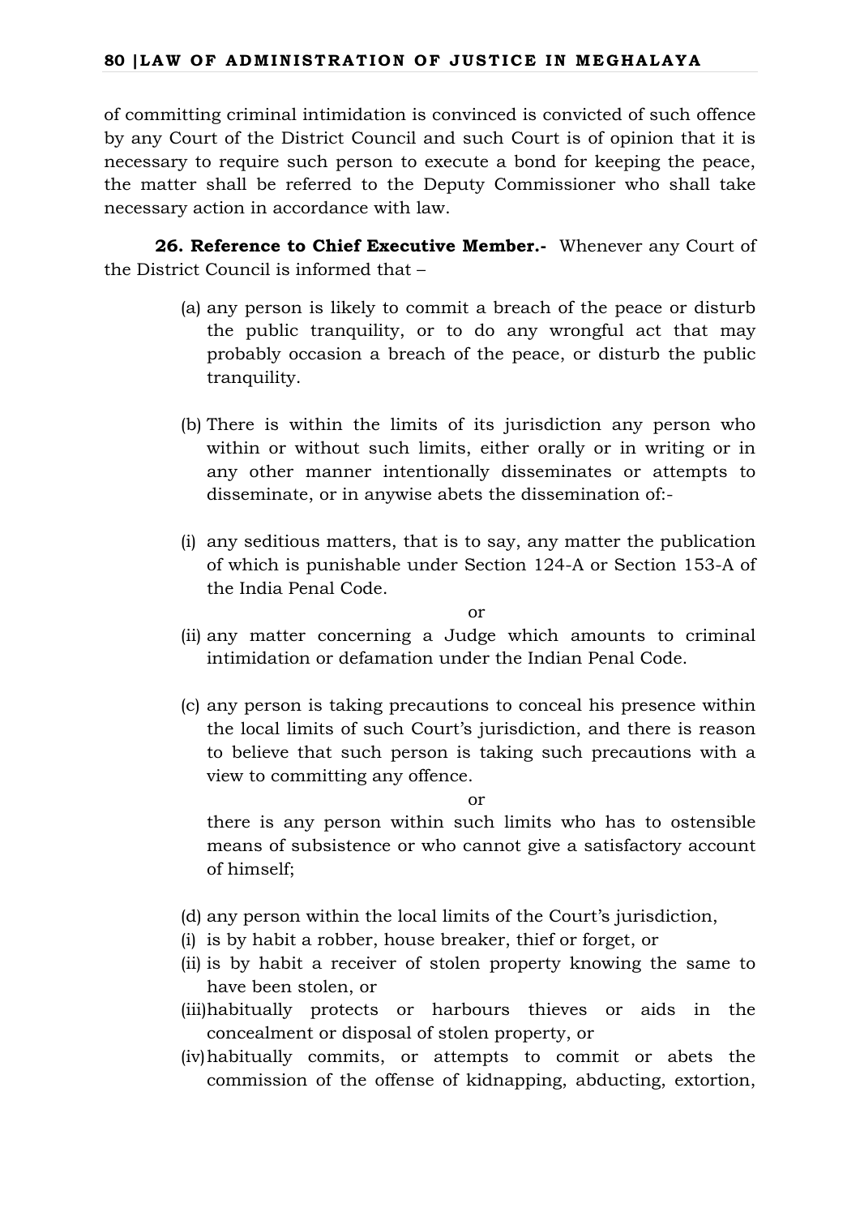of committing criminal intimidation is convinced is convicted of such offence by any Court of the District Council and such Court is of opinion that it is necessary to require such person to execute a bond for keeping the peace, the matter shall be referred to the Deputy Commissioner who shall take necessary action in accordance with law.

**26. Reference to Chief Executive Member.-** Whenever any Court of the District Council is informed that –

(a) any person is likely to commit a breach of the peace or disturb the public tranquility, or to do any wrongful act that may probably occasion a breach of the peace, or disturb the public tranquility.

(b) There is within the limits of its jurisdiction any person who within or without such limits, either orally or in writing or in any other manner intentionally disseminates or attempts to disseminate, or in anywise abets the dissemination of:-

(i) any seditious matters, that is to say, any matter the publication of which is punishable under Section 124-A or Section 153-A of the India Penal Code.

or

(ii) any matter concerning a Judge which amounts to criminal intimidation or defamation under the Indian Penal Code.

(c) any person is taking precautions to conceal his presence within the local limits of such Court's jurisdiction, and there is reason to believe that such person is taking such precautions with a view to committing any offence.

or

there is any person within such limits who has to ostensible means of subsistence or who cannot give a satisfactory account of himself;

(d) any person within the local limits of the Court's jurisdiction,

(i) is by habit a robber, house breaker, thief or forget, or

(ii) is by habit a receiver of stolen property knowing the same to have been stolen, or

(iii) habitually protects or harbours thieves or aids in the concealment or disposal of stolen property, or

(iv) habitually commits, or attempts to commit or abets the commission of the offense of kidnapping, abducting, extortion,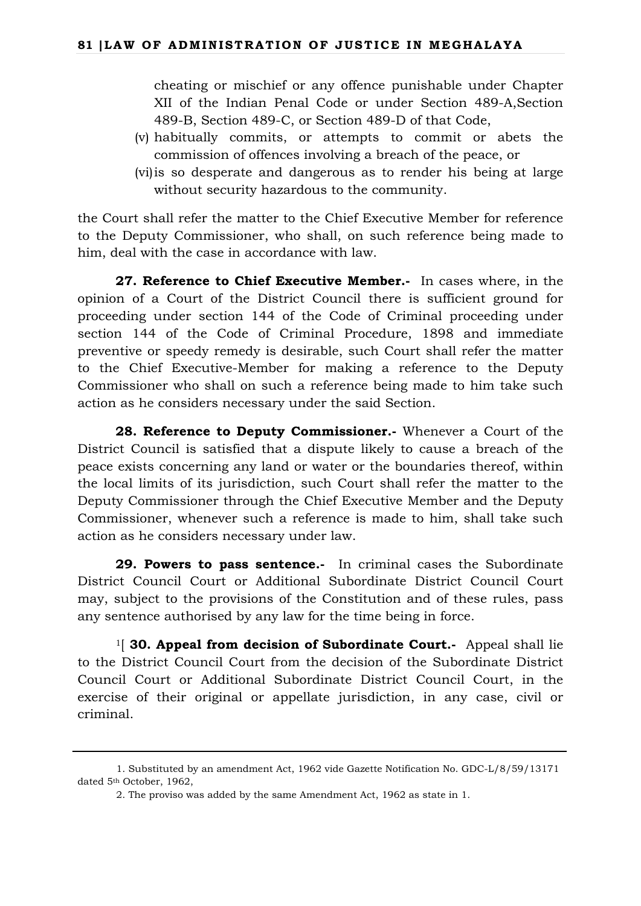cheating or mischief or any offence punishable under Chapter XII of the Indian Penal Code or under Section 489-A,Section 489-B, Section 489-C, or Section 489-D of that Code,

(v) habitually commits, or attempts to commit or abets the commission of offences involving a breach of the peace, or

(vi) is so desperate and dangerous as to render his being at large without security hazardous to the community.

the Court shall refer the matter to the Chief Executive Member for reference to the Deputy Commissioner, who shall, on such reference being made to him, deal with the case in accordance with law.

**27. Reference to Chief Executive Member.-** In cases where, in the opinion of a Court of the District Council there is sufficient ground for proceeding under section 144 of the Code of Criminal proceeding under section 144 of the Code of Criminal Procedure, 1898 and immediate preventive or speedy remedy is desirable, such Court shall refer the matter to the Chief Executive-Member for making a reference to the Deputy Commissioner who shall on such a reference being made to him take such action as he considers necessary under the said Section.

**28. Reference to Deputy Commissioner.-** Whenever a Court of the District Council is satisfied that a dispute likely to cause a breach of the peace exists concerning any land or water or the boundaries thereof, within the local limits of its jurisdiction, such Court shall refer the matter to the Deputy Commissioner through the Chief Executive Member and the Deputy Commissioner, whenever such a reference is made to him, shall take such action as he considers necessary under law.

**29. Powers to pass sentence.-** In criminal cases the Subordinate District Council Court or Additional Subordinate District Council Court may, subject to the provisions of the Constitution and of these rules, pass any sentence authorised by any law for the time being in force.

[1][ **30. Appeal from decision of Subordinate Court.-** Appeal shall lie to the District Council Court from the decision of the Subordinate District Council Court or Additional Subordinate District Council Court, in the exercise of their original or appellate jurisdiction, in any case, civil or criminal.

---

1. Substituted by an amendment Act, 1962 vide Gazette Notification No. GDC-L/8/59/13171 dated 5th October, 1962,

2. The proviso was added by the same Amendment Act, 1962 as state in 1.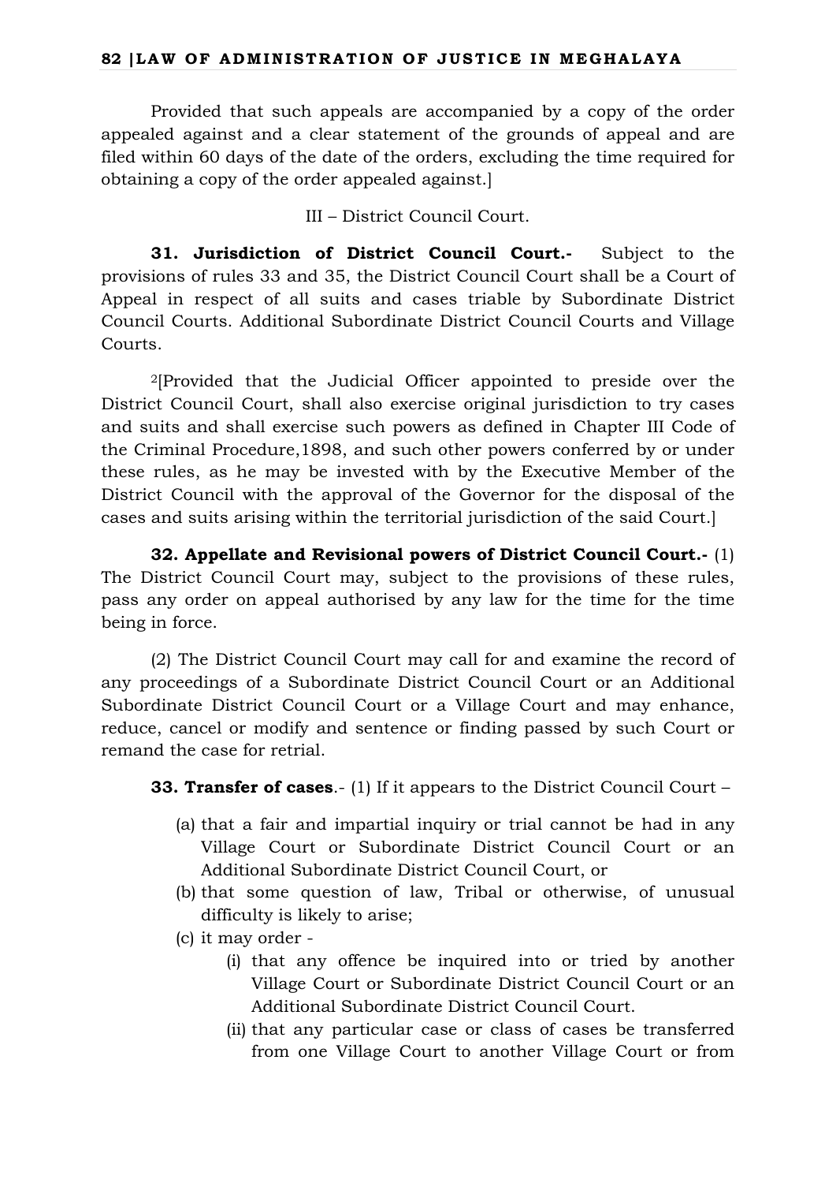Provided that such appeals are accompanied by a copy of the order appealed against and a clear statement of the grounds of appeal and are filed within 60 days of the date of the orders, excluding the time required for obtaining a copy of the order appealed against.]

III – District Council Court.

**31. Jurisdiction of District Council Court.-** Subject to the provisions of rules 33 and 35, the District Council Court shall be a Court of Appeal in respect of all suits and cases triable by Subordinate District Council Courts. Additional Subordinate District Council Courts and Village Courts.

[2][Provided that the Judicial Officer appointed to preside over the District Council Court, shall also exercise original jurisdiction to try cases and suits and shall exercise such powers as defined in Chapter III Code of the Criminal Procedure,1898, and such other powers conferred by or under these rules, as he may be invested with by the Executive Member of the District Council with the approval of the Governor for the disposal of the cases and suits arising within the territorial jurisdiction of the said Court.]

**32. Appellate and Revisional powers of District Council Court.-** (1) The District Council Court may, subject to the provisions of these rules, pass any order on appeal authorised by any law for the time for the time being in force.

(2) The District Council Court may call for and examine the record of any proceedings of a Subordinate District Council Court or an Additional Subordinate District Council Court or a Village Court and may enhance, reduce, cancel or modify and sentence or finding passed by such Court or remand the case for retrial.

**33. Transfer of cases**.- (1) If it appears to the District Council Court –

(a) that a fair and impartial inquiry or trial cannot be had in any Village Court or Subordinate District Council Court or an Additional Subordinate District Council Court, or

(b) that some question of law, Tribal or otherwise, of unusual difficulty is likely to arise;

(c) it may order -

   (i) that any offence be inquired into or tried by another Village Court or Subordinate District Council Court or an Additional Subordinate District Council Court.

   (ii) that any particular case or class of cases be transferred from one Village Court to another Village Court or from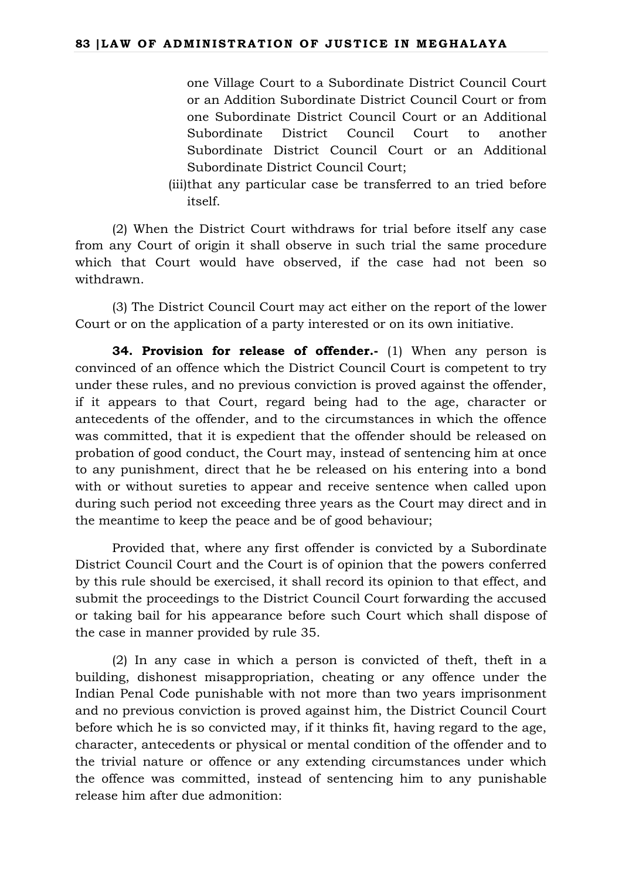one Village Court to a Subordinate District Council Court or an Addition Subordinate District Council Court or from one Subordinate District Council Court or an Additional Subordinate District Council Court to another Subordinate District Council Court or an Additional Subordinate District Council Court;

(iii)that any particular case be transferred to an tried before itself.

(2) When the District Court withdraws for trial before itself any case from any Court of origin it shall observe in such trial the same procedure which that Court would have observed, if the case had not been so withdrawn.

(3) The District Council Court may act either on the report of the lower Court or on the application of a party interested or on its own initiative.

**34. Provision for release of offender.-** (1) When any person is convinced of an offence which the District Council Court is competent to try under these rules, and no previous conviction is proved against the offender, if it appears to that Court, regard being had to the age, character or antecedents of the offender, and to the circumstances in which the offence was committed, that it is expedient that the offender should be released on probation of good conduct, the Court may, instead of sentencing him at once to any punishment, direct that he be released on his entering into a bond with or without sureties to appear and receive sentence when called upon during such period not exceeding three years as the Court may direct and in the meantime to keep the peace and be of good behaviour;

Provided that, where any first offender is convicted by a Subordinate District Council Court and the Court is of opinion that the powers conferred by this rule should be exercised, it shall record its opinion to that effect, and submit the proceedings to the District Council Court forwarding the accused or taking bail for his appearance before such Court which shall dispose of the case in manner provided by rule 35.

(2) In any case in which a person is convicted of theft, theft in a building, dishonest misappropriation, cheating or any offence under the Indian Penal Code punishable with not more than two years imprisonment and no previous conviction is proved against him, the District Council Court before which he is so convicted may, if it thinks fit, having regard to the age, character, antecedents or physical or mental condition of the offender and to the trivial nature or offence or any extending circumstances under which the offence was committed, instead of sentencing him to any punishable release him after due admonition: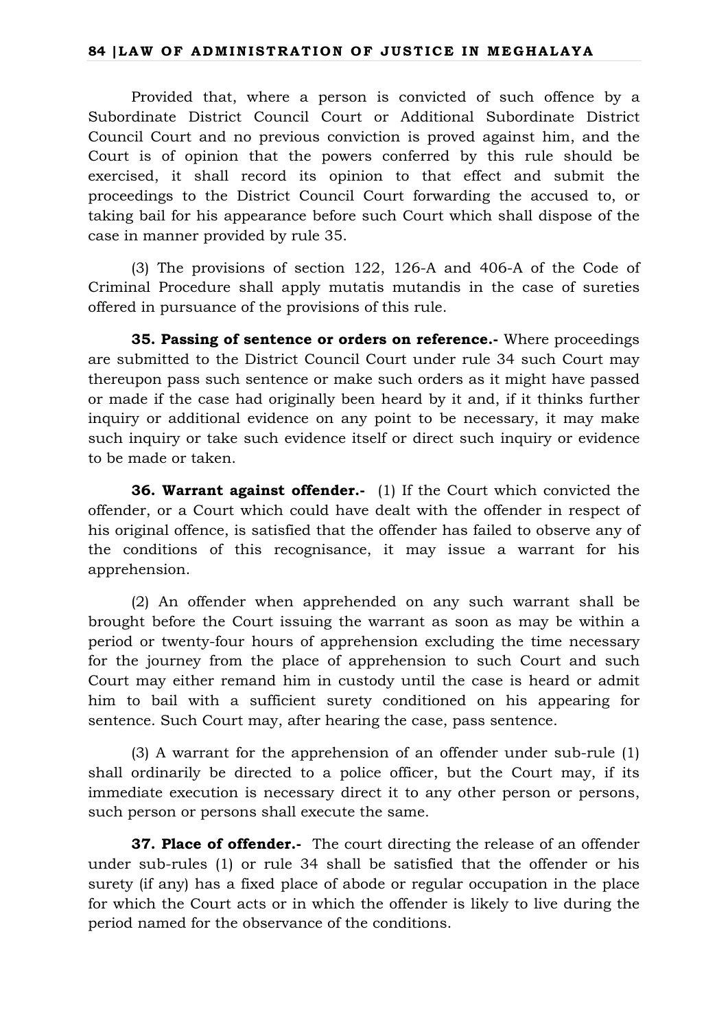Provided that, where a person is convicted of such offence by a Subordinate District Council Court or Additional Subordinate District Council Court and no previous conviction is proved against him, and the Court is of opinion that the powers conferred by this rule should be exercised, it shall record its opinion to that effect and submit the proceedings to the District Council Court forwarding the accused to, or taking bail for his appearance before such Court which shall dispose of the case in manner provided by rule 35.

(3) The provisions of section 122, 126-A and 406-A of the Code of Criminal Procedure shall apply mutatis mutandis in the case of sureties offered in pursuance of the provisions of this rule.

**35. Passing of sentence or orders on reference.-** Where proceedings are submitted to the District Council Court under rule 34 such Court may thereupon pass such sentence or make such orders as it might have passed or made if the case had originally been heard by it and, if it thinks further inquiry or additional evidence on any point to be necessary, it may make such inquiry or take such evidence itself or direct such inquiry or evidence to be made or taken.

**36. Warrant against offender.-** (1) If the Court which convicted the offender, or a Court which could have dealt with the offender in respect of his original offence, is satisfied that the offender has failed to observe any of the conditions of this recognisance, it may issue a warrant for his apprehension.

(2) An offender when apprehended on any such warrant shall be brought before the Court issuing the warrant as soon as may be within a period or twenty-four hours of apprehension excluding the time necessary for the journey from the place of apprehension to such Court and such Court may either remand him in custody until the case is heard or admit him to bail with a sufficient surety conditioned on his appearing for sentence. Such Court may, after hearing the case, pass sentence.

(3) A warrant for the apprehension of an offender under sub-rule (1) shall ordinarily be directed to a police officer, but the Court may, if its immediate execution is necessary direct it to any other person or persons, such person or persons shall execute the same.

**37. Place of offender.-** The court directing the release of an offender under sub-rules (1) or rule 34 shall be satisfied that the offender or his surety (if any) has a fixed place of abode or regular occupation in the place for which the Court acts or in which the offender is likely to live during the period named for the observance of the conditions.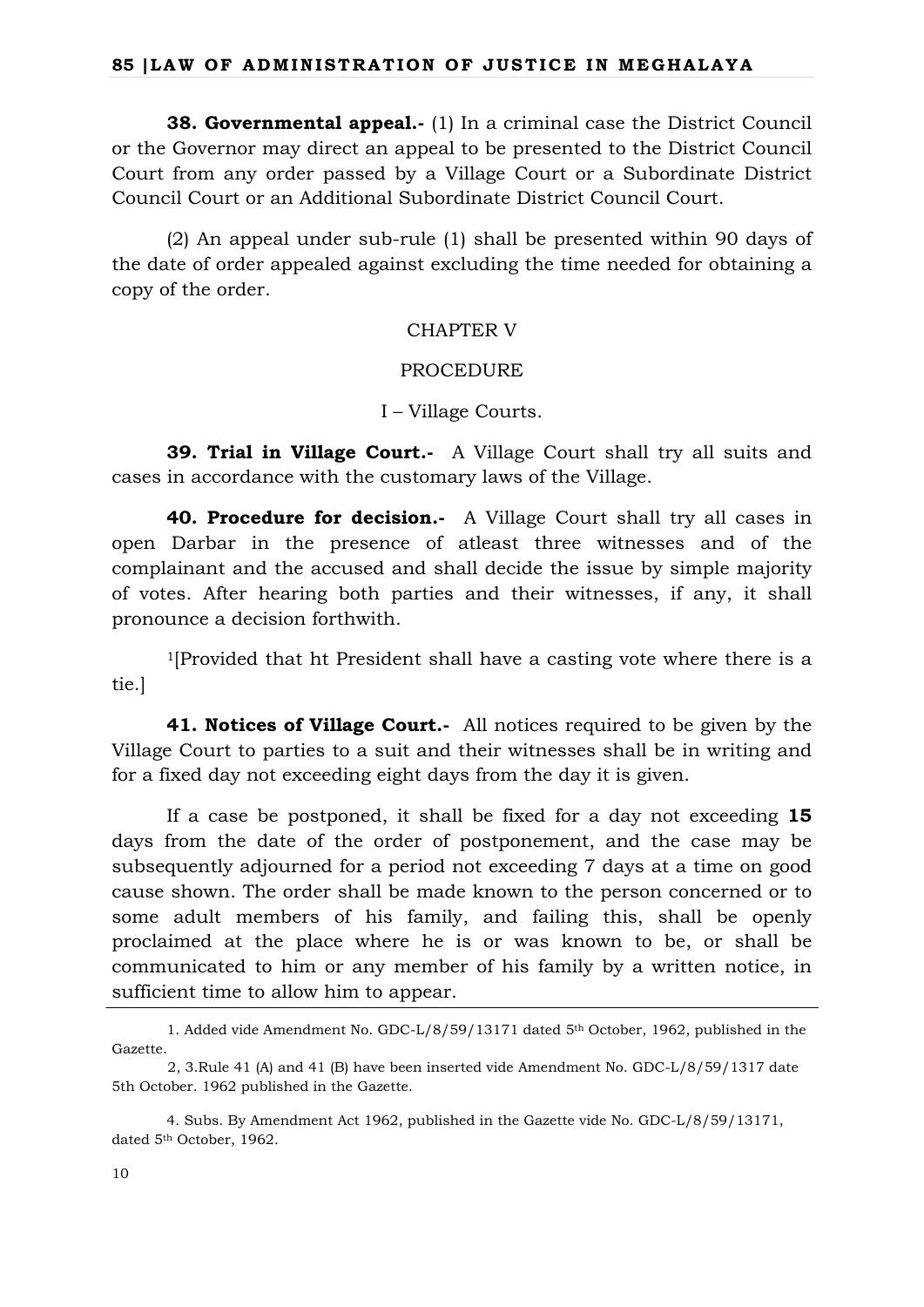**38. Governmental appeal.-** (1) In a criminal case the District Council or the Governor may direct an appeal to be presented to the District Council Court from any order passed by a Village Court or a Subordinate District Council Court or an Additional Subordinate District Council Court.

(2) An appeal under sub-rule (1) shall be presented within 90 days of the date of order appealed against excluding the time needed for obtaining a copy of the order.

CHAPTER V

PROCEDURE

I – Village Courts.

**39. Trial in Village Court.-** A Village Court shall try all suits and cases in accordance with the customary laws of the Village.

**40. Procedure for decision.-** A Village Court shall try all cases in open Darbar in the presence of atleast three witnesses and of the complainant and the accused and shall decide the issue by simple majority of votes. After hearing both parties and their witnesses, if any, it shall pronounce a decision forthwith.

[1][Provided that ht President shall have a casting vote where there is a tie.]

**41. Notices of Village Court.-** All notices required to be given by the Village Court to parties to a suit and their witnesses shall be in writing and for a fixed day not exceeding eight days from the day it is given.

If a case be postponed, it shall be fixed for a day not exceeding **15** days from the date of the order of postponement, and the case may be subsequently adjourned for a period not exceeding 7 days at a time on good cause shown. The order shall be made known to the person concerned or to some adult members of his family, and failing this, shall be openly proclaimed at the place where he is or was known to be, or shall be communicated to him or any member of his family by a written notice, in sufficient time to allow him to appear.

---

1. Added vide Amendment No. GDC-L/8/59/13171 dated 5th October, 1962, published in the Gazette.

2, 3.Rule 41 (A) and 41 (B) have been inserted vide Amendment No. GDC-L/8/59/1317 date 5th October. 1962 published in the Gazette.

4. Subs. By Amendment Act 1962, published in the Gazette vide No. GDC-L/8/59/13171, dated 5th October, 1962.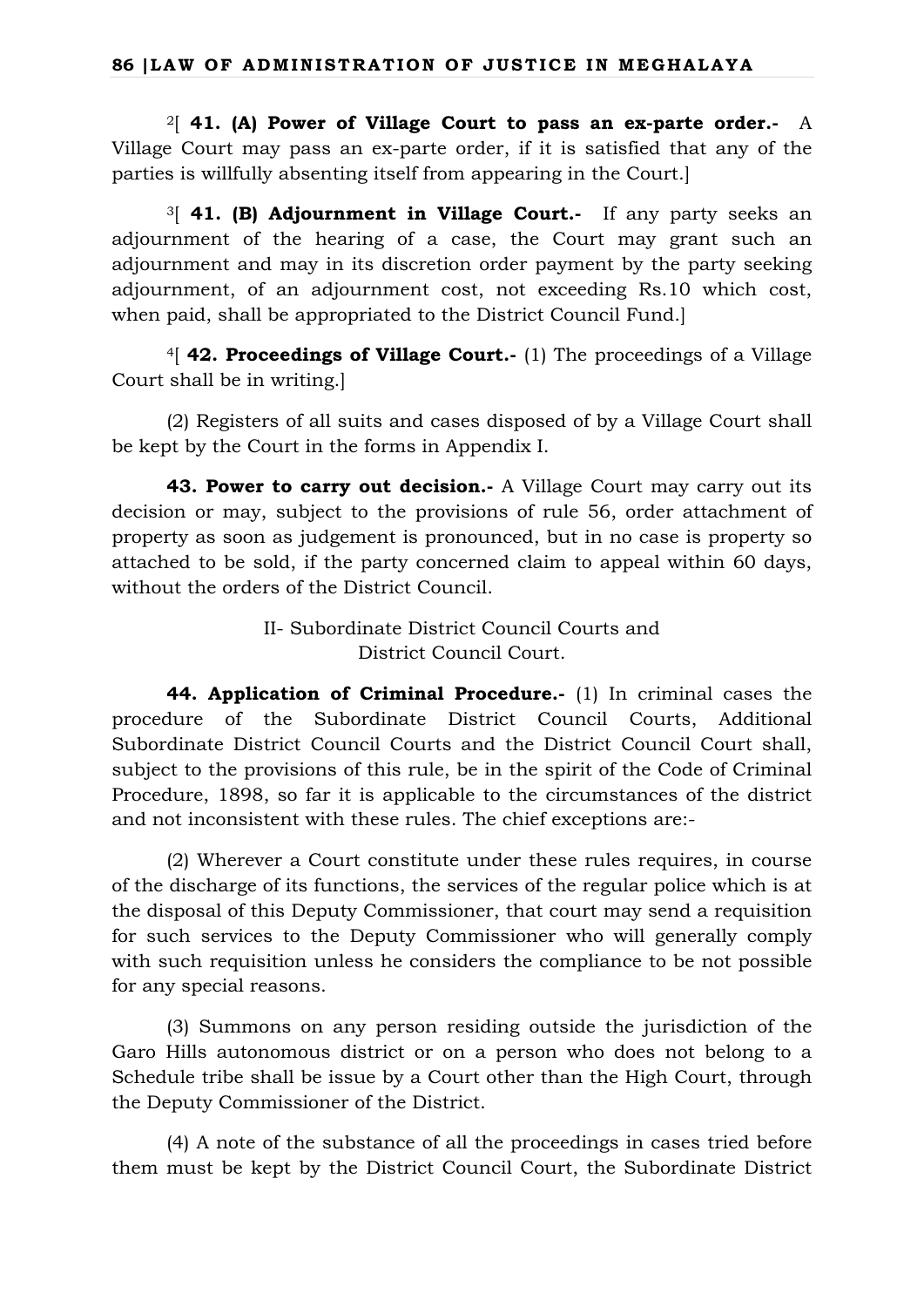[2][ **41. (A) Power of Village Court to pass an ex-parte order.-** A Village Court may pass an ex-parte order, if it is satisfied that any of the parties is willfully absenting itself from appearing in the Court.]

[3][ **41. (B) Adjournment in Village Court.-** If any party seeks an adjournment of the hearing of a case, the Court may grant such an adjournment and may in its discretion order payment by the party seeking adjournment, of an adjournment cost, not exceeding Rs.10 which cost, when paid, shall be appropriated to the District Council Fund.]

[4][ **42. Proceedings of Village Court.-** (1) The proceedings of a Village Court shall be in writing.]

(2) Registers of all suits and cases disposed of by a Village Court shall be kept by the Court in the forms in Appendix I.

**43. Power to carry out decision.-** A Village Court may carry out its decision or may, subject to the provisions of rule 56, order attachment of property as soon as judgement is pronounced, but in no case is property so attached to be sold, if the party concerned claim to appeal within 60 days, without the orders of the District Council.

II- Subordinate District Council Courts and District Council Court.

**44. Application of Criminal Procedure.-** (1) In criminal cases the procedure of the Subordinate District Council Courts, Additional Subordinate District Council Courts and the District Council Court shall, subject to the provisions of this rule, be in the spirit of the Code of Criminal Procedure, 1898, so far it is applicable to the circumstances of the district and not inconsistent with these rules. The chief exceptions are:-

(2) Wherever a Court constitute under these rules requires, in course of the discharge of its functions, the services of the regular police which is at the disposal of this Deputy Commissioner, that court may send a requisition for such services to the Deputy Commissioner who will generally comply with such requisition unless he considers the compliance to be not possible for any special reasons.

(3) Summons on any person residing outside the jurisdiction of the Garo Hills autonomous district or on a person who does not belong to a Schedule tribe shall be issue by a Court other than the High Court, through the Deputy Commissioner of the District.

(4) A note of the substance of all the proceedings in cases tried before them must be kept by the District Council Court, the Subordinate District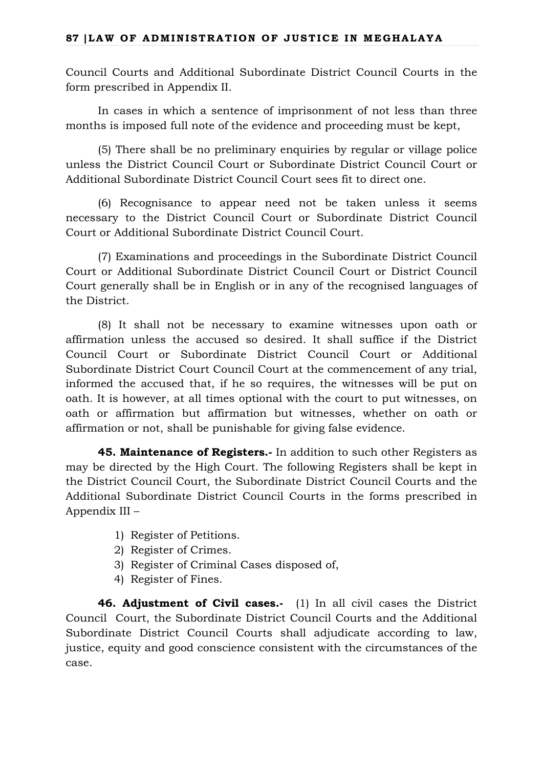Council Courts and Additional Subordinate District Council Courts in the form prescribed in Appendix II.

In cases in which a sentence of imprisonment of not less than three months is imposed full note of the evidence and proceeding must be kept,

(5) There shall be no preliminary enquiries by regular or village police unless the District Council Court or Subordinate District Council Court or Additional Subordinate District Council Court sees fit to direct one.

(6) Recognisance to appear need not be taken unless it seems necessary to the District Council Court or Subordinate District Council Court or Additional Subordinate District Council Court.

(7) Examinations and proceedings in the Subordinate District Council Court or Additional Subordinate District Council Court or District Council Court generally shall be in English or in any of the recognised languages of the District.

(8) It shall not be necessary to examine witnesses upon oath or affirmation unless the accused so desired. It shall suffice if the District Council Court or Subordinate District Council Court or Additional Subordinate District Court Council Court at the commencement of any trial, informed the accused that, if he so requires, the witnesses will be put on oath. It is however, at all times optional with the court to put witnesses, on oath or affirmation but affirmation but witnesses, whether on oath or affirmation or not, shall be punishable for giving false evidence.

**45. Maintenance of Registers.-** In addition to such other Registers as may be directed by the High Court. The following Registers shall be kept in the District Council Court, the Subordinate District Council Courts and the Additional Subordinate District Council Courts in the forms prescribed in Appendix III –

1) Register of Petitions.
2) Register of Crimes.
3) Register of Criminal Cases disposed of,
4) Register of Fines.

**46. Adjustment of Civil cases.-** (1) In all civil cases the District Council Court, the Subordinate District Council Courts and the Additional Subordinate District Council Courts shall adjudicate according to law, justice, equity and good conscience consistent with the circumstances of the case.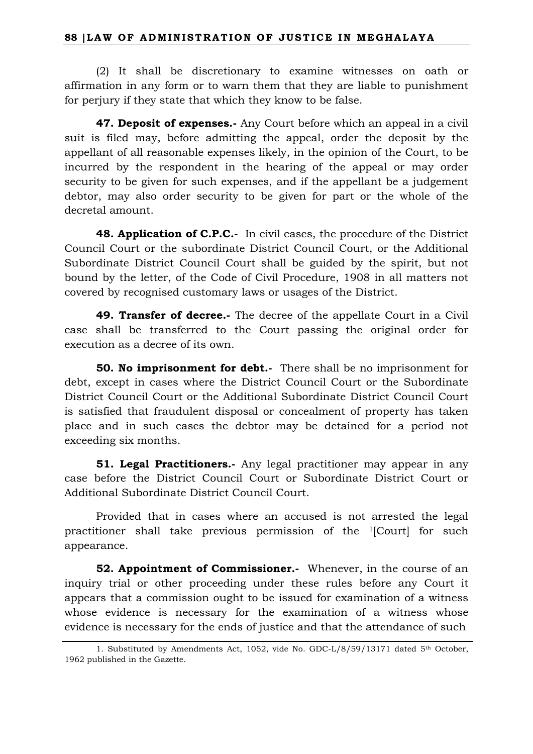(2) It shall be discretionary to examine witnesses on oath or affirmation in any form or to warn them that they are liable to punishment for perjury if they state that which they know to be false.

**47. Deposit of expenses.-** Any Court before which an appeal in a civil suit is filed may, before admitting the appeal, order the deposit by the appellant of all reasonable expenses likely, in the opinion of the Court, to be incurred by the respondent in the hearing of the appeal or may order security to be given for such expenses, and if the appellant be a judgement debtor, may also order security to be given for part or the whole of the decretal amount.

**48. Application of C.P.C.-** In civil cases, the procedure of the District Council Court or the subordinate District Council Court, or the Additional Subordinate District Council Court shall be guided by the spirit, but not bound by the letter, of the Code of Civil Procedure, 1908 in all matters not covered by recognised customary laws or usages of the District.

**49. Transfer of decree.-** The decree of the appellate Court in a Civil case shall be transferred to the Court passing the original order for execution as a decree of its own.

**50. No imprisonment for debt.-** There shall be no imprisonment for debt, except in cases where the District Council Court or the Subordinate District Council Court or the Additional Subordinate District Council Court is satisfied that fraudulent disposal or concealment of property has taken place and in such cases the debtor may be detained for a period not exceeding six months.

**51. Legal Practitioners.-** Any legal practitioner may appear in any case before the District Council Court or Subordinate District Court or Additional Subordinate District Council Court.

Provided that in cases where an accused is not arrested the legal practitioner shall take previous permission of the [1][Court] for such appearance.

**52. Appointment of Commissioner.-** Whenever, in the course of an inquiry trial or other proceeding under these rules before any Court it appears that a commission ought to be issued for examination of a witness whose evidence is necessary for the examination of a witness whose evidence is necessary for the ends of justice and that the attendance of such

---

1. Substituted by Amendments Act, 1052, vide No. GDC-L/8/59/13171 dated 5th October, 1962 published in the Gazette.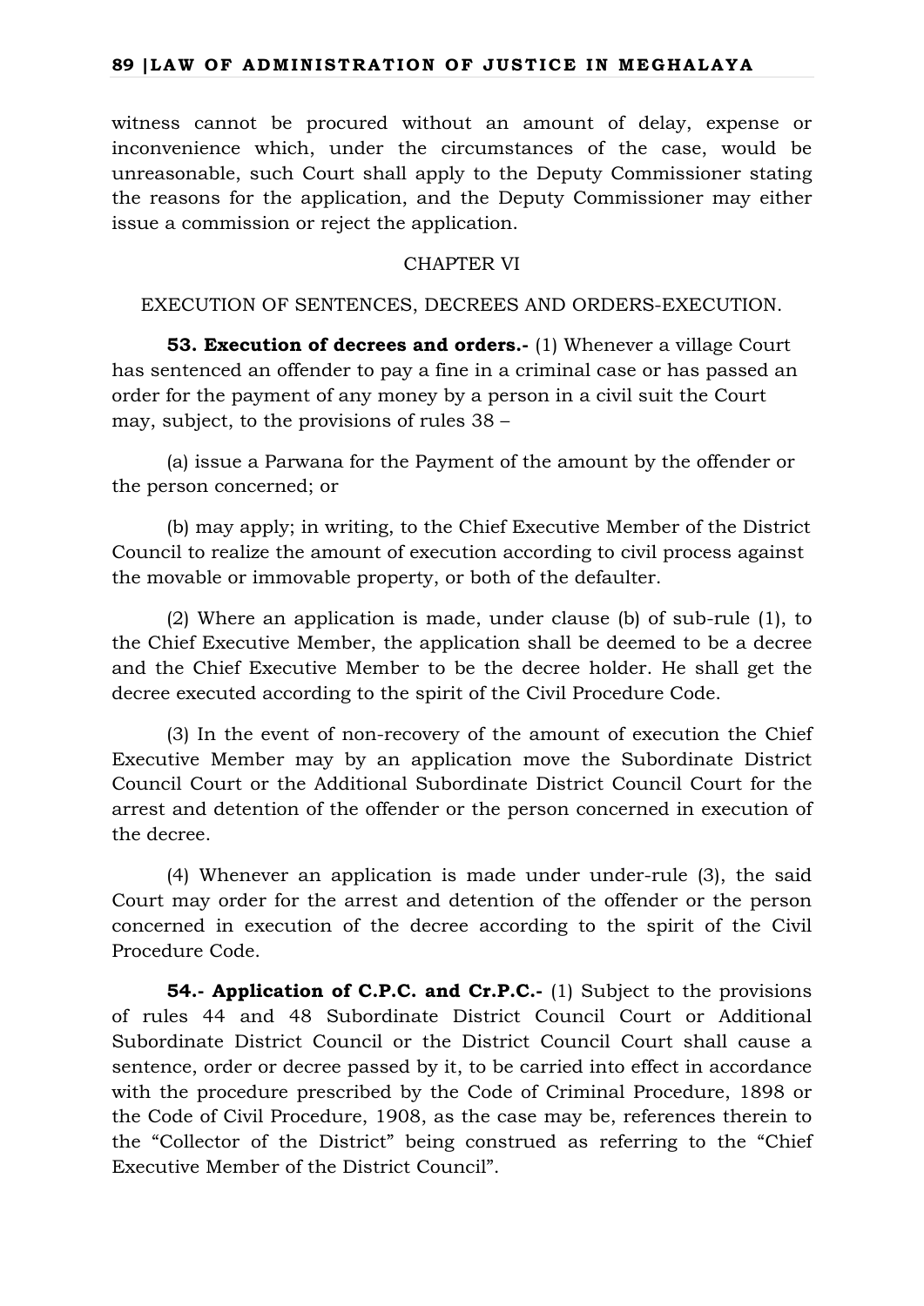witness cannot be procured without an amount of delay, expense or inconvenience which, under the circumstances of the case, would be unreasonable, such Court shall apply to the Deputy Commissioner stating the reasons for the application, and the Deputy Commissioner may either issue a commission or reject the application.

## CHAPTER VI

### EXECUTION OF SENTENCES, DECREES AND ORDERS-EXECUTION.

**53. Execution of decrees and orders.-** (1) Whenever a village Court has sentenced an offender to pay a fine in a criminal case or has passed an order for the payment of any money by a person in a civil suit the Court may, subject, to the provisions of rules 38 –

(a) issue a Parwana for the Payment of the amount by the offender or the person concerned; or

(b) may apply; in writing, to the Chief Executive Member of the District Council to realize the amount of execution according to civil process against the movable or immovable property, or both of the defaulter.

(2) Where an application is made, under clause (b) of sub-rule (1), to the Chief Executive Member, the application shall be deemed to be a decree and the Chief Executive Member to be the decree holder. He shall get the decree executed according to the spirit of the Civil Procedure Code.

(3) In the event of non-recovery of the amount of execution the Chief Executive Member may by an application move the Subordinate District Council Court or the Additional Subordinate District Council Court for the arrest and detention of the offender or the person concerned in execution of the decree.

(4) Whenever an application is made under under-rule (3), the said Court may order for the arrest and detention of the offender or the person concerned in execution of the decree according to the spirit of the Civil Procedure Code.

**54.- Application of C.P.C. and Cr.P.C.-** (1) Subject to the provisions of rules 44 and 48 Subordinate District Council Court or Additional Subordinate District Council or the District Council Court shall cause a sentence, order or decree passed by it, to be carried into effect in accordance with the procedure prescribed by the Code of Criminal Procedure, 1898 or the Code of Civil Procedure, 1908, as the case may be, references therein to the "Collector of the District" being construed as referring to the "Chief Executive Member of the District Council".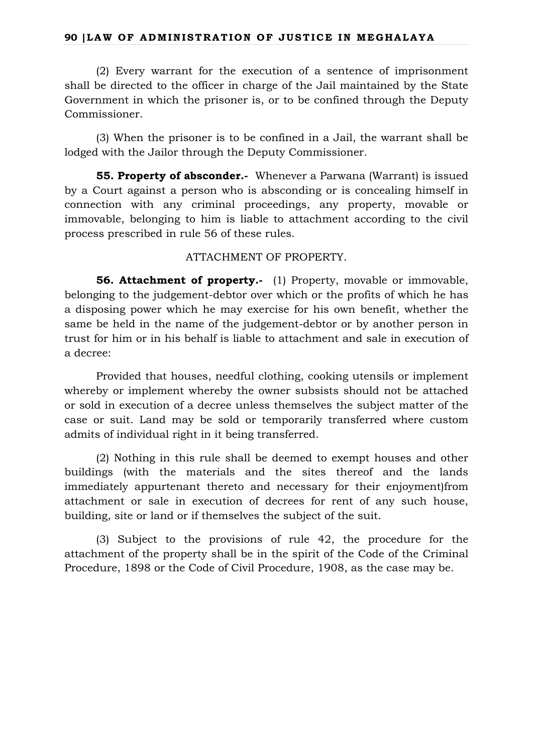(2) Every warrant for the execution of a sentence of imprisonment shall be directed to the officer in charge of the Jail maintained by the State Government in which the prisoner is, or to be confined through the Deputy Commissioner.

(3) When the prisoner is to be confined in a Jail, the warrant shall be lodged with the Jailor through the Deputy Commissioner.

**55. Property of absconder.-** Whenever a Parwana (Warrant) is issued by a Court against a person who is absconding or is concealing himself in connection with any criminal proceedings, any property, movable or immovable, belonging to him is liable to attachment according to the civil process prescribed in rule 56 of these rules.

ATTACHMENT OF PROPERTY.

**56. Attachment of property.-** (1) Property, movable or immovable, belonging to the judgement-debtor over which or the profits of which he has a disposing power which he may exercise for his own benefit, whether the same be held in the name of the judgement-debtor or by another person in trust for him or in his behalf is liable to attachment and sale in execution of a decree:

Provided that houses, needful clothing, cooking utensils or implement whereby or implement whereby the owner subsists should not be attached or sold in execution of a decree unless themselves the subject matter of the case or suit. Land may be sold or temporarily transferred where custom admits of individual right in it being transferred.

(2) Nothing in this rule shall be deemed to exempt houses and other buildings (with the materials and the sites thereof and the lands immediately appurtenant thereto and necessary for their enjoyment)from attachment or sale in execution of decrees for rent of any such house, building, site or land or if themselves the subject of the suit.

(3) Subject to the provisions of rule 42, the procedure for the attachment of the property shall be in the spirit of the Code of the Criminal Procedure, 1898 or the Code of Civil Procedure, 1908, as the case may be.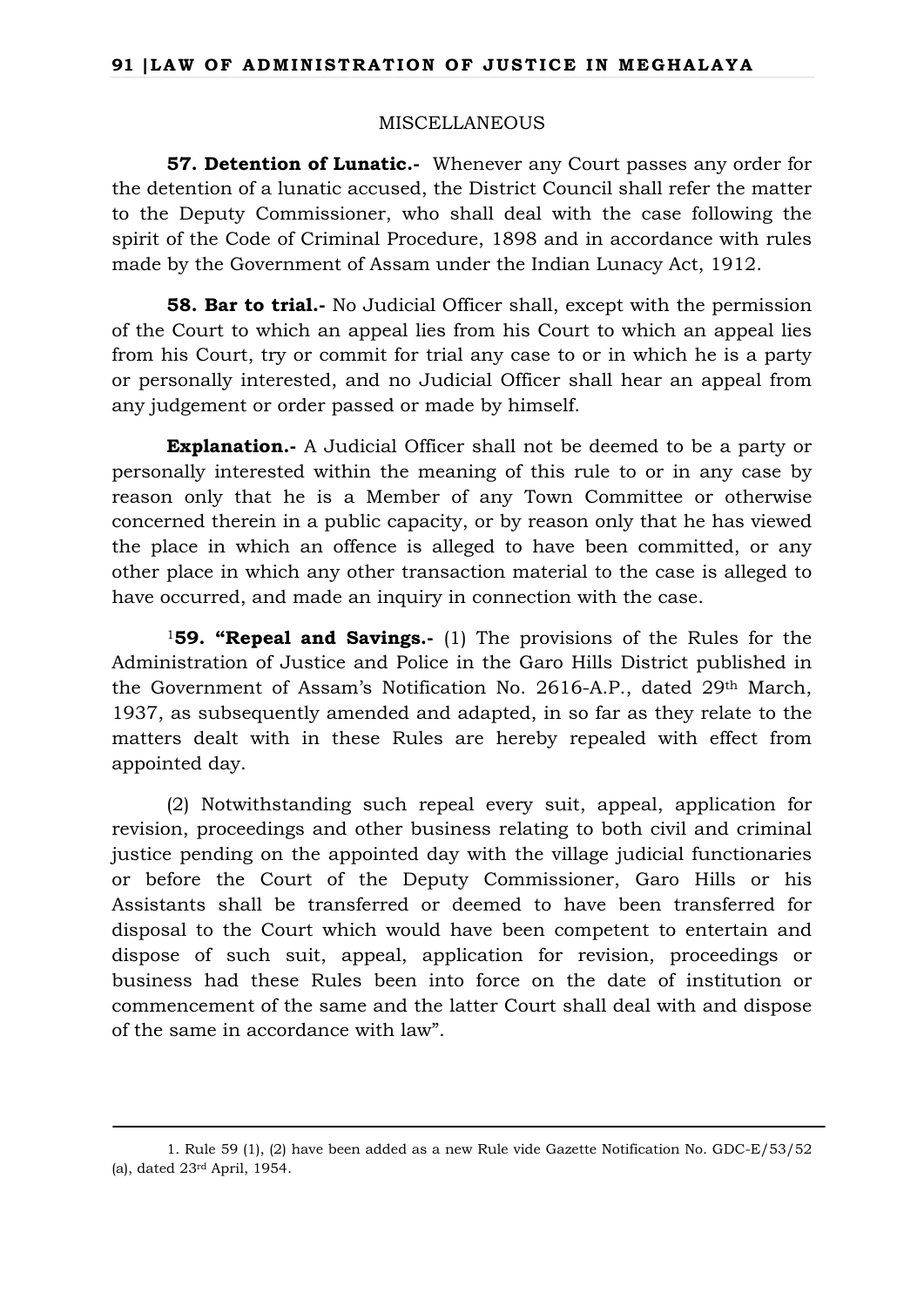MISCELLANEOUS

**57. Detention of Lunatic.-** Whenever any Court passes any order for the detention of a lunatic accused, the District Council shall refer the matter to the Deputy Commissioner, who shall deal with the case following the spirit of the Code of Criminal Procedure, 1898 and in accordance with rules made by the Government of Assam under the Indian Lunacy Act, 1912.

**58. Bar to trial.-** No Judicial Officer shall, except with the permission of the Court to which an appeal lies from his Court to which an appeal lies from his Court, try or commit for trial any case to or in which he is a party or personally interested, and no Judicial Officer shall hear an appeal from any judgement or order passed or made by himself.

**Explanation.-** A Judicial Officer shall not be deemed to be a party or personally interested within the meaning of this rule to or in any case by reason only that he is a Member of any Town Committee or otherwise concerned therein in a public capacity, or by reason only that he has viewed the place in which an offence is alleged to have been committed, or any other place in which any other transaction material to the case is alleged to have occurred, and made an inquiry in connection with the case.

[1]**59. "Repeal and Savings.-** (1) The provisions of the Rules for the Administration of Justice and Police in the Garo Hills District published in the Government of Assam's Notification No. 2616-A.P., dated 29th March, 1937, as subsequently amended and adapted, in so far as they relate to the matters dealt with in these Rules are hereby repealed with effect from appointed day.

(2) Notwithstanding such repeal every suit, appeal, application for revision, proceedings and other business relating to both civil and criminal justice pending on the appointed day with the village judicial functionaries or before the Court of the Deputy Commissioner, Garo Hills or his Assistants shall be transferred or deemed to have been transferred for disposal to the Court which would have been competent to entertain and dispose of such suit, appeal, application for revision, proceedings or business had these Rules been into force on the date of institution or commencement of the same and the latter Court shall deal with and dispose of the same in accordance with law".

---

1. Rule 59 (1), (2) have been added as a new Rule vide Gazette Notification No. GDC-E/53/52 (a), dated 23rd April, 1954.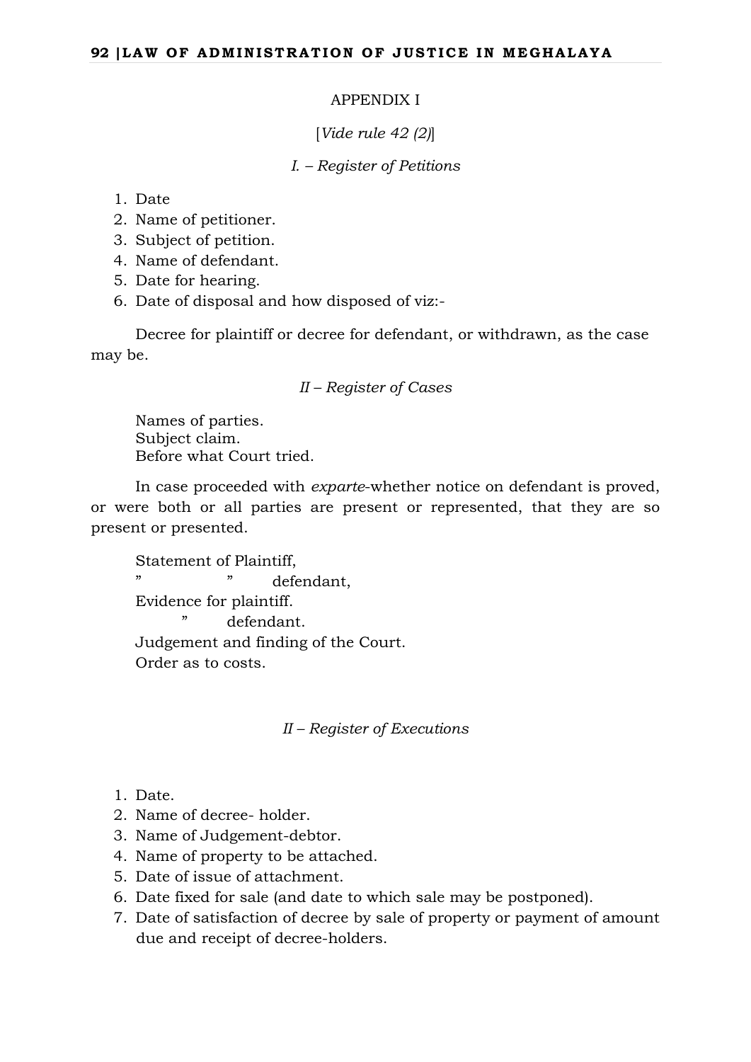APPENDIX I

[*Vide rule 42 (2)*]

*I. – Register of Petitions*

1. Date
2. Name of petitioner.
3. Subject of petition.
4. Name of defendant.
5. Date for hearing.
6. Date of disposal and how disposed of viz:-

Decree for plaintiff or decree for defendant, or withdrawn, as the case may be.

*II – Register of Cases*

Names of parties.
Subject claim.
Before what Court tried.

In case proceeded with *exparte*-whether notice on defendant is proved, or were both or all parties are present or represented, that they are so present or presented.

Statement of Plaintiff,
" " defendant,
Evidence for plaintiff.
" defendant.
Judgement and finding of the Court.
Order as to costs.

*II – Register of Executions*

1. Date.
2. Name of decree- holder.
3. Name of Judgement-debtor.
4. Name of property to be attached.
5. Date of issue of attachment.
6. Date fixed for sale (and date to which sale may be postponed).
7. Date of satisfaction of decree by sale of property or payment of amount due and receipt of decree-holders.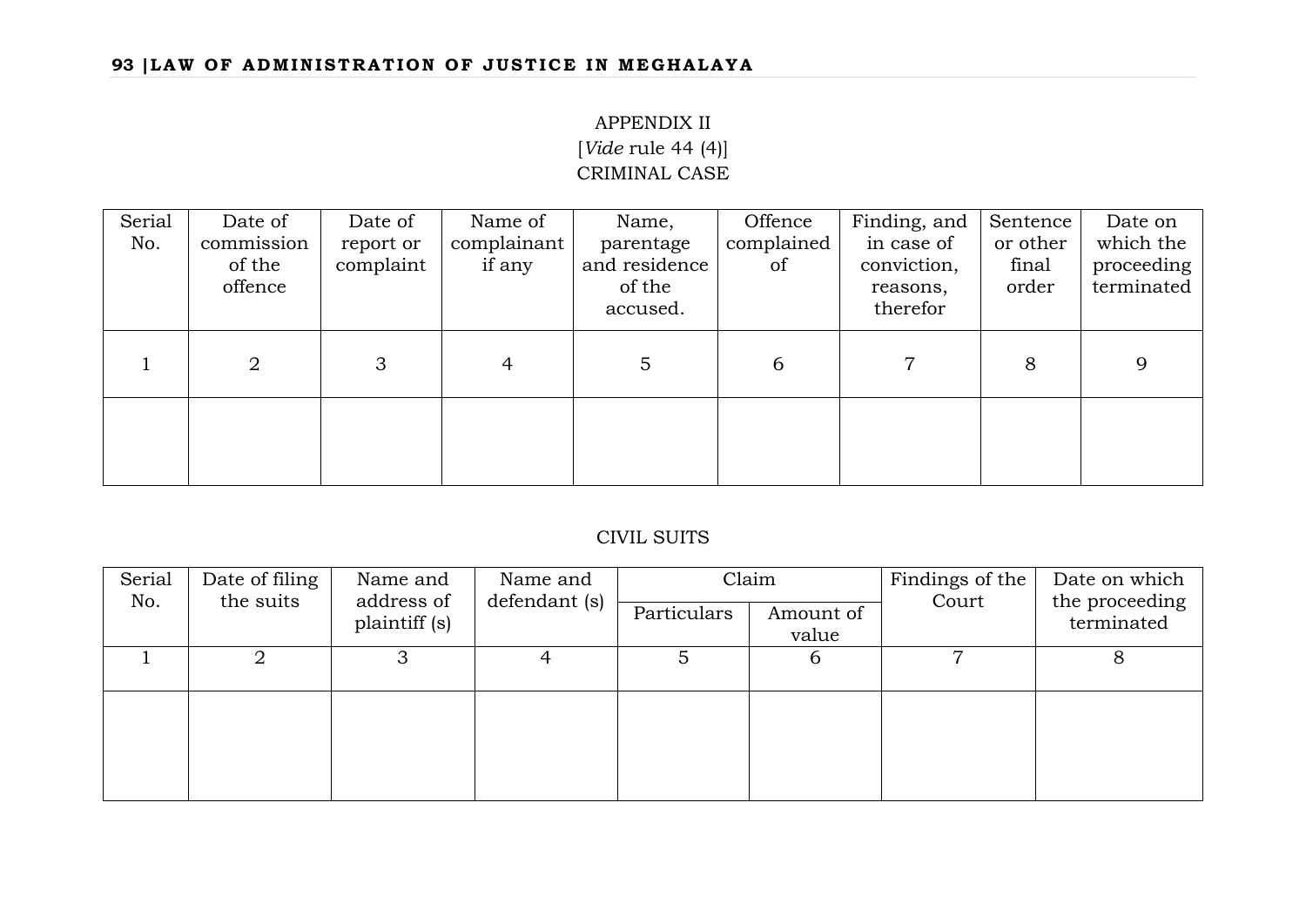APPENDIX II

[*Vide* rule 44 (4)]

CRIMINAL CASE

| Serial No. | Date of commission of the offence | Date of report or complaint | Name of complainant if any | Name, parentage and residence of the accused. | Offence complained of | Finding, and in case of conviction, reasons, therefor | Sentence or other final order | Date on which the proceeding terminated |
|---|---|---|---|---|---|---|---|---|
| 1 | 2 | 3 | 4 | 5 | 6 | 7 | 8 | 9 |
| | | | | | | | | |

CIVIL SUITS

| Serial No. | Date of filing the suits | Name and address of plaintiff (s) | Name and defendant (s) | Claim | | Findings of the Court | Date on which the proceeding terminated |
|---|---|---|---|---|---|---|---|
| | | | | Particulars | Amount of value | | |
| 1 | 2 | 3 | 4 | 5 | 6 | 7 | 8 |
| | | | | | | | |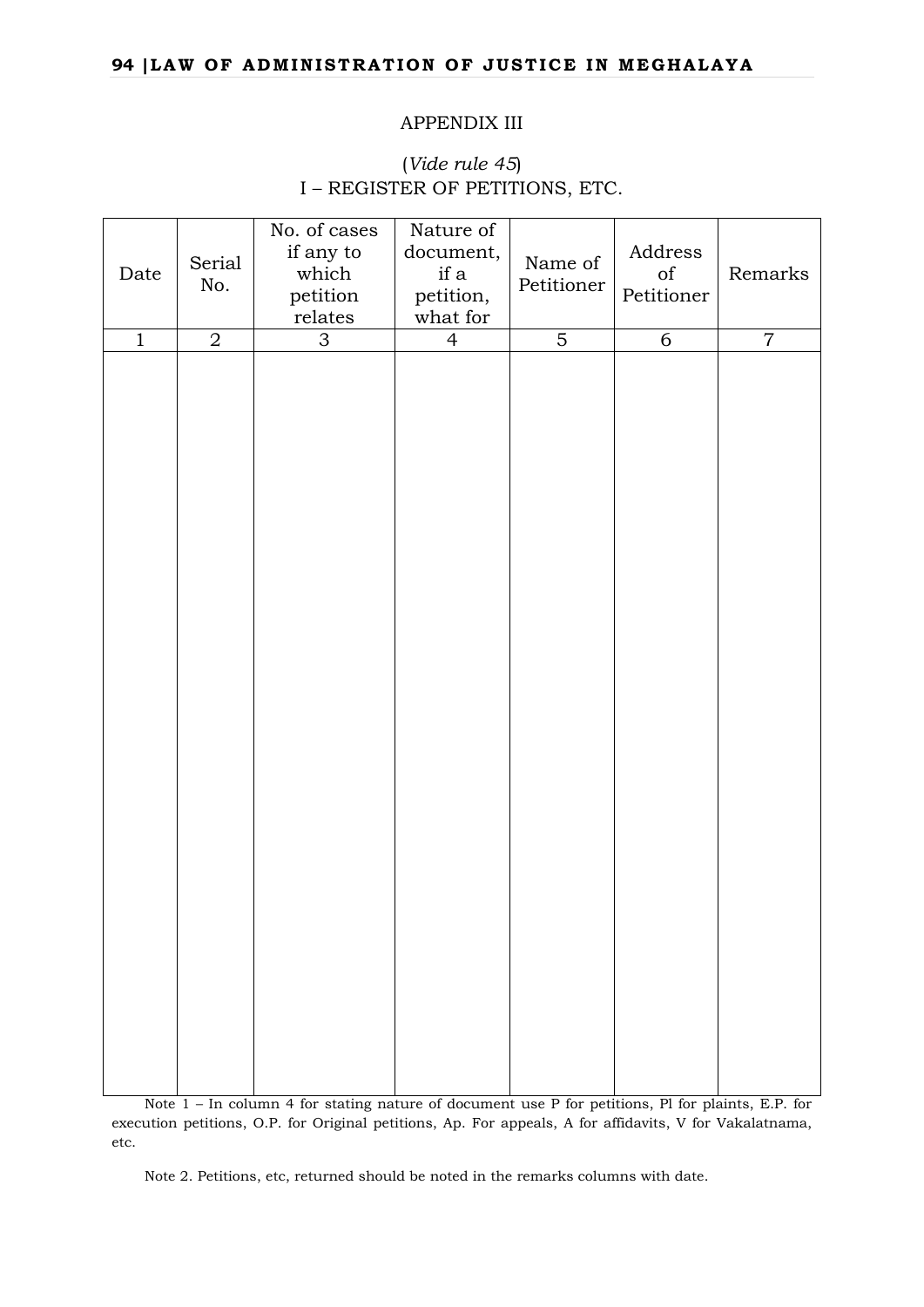APPENDIX III

(*Vide rule 45*)

I – REGISTER OF PETITIONS, ETC.

| Date | Serial No. | No. of cases if any to which petition relates | Nature of document, if a petition, what for | Name of Petitioner | Address of Petitioner | Remarks |
|---|---|---|---|---|---|---|
| 1 | 2 | 3 | 4 | 5 | 6 | 7 |
| | | | | | | |

Note 1 – In column 4 for stating nature of document use P for petitions, Pl for plaints, E.P. for execution petitions, O.P. for Original petitions, Ap. For appeals, A for affidavits, V for Vakalatnama, etc.

Note 2. Petitions, etc, returned should be noted in the remarks columns with date.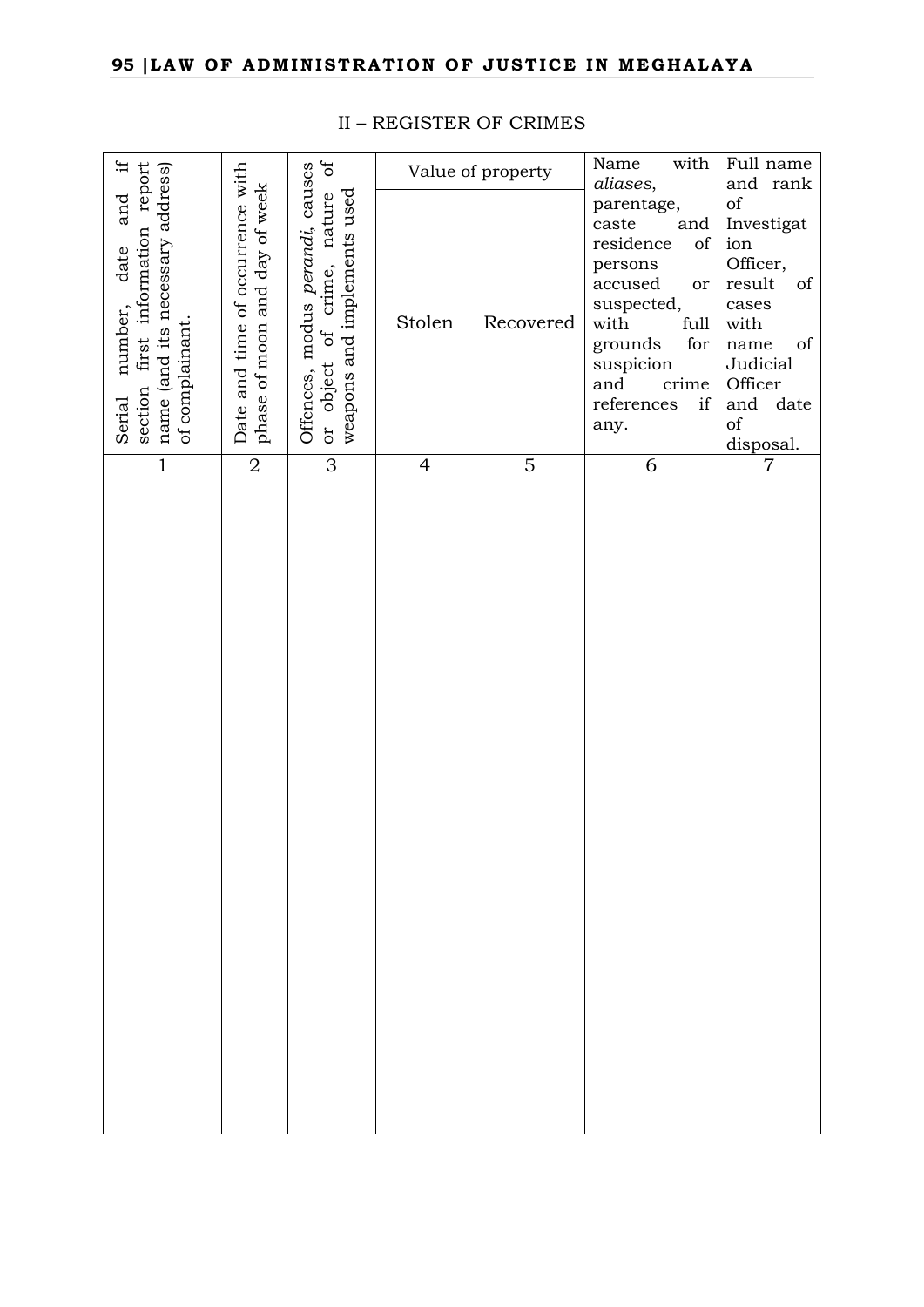## II – REGISTER OF CRIMES

| Serial number, date and if section first information report name (and its necessary address) of complainant. | Date and time of occurrence with phase of moon and day of week | Offences, modus *perandi*, causes or object of crime, nature of weapons and implements used | Value of property | | Name with *aliases*, parentage, caste and residence of persons accused or suspected, with full grounds for suspicion and crime references if any. | Full name and rank of Investigation Officer, result of cases with name of Judicial Officer and date of disposal. |
|---|---|---|---|---|---|---|
| | | | Stolen | Recovered | | |
| 1 | 2 | 3 | 4 | 5 | 6 | 7 |
| | | | | | | |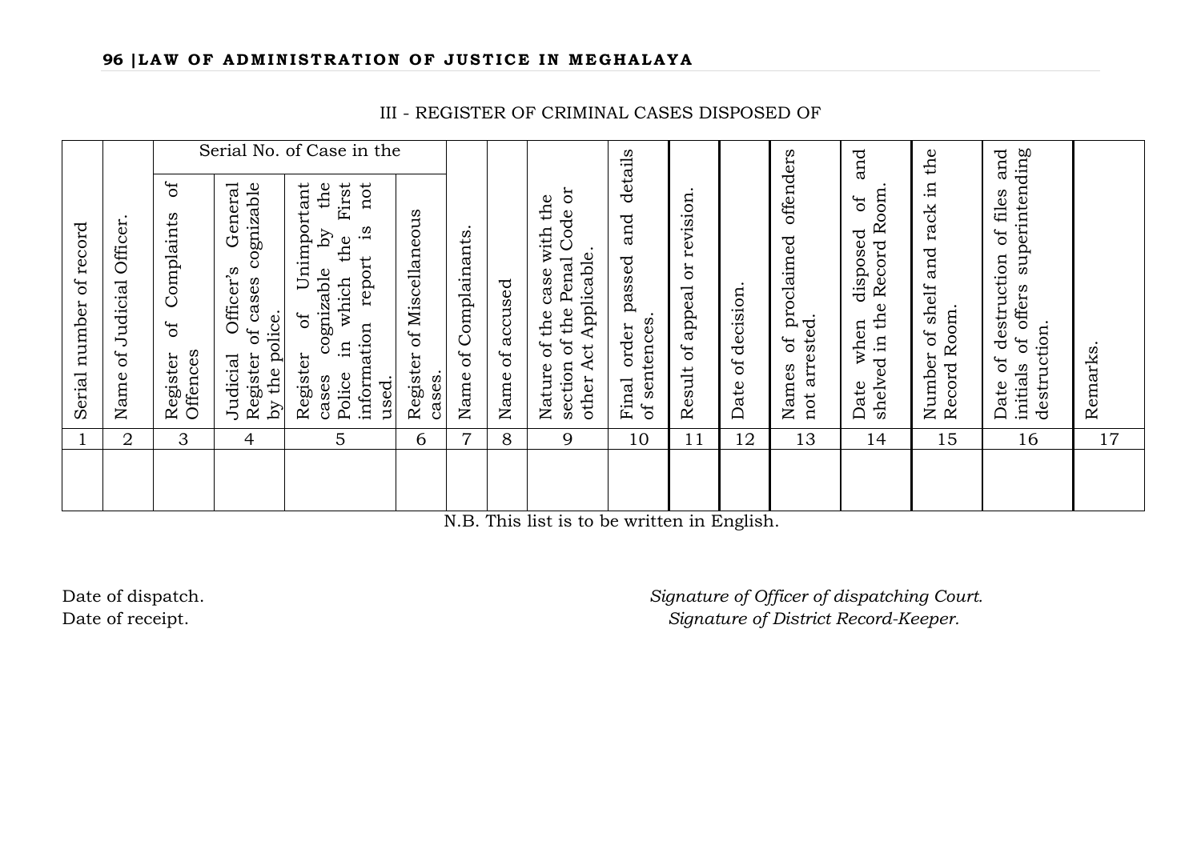III - REGISTER OF CRIMINAL CASES DISPOSED OF

| Serial number of record | Name of Judicial Officer. | Serial No. of Case in the | | | | Name of Complainants. | Name of accused | Nature of the case with the section of the Penal Code or other Act Applicable. | Final order passed and details of sentences. | Result of appeal or revision. | Date of decision. | Names of proclaimed offenders not arrested. | Date when disposed of and shelved in the Record Room. | Number of shelf and rack in the Record Room. | Date of destruction of files and initials of offers superintending destruction. | Remarks. |
|---|---|---|---|---|---|---|---|---|---|---|---|---|---|---|---|---|
| | | Register of Complaints of Offences | Judicial Officer's General Register of cases cognizable by the police. | Register of Unimportant cases cognizable by the Police in which the First information report is not used. | Register of Miscellaneous cases. | | | | | | | | | | | |
| 1 | 2 | 3 | 4 | 5 | 6 | 7 | 8 | 9 | 10 | 11 | 12 | 13 | 14 | 15 | 16 | 17 |
| | | | | | | | | | | | | | | | | |

N.B. This list is to be written in English.

Date of dispatch.
Date of receipt.

*Signature of Officer of dispatching Court.*
*Signature of District Record-Keeper.*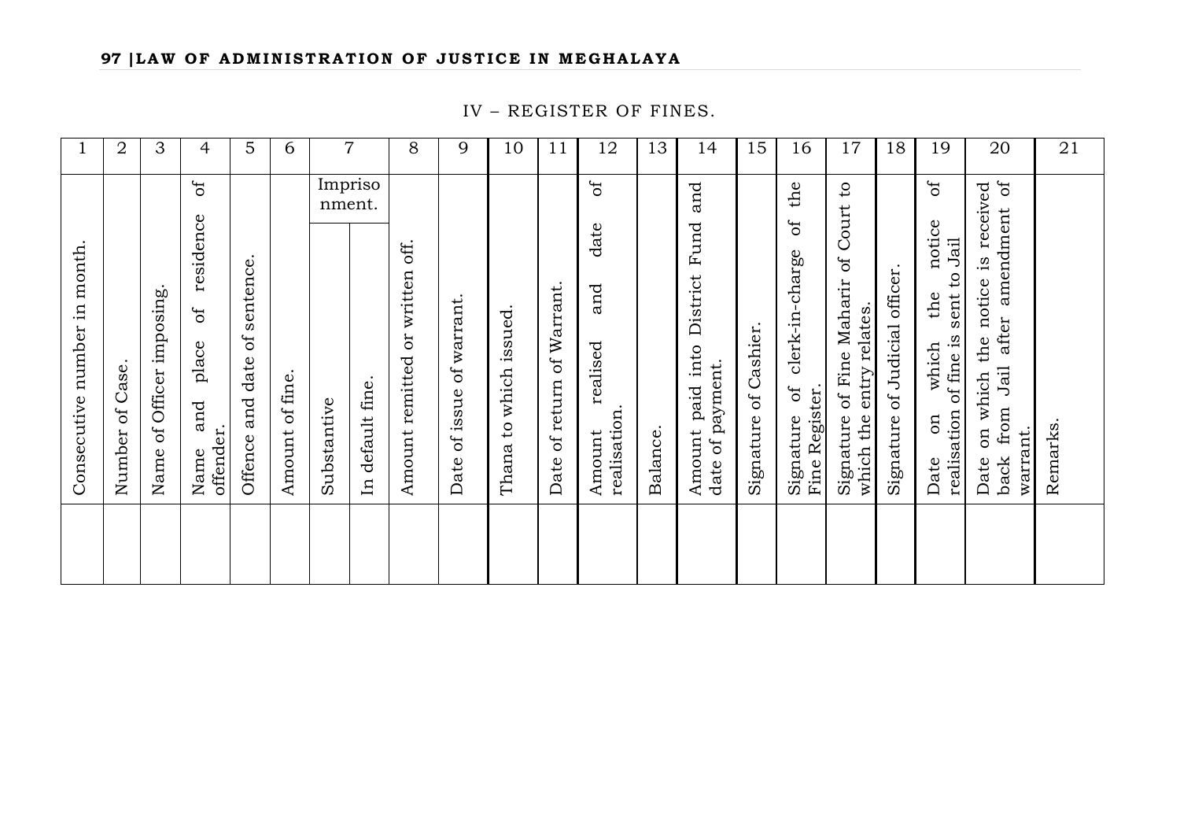## IV – REGISTER OF FINES.

| 1 | 2 | 3 | 4 | 5 | 6 | 7 | | 8 | 9 | 10 | 11 | 12 | 13 | 14 | 15 | 16 | 17 | 18 | 19 | 20 | 21 |
|---|---|---|---|---|---|---|---|---|---|---|---|---|---|---|---|---|---|---|---|---|---|
| Consecutive number in month. | Number of Case. | Name of Officer imposing. | Name and place of residence of offender. | Offence and date of sentence. | Amount of fine. | Imprisonment. | | Amount remitted or written off. | Date of issue of warrant. | Thana to which issued. | Date of return of Warrant. | Amount realised and date of realisation. | Balance. | Amount paid into District Fund and date of payment. | Signature of Cashier. | Signature of clerk-in-charge of the Fine Register. | Signature of Fine Maharir of Court to which the entry relates. | Signature of Judicial officer. | Date on which the notice of realisation of fine is sent to Jail | Date on which the notice is received back from Jail after amendment of warrant. | Remarks. |
| | | | | | | Substantive | In default fine. | | | | | | | | | | | | | | |
| | | | | | | | | | | | | | | | | | | | | | |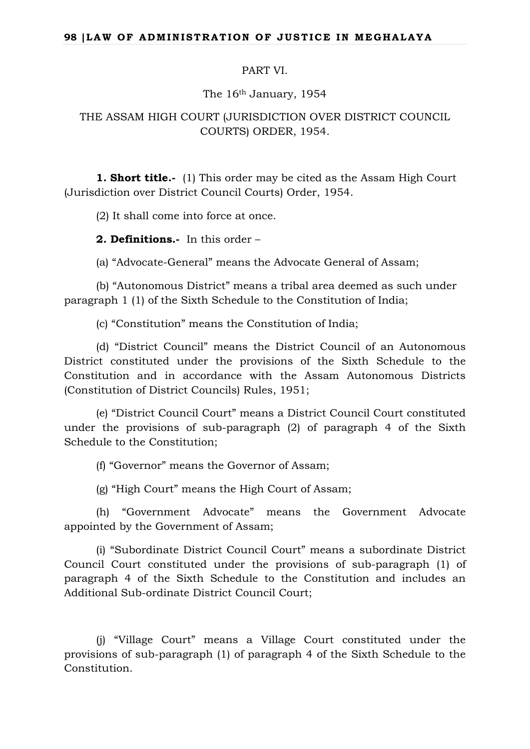PART VI.

The 16th January, 1954

THE ASSAM HIGH COURT (JURISDICTION OVER DISTRICT COUNCIL COURTS) ORDER, 1954.

**1. Short title.-** (1) This order may be cited as the Assam High Court (Jurisdiction over District Council Courts) Order, 1954.

(2) It shall come into force at once.

**2. Definitions.-** In this order –

(a) "Advocate-General" means the Advocate General of Assam;

(b) "Autonomous District" means a tribal area deemed as such under paragraph 1 (1) of the Sixth Schedule to the Constitution of India;

(c) "Constitution" means the Constitution of India;

(d) "District Council" means the District Council of an Autonomous District constituted under the provisions of the Sixth Schedule to the Constitution and in accordance with the Assam Autonomous Districts (Constitution of District Councils) Rules, 1951;

(e) "District Council Court" means a District Council Court constituted under the provisions of sub-paragraph (2) of paragraph 4 of the Sixth Schedule to the Constitution;

(f) "Governor" means the Governor of Assam;

(g) "High Court" means the High Court of Assam;

(h) "Government Advocate" means the Government Advocate appointed by the Government of Assam;

(i) "Subordinate District Council Court" means a subordinate District Council Court constituted under the provisions of sub-paragraph (1) of paragraph 4 of the Sixth Schedule to the Constitution and includes an Additional Sub-ordinate District Council Court;

(j) "Village Court" means a Village Court constituted under the provisions of sub-paragraph (1) of paragraph 4 of the Sixth Schedule to the Constitution.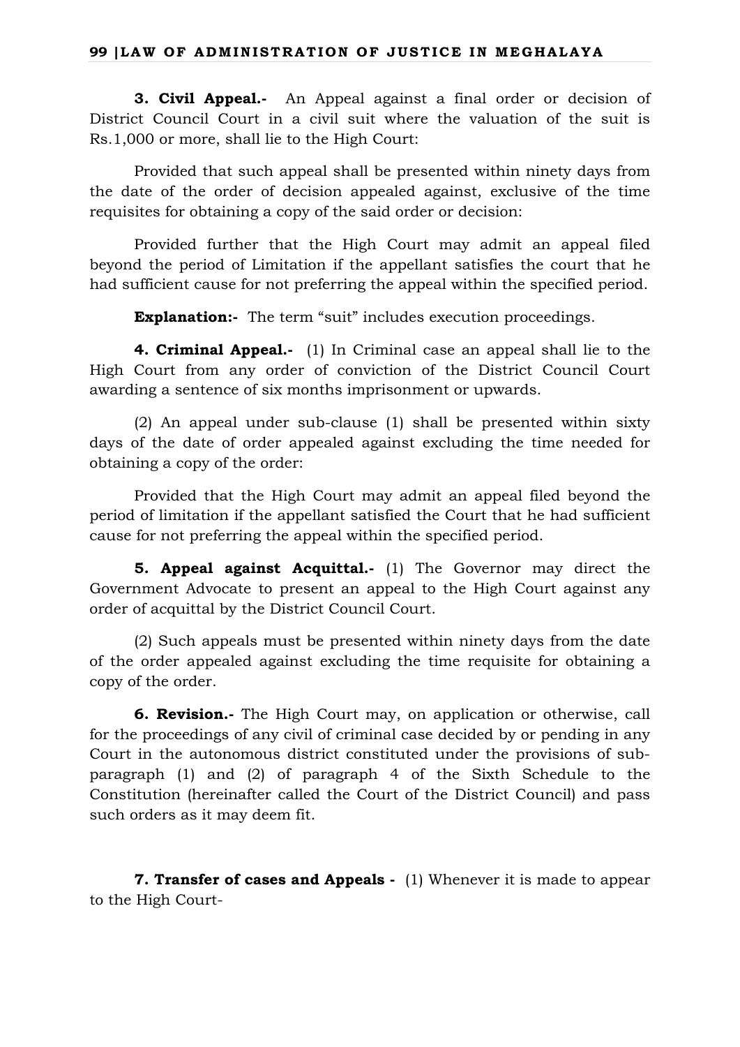**3. Civil Appeal.-** An Appeal against a final order or decision of District Council Court in a civil suit where the valuation of the suit is Rs.1,000 or more, shall lie to the High Court:

Provided that such appeal shall be presented within ninety days from the date of the order of decision appealed against, exclusive of the time requisites for obtaining a copy of the said order or decision:

Provided further that the High Court may admit an appeal filed beyond the period of Limitation if the appellant satisfies the court that he had sufficient cause for not preferring the appeal within the specified period.

**Explanation:-** The term "suit" includes execution proceedings.

**4. Criminal Appeal.-** (1) In Criminal case an appeal shall lie to the High Court from any order of conviction of the District Council Court awarding a sentence of six months imprisonment or upwards.

(2) An appeal under sub-clause (1) shall be presented within sixty days of the date of order appealed against excluding the time needed for obtaining a copy of the order:

Provided that the High Court may admit an appeal filed beyond the period of limitation if the appellant satisfied the Court that he had sufficient cause for not preferring the appeal within the specified period.

**5. Appeal against Acquittal.-** (1) The Governor may direct the Government Advocate to present an appeal to the High Court against any order of acquittal by the District Council Court.

(2) Such appeals must be presented within ninety days from the date of the order appealed against excluding the time requisite for obtaining a copy of the order.

**6. Revision.-** The High Court may, on application or otherwise, call for the proceedings of any civil of criminal case decided by or pending in any Court in the autonomous district constituted under the provisions of sub-paragraph (1) and (2) of paragraph 4 of the Sixth Schedule to the Constitution (hereinafter called the Court of the District Council) and pass such orders as it may deem fit.

**7. Transfer of cases and Appeals -** (1) Whenever it is made to appear to the High Court-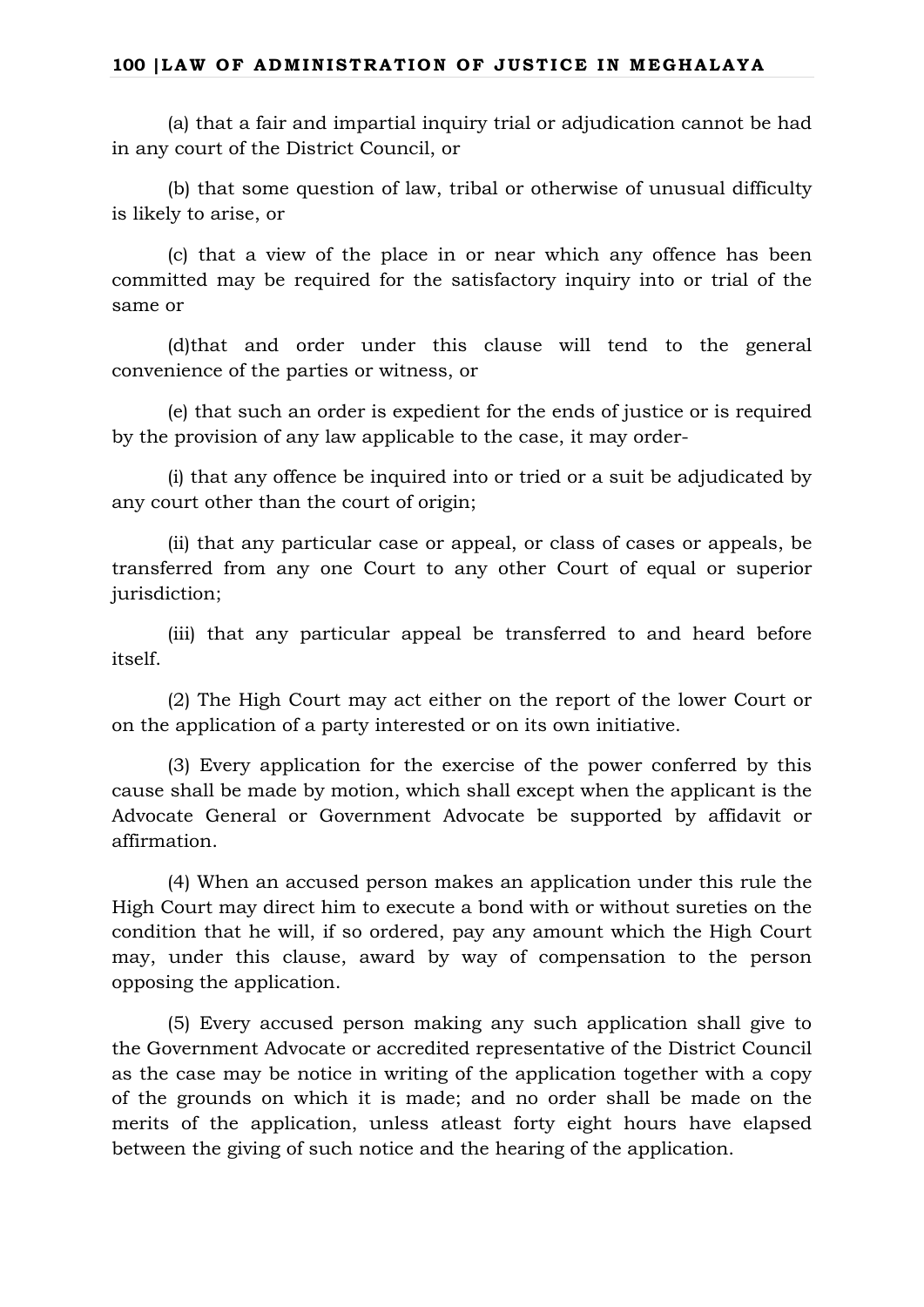(a) that a fair and impartial inquiry trial or adjudication cannot be had in any court of the District Council, or

(b) that some question of law, tribal or otherwise of unusual difficulty is likely to arise, or

(c) that a view of the place in or near which any offence has been committed may be required for the satisfactory inquiry into or trial of the same or

(d)that and order under this clause will tend to the general convenience of the parties or witness, or

(e) that such an order is expedient for the ends of justice or is required by the provision of any law applicable to the case, it may order-

(i) that any offence be inquired into or tried or a suit be adjudicated by any court other than the court of origin;

(ii) that any particular case or appeal, or class of cases or appeals, be transferred from any one Court to any other Court of equal or superior jurisdiction;

(iii) that any particular appeal be transferred to and heard before itself.

(2) The High Court may act either on the report of the lower Court or on the application of a party interested or on its own initiative.

(3) Every application for the exercise of the power conferred by this cause shall be made by motion, which shall except when the applicant is the Advocate General or Government Advocate be supported by affidavit or affirmation.

(4) When an accused person makes an application under this rule the High Court may direct him to execute a bond with or without sureties on the condition that he will, if so ordered, pay any amount which the High Court may, under this clause, award by way of compensation to the person opposing the application.

(5) Every accused person making any such application shall give to the Government Advocate or accredited representative of the District Council as the case may be notice in writing of the application together with a copy of the grounds on which it is made; and no order shall be made on the merits of the application, unless atleast forty eight hours have elapsed between the giving of such notice and the hearing of the application.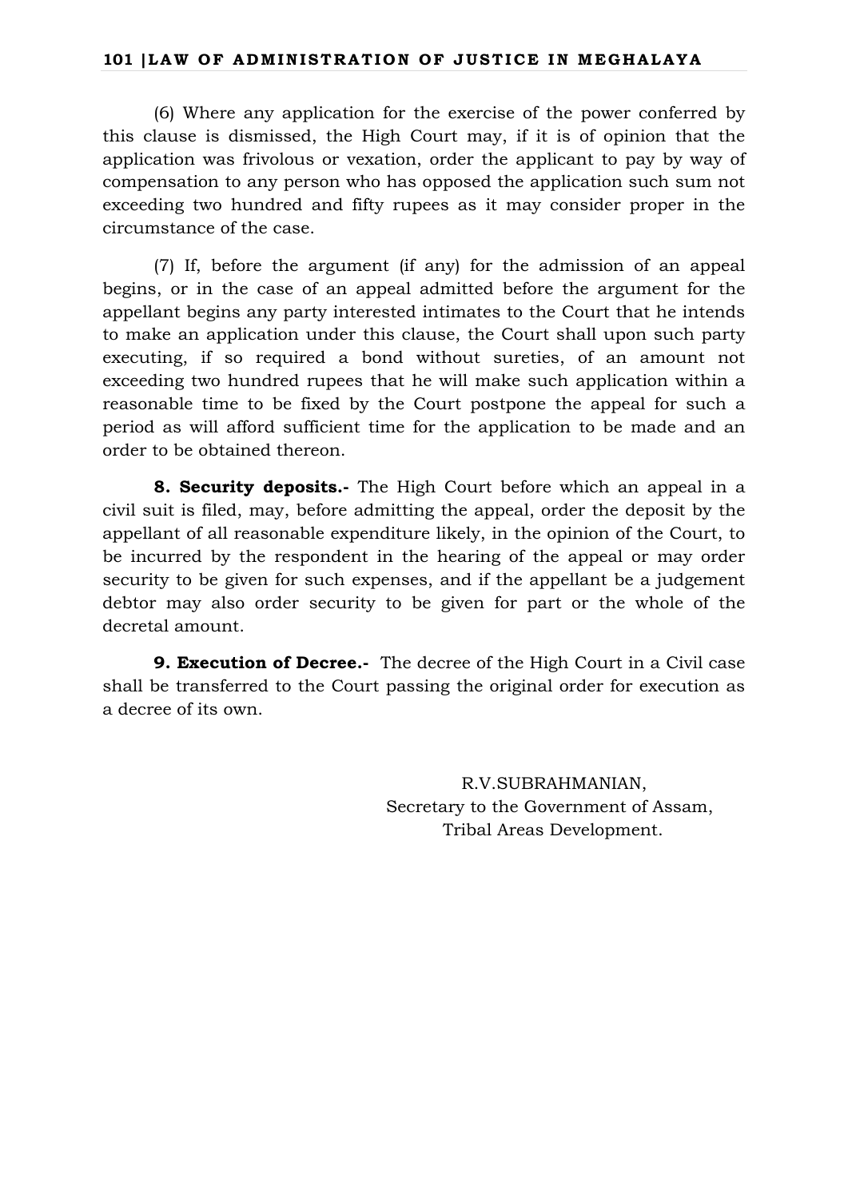(6) Where any application for the exercise of the power conferred by this clause is dismissed, the High Court may, if it is of opinion that the application was frivolous or vexation, order the applicant to pay by way of compensation to any person who has opposed the application such sum not exceeding two hundred and fifty rupees as it may consider proper in the circumstance of the case.

(7) If, before the argument (if any) for the admission of an appeal begins, or in the case of an appeal admitted before the argument for the appellant begins any party interested intimates to the Court that he intends to make an application under this clause, the Court shall upon such party executing, if so required a bond without sureties, of an amount not exceeding two hundred rupees that he will make such application within a reasonable time to be fixed by the Court postpone the appeal for such a period as will afford sufficient time for the application to be made and an order to be obtained thereon.

**8. Security deposits.-** The High Court before which an appeal in a civil suit is filed, may, before admitting the appeal, order the deposit by the appellant of all reasonable expenditure likely, in the opinion of the Court, to be incurred by the respondent in the hearing of the appeal or may order security to be given for such expenses, and if the appellant be a judgement debtor may also order security to be given for part or the whole of the decretal amount.

**9. Execution of Decree.-** The decree of the High Court in a Civil case shall be transferred to the Court passing the original order for execution as a decree of its own.

R.V.SUBRAHMANIAN,
Secretary to the Government of Assam,
Tribal Areas Development.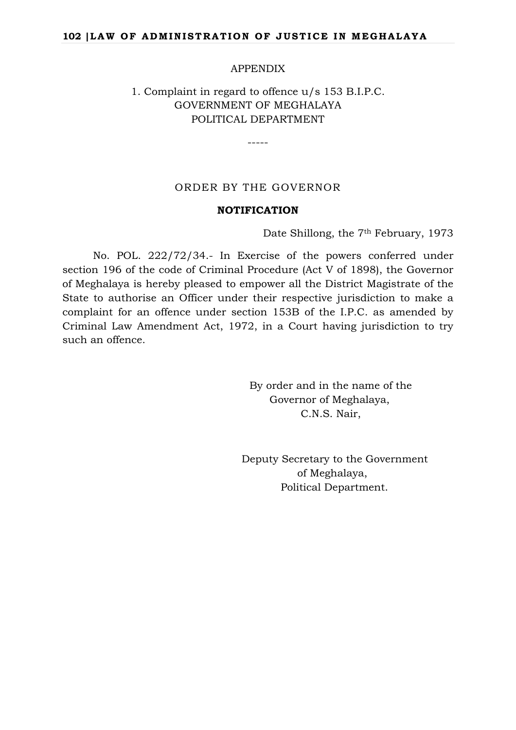APPENDIX

1. Complaint in regard to offence u/s 153 B.I.P.C.
GOVERNMENT OF MEGHALAYA
POLITICAL DEPARTMENT

-----

ORDER BY THE GOVERNOR

**NOTIFICATION**

Date Shillong, the 7th February, 1973

No. POL. 222/72/34.- In Exercise of the powers conferred under section 196 of the code of Criminal Procedure (Act V of 1898), the Governor of Meghalaya is hereby pleased to empower all the District Magistrate of the State to authorise an Officer under their respective jurisdiction to make a complaint for an offence under section 153B of the I.P.C. as amended by Criminal Law Amendment Act, 1972, in a Court having jurisdiction to try such an offence.

By order and in the name of the
Governor of Meghalaya,
C.N.S. Nair,

Deputy Secretary to the Government
of Meghalaya,
Political Department.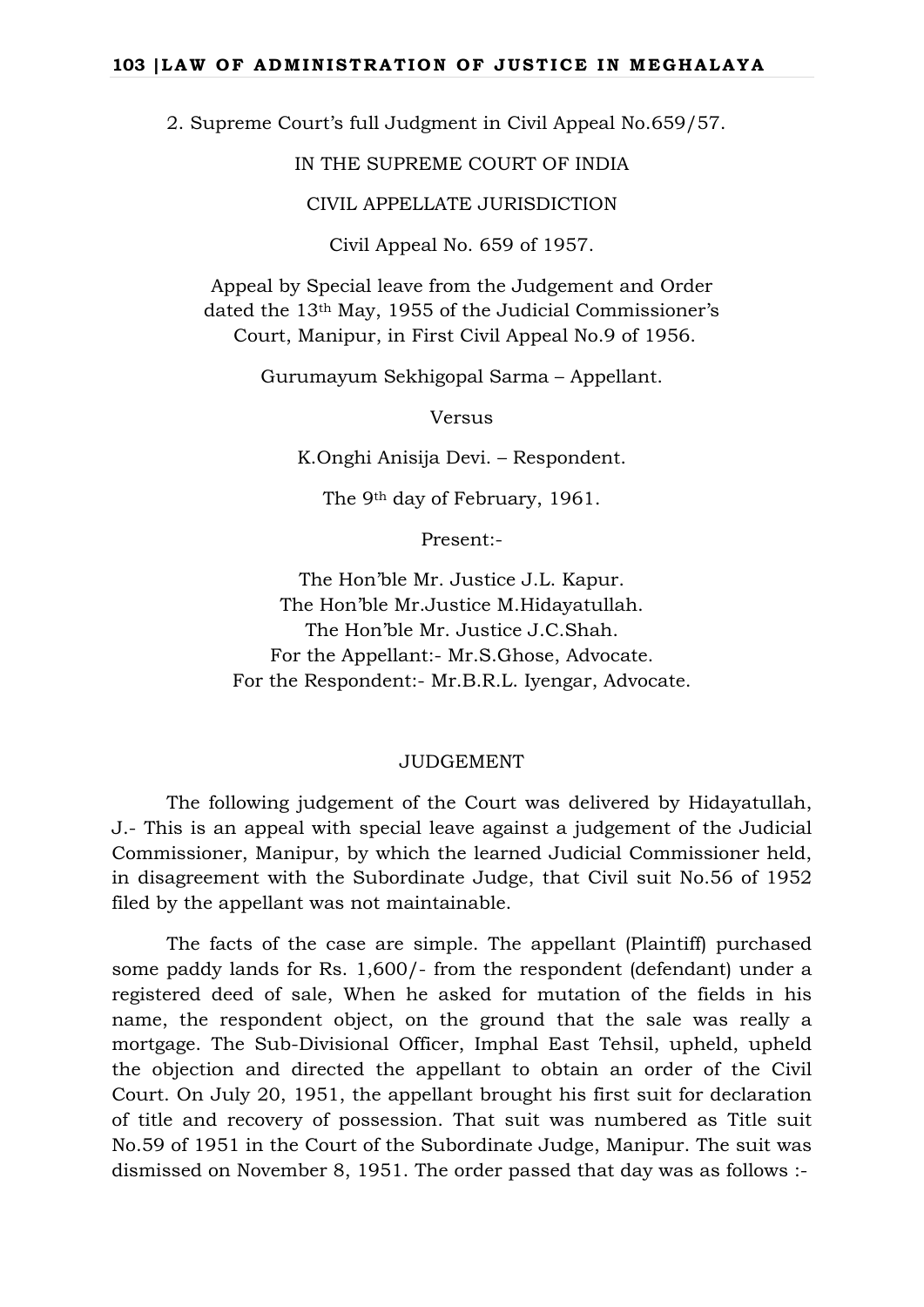2. Supreme Court's full Judgment in Civil Appeal No.659/57.

IN THE SUPREME COURT OF INDIA

CIVIL APPELLATE JURISDICTION

Civil Appeal No. 659 of 1957.

Appeal by Special leave from the Judgement and Order dated the 13th May, 1955 of the Judicial Commissioner's Court, Manipur, in First Civil Appeal No.9 of 1956.

Gurumayum Sekhigopal Sarma – Appellant.

Versus

K.Onghi Anisija Devi. – Respondent.

The 9th day of February, 1961.

Present:-

The Hon'ble Mr. Justice J.L. Kapur.
The Hon'ble Mr.Justice M.Hidayatullah.
The Hon'ble Mr. Justice J.C.Shah.
For the Appellant:- Mr.S.Ghose, Advocate.
For the Respondent:- Mr.B.R.L. Iyengar, Advocate.

JUDGEMENT

The following judgement of the Court was delivered by Hidayatullah, J.- This is an appeal with special leave against a judgement of the Judicial Commissioner, Manipur, by which the learned Judicial Commissioner held, in disagreement with the Subordinate Judge, that Civil suit No.56 of 1952 filed by the appellant was not maintainable.

The facts of the case are simple. The appellant (Plaintiff) purchased some paddy lands for Rs. 1,600/- from the respondent (defendant) under a registered deed of sale, When he asked for mutation of the fields in his name, the respondent object, on the ground that the sale was really a mortgage. The Sub-Divisional Officer, Imphal East Tehsil, upheld, upheld the objection and directed the appellant to obtain an order of the Civil Court. On July 20, 1951, the appellant brought his first suit for declaration of title and recovery of possession. That suit was numbered as Title suit No.59 of 1951 in the Court of the Subordinate Judge, Manipur. The suit was dismissed on November 8, 1951. The order passed that day was as follows :-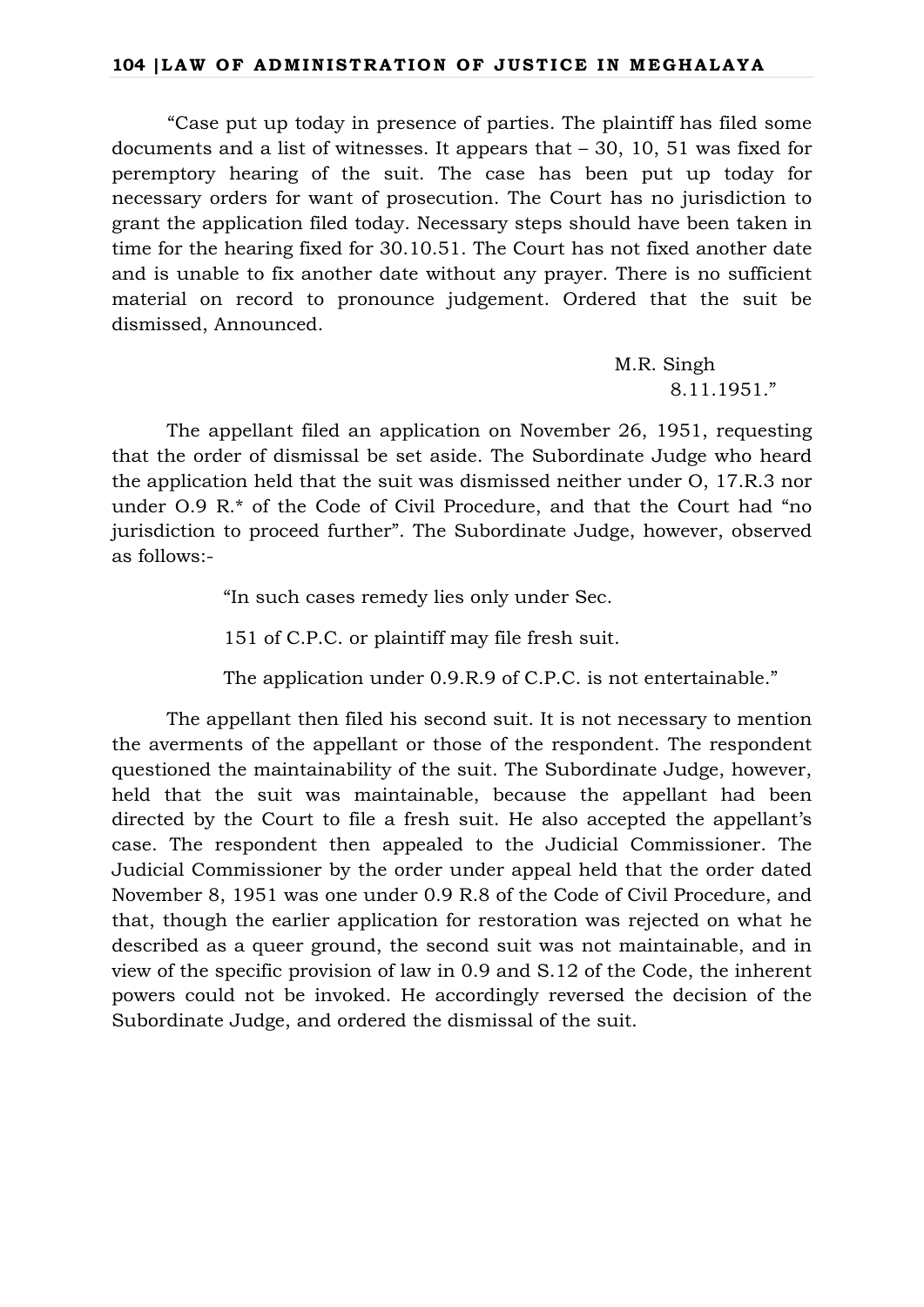"Case put up today in presence of parties. The plaintiff has filed some documents and a list of witnesses. It appears that – 30, 10, 51 was fixed for peremptory hearing of the suit. The case has been put up today for necessary orders for want of prosecution. The Court has no jurisdiction to grant the application filed today. Necessary steps should have been taken in time for the hearing fixed for 30.10.51. The Court has not fixed another date and is unable to fix another date without any prayer. There is no sufficient material on record to pronounce judgement. Ordered that the suit be dismissed, Announced.

M.R. Singh
8.11.1951."

The appellant filed an application on November 26, 1951, requesting that the order of dismissal be set aside. The Subordinate Judge who heard the application held that the suit was dismissed neither under O, 17.R.3 nor under O.9 R.* of the Code of Civil Procedure, and that the Court had "no jurisdiction to proceed further". The Subordinate Judge, however, observed as follows:-

> "In such cases remedy lies only under Sec.
>
> 151 of C.P.C. or plaintiff may file fresh suit.
>
> The application under 0.9.R.9 of C.P.C. is not entertainable."

The appellant then filed his second suit. It is not necessary to mention the averments of the appellant or those of the respondent. The respondent questioned the maintainability of the suit. The Subordinate Judge, however, held that the suit was maintainable, because the appellant had been directed by the Court to file a fresh suit. He also accepted the appellant's case. The respondent then appealed to the Judicial Commissioner. The Judicial Commissioner by the order under appeal held that the order dated November 8, 1951 was one under 0.9 R.8 of the Code of Civil Procedure, and that, though the earlier application for restoration was rejected on what he described as a queer ground, the second suit was not maintainable, and in view of the specific provision of law in 0.9 and S.12 of the Code, the inherent powers could not be invoked. He accordingly reversed the decision of the Subordinate Judge, and ordered the dismissal of the suit.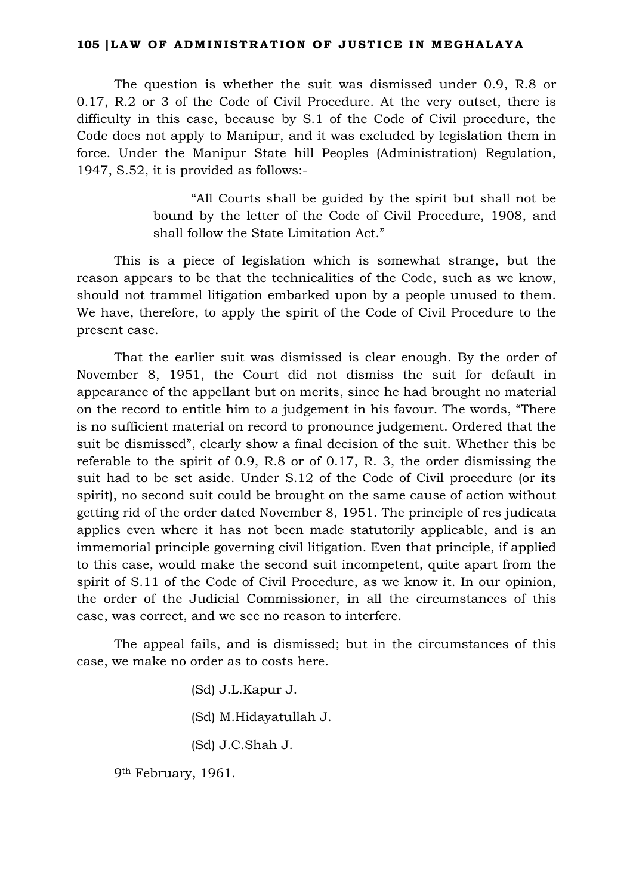The question is whether the suit was dismissed under 0.9, R.8 or 0.17, R.2 or 3 of the Code of Civil Procedure. At the very outset, there is difficulty in this case, because by S.1 of the Code of Civil procedure, the Code does not apply to Manipur, and it was excluded by legislation them in force. Under the Manipur State hill Peoples (Administration) Regulation, 1947, S.52, it is provided as follows:-

> "All Courts shall be guided by the spirit but shall not be bound by the letter of the Code of Civil Procedure, 1908, and shall follow the State Limitation Act."

This is a piece of legislation which is somewhat strange, but the reason appears to be that the technicalities of the Code, such as we know, should not trammel litigation embarked upon by a people unused to them. We have, therefore, to apply the spirit of the Code of Civil Procedure to the present case.

That the earlier suit was dismissed is clear enough. By the order of November 8, 1951, the Court did not dismiss the suit for default in appearance of the appellant but on merits, since he had brought no material on the record to entitle him to a judgement in his favour. The words, "There is no sufficient material on record to pronounce judgement. Ordered that the suit be dismissed", clearly show a final decision of the suit. Whether this be referable to the spirit of 0.9, R.8 or of 0.17, R. 3, the order dismissing the suit had to be set aside. Under S.12 of the Code of Civil procedure (or its spirit), no second suit could be brought on the same cause of action without getting rid of the order dated November 8, 1951. The principle of res judicata applies even where it has not been made statutorily applicable, and is an immemorial principle governing civil litigation. Even that principle, if applied to this case, would make the second suit incompetent, quite apart from the spirit of S.11 of the Code of Civil Procedure, as we know it. In our opinion, the order of the Judicial Commissioner, in all the circumstances of this case, was correct, and we see no reason to interfere.

The appeal fails, and is dismissed; but in the circumstances of this case, we make no order as to costs here.

(Sd) J.L.Kapur J.

(Sd) M.Hidayatullah J.

(Sd) J.C.Shah J.

9th February, 1961.